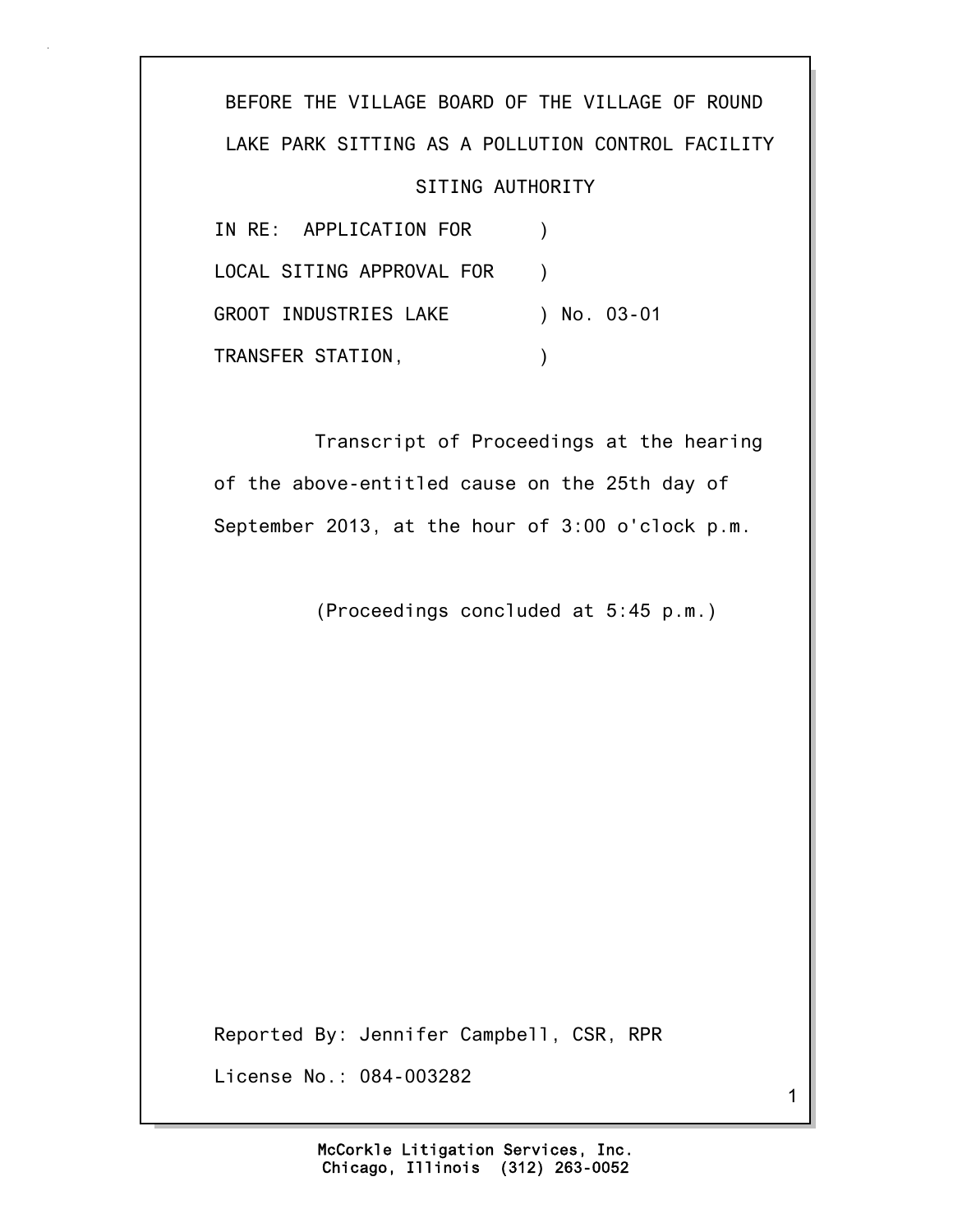BEFORE THE VILLAGE BOARD OF THE VILLAGE OF ROUND LAKE PARK SITTING AS A POLLUTION CONTROL FACILITY SITING AUTHORITY

IN RE: APPLICATION FOR )
LOCAL SITING APPROVAL FOR )
GROOT INDUSTRIES LAKE ) No. 03-01
TRANSFER STATION, )

Transcript of Proceedings at the hearing of the above-entitled cause on the 25th day of September 2013, at the hour of 3:00 o'clock p.m.

(Proceedings concluded at 5:45 p.m.)

Reported By: Jennifer Campbell, CSR, RPR

License No.: 084-003282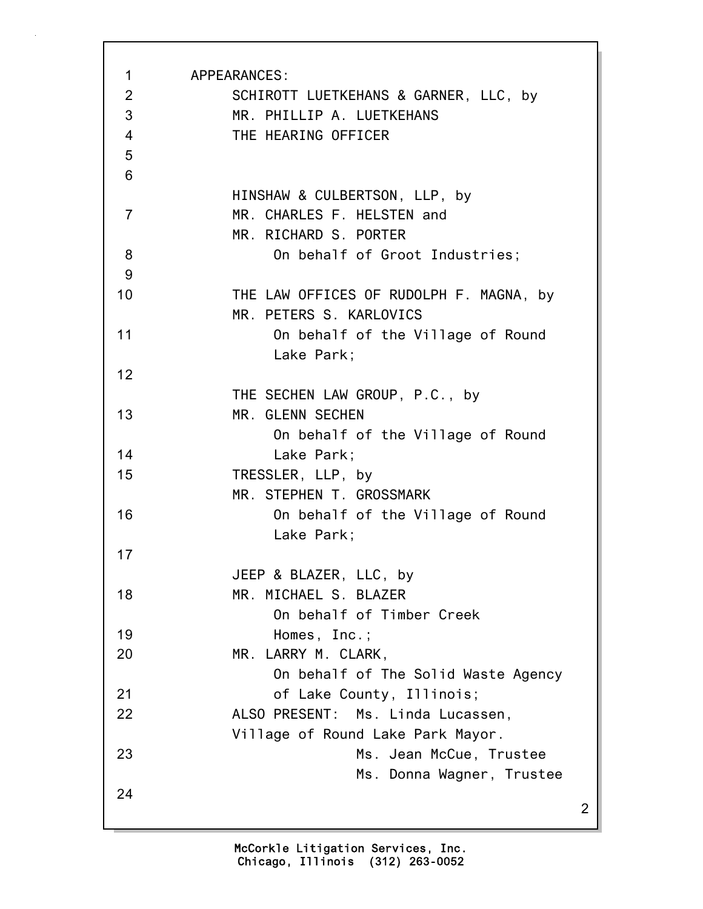APPEARANCES:

SCHIROTT LUETKEHANS & GARNER, LLC, by
MR. PHILLIP A. LUETKEHANS
THE HEARING OFFICER

HINSHAW & CULBERTSON, LLP, by
MR. CHARLES F. HELSTEN and
MR. RICHARD S. PORTER
On behalf of Groot Industries;

THE LAW OFFICES OF RUDOLPH F. MAGNA, by
MR. PETERS S. KARLOVICS
On behalf of the Village of Round Lake Park;

THE SECHEN LAW GROUP, P.C., by
MR. GLENN SECHEN
On behalf of the Village of Round Lake Park;

TRESSLER, LLP, by
MR. STEPHEN T. GROSSMARK
On behalf of the Village of Round Lake Park;

JEEP & BLAZER, LLC, by
MR. MICHAEL S. BLAZER
On behalf of Timber Creek Homes, Inc.;

MR. LARRY M. CLARK,
On behalf of The Solid Waste Agency of Lake County, Illinois;

ALSO PRESENT: Ms. Linda Lucassen, Village of Round Lake Park Mayor.
Ms. Jean McCue, Trustee
Ms. Donna Wagner, Trustee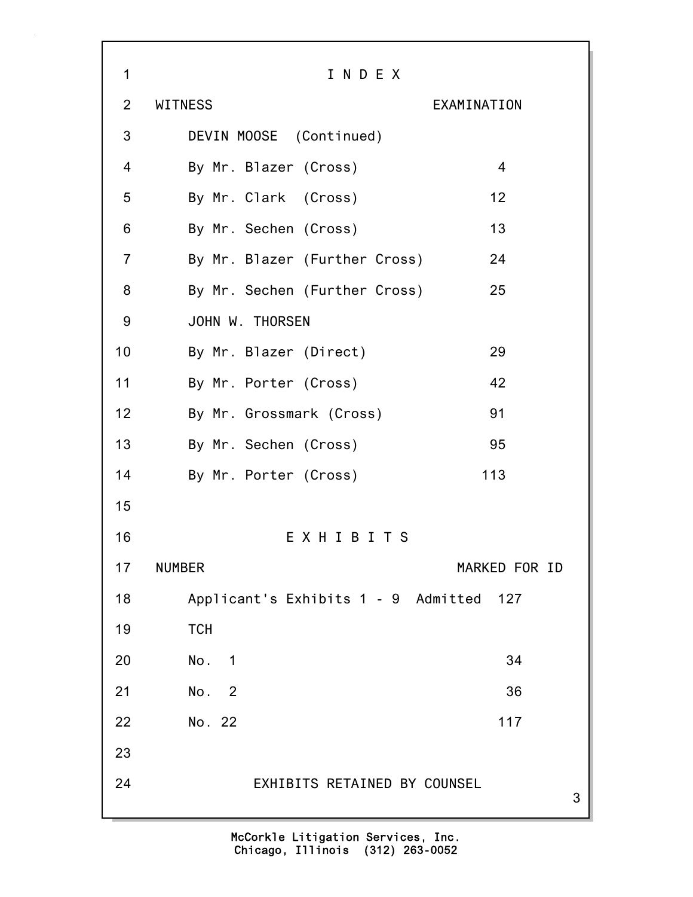# I N D E X

| WITNESS | EXAMINATION |
| --- | --- |
| DEVIN MOOSE (Continued) | |
| By Mr. Blazer (Cross) | 4 |
| By Mr. Clark (Cross) | 12 |
| By Mr. Sechen (Cross) | 13 |
| By Mr. Blazer (Further Cross) | 24 |
| By Mr. Sechen (Further Cross) | 25 |
| JOHN W. THORSEN | |
| By Mr. Blazer (Direct) | 29 |
| By Mr. Porter (Cross) | 42 |
| By Mr. Grossmark (Cross) | 91 |
| By Mr. Sechen (Cross) | 95 |
| By Mr. Porter (Cross) | 113 |

# E X H I B I T S

| NUMBER | MARKED FOR ID |
| --- | --- |
| Applicant's Exhibits 1 - 9 Admitted | 127 |
| TCH | |
| No. 1 | 34 |
| No. 2 | 36 |
| No. 22 | 117 |

EXHIBITS RETAINED BY COUNSEL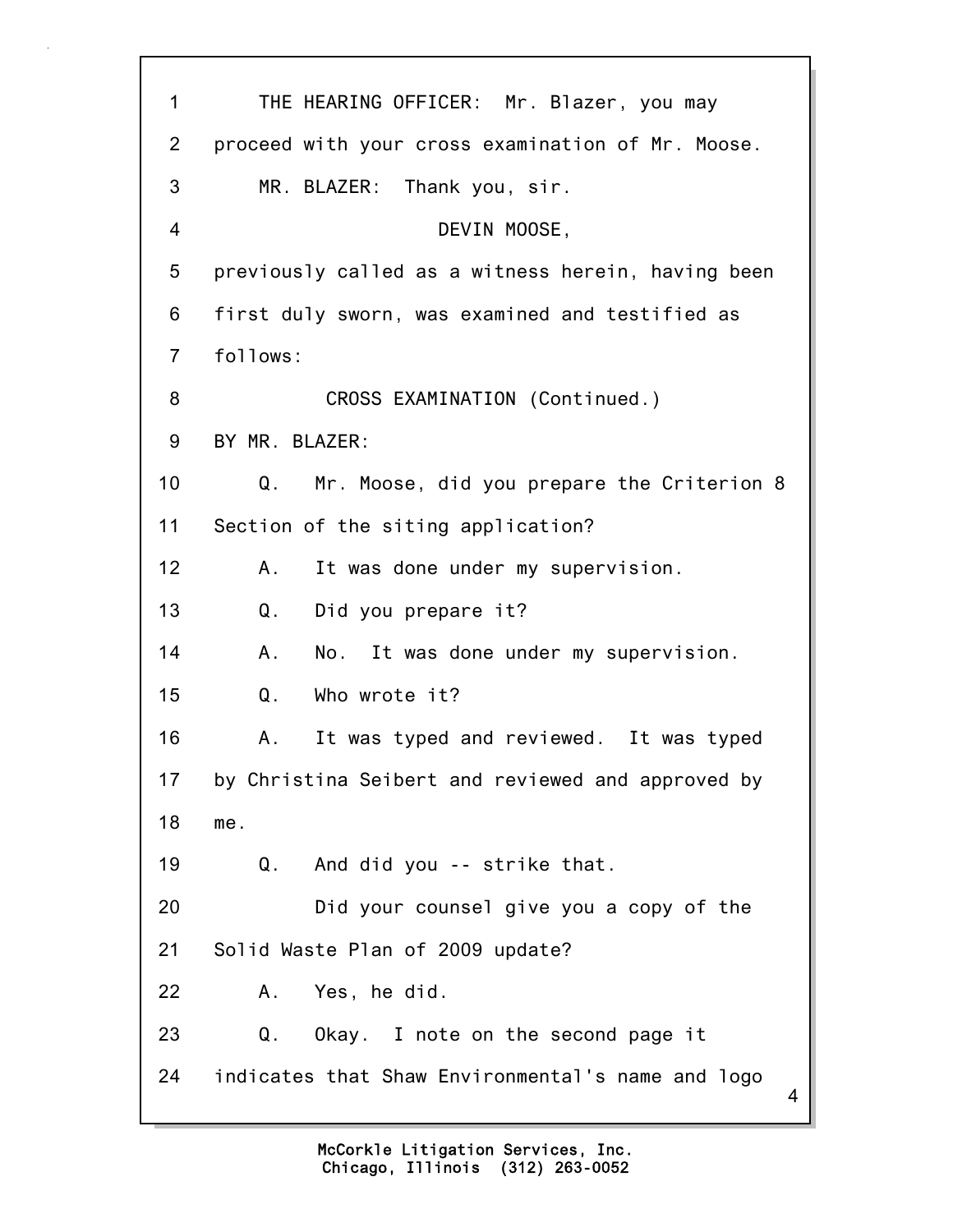THE HEARING OFFICER: Mr. Blazer, you may proceed with your cross examination of Mr. Moose.

MR. BLAZER: Thank you, sir.

DEVIN MOOSE,

previously called as a witness herein, having been first duly sworn, was examined and testified as follows:

CROSS EXAMINATION (Continued.)

BY MR. BLAZER:

Q. Mr. Moose, did you prepare the Criterion 8 Section of the siting application?

A. It was done under my supervision.

Q. Did you prepare it?

A. No. It was done under my supervision.

Q. Who wrote it?

A. It was typed and reviewed. It was typed by Christina Seibert and reviewed and approved by me.

Q. And did you -- strike that.

Did your counsel give you a copy of the Solid Waste Plan of 2009 update?

A. Yes, he did.

Q. Okay. I note on the second page it indicates that Shaw Environmental's name and logo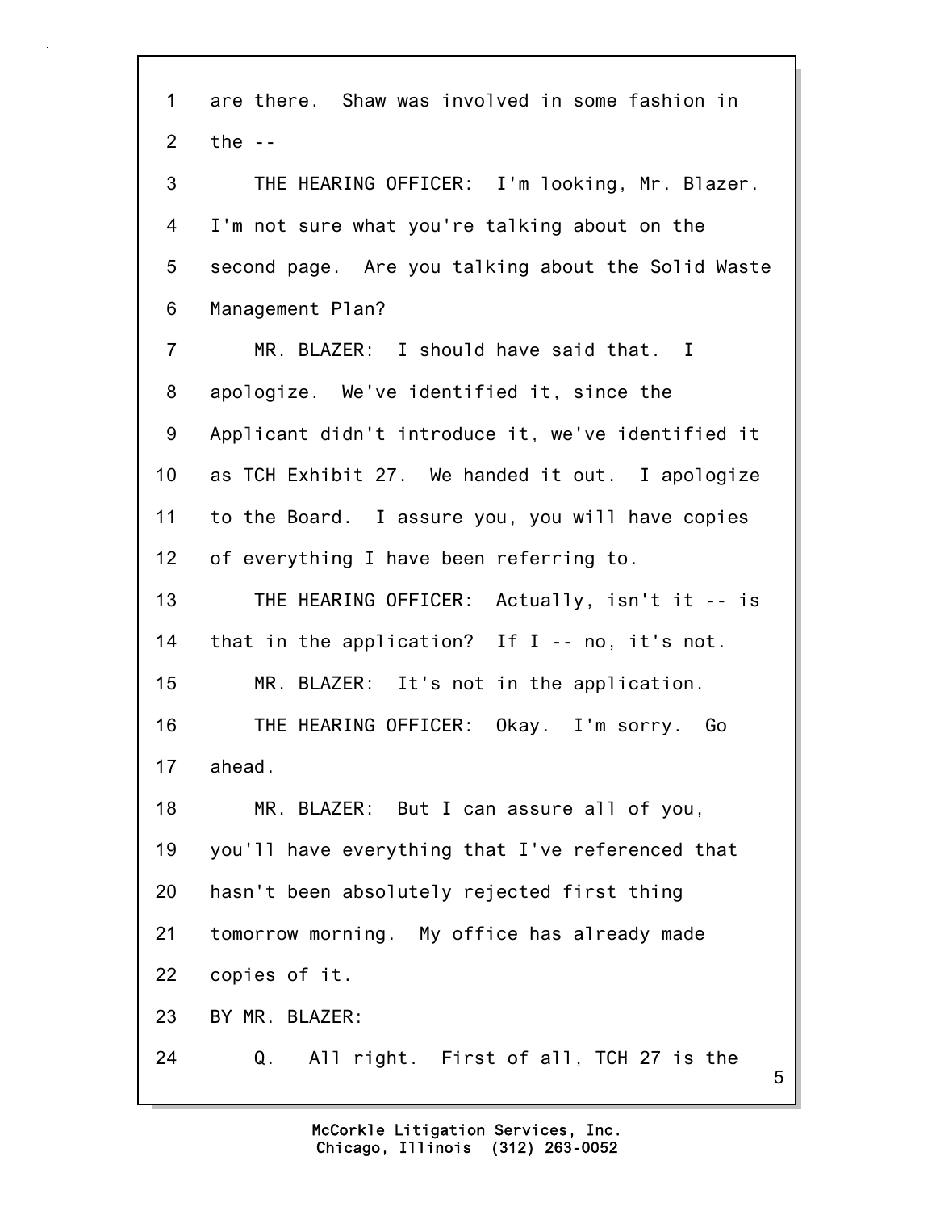1 are there. Shaw was involved in some fashion in
2 the --
3 THE HEARING OFFICER: I'm looking, Mr. Blazer.
4 I'm not sure what you're talking about on the
5 second page. Are you talking about the Solid Waste
6 Management Plan?
7 MR. BLAZER: I should have said that. I
8 apologize. We've identified it, since the
9 Applicant didn't introduce it, we've identified it
10 as TCH Exhibit 27. We handed it out. I apologize
11 to the Board. I assure you, you will have copies
12 of everything I have been referring to.
13 THE HEARING OFFICER: Actually, isn't it -- is
14 that in the application? If I -- no, it's not.
15 MR. BLAZER: It's not in the application.
16 THE HEARING OFFICER: Okay. I'm sorry. Go
17 ahead.
18 MR. BLAZER: But I can assure all of you,
19 you'll have everything that I've referenced that
20 hasn't been absolutely rejected first thing
21 tomorrow morning. My office has already made
22 copies of it.
23 BY MR. BLAZER:
24 Q. All right. First of all, TCH 27 is the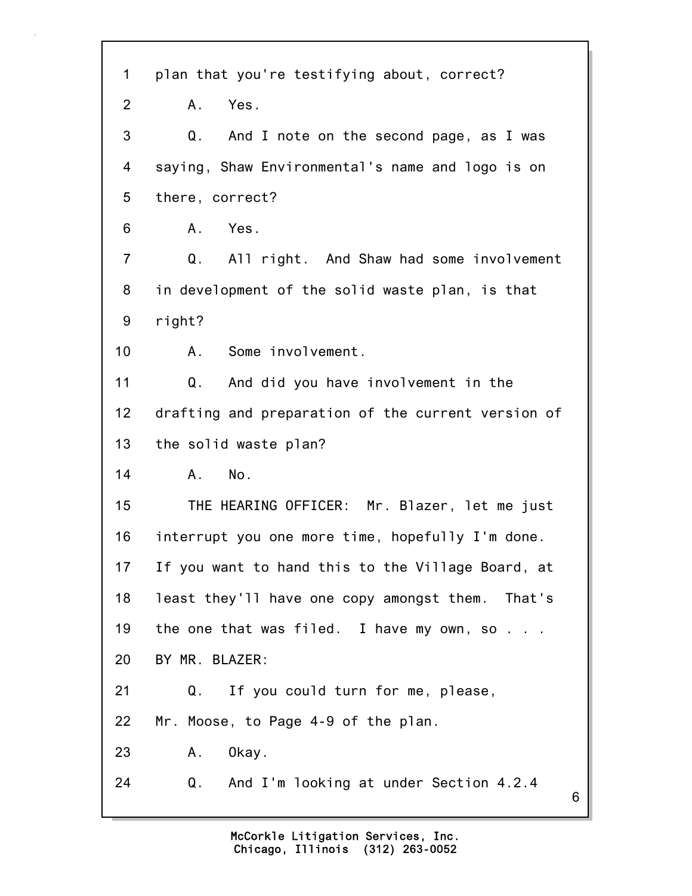1 plan that you're testifying about, correct?

2 A. Yes.

3 Q. And I note on the second page, as I was

4 saying, Shaw Environmental's name and logo is on

5 there, correct?

6 A. Yes.

7 Q. All right. And Shaw had some involvement

8 in development of the solid waste plan, is that

9 right?

10 A. Some involvement.

11 Q. And did you have involvement in the

12 drafting and preparation of the current version of

13 the solid waste plan?

14 A. No.

15 THE HEARING OFFICER: Mr. Blazer, let me just

16 interrupt you one more time, hopefully I'm done.

17 If you want to hand this to the Village Board, at

18 least they'll have one copy amongst them. That's

19 the one that was filed. I have my own, so . . .

20 BY MR. BLAZER:

21 Q. If you could turn for me, please,

22 Mr. Moose, to Page 4-9 of the plan.

23 A. Okay.

24 Q. And I'm looking at under Section 4.2.4

McCorkle Litigation Services, Inc.
Chicago, Illinois (312) 263-0052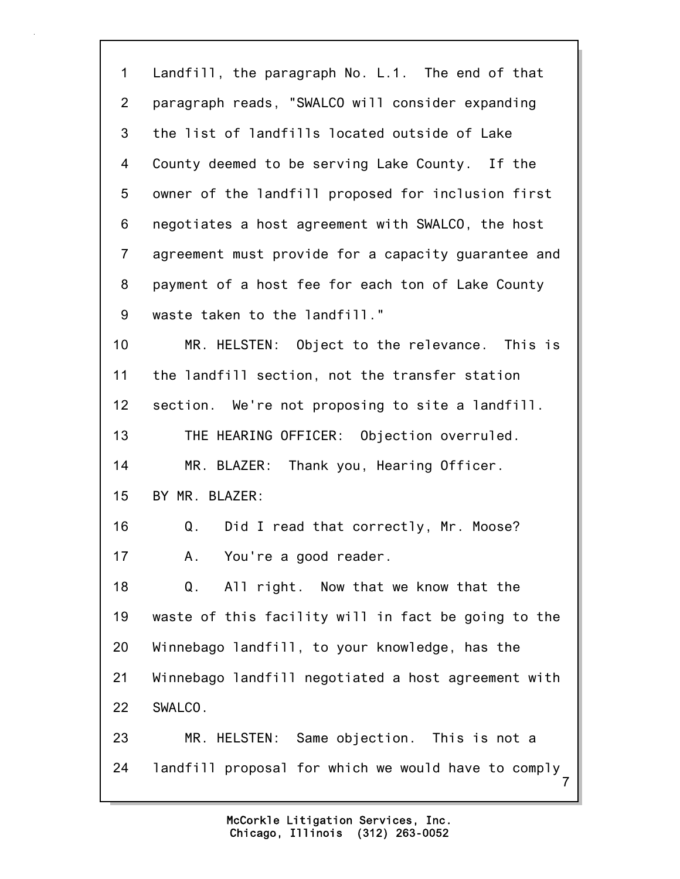Landfill, the paragraph No. L.1. The end of that paragraph reads, "SWALCO will consider expanding the list of landfills located outside of Lake County deemed to be serving Lake County. If the owner of the landfill proposed for inclusion first negotiates a host agreement with SWALCO, the host agreement must provide for a capacity guarantee and payment of a host fee for each ton of Lake County waste taken to the landfill."

MR. HELSTEN: Object to the relevance. This is the landfill section, not the transfer station section. We're not proposing to site a landfill.

THE HEARING OFFICER: Objection overruled.

MR. BLAZER: Thank you, Hearing Officer.

BY MR. BLAZER:

Q. Did I read that correctly, Mr. Moose?

A. You're a good reader.

Q. All right. Now that we know that the waste of this facility will in fact be going to the Winnebago landfill, to your knowledge, has the Winnebago landfill negotiated a host agreement with SWALCO.

MR. HELSTEN: Same objection. This is not a landfill proposal for which we would have to comply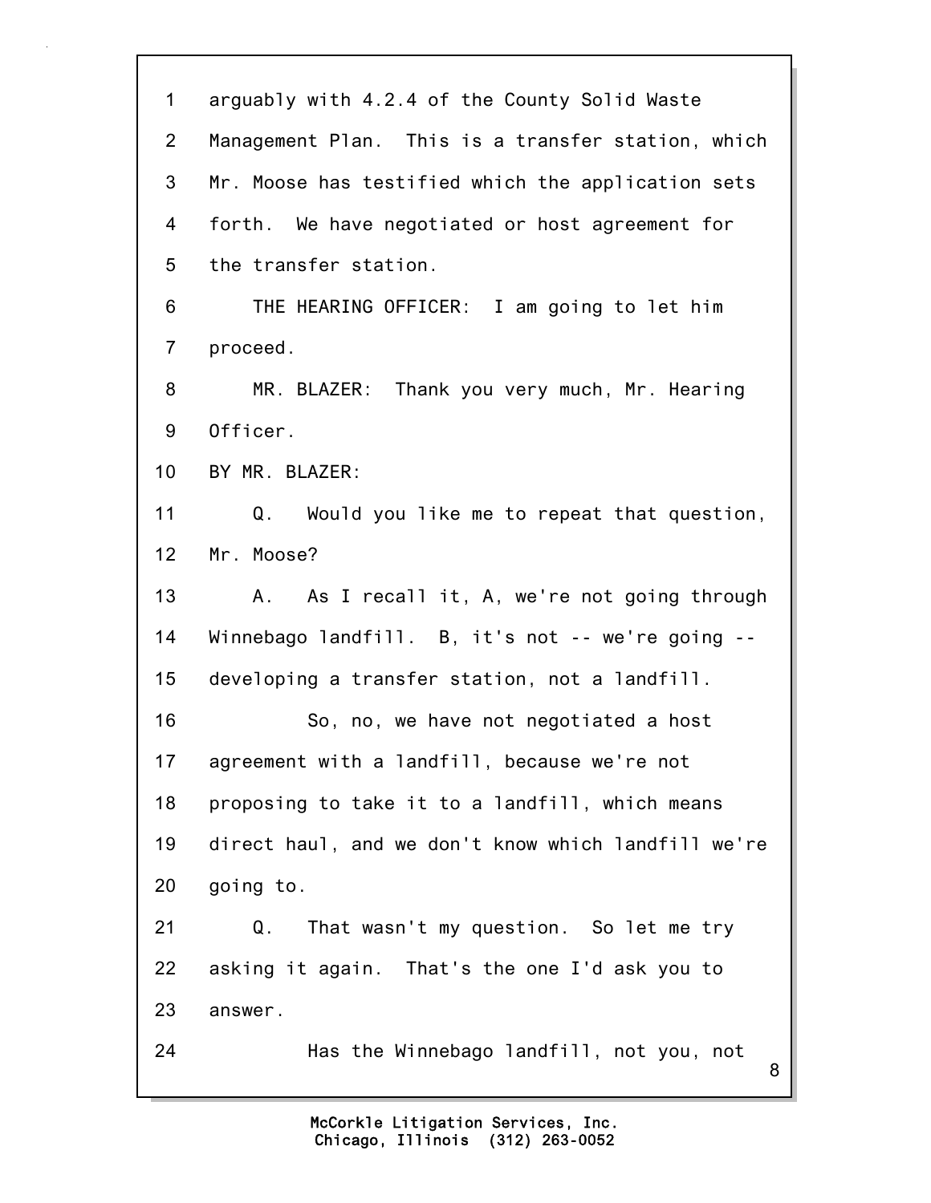1 arguably with 4.2.4 of the County Solid Waste
2 Management Plan. This is a transfer station, which
3 Mr. Moose has testified which the application sets
4 forth. We have negotiated or host agreement for
5 the transfer station.
6 THE HEARING OFFICER: I am going to let him
7 proceed.
8 MR. BLAZER: Thank you very much, Mr. Hearing
9 Officer.
10 BY MR. BLAZER:
11 Q. Would you like me to repeat that question,
12 Mr. Moose?
13 A. As I recall it, A, we're not going through
14 Winnebago landfill. B, it's not -- we're going --
15 developing a transfer station, not a landfill.
16 So, no, we have not negotiated a host
17 agreement with a landfill, because we're not
18 proposing to take it to a landfill, which means
19 direct haul, and we don't know which landfill we're
20 going to.
21 Q. That wasn't my question. So let me try
22 asking it again. That's the one I'd ask you to
23 answer.
24 Has the Winnebago landfill, not you, not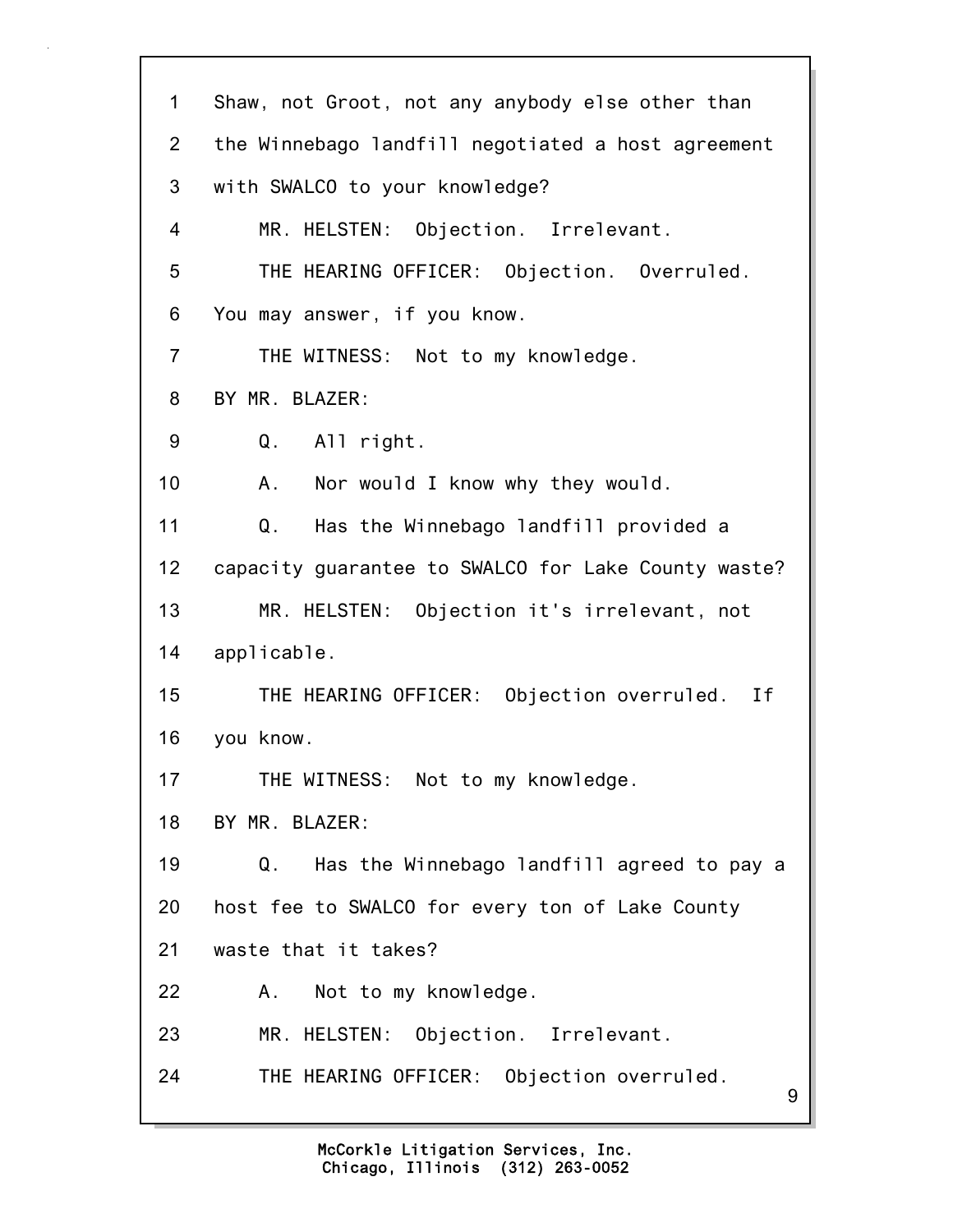Shaw, not Groot, not any anybody else other than the Winnebago landfill negotiated a host agreement with SWALCO to your knowledge?

MR. HELSTEN: Objection. Irrelevant.

THE HEARING OFFICER: Objection. Overruled. You may answer, if you know.

THE WITNESS: Not to my knowledge.

BY MR. BLAZER:

Q. All right.

A. Nor would I know why they would.

Q. Has the Winnebago landfill provided a capacity guarantee to SWALCO for Lake County waste?

MR. HELSTEN: Objection it's irrelevant, not applicable.

THE HEARING OFFICER: Objection overruled. If you know.

THE WITNESS: Not to my knowledge.

BY MR. BLAZER:

Q. Has the Winnebago landfill agreed to pay a host fee to SWALCO for every ton of Lake County waste that it takes?

A. Not to my knowledge.

MR. HELSTEN: Objection. Irrelevant.

THE HEARING OFFICER: Objection overruled.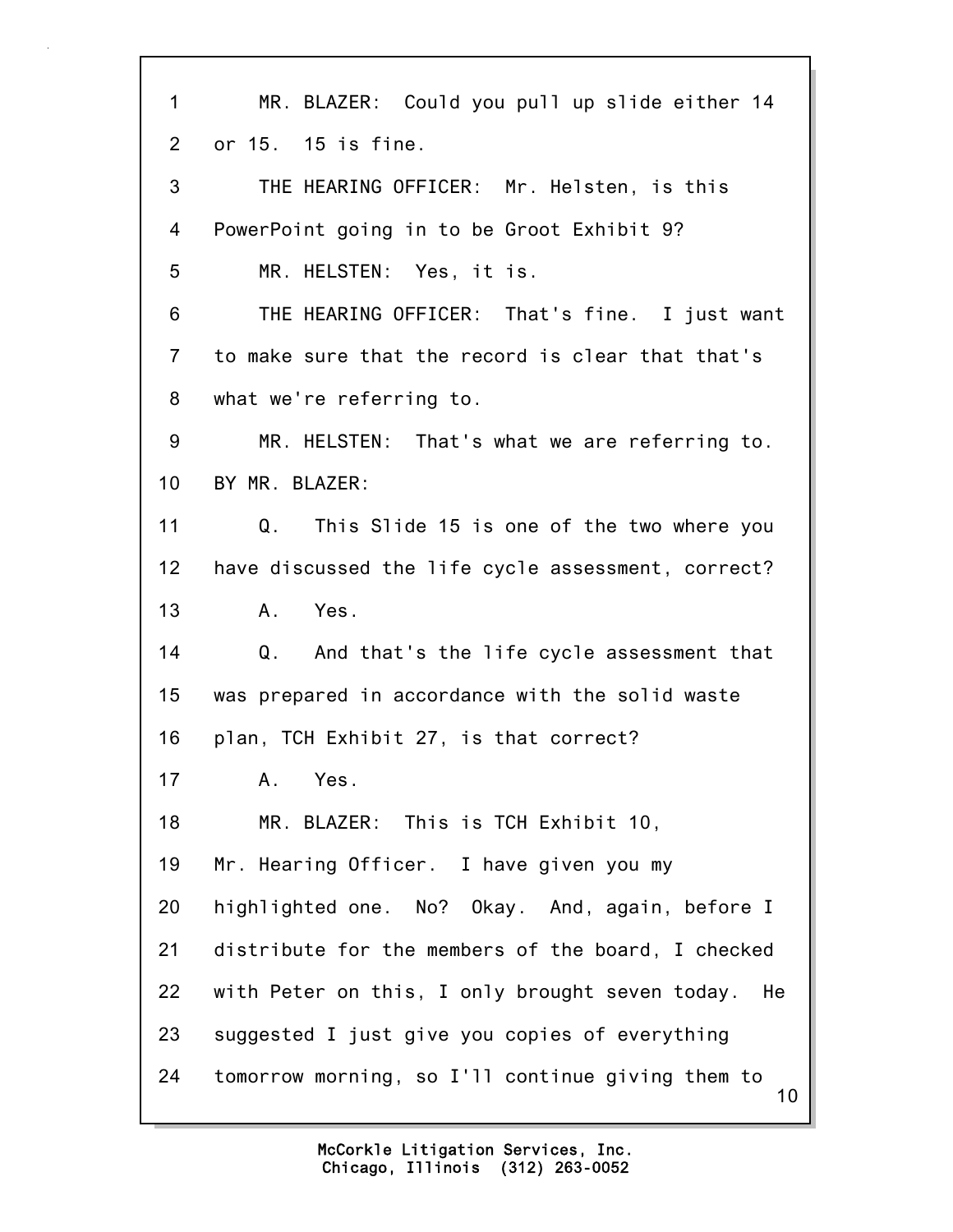1 MR. BLAZER: Could you pull up slide either 14
2 or 15. 15 is fine.
3 THE HEARING OFFICER: Mr. Helsten, is this
4 PowerPoint going in to be Groot Exhibit 9?
5 MR. HELSTEN: Yes, it is.
6 THE HEARING OFFICER: That's fine. I just want
7 to make sure that the record is clear that that's
8 what we're referring to.
9 MR. HELSTEN: That's what we are referring to.
10 BY MR. BLAZER:
11 Q. This Slide 15 is one of the two where you
12 have discussed the life cycle assessment, correct?
13 A. Yes.
14 Q. And that's the life cycle assessment that
15 was prepared in accordance with the solid waste
16 plan, TCH Exhibit 27, is that correct?
17 A. Yes.
18 MR. BLAZER: This is TCH Exhibit 10,
19 Mr. Hearing Officer. I have given you my
20 highlighted one. No? Okay. And, again, before I
21 distribute for the members of the board, I checked
22 with Peter on this, I only brought seven today. He
23 suggested I just give you copies of everything
24 tomorrow morning, so I'll continue giving them to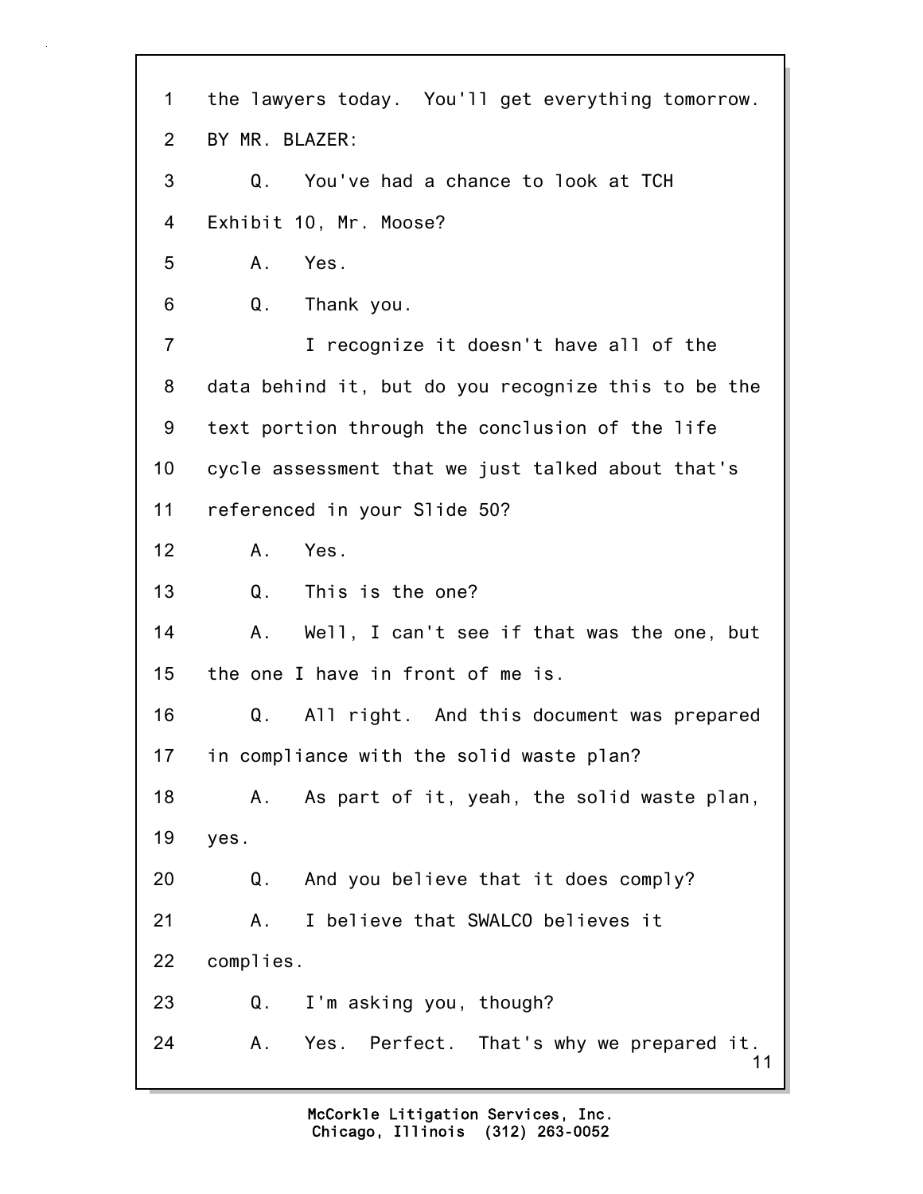1 the lawyers today. You'll get everything tomorrow.

2 BY MR. BLAZER:

3 Q. You've had a chance to look at TCH

4 Exhibit 10, Mr. Moose?

5 A. Yes.

6 Q. Thank you.

7 I recognize it doesn't have all of the

8 data behind it, but do you recognize this to be the

9 text portion through the conclusion of the life

10 cycle assessment that we just talked about that's

11 referenced in your Slide 50?

12 A. Yes.

13 Q. This is the one?

14 A. Well, I can't see if that was the one, but

15 the one I have in front of me is.

16 Q. All right. And this document was prepared

17 in compliance with the solid waste plan?

18 A. As part of it, yeah, the solid waste plan,

19 yes.

20 Q. And you believe that it does comply?

21 A. I believe that SWALCO believes it

22 complies.

23 Q. I'm asking you, though?

24 A. Yes. Perfect. That's why we prepared it.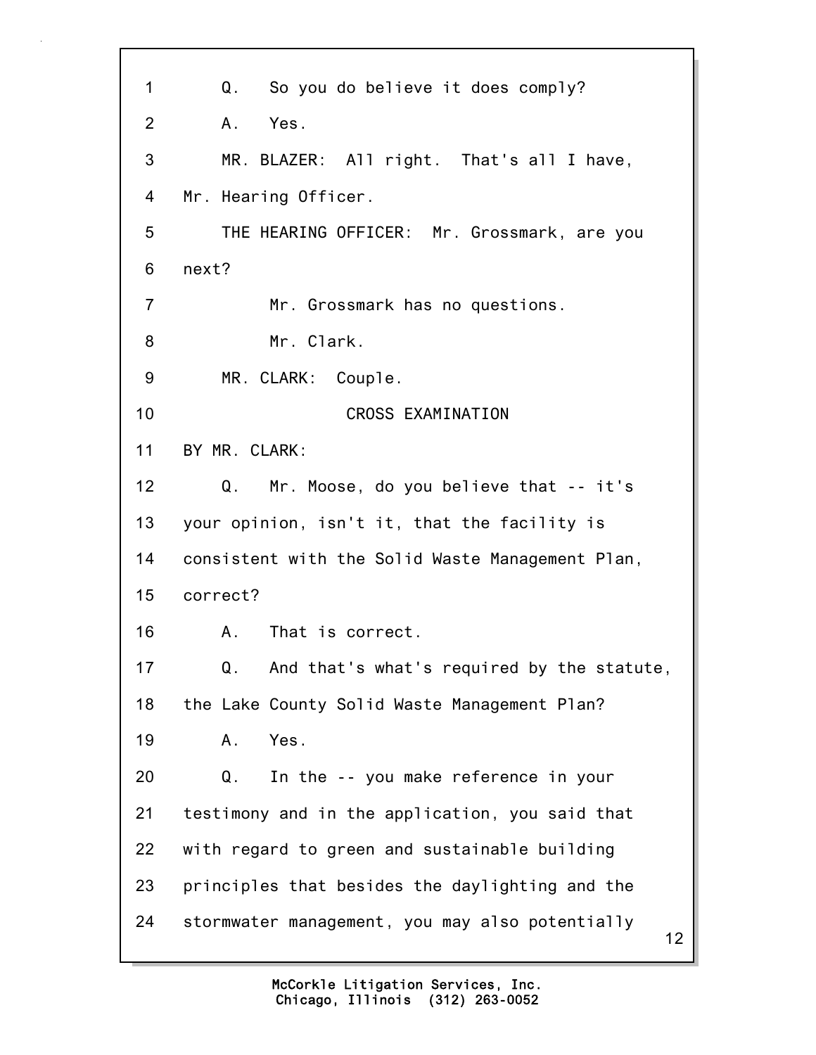Q. So you do believe it does comply?

A. Yes.

MR. BLAZER: All right. That's all I have, Mr. Hearing Officer.

THE HEARING OFFICER: Mr. Grossmark, are you next?

Mr. Grossmark has no questions.

Mr. Clark.

MR. CLARK: Couple.

CROSS EXAMINATION

BY MR. CLARK:

Q. Mr. Moose, do you believe that -- it's your opinion, isn't it, that the facility is consistent with the Solid Waste Management Plan, correct?

A. That is correct.

Q. And that's what's required by the statute, the Lake County Solid Waste Management Plan?

A. Yes.

Q. In the -- you make reference in your testimony and in the application, you said that with regard to green and sustainable building principles that besides the daylighting and the stormwater management, you may also potentially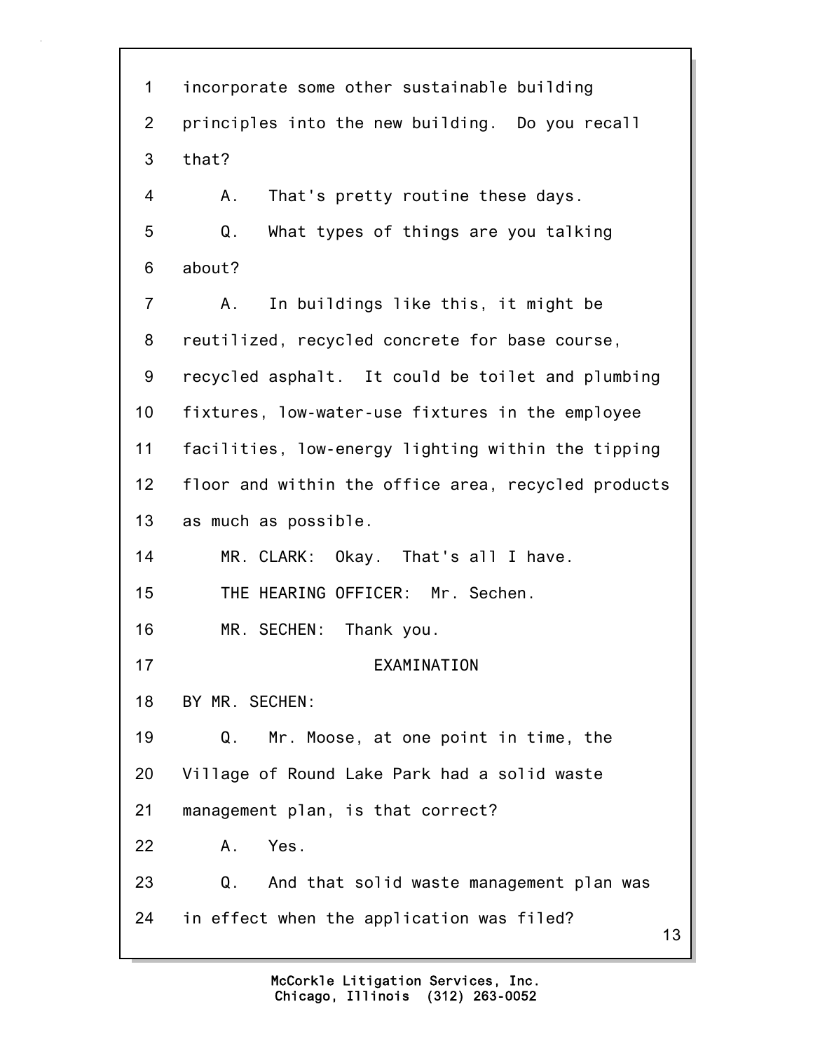incorporate some other sustainable building principles into the new building. Do you recall that?

A. That's pretty routine these days.

Q. What types of things are you talking about?

A. In buildings like this, it might be reutilized, recycled concrete for base course, recycled asphalt. It could be toilet and plumbing fixtures, low-water-use fixtures in the employee facilities, low-energy lighting within the tipping floor and within the office area, recycled products as much as possible.

MR. CLARK: Okay. That's all I have.

THE HEARING OFFICER: Mr. Sechen.

MR. SECHEN: Thank you.

EXAMINATION

BY MR. SECHEN:

Q. Mr. Moose, at one point in time, the Village of Round Lake Park had a solid waste management plan, is that correct?

A. Yes.

Q. And that solid waste management plan was in effect when the application was filed?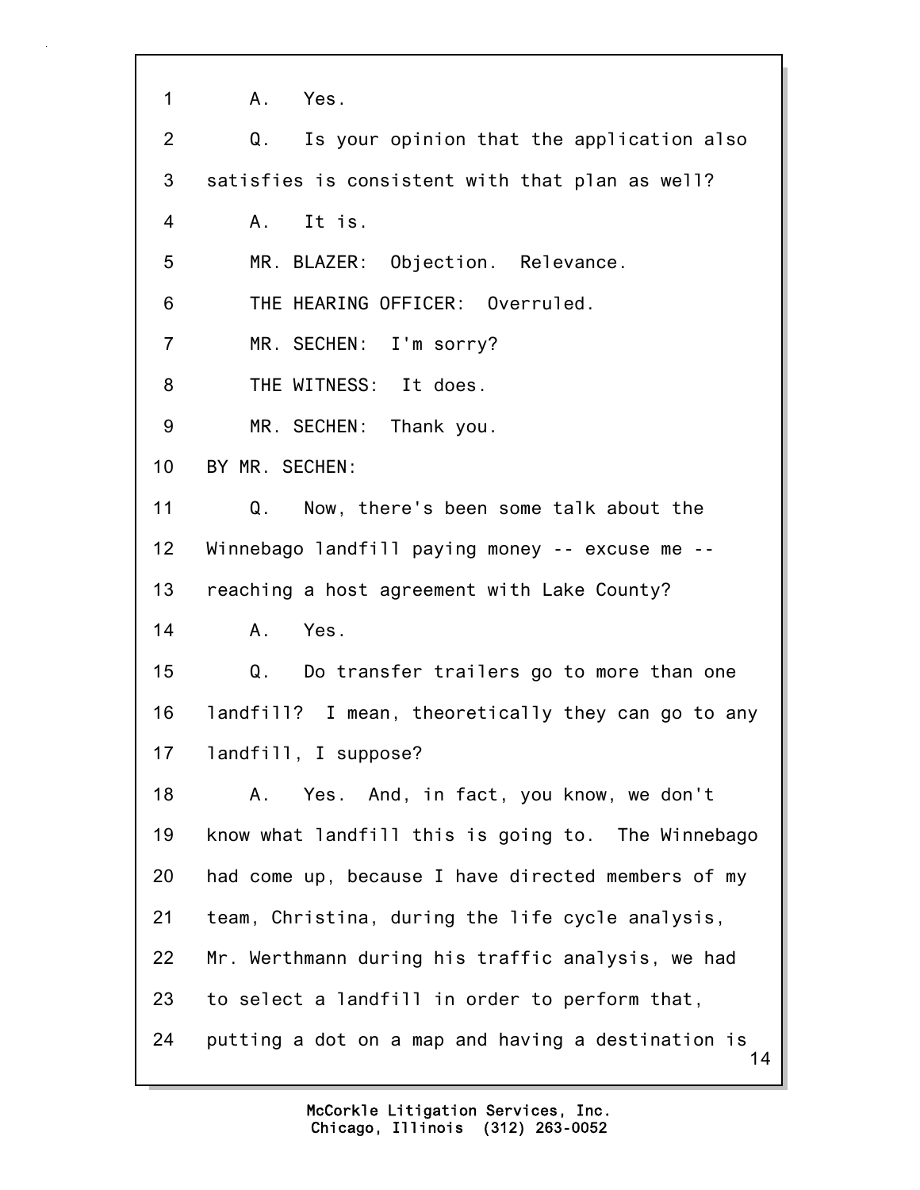1 A. Yes.

2 Q. Is your opinion that the application also

3 satisfies is consistent with that plan as well?

4 A. It is.

5 MR. BLAZER: Objection. Relevance.

6 THE HEARING OFFICER: Overruled.

7 MR. SECHEN: I'm sorry?

8 THE WITNESS: It does.

9 MR. SECHEN: Thank you.

10 BY MR. SECHEN:

11 Q. Now, there's been some talk about the

12 Winnebago landfill paying money -- excuse me --

13 reaching a host agreement with Lake County?

14 A. Yes.

15 Q. Do transfer trailers go to more than one

16 landfill? I mean, theoretically they can go to any

17 landfill, I suppose?

18 A. Yes. And, in fact, you know, we don't

19 know what landfill this is going to. The Winnebago

20 had come up, because I have directed members of my

21 team, Christina, during the life cycle analysis,

22 Mr. Werthmann during his traffic analysis, we had

23 to select a landfill in order to perform that,

24 putting a dot on a map and having a destination is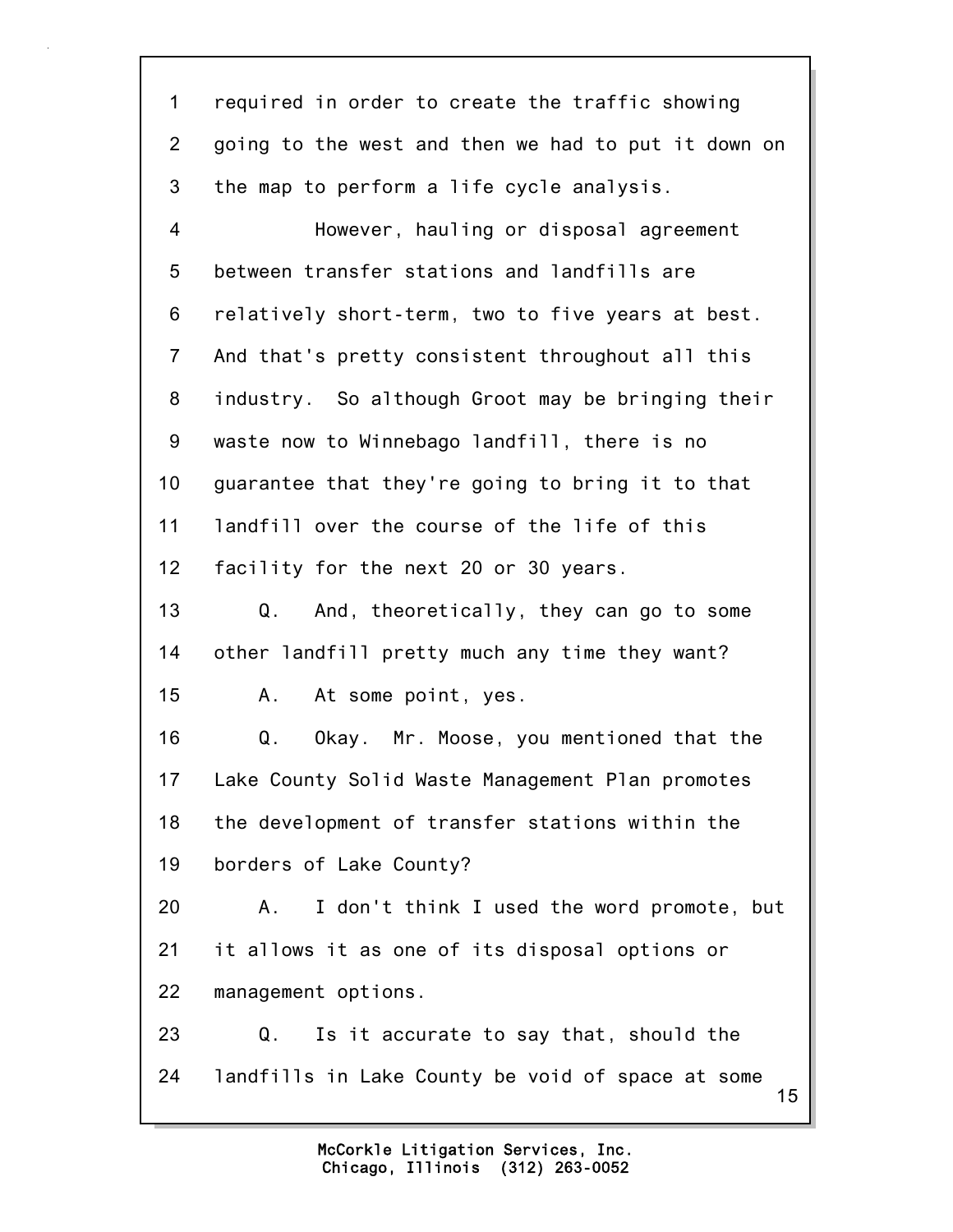1 required in order to create the traffic showing
2 going to the west and then we had to put it down on
3 the map to perform a life cycle analysis.

4 However, hauling or disposal agreement
5 between transfer stations and landfills are
6 relatively short-term, two to five years at best.
7 And that's pretty consistent throughout all this
8 industry. So although Groot may be bringing their
9 waste now to Winnebago landfill, there is no
10 guarantee that they're going to bring it to that
11 landfill over the course of the life of this
12 facility for the next 20 or 30 years.

13 Q. And, theoretically, they can go to some
14 other landfill pretty much any time they want?

15 A. At some point, yes.

16 Q. Okay. Mr. Moose, you mentioned that the
17 Lake County Solid Waste Management Plan promotes
18 the development of transfer stations within the
19 borders of Lake County?

20 A. I don't think I used the word promote, but
21 it allows it as one of its disposal options or
22 management options.

23 Q. Is it accurate to say that, should the
24 landfills in Lake County be void of space at some

McCorkle Litigation Services, Inc.
Chicago, Illinois (312) 263-0052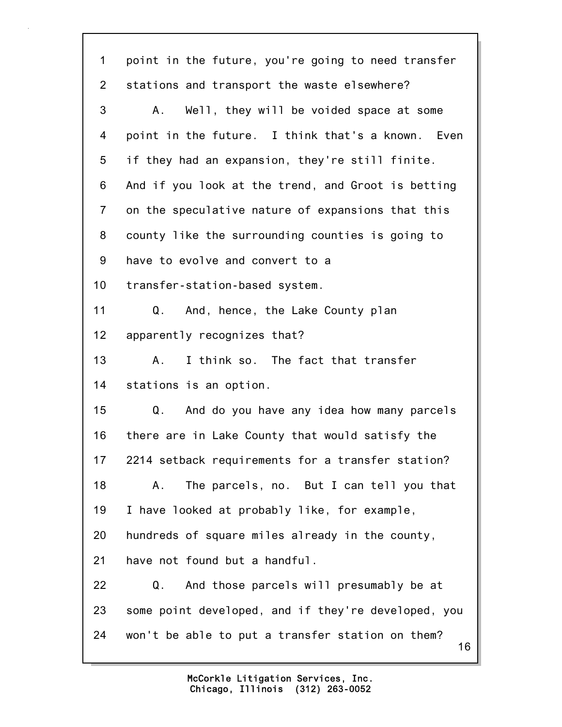1 point in the future, you're going to need transfer
2 stations and transport the waste elsewhere?
3 A. Well, they will be voided space at some
4 point in the future. I think that's a known. Even
5 if they had an expansion, they're still finite.
6 And if you look at the trend, and Groot is betting
7 on the speculative nature of expansions that this
8 county like the surrounding counties is going to
9 have to evolve and convert to a
10 transfer-station-based system.
11 Q. And, hence, the Lake County plan
12 apparently recognizes that?
13 A. I think so. The fact that transfer
14 stations is an option.
15 Q. And do you have any idea how many parcels
16 there are in Lake County that would satisfy the
17 2214 setback requirements for a transfer station?
18 A. The parcels, no. But I can tell you that
19 I have looked at probably like, for example,
20 hundreds of square miles already in the county,
21 have not found but a handful.
22 Q. And those parcels will presumably be at
23 some point developed, and if they're developed, you
24 won't be able to put a transfer station on them?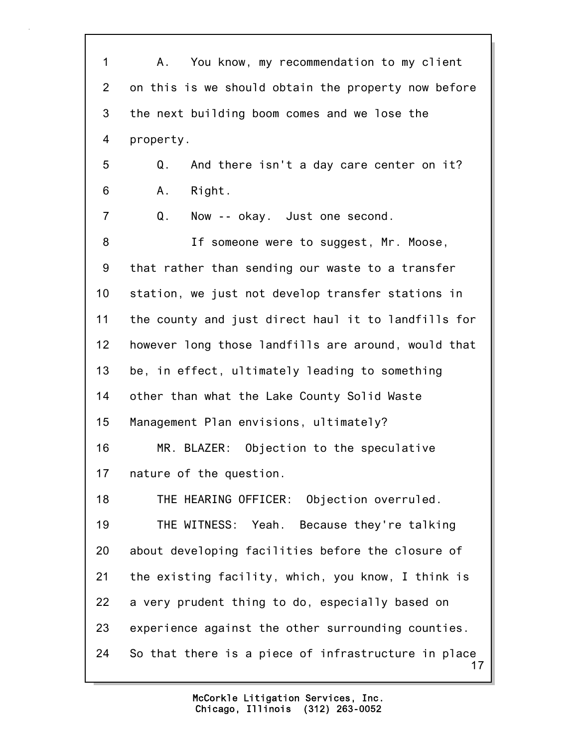1 A. You know, my recommendation to my client
2 on this is we should obtain the property now before
3 the next building boom comes and we lose the
4 property.
5 Q. And there isn't a day care center on it?
6 A. Right.
7 Q. Now -- okay. Just one second.
8 If someone were to suggest, Mr. Moose,
9 that rather than sending our waste to a transfer
10 station, we just not develop transfer stations in
11 the county and just direct haul it to landfills for
12 however long those landfills are around, would that
13 be, in effect, ultimately leading to something
14 other than what the Lake County Solid Waste
15 Management Plan envisions, ultimately?
16 MR. BLAZER: Objection to the speculative
17 nature of the question.
18 THE HEARING OFFICER: Objection overruled.
19 THE WITNESS: Yeah. Because they're talking
20 about developing facilities before the closure of
21 the existing facility, which, you know, I think is
22 a very prudent thing to do, especially based on
23 experience against the other surrounding counties.
24 So that there is a piece of infrastructure in place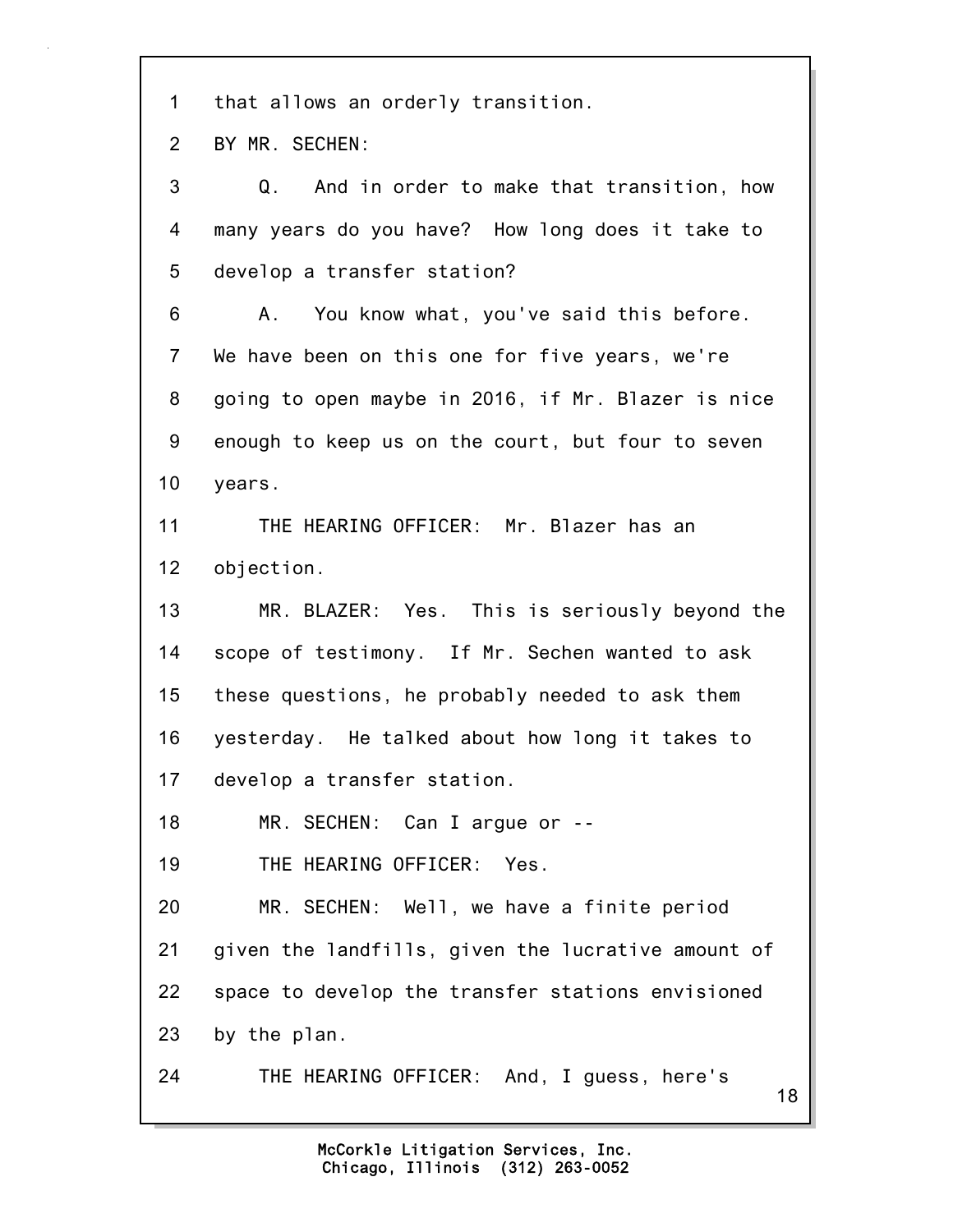1 that allows an orderly transition.

2 BY MR. SECHEN:

3 Q. And in order to make that transition, how

4 many years do you have? How long does it take to

5 develop a transfer station?

6 A. You know what, you've said this before.

7 We have been on this one for five years, we're

8 going to open maybe in 2016, if Mr. Blazer is nice

9 enough to keep us on the court, but four to seven

10 years.

11 THE HEARING OFFICER: Mr. Blazer has an

12 objection.

13 MR. BLAZER: Yes. This is seriously beyond the

14 scope of testimony. If Mr. Sechen wanted to ask

15 these questions, he probably needed to ask them

16 yesterday. He talked about how long it takes to

17 develop a transfer station.

18 MR. SECHEN: Can I argue or --

19 THE HEARING OFFICER: Yes.

20 MR. SECHEN: Well, we have a finite period

21 given the landfills, given the lucrative amount of

22 space to develop the transfer stations envisioned

23 by the plan.

24 THE HEARING OFFICER: And, I guess, here's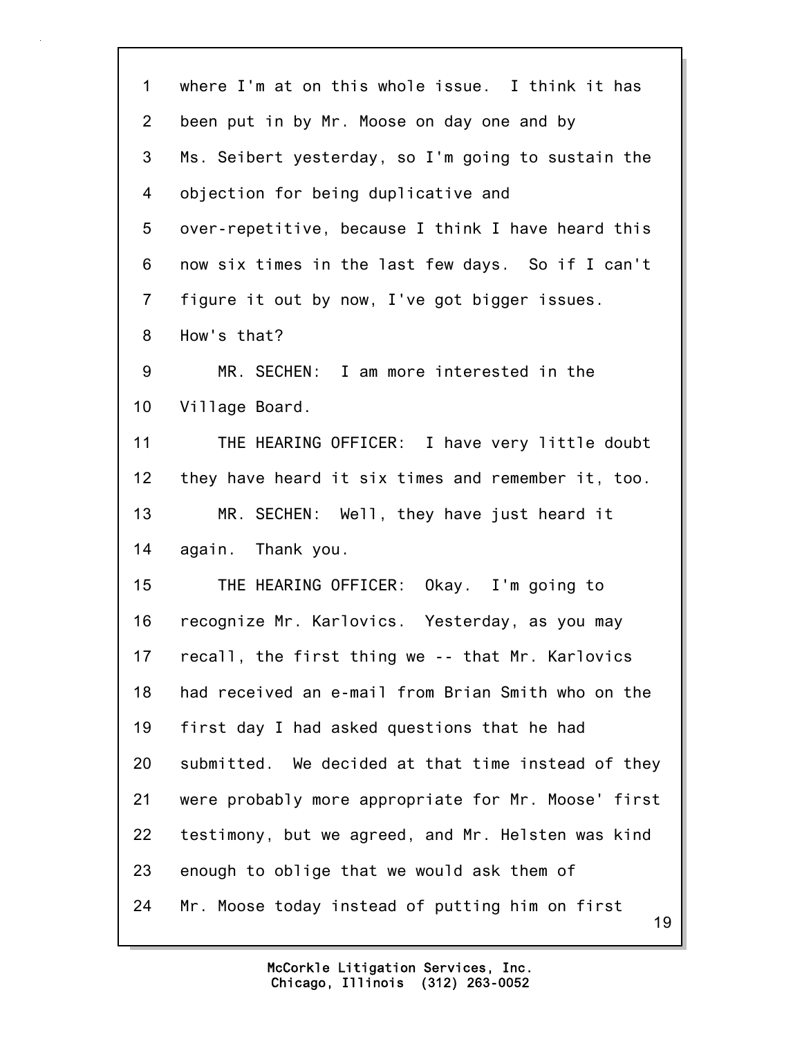where I'm at on this whole issue. I think it has been put in by Mr. Moose on day one and by Ms. Seibert yesterday, so I'm going to sustain the objection for being duplicative and over-repetitive, because I think I have heard this now six times in the last few days. So if I can't figure it out by now, I've got bigger issues. How's that?

MR. SECHEN: I am more interested in the Village Board.

THE HEARING OFFICER: I have very little doubt they have heard it six times and remember it, too.

MR. SECHEN: Well, they have just heard it again. Thank you.

THE HEARING OFFICER: Okay. I'm going to recognize Mr. Karlovics. Yesterday, as you may recall, the first thing we -- that Mr. Karlovics had received an e-mail from Brian Smith who on the first day I had asked questions that he had submitted. We decided at that time instead of they were probably more appropriate for Mr. Moose' first testimony, but we agreed, and Mr. Helsten was kind enough to oblige that we would ask them of Mr. Moose today instead of putting him on first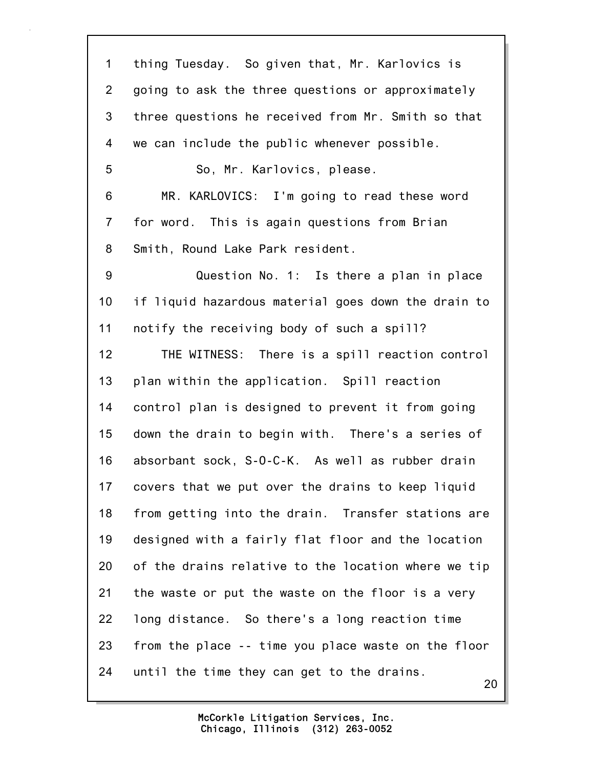thing Tuesday. So given that, Mr. Karlovics is going to ask the three questions or approximately three questions he received from Mr. Smith so that we can include the public whenever possible.

So, Mr. Karlovics, please.

MR. KARLOVICS: I'm going to read these word for word. This is again questions from Brian Smith, Round Lake Park resident.

Question No. 1: Is there a plan in place if liquid hazardous material goes down the drain to notify the receiving body of such a spill?

THE WITNESS: There is a spill reaction control plan within the application. Spill reaction control plan is designed to prevent it from going down the drain to begin with. There's a series of absorbant sock, S-O-C-K. As well as rubber drain covers that we put over the drains to keep liquid from getting into the drain. Transfer stations are designed with a fairly flat floor and the location of the drains relative to the location where we tip the waste or put the waste on the floor is a very long distance. So there's a long reaction time from the place -- time you place waste on the floor until the time they can get to the drains.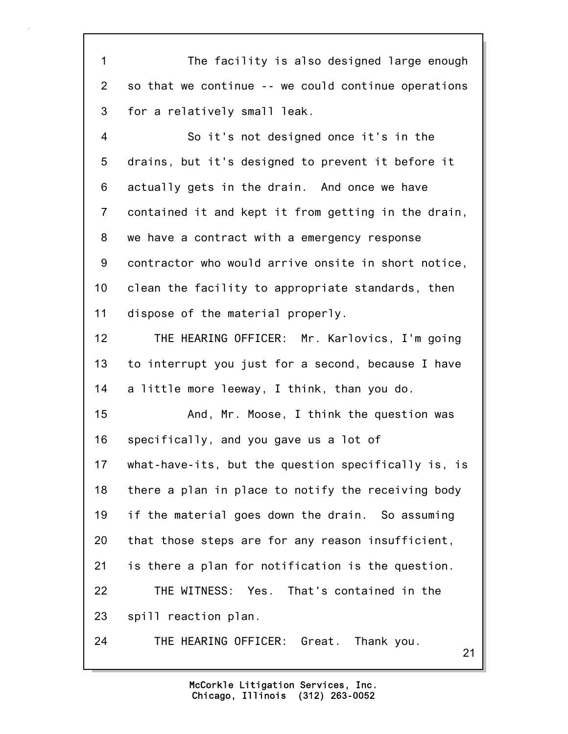The facility is also designed large enough so that we continue -- we could continue operations for a relatively small leak.

So it's not designed once it's in the drains, but it's designed to prevent it before it actually gets in the drain. And once we have contained it and kept it from getting in the drain, we have a contract with a emergency response contractor who would arrive onsite in short notice, clean the facility to appropriate standards, then dispose of the material properly.

THE HEARING OFFICER: Mr. Karlovics, I'm going to interrupt you just for a second, because I have a little more leeway, I think, than you do.

And, Mr. Moose, I think the question was specifically, and you gave us a lot of what-have-its, but the question specifically is, is there a plan in place to notify the receiving body if the material goes down the drain. So assuming that those steps are for any reason insufficient, is there a plan for notification is the question.

THE WITNESS: Yes. That's contained in the spill reaction plan.

THE HEARING OFFICER: Great. Thank you.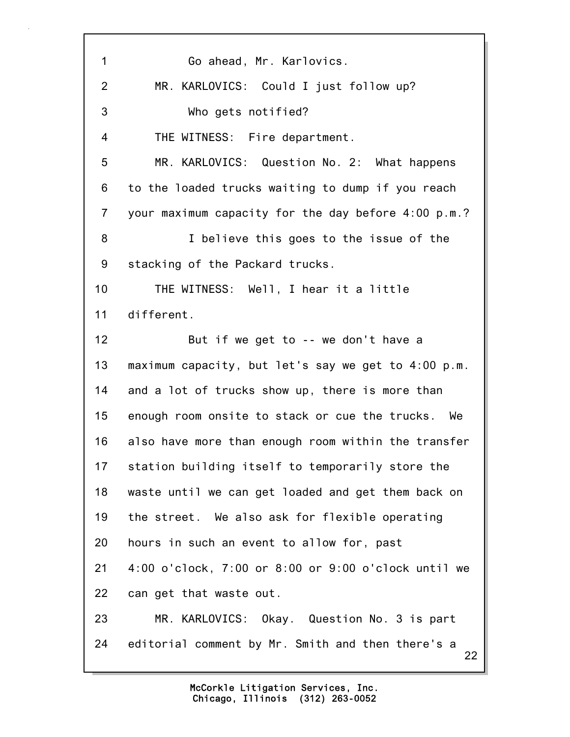Go ahead, Mr. Karlovics.

MR. KARLOVICS: Could I just follow up?

Who gets notified?

THE WITNESS: Fire department.

MR. KARLOVICS: Question No. 2: What happens to the loaded trucks waiting to dump if you reach your maximum capacity for the day before 4:00 p.m.?

I believe this goes to the issue of the stacking of the Packard trucks.

THE WITNESS: Well, I hear it a little different.

But if we get to -- we don't have a maximum capacity, but let's say we get to 4:00 p.m. and a lot of trucks show up, there is more than enough room onsite to stack or cue the trucks. We also have more than enough room within the transfer station building itself to temporarily store the waste until we can get loaded and get them back on the street. We also ask for flexible operating hours in such an event to allow for, past 4:00 o'clock, 7:00 or 8:00 or 9:00 o'clock until we can get that waste out.

MR. KARLOVICS: Okay. Question No. 3 is part editorial comment by Mr. Smith and then there's a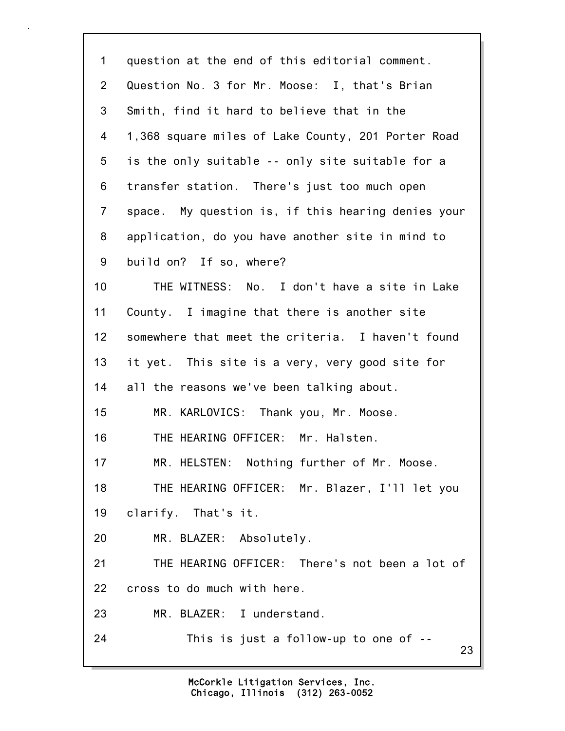question at the end of this editorial comment. Question No. 3 for Mr. Moose: I, that's Brian Smith, find it hard to believe that in the 1,368 square miles of Lake County, 201 Porter Road is the only suitable -- only site suitable for a transfer station. There's just too much open space. My question is, if this hearing denies your application, do you have another site in mind to build on? If so, where?

THE WITNESS: No. I don't have a site in Lake County. I imagine that there is another site somewhere that meet the criteria. I haven't found it yet. This site is a very, very good site for all the reasons we've been talking about.

MR. KARLOVICS: Thank you, Mr. Moose.

THE HEARING OFFICER: Mr. Halsten.

MR. HELSTEN: Nothing further of Mr. Moose.

THE HEARING OFFICER: Mr. Blazer, I'll let you clarify. That's it.

MR. BLAZER: Absolutely.

THE HEARING OFFICER: There's not been a lot of cross to do much with here.

MR. BLAZER: I understand.

This is just a follow-up to one of --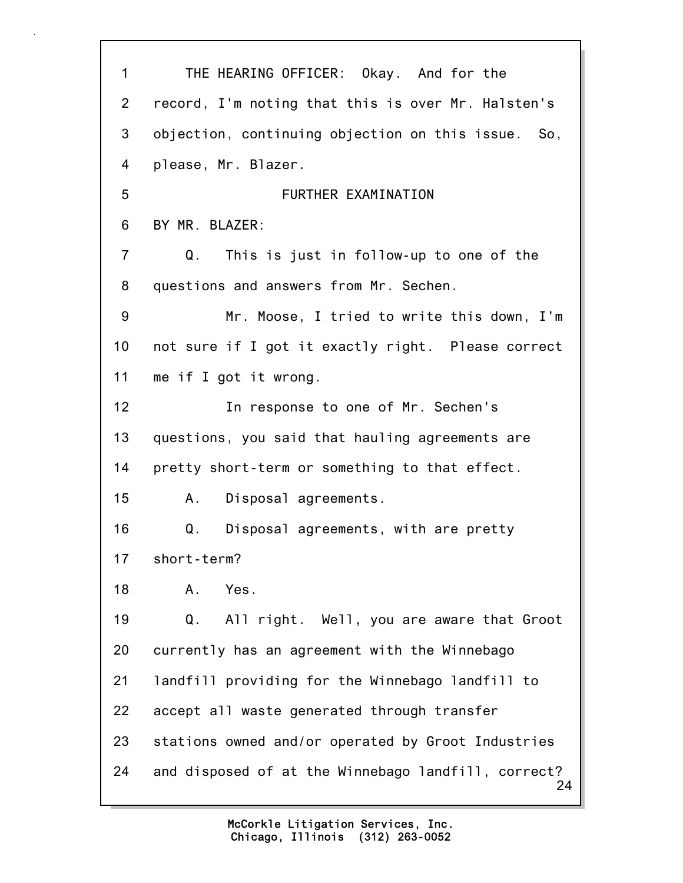1 THE HEARING OFFICER: Okay. And for the
2 record, I'm noting that this is over Mr. Halsten's
3 objection, continuing objection on this issue. So,
4 please, Mr. Blazer.

5 FURTHER EXAMINATION

6 BY MR. BLAZER:

7 Q. This is just in follow-up to one of the
8 questions and answers from Mr. Sechen.
9 Mr. Moose, I tried to write this down, I'm
10 not sure if I got it exactly right. Please correct
11 me if I got it wrong.
12 In response to one of Mr. Sechen's
13 questions, you said that hauling agreements are
14 pretty short-term or something to that effect.
15 A. Disposal agreements.
16 Q. Disposal agreements, with are pretty
17 short-term?
18 A. Yes.
19 Q. All right. Well, you are aware that Groot
20 currently has an agreement with the Winnebago
21 landfill providing for the Winnebago landfill to
22 accept all waste generated through transfer
23 stations owned and/or operated by Groot Industries
24 and disposed of at the Winnebago landfill, correct?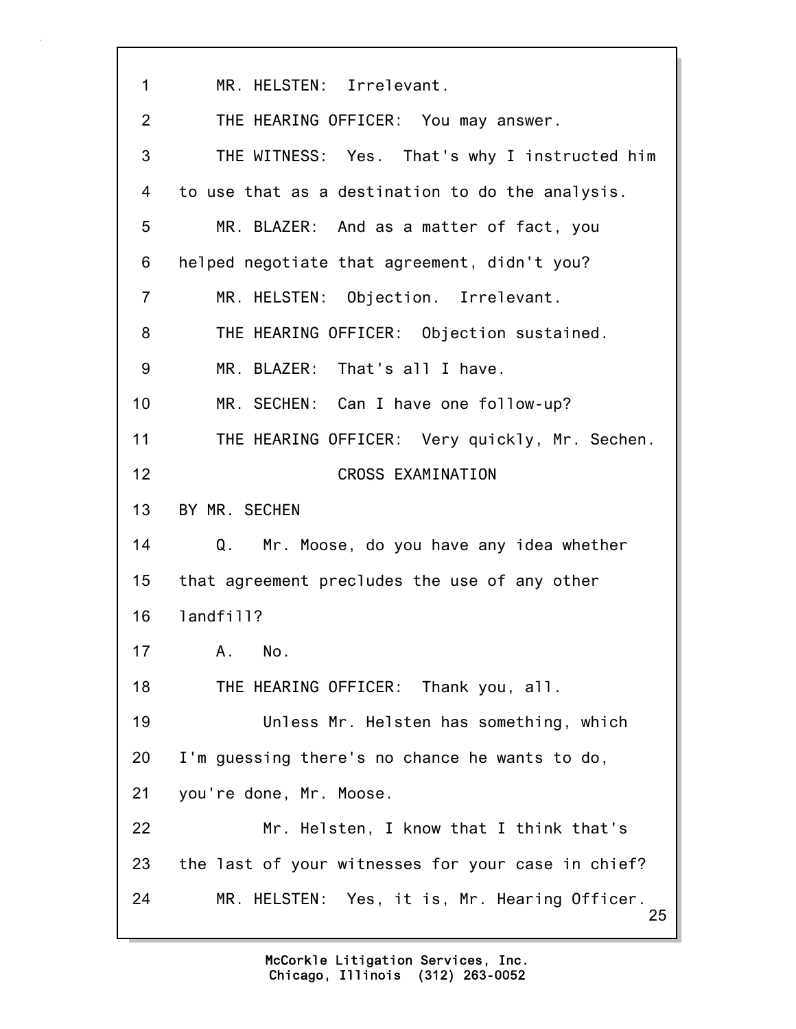MR. HELSTEN: Irrelevant.

THE HEARING OFFICER: You may answer.

THE WITNESS: Yes. That's why I instructed him to use that as a destination to do the analysis.

MR. BLAZER: And as a matter of fact, you helped negotiate that agreement, didn't you?

MR. HELSTEN: Objection. Irrelevant.

THE HEARING OFFICER: Objection sustained.

MR. BLAZER: That's all I have.

MR. SECHEN: Can I have one follow-up?

THE HEARING OFFICER: Very quickly, Mr. Sechen.

CROSS EXAMINATION

BY MR. SECHEN

Q. Mr. Moose, do you have any idea whether that agreement precludes the use of any other landfill?

A. No.

THE HEARING OFFICER: Thank you, all.

Unless Mr. Helsten has something, which I'm guessing there's no chance he wants to do, you're done, Mr. Moose.

Mr. Helsten, I know that I think that's the last of your witnesses for your case in chief?

MR. HELSTEN: Yes, it is, Mr. Hearing Officer.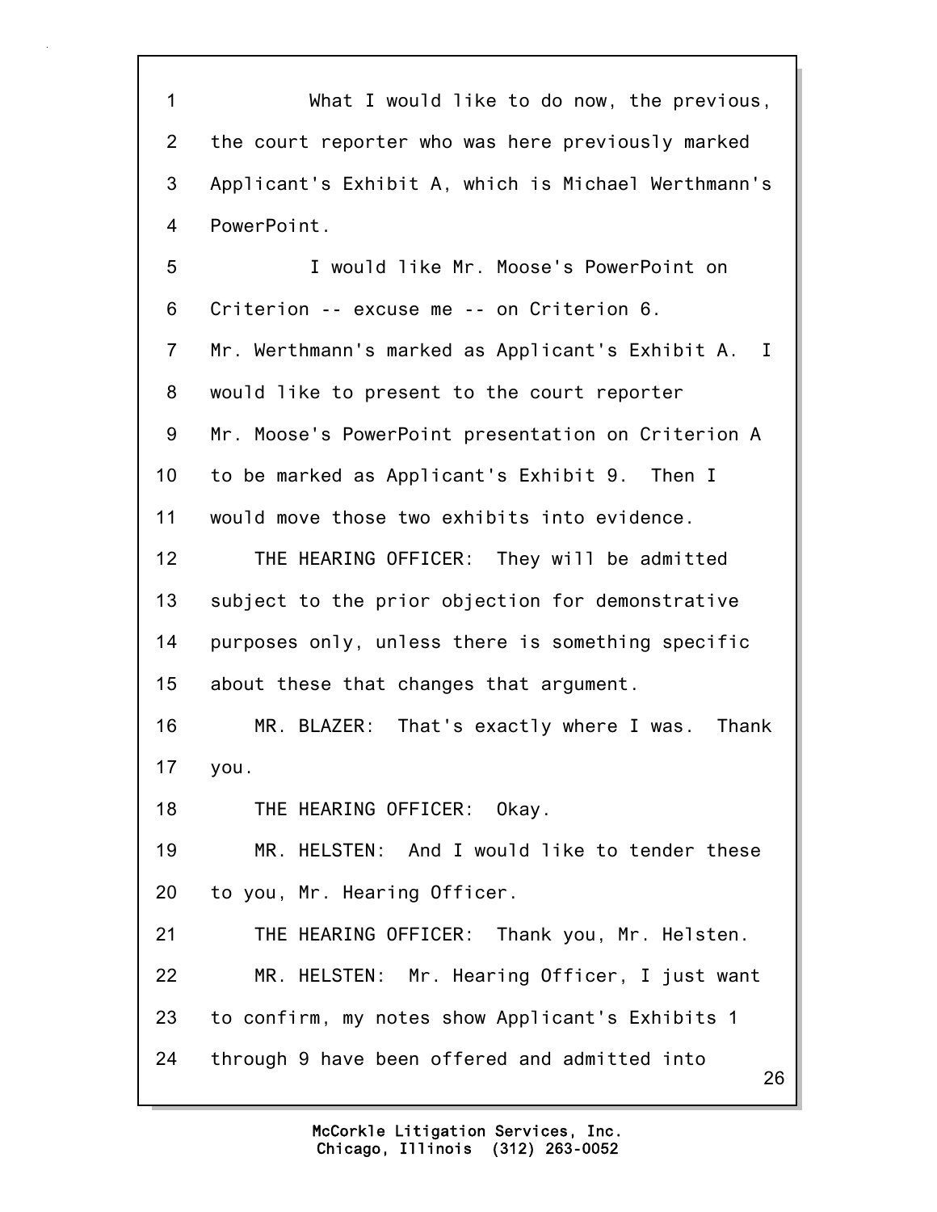1 What I would like to do now, the previous,
2 the court reporter who was here previously marked
3 Applicant's Exhibit A, which is Michael Werthmann's
4 PowerPoint.
5 I would like Mr. Moose's PowerPoint on
6 Criterion -- excuse me -- on Criterion 6.
7 Mr. Werthmann's marked as Applicant's Exhibit A. I
8 would like to present to the court reporter
9 Mr. Moose's PowerPoint presentation on Criterion A
10 to be marked as Applicant's Exhibit 9. Then I
11 would move those two exhibits into evidence.
12 THE HEARING OFFICER: They will be admitted
13 subject to the prior objection for demonstrative
14 purposes only, unless there is something specific
15 about these that changes that argument.
16 MR. BLAZER: That's exactly where I was. Thank
17 you.
18 THE HEARING OFFICER: Okay.
19 MR. HELSTEN: And I would like to tender these
20 to you, Mr. Hearing Officer.
21 THE HEARING OFFICER: Thank you, Mr. Helsten.
22 MR. HELSTEN: Mr. Hearing Officer, I just want
23 to confirm, my notes show Applicant's Exhibits 1
24 through 9 have been offered and admitted into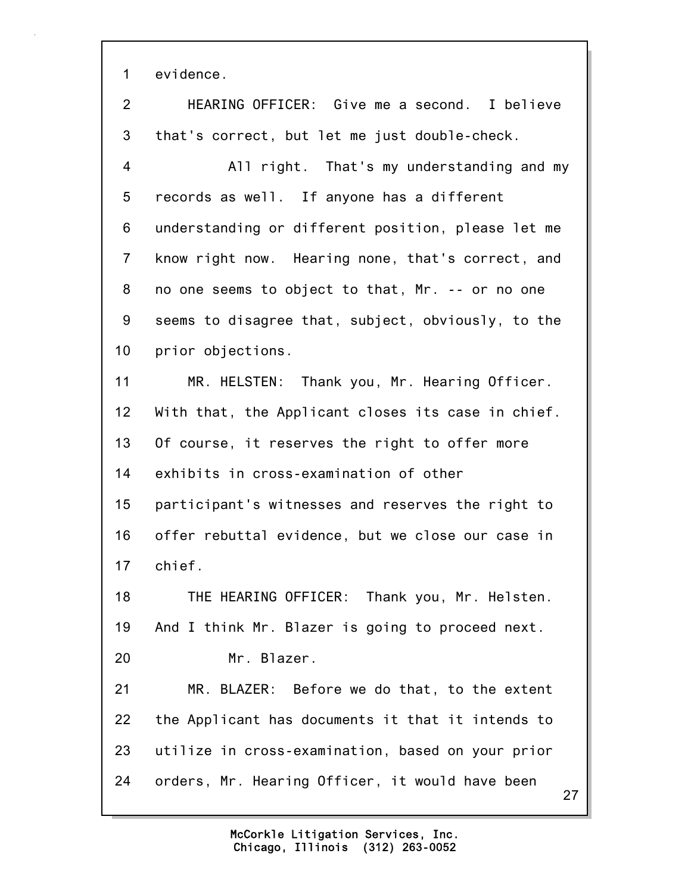1 evidence.

2 HEARING OFFICER: Give me a second. I believe

3 that's correct, but let me just double-check.

4 All right. That's my understanding and my

5 records as well. If anyone has a different

6 understanding or different position, please let me

7 know right now. Hearing none, that's correct, and

8 no one seems to object to that, Mr. -- or no one

9 seems to disagree that, subject, obviously, to the

10 prior objections.

11 MR. HELSTEN: Thank you, Mr. Hearing Officer.

12 With that, the Applicant closes its case in chief.

13 Of course, it reserves the right to offer more

14 exhibits in cross-examination of other

15 participant's witnesses and reserves the right to

16 offer rebuttal evidence, but we close our case in

17 chief.

18 THE HEARING OFFICER: Thank you, Mr. Helsten.

19 And I think Mr. Blazer is going to proceed next.

20 Mr. Blazer.

21 MR. BLAZER: Before we do that, to the extent

22 the Applicant has documents it that it intends to

23 utilize in cross-examination, based on your prior

24 orders, Mr. Hearing Officer, it would have been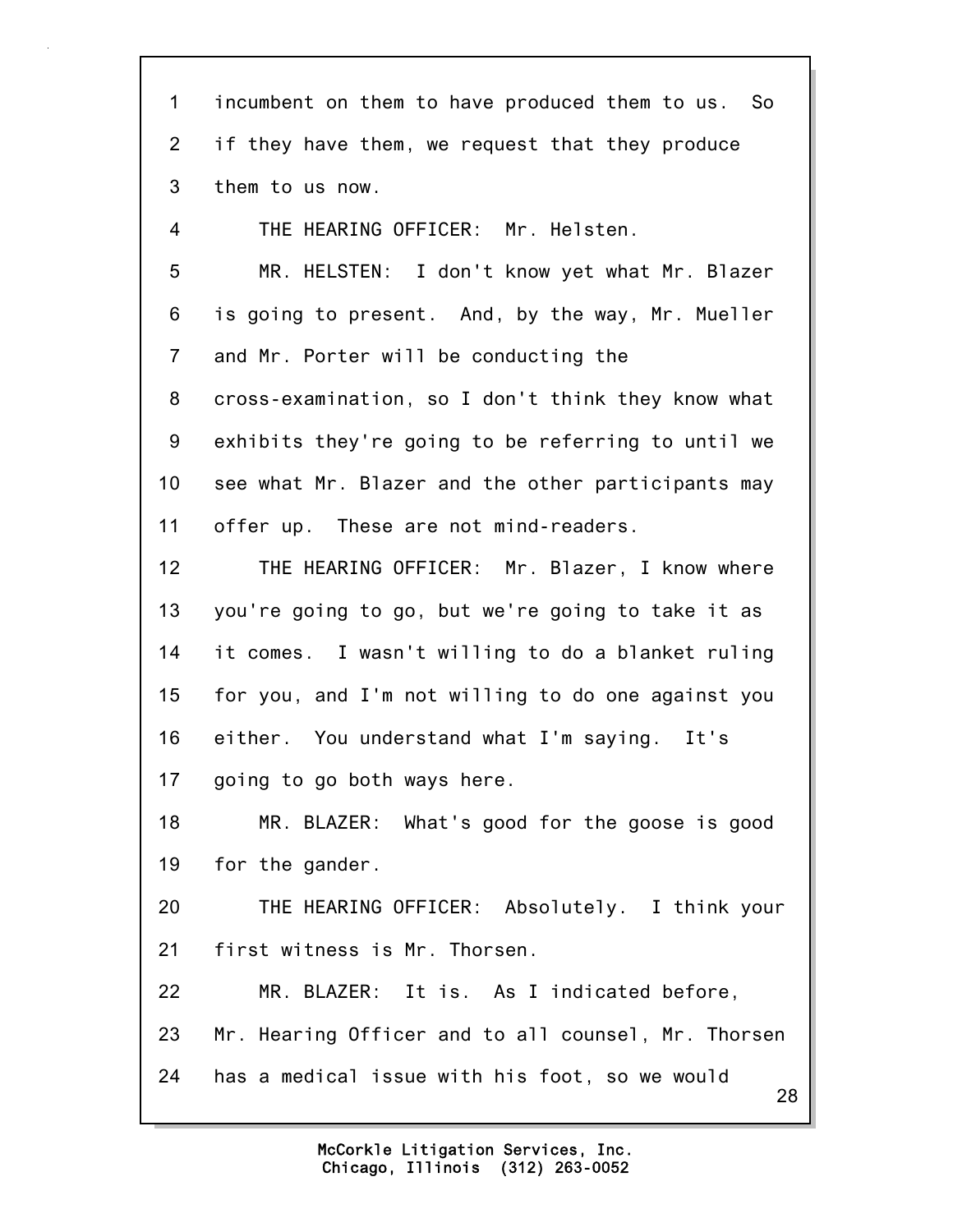1 incumbent on them to have produced them to us. So
2 if they have them, we request that they produce
3 them to us now.
4 THE HEARING OFFICER: Mr. Helsten.
5 MR. HELSTEN: I don't know yet what Mr. Blazer
6 is going to present. And, by the way, Mr. Mueller
7 and Mr. Porter will be conducting the
8 cross-examination, so I don't think they know what
9 exhibits they're going to be referring to until we
10 see what Mr. Blazer and the other participants may
11 offer up. These are not mind-readers.
12 THE HEARING OFFICER: Mr. Blazer, I know where
13 you're going to go, but we're going to take it as
14 it comes. I wasn't willing to do a blanket ruling
15 for you, and I'm not willing to do one against you
16 either. You understand what I'm saying. It's
17 going to go both ways here.
18 MR. BLAZER: What's good for the goose is good
19 for the gander.
20 THE HEARING OFFICER: Absolutely. I think your
21 first witness is Mr. Thorsen.
22 MR. BLAZER: It is. As I indicated before,
23 Mr. Hearing Officer and to all counsel, Mr. Thorsen
24 has a medical issue with his foot, so we would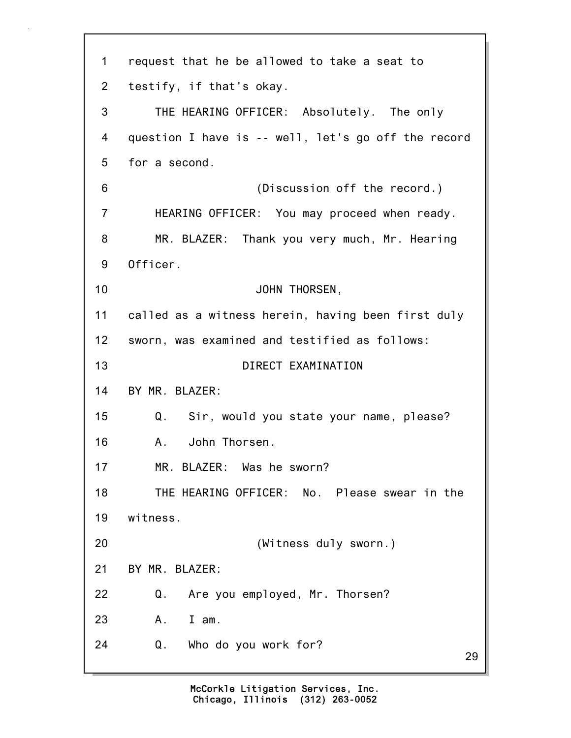1 request that he be allowed to take a seat to

2 testify, if that's okay.

3 THE HEARING OFFICER: Absolutely. The only

4 question I have is -- well, let's go off the record

5 for a second.

6 (Discussion off the record.)

7 HEARING OFFICER: You may proceed when ready.

8 MR. BLAZER: Thank you very much, Mr. Hearing

9 Officer.

10 JOHN THORSEN,

11 called as a witness herein, having been first duly

12 sworn, was examined and testified as follows:

13 DIRECT EXAMINATION

14 BY MR. BLAZER:

15 Q. Sir, would you state your name, please?

16 A. John Thorsen.

17 MR. BLAZER: Was he sworn?

18 THE HEARING OFFICER: No. Please swear in the

19 witness.

20 (Witness duly sworn.)

21 BY MR. BLAZER:

22 Q. Are you employed, Mr. Thorsen?

23 A. I am.

24 Q. Who do you work for?

McCorkle Litigation Services, Inc.
Chicago, Illinois (312) 263-0052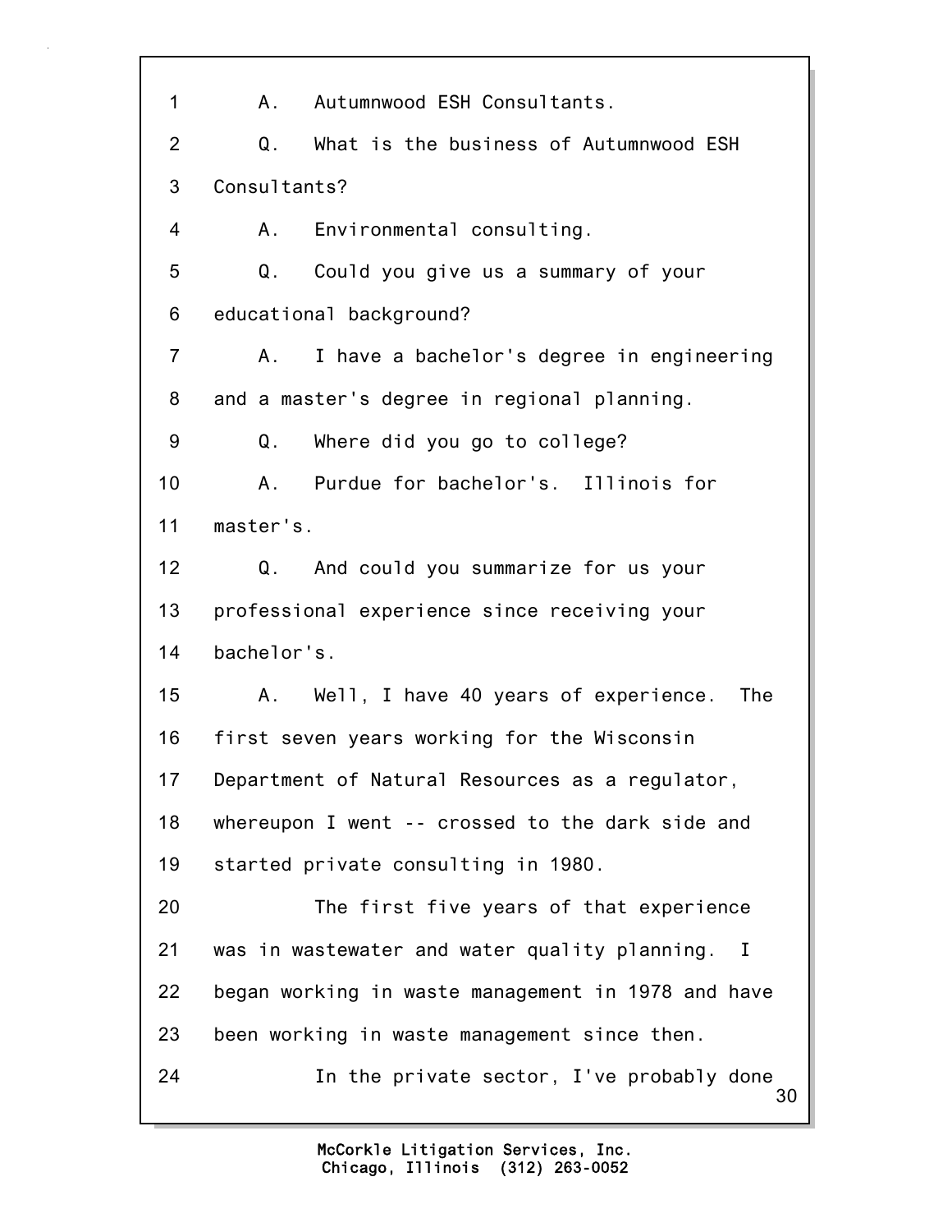1 A. Autumnwood ESH Consultants.

2 Q. What is the business of Autumnwood ESH

3 Consultants?

4 A. Environmental consulting.

5 Q. Could you give us a summary of your

6 educational background?

7 A. I have a bachelor's degree in engineering

8 and a master's degree in regional planning.

9 Q. Where did you go to college?

10 A. Purdue for bachelor's. Illinois for

11 master's.

12 Q. And could you summarize for us your

13 professional experience since receiving your

14 bachelor's.

15 A. Well, I have 40 years of experience. The

16 first seven years working for the Wisconsin

17 Department of Natural Resources as a regulator,

18 whereupon I went -- crossed to the dark side and

19 started private consulting in 1980.

20 The first five years of that experience

21 was in wastewater and water quality planning. I

22 began working in waste management in 1978 and have

23 been working in waste management since then.

24 In the private sector, I've probably done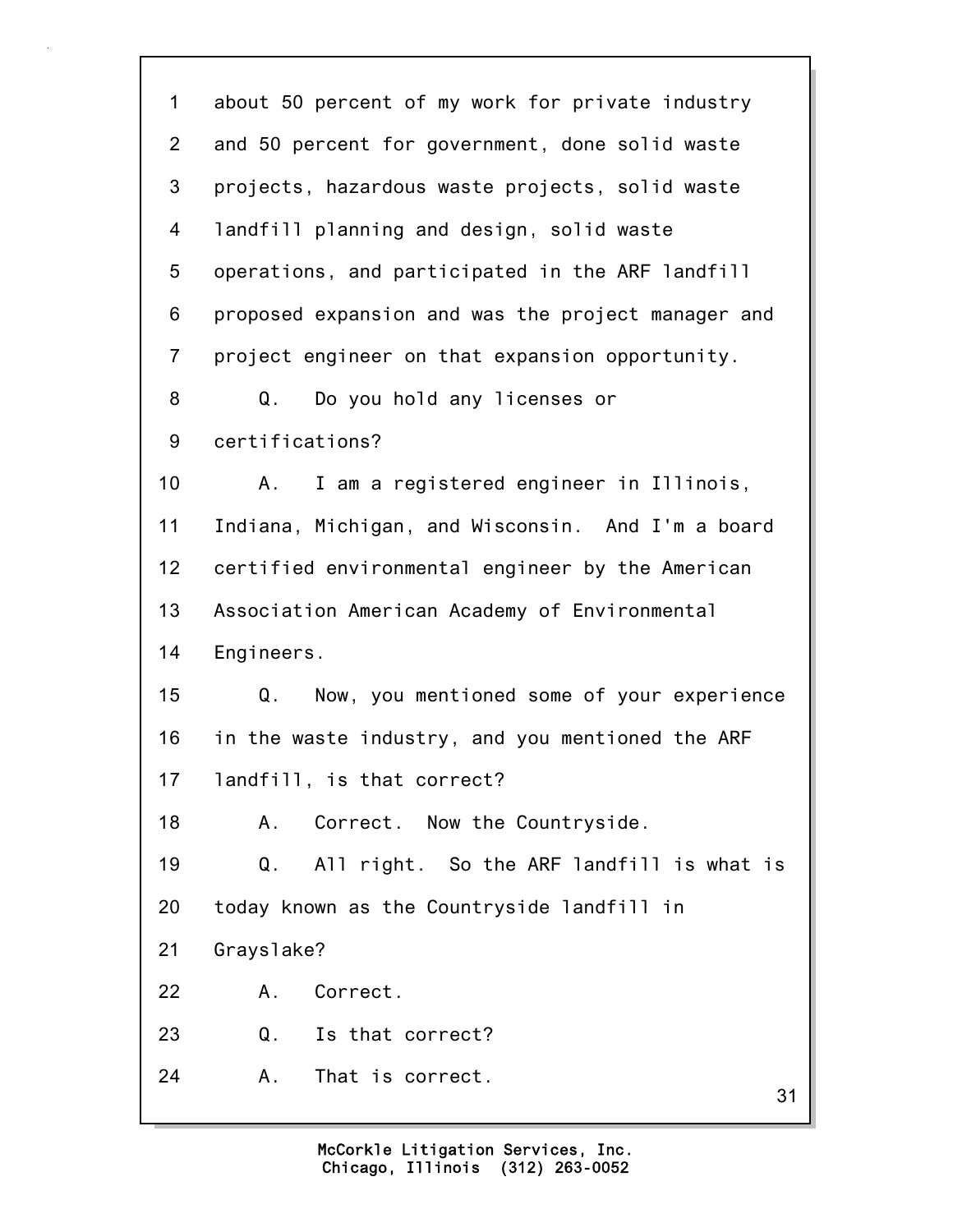1 about 50 percent of my work for private industry
2 and 50 percent for government, done solid waste
3 projects, hazardous waste projects, solid waste
4 landfill planning and design, solid waste
5 operations, and participated in the ARF landfill
6 proposed expansion and was the project manager and
7 project engineer on that expansion opportunity.
8 Q. Do you hold any licenses or
9 certifications?
10 A. I am a registered engineer in Illinois,
11 Indiana, Michigan, and Wisconsin. And I'm a board
12 certified environmental engineer by the American
13 Association American Academy of Environmental
14 Engineers.
15 Q. Now, you mentioned some of your experience
16 in the waste industry, and you mentioned the ARF
17 landfill, is that correct?
18 A. Correct. Now the Countryside.
19 Q. All right. So the ARF landfill is what is
20 today known as the Countryside landfill in
21 Grayslake?
22 A. Correct.
23 Q. Is that correct?
24 A. That is correct.

McCorkle Litigation Services, Inc.
Chicago, Illinois (312) 263-0052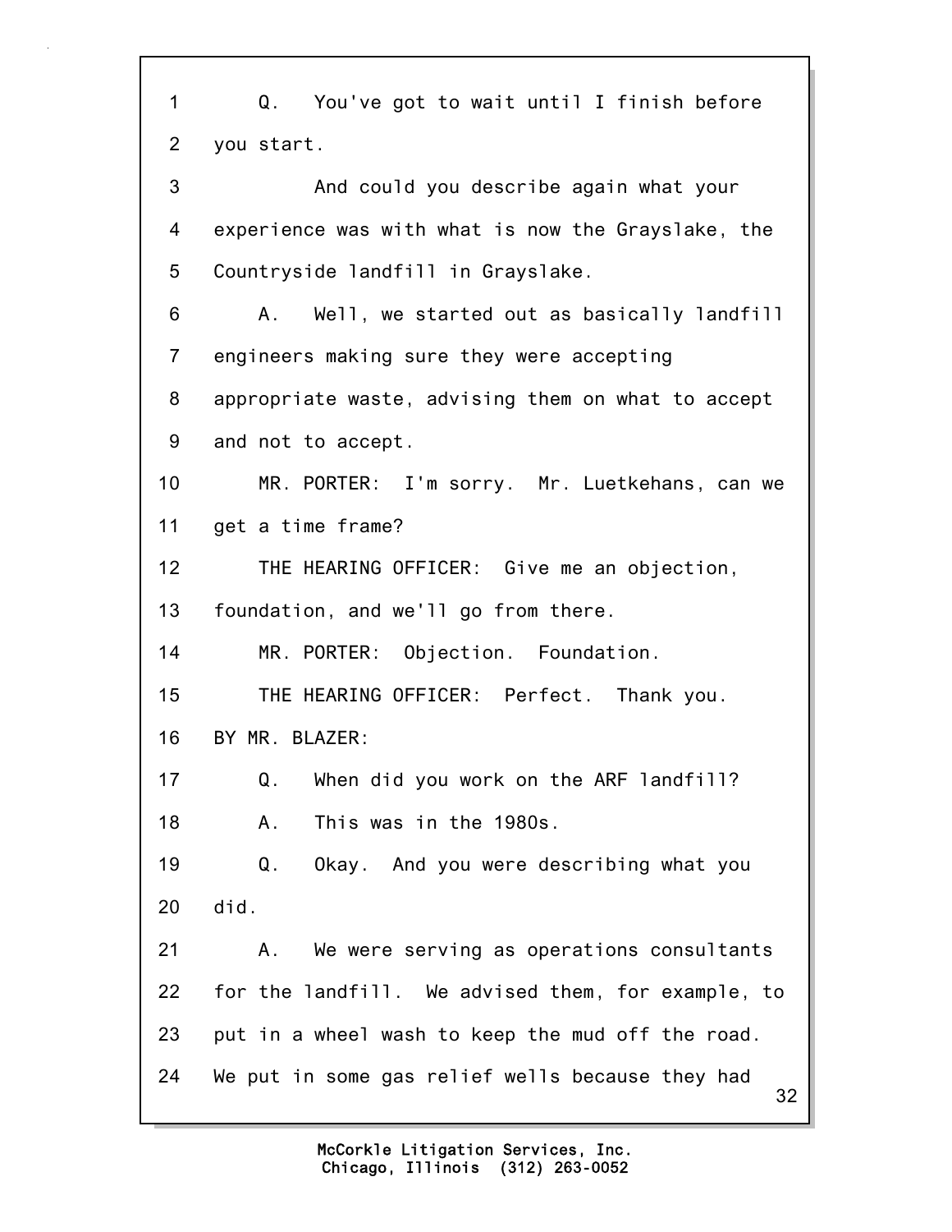1 Q. You've got to wait until I finish before
2 you start.
3 And could you describe again what your
4 experience was with what is now the Grayslake, the
5 Countryside landfill in Grayslake.
6 A. Well, we started out as basically landfill
7 engineers making sure they were accepting
8 appropriate waste, advising them on what to accept
9 and not to accept.
10 MR. PORTER: I'm sorry. Mr. Luetkehans, can we
11 get a time frame?
12 THE HEARING OFFICER: Give me an objection,
13 foundation, and we'll go from there.
14 MR. PORTER: Objection. Foundation.
15 THE HEARING OFFICER: Perfect. Thank you.
16 BY MR. BLAZER:
17 Q. When did you work on the ARF landfill?
18 A. This was in the 1980s.
19 Q. Okay. And you were describing what you
20 did.
21 A. We were serving as operations consultants
22 for the landfill. We advised them, for example, to
23 put in a wheel wash to keep the mud off the road.
24 We put in some gas relief wells because they had

McCorkle Litigation Services, Inc.
Chicago, Illinois (312) 263-0052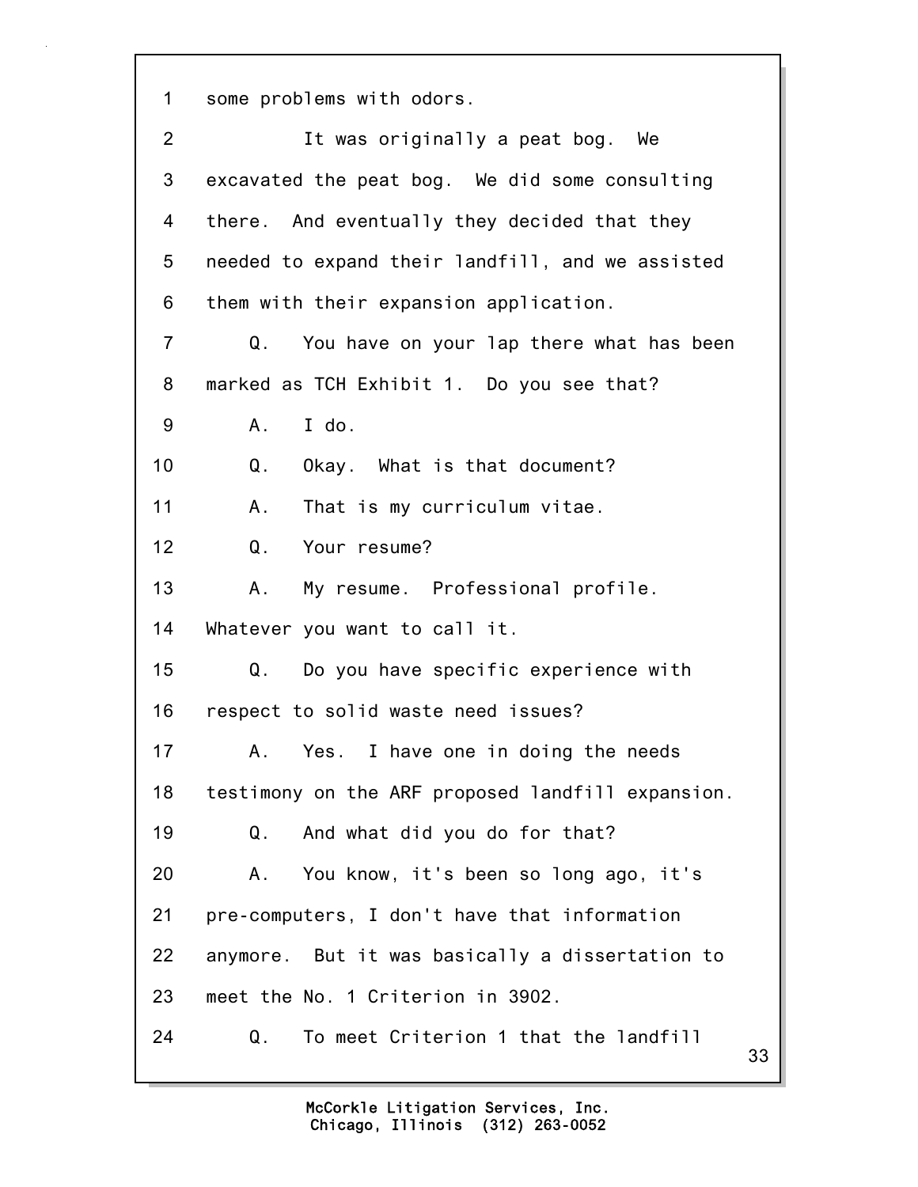1 some problems with odors.

2 It was originally a peat bog. We

3 excavated the peat bog. We did some consulting

4 there. And eventually they decided that they

5 needed to expand their landfill, and we assisted

6 them with their expansion application.

7 Q. You have on your lap there what has been

8 marked as TCH Exhibit 1. Do you see that?

9 A. I do.

10 Q. Okay. What is that document?

11 A. That is my curriculum vitae.

12 Q. Your resume?

13 A. My resume. Professional profile.

14 Whatever you want to call it.

15 Q. Do you have specific experience with

16 respect to solid waste need issues?

17 A. Yes. I have one in doing the needs

18 testimony on the ARF proposed landfill expansion.

19 Q. And what did you do for that?

20 A. You know, it's been so long ago, it's

21 pre-computers, I don't have that information

22 anymore. But it was basically a dissertation to

23 meet the No. 1 Criterion in 3902.

24 Q. To meet Criterion 1 that the landfill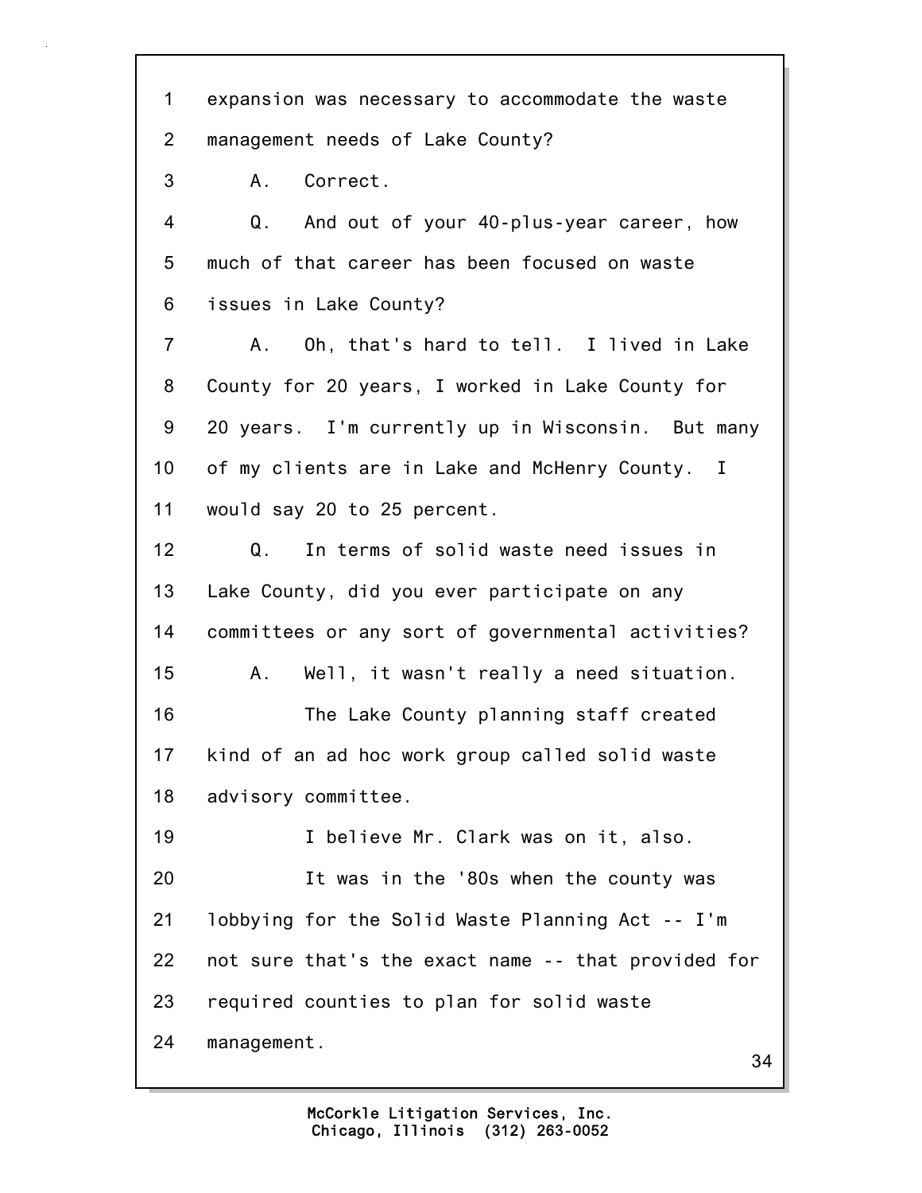1 expansion was necessary to accommodate the waste
2 management needs of Lake County?
3 A. Correct.
4 Q. And out of your 40-plus-year career, how
5 much of that career has been focused on waste
6 issues in Lake County?
7 A. Oh, that's hard to tell. I lived in Lake
8 County for 20 years, I worked in Lake County for
9 20 years. I'm currently up in Wisconsin. But many
10 of my clients are in Lake and McHenry County. I
11 would say 20 to 25 percent.
12 Q. In terms of solid waste need issues in
13 Lake County, did you ever participate on any
14 committees or any sort of governmental activities?
15 A. Well, it wasn't really a need situation.
16 The Lake County planning staff created
17 kind of an ad hoc work group called solid waste
18 advisory committee.
19 I believe Mr. Clark was on it, also.
20 It was in the '80s when the county was
21 lobbying for the Solid Waste Planning Act -- I'm
22 not sure that's the exact name -- that provided for
23 required counties to plan for solid waste
24 management.

McCorkle Litigation Services, Inc.
Chicago, Illinois (312) 263-0052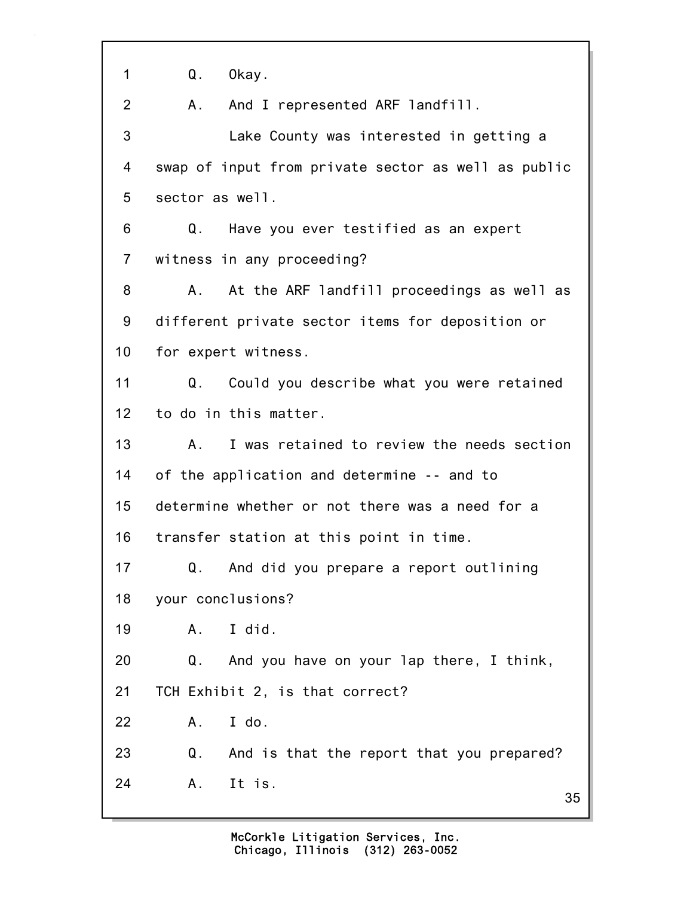1 Q. Okay.

2 A. And I represented ARF landfill.

3 Lake County was interested in getting a

4 swap of input from private sector as well as public

5 sector as well.

6 Q. Have you ever testified as an expert

7 witness in any proceeding?

8 A. At the ARF landfill proceedings as well as

9 different private sector items for deposition or

10 for expert witness.

11 Q. Could you describe what you were retained

12 to do in this matter.

13 A. I was retained to review the needs section

14 of the application and determine -- and to

15 determine whether or not there was a need for a

16 transfer station at this point in time.

17 Q. And did you prepare a report outlining

18 your conclusions?

19 A. I did.

20 Q. And you have on your lap there, I think,

21 TCH Exhibit 2, is that correct?

22 A. I do.

23 Q. And is that the report that you prepared?

24 A. It is.

McCorkle Litigation Services, Inc.
Chicago, Illinois (312) 263-0052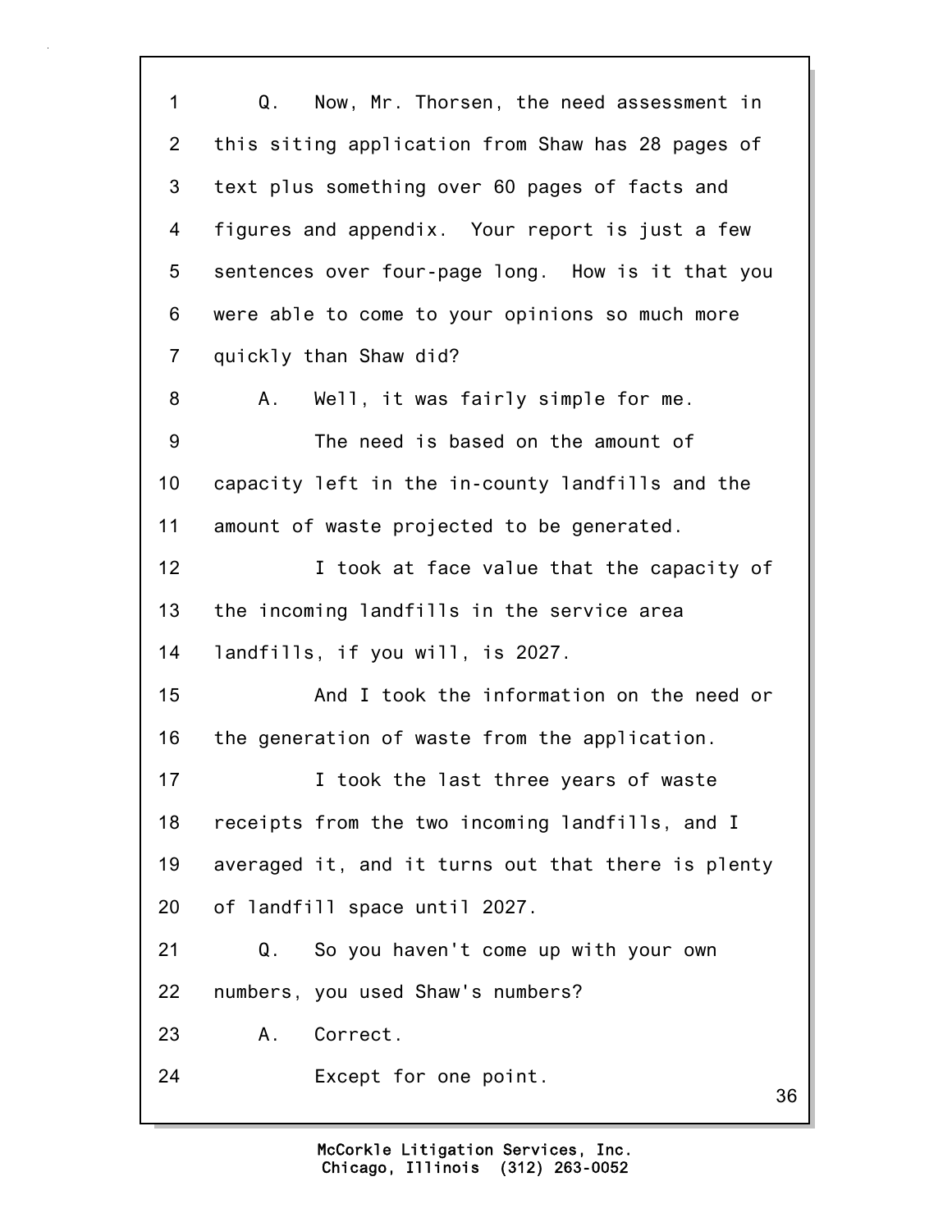Q. Now, Mr. Thorsen, the need assessment in this siting application from Shaw has 28 pages of text plus something over 60 pages of facts and figures and appendix. Your report is just a few sentences over four-page long. How is it that you were able to come to your opinions so much more quickly than Shaw did?

A. Well, it was fairly simple for me.

The need is based on the amount of capacity left in the in-county landfills and the amount of waste projected to be generated.

I took at face value that the capacity of the incoming landfills in the service area landfills, if you will, is 2027.

And I took the information on the need or the generation of waste from the application.

I took the last three years of waste receipts from the two incoming landfills, and I averaged it, and it turns out that there is plenty of landfill space until 2027.

Q. So you haven't come up with your own numbers, you used Shaw's numbers?

A. Correct.

Except for one point.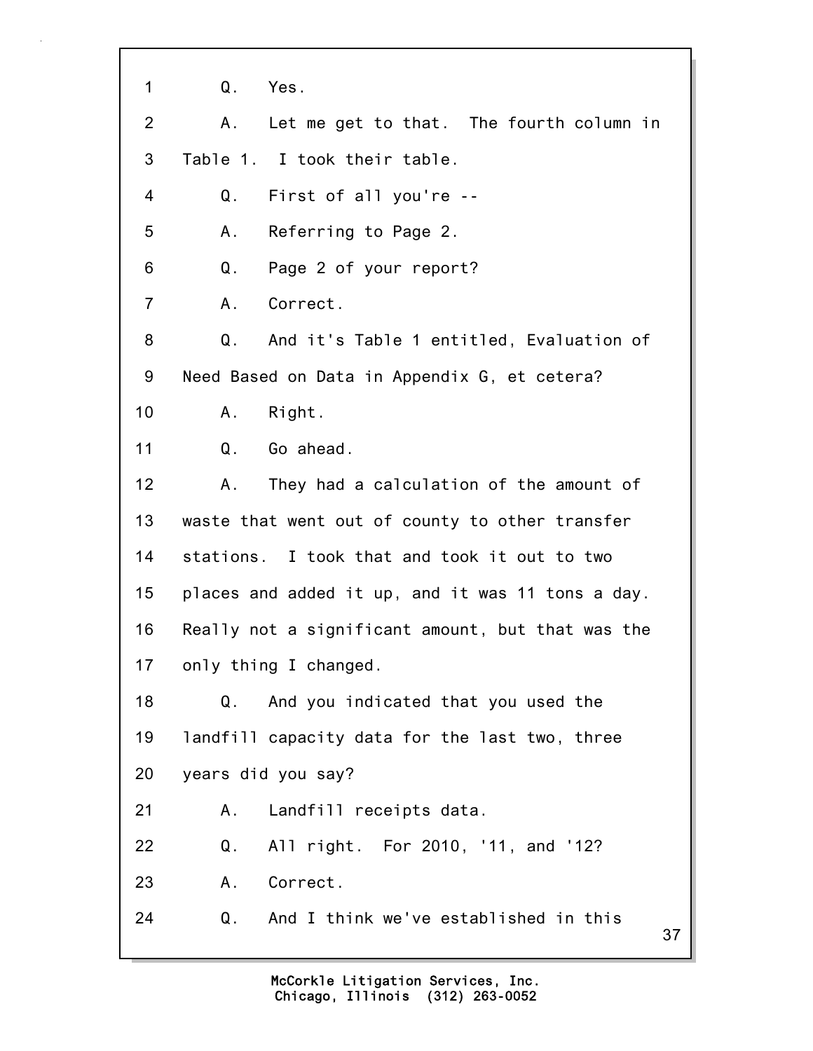1 Q. Yes.

2 A. Let me get to that. The fourth column in

3 Table 1. I took their table.

4 Q. First of all you're --

5 A. Referring to Page 2.

6 Q. Page 2 of your report?

7 A. Correct.

8 Q. And it's Table 1 entitled, Evaluation of

9 Need Based on Data in Appendix G, et cetera?

10 A. Right.

11 Q. Go ahead.

12 A. They had a calculation of the amount of

13 waste that went out of county to other transfer

14 stations. I took that and took it out to two

15 places and added it up, and it was 11 tons a day.

16 Really not a significant amount, but that was the

17 only thing I changed.

18 Q. And you indicated that you used the

19 landfill capacity data for the last two, three

20 years did you say?

21 A. Landfill receipts data.

22 Q. All right. For 2010, '11, and '12?

23 A. Correct.

24 Q. And I think we've established in this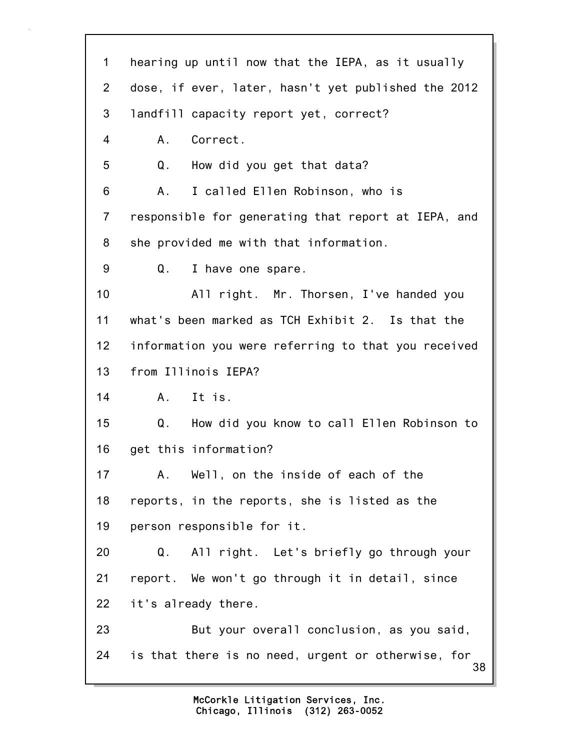1 hearing up until now that the IEPA, as it usually
2 dose, if ever, later, hasn't yet published the 2012
3 landfill capacity report yet, correct?
4 A. Correct.
5 Q. How did you get that data?
6 A. I called Ellen Robinson, who is
7 responsible for generating that report at IEPA, and
8 she provided me with that information.
9 Q. I have one spare.
10 All right. Mr. Thorsen, I've handed you
11 what's been marked as TCH Exhibit 2. Is that the
12 information you were referring to that you received
13 from Illinois IEPA?
14 A. It is.
15 Q. How did you know to call Ellen Robinson to
16 get this information?
17 A. Well, on the inside of each of the
18 reports, in the reports, she is listed as the
19 person responsible for it.
20 Q. All right. Let's briefly go through your
21 report. We won't go through it in detail, since
22 it's already there.
23 But your overall conclusion, as you said,
24 is that there is no need, urgent or otherwise, for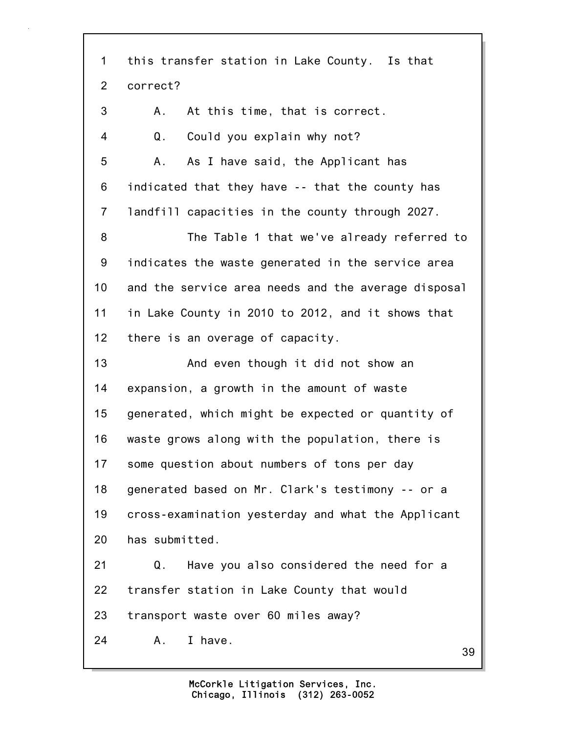1 this transfer station in Lake County. Is that
2 correct?
3 A. At this time, that is correct.
4 Q. Could you explain why not?
5 A. As I have said, the Applicant has
6 indicated that they have -- that the county has
7 landfill capacities in the county through 2027.
8 The Table 1 that we've already referred to
9 indicates the waste generated in the service area
10 and the service area needs and the average disposal
11 in Lake County in 2010 to 2012, and it shows that
12 there is an overage of capacity.
13 And even though it did not show an
14 expansion, a growth in the amount of waste
15 generated, which might be expected or quantity of
16 waste grows along with the population, there is
17 some question about numbers of tons per day
18 generated based on Mr. Clark's testimony -- or a
19 cross-examination yesterday and what the Applicant
20 has submitted.
21 Q. Have you also considered the need for a
22 transfer station in Lake County that would
23 transport waste over 60 miles away?
24 A. I have.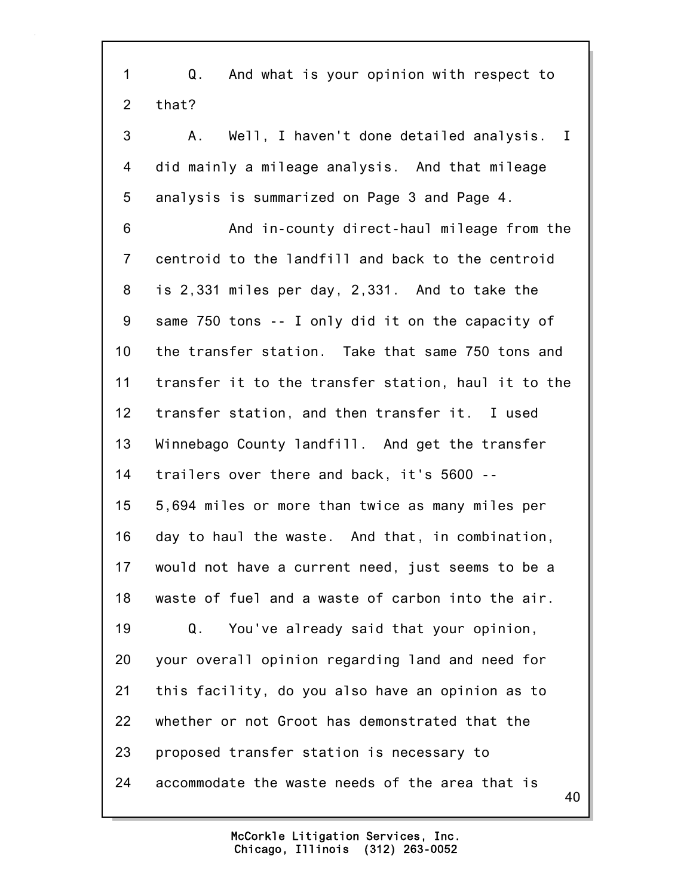Q. And what is your opinion with respect to that?

A. Well, I haven't done detailed analysis. I did mainly a mileage analysis. And that mileage analysis is summarized on Page 3 and Page 4.

And in-county direct-haul mileage from the centroid to the landfill and back to the centroid is 2,331 miles per day, 2,331. And to take the same 750 tons -- I only did it on the capacity of the transfer station. Take that same 750 tons and transfer it to the transfer station, haul it to the transfer station, and then transfer it. I used Winnebago County landfill. And get the transfer trailers over there and back, it's 5600 -- 5,694 miles or more than twice as many miles per day to haul the waste. And that, in combination, would not have a current need, just seems to be a waste of fuel and a waste of carbon into the air.

Q. You've already said that your opinion, your overall opinion regarding land and need for this facility, do you also have an opinion as to whether or not Groot has demonstrated that the proposed transfer station is necessary to accommodate the waste needs of the area that is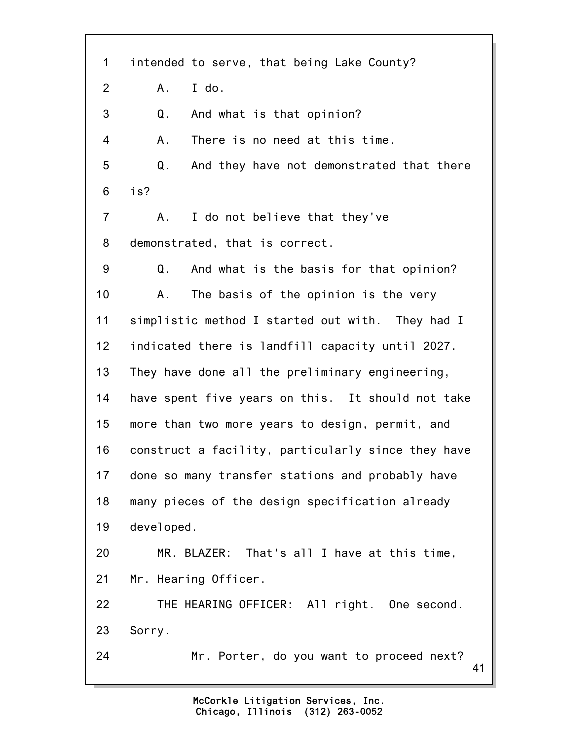1 intended to serve, that being Lake County?

2 A. I do.

3 Q. And what is that opinion?

4 A. There is no need at this time.

5 Q. And they have not demonstrated that there

6 is?

7 A. I do not believe that they've

8 demonstrated, that is correct.

9 Q. And what is the basis for that opinion?

10 A. The basis of the opinion is the very

11 simplistic method I started out with. They had I

12 indicated there is landfill capacity until 2027.

13 They have done all the preliminary engineering,

14 have spent five years on this. It should not take

15 more than two more years to design, permit, and

16 construct a facility, particularly since they have

17 done so many transfer stations and probably have

18 many pieces of the design specification already

19 developed.

20 MR. BLAZER: That's all I have at this time,

21 Mr. Hearing Officer.

22 THE HEARING OFFICER: All right. One second.

23 Sorry.

24 Mr. Porter, do you want to proceed next?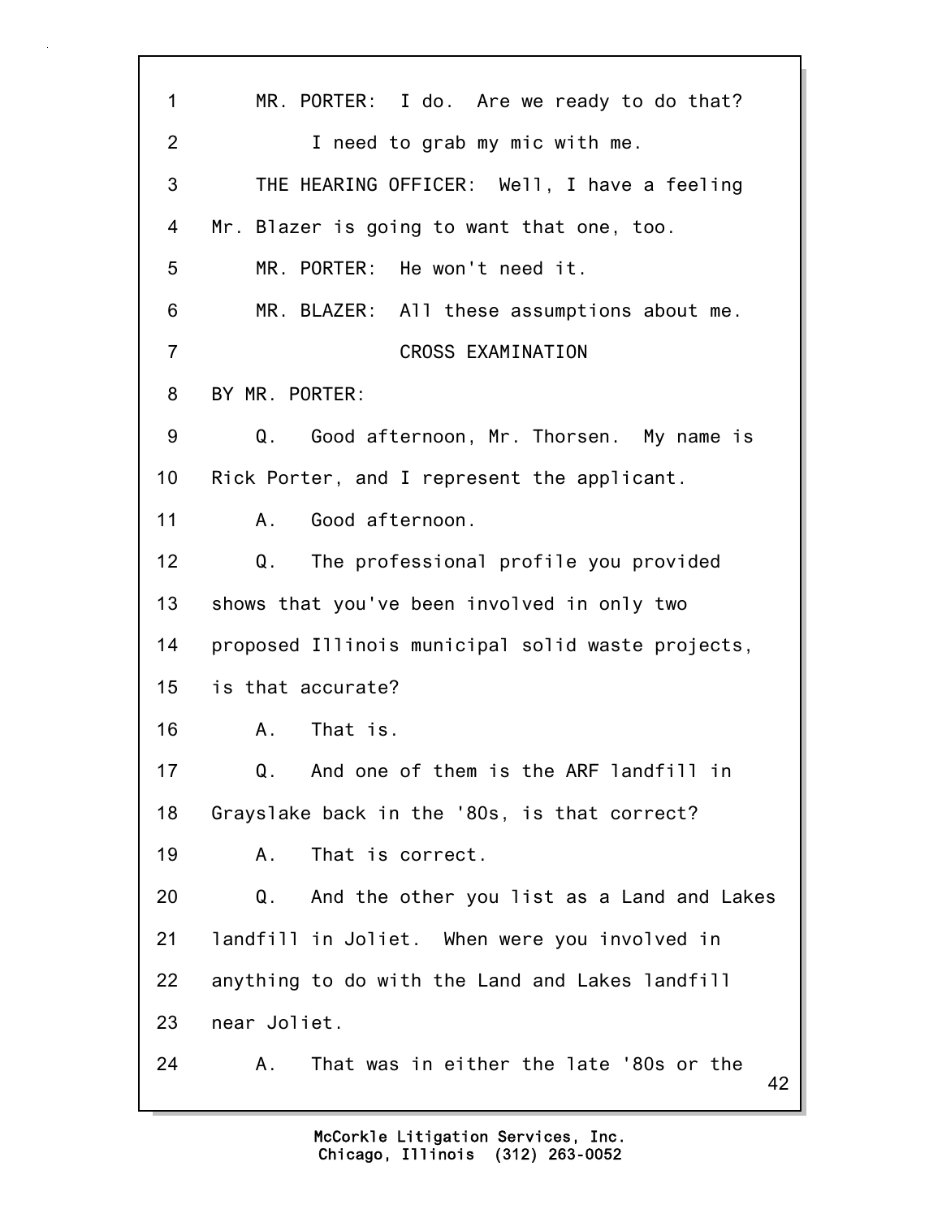1 MR. PORTER: I do. Are we ready to do that?

2 I need to grab my mic with me.

3 THE HEARING OFFICER: Well, I have a feeling

4 Mr. Blazer is going to want that one, too.

5 MR. PORTER: He won't need it.

6 MR. BLAZER: All these assumptions about me.

7 CROSS EXAMINATION

8 BY MR. PORTER:

9 Q. Good afternoon, Mr. Thorsen. My name is

10 Rick Porter, and I represent the applicant.

11 A. Good afternoon.

12 Q. The professional profile you provided

13 shows that you've been involved in only two

14 proposed Illinois municipal solid waste projects,

15 is that accurate?

16 A. That is.

17 Q. And one of them is the ARF landfill in

18 Grayslake back in the '80s, is that correct?

19 A. That is correct.

20 Q. And the other you list as a Land and Lakes

21 landfill in Joliet. When were you involved in

22 anything to do with the Land and Lakes landfill

23 near Joliet.

24 A. That was in either the late '80s or the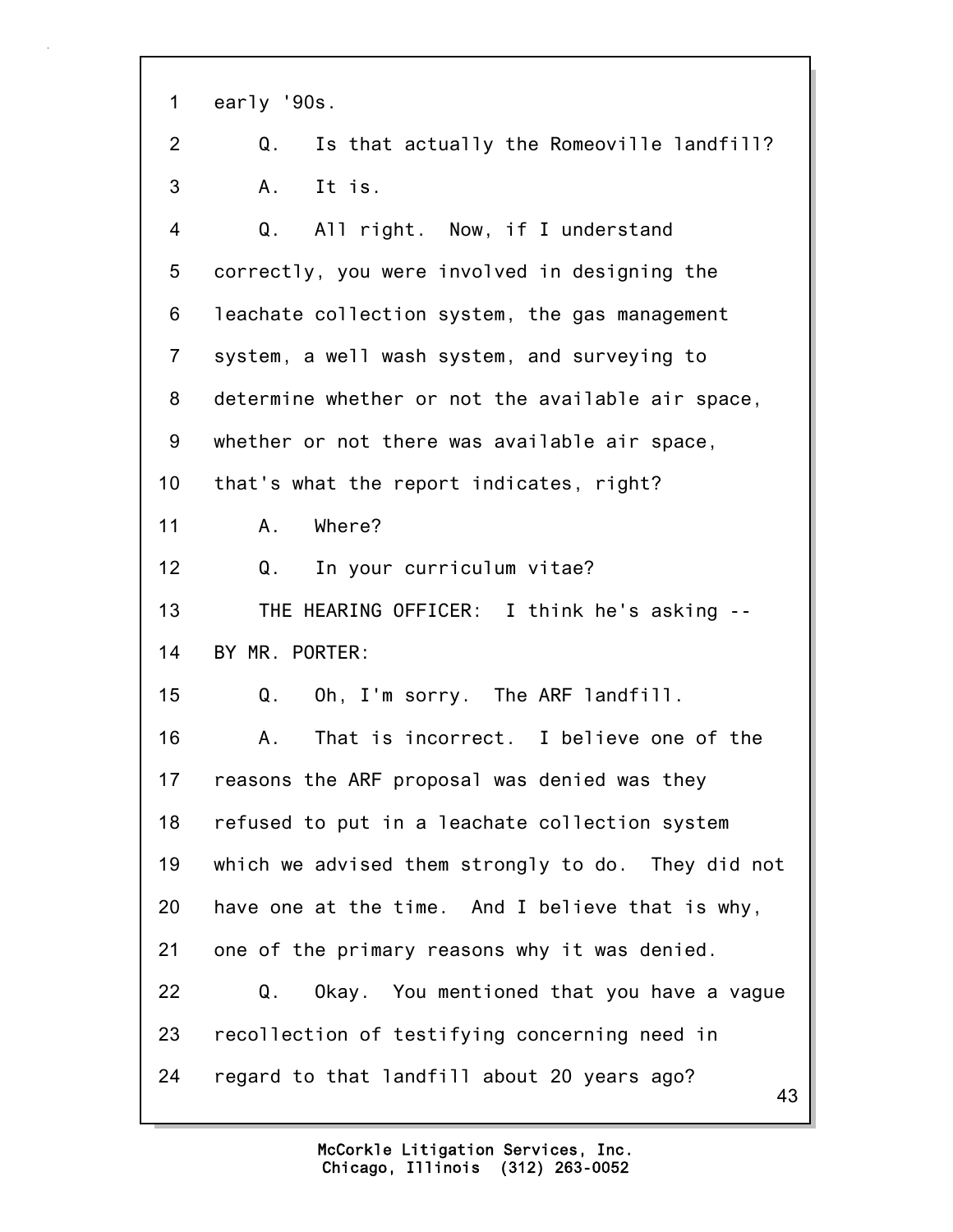1 early '90s.

2 Q. Is that actually the Romeoville landfill?

3 A. It is.

4 Q. All right. Now, if I understand

5 correctly, you were involved in designing the

6 leachate collection system, the gas management

7 system, a well wash system, and surveying to

8 determine whether or not the available air space,

9 whether or not there was available air space,

10 that's what the report indicates, right?

11 A. Where?

12 Q. In your curriculum vitae?

13 THE HEARING OFFICER: I think he's asking --

14 BY MR. PORTER:

15 Q. Oh, I'm sorry. The ARF landfill.

16 A. That is incorrect. I believe one of the

17 reasons the ARF proposal was denied was they

18 refused to put in a leachate collection system

19 which we advised them strongly to do. They did not

20 have one at the time. And I believe that is why,

21 one of the primary reasons why it was denied.

22 Q. Okay. You mentioned that you have a vague

23 recollection of testifying concerning need in

24 regard to that landfill about 20 years ago?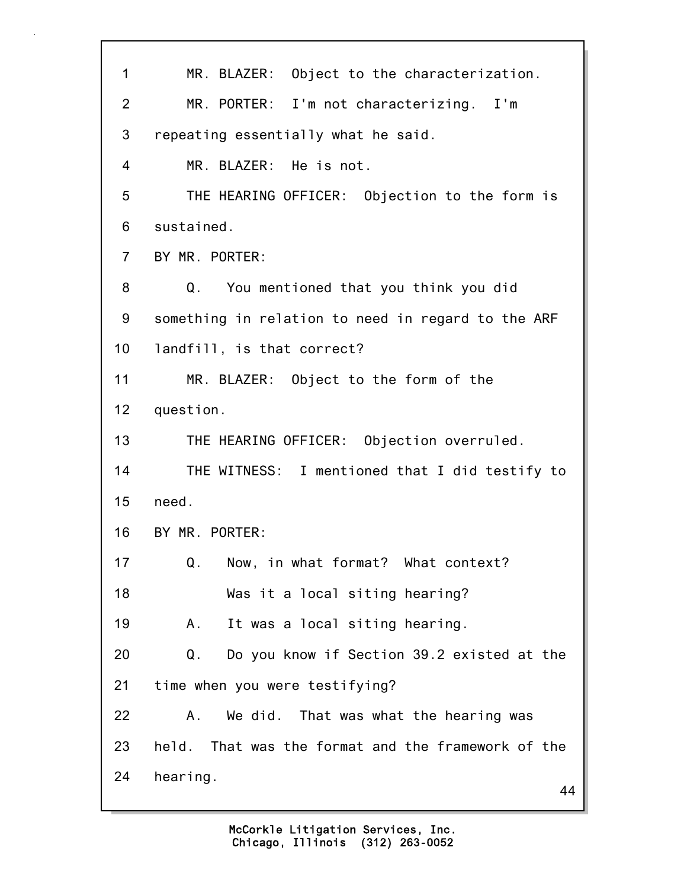MR. BLAZER: Object to the characterization.

MR. PORTER: I'm not characterizing. I'm repeating essentially what he said.

MR. BLAZER: He is not.

THE HEARING OFFICER: Objection to the form is sustained.

BY MR. PORTER:

Q. You mentioned that you think you did something in relation to need in regard to the ARF landfill, is that correct?

MR. BLAZER: Object to the form of the question.

THE HEARING OFFICER: Objection overruled.

THE WITNESS: I mentioned that I did testify to need.

BY MR. PORTER:

Q. Now, in what format? What context?

Was it a local siting hearing?

A. It was a local siting hearing.

Q. Do you know if Section 39.2 existed at the time when you were testifying?

A. We did. That was what the hearing was held. That was the format and the framework of the hearing.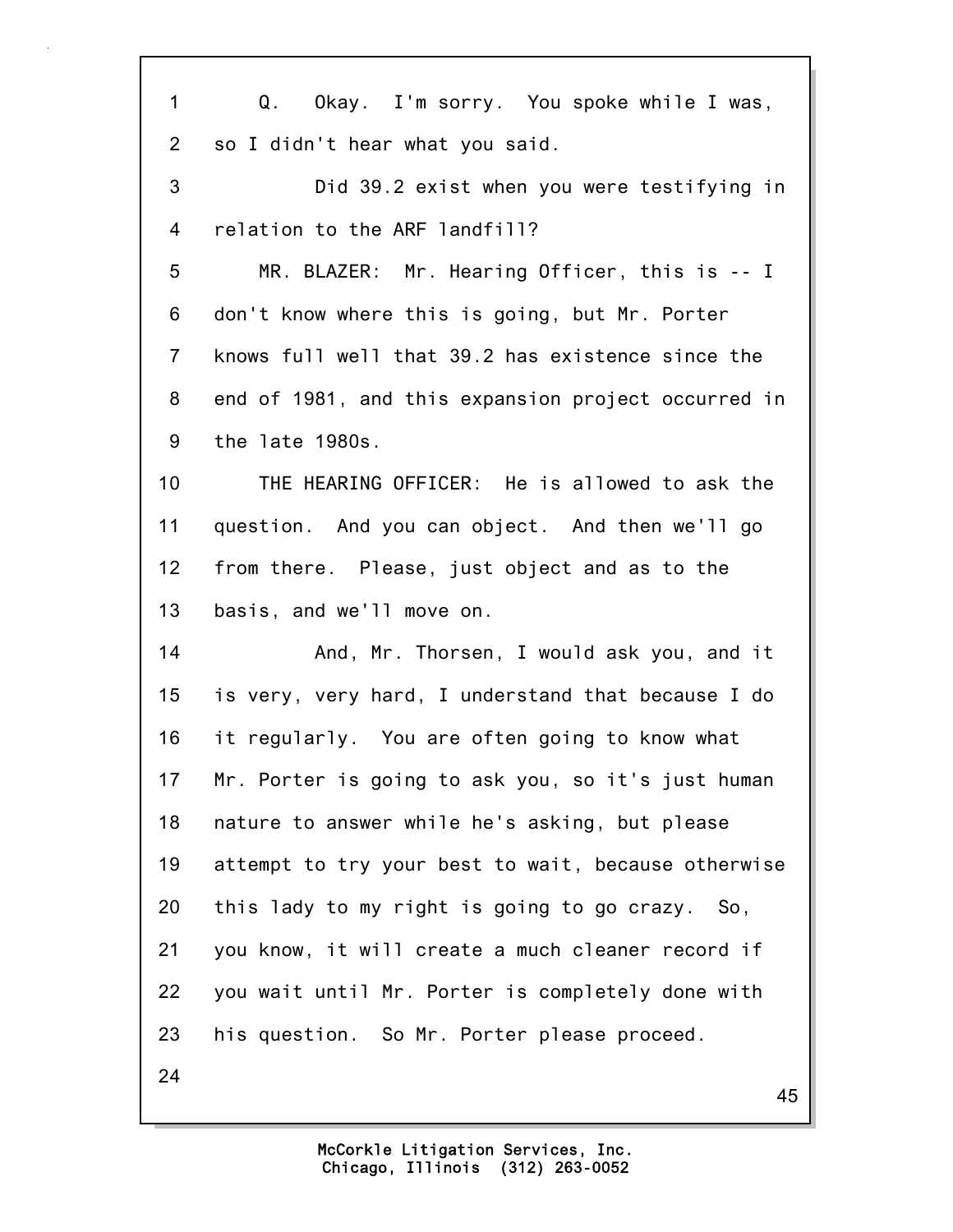Q. Okay. I'm sorry. You spoke while I was, so I didn't hear what you said.

Did 39.2 exist when you were testifying in relation to the ARF landfill?

MR. BLAZER: Mr. Hearing Officer, this is -- I don't know where this is going, but Mr. Porter knows full well that 39.2 has existence since the end of 1981, and this expansion project occurred in the late 1980s.

THE HEARING OFFICER: He is allowed to ask the question. And you can object. And then we'll go from there. Please, just object and as to the basis, and we'll move on.

And, Mr. Thorsen, I would ask you, and it is very, very hard, I understand that because I do it regularly. You are often going to know what Mr. Porter is going to ask you, so it's just human nature to answer while he's asking, but please attempt to try your best to wait, because otherwise this lady to my right is going to go crazy. So, you know, it will create a much cleaner record if you wait until Mr. Porter is completely done with his question. So Mr. Porter please proceed.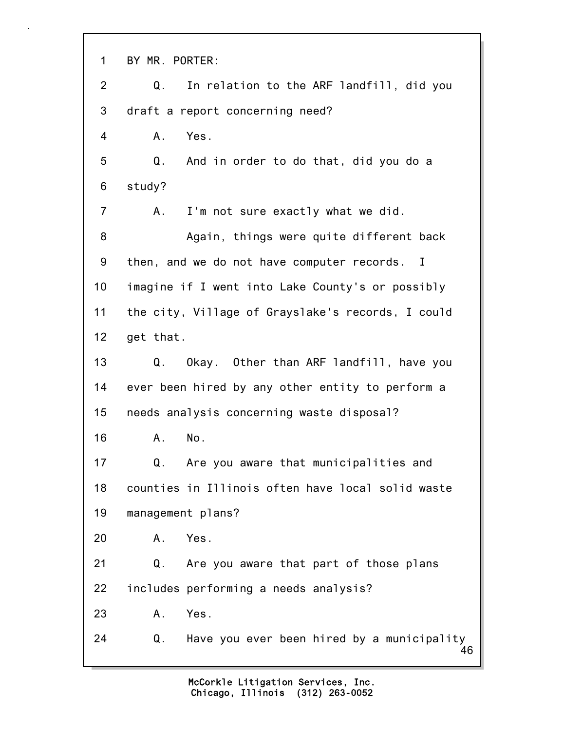1 BY MR. PORTER:

2 Q. In relation to the ARF landfill, did you

3 draft a report concerning need?

4 A. Yes.

5 Q. And in order to do that, did you do a

6 study?

7 A. I'm not sure exactly what we did.

8 Again, things were quite different back

9 then, and we do not have computer records. I

10 imagine if I went into Lake County's or possibly

11 the city, Village of Grayslake's records, I could

12 get that.

13 Q. Okay. Other than ARF landfill, have you

14 ever been hired by any other entity to perform a

15 needs analysis concerning waste disposal?

16 A. No.

17 Q. Are you aware that municipalities and

18 counties in Illinois often have local solid waste

19 management plans?

20 A. Yes.

21 Q. Are you aware that part of those plans

22 includes performing a needs analysis?

23 A. Yes.

24 Q. Have you ever been hired by a municipality

McCorkle Litigation Services, Inc.
Chicago, Illinois (312) 263-0052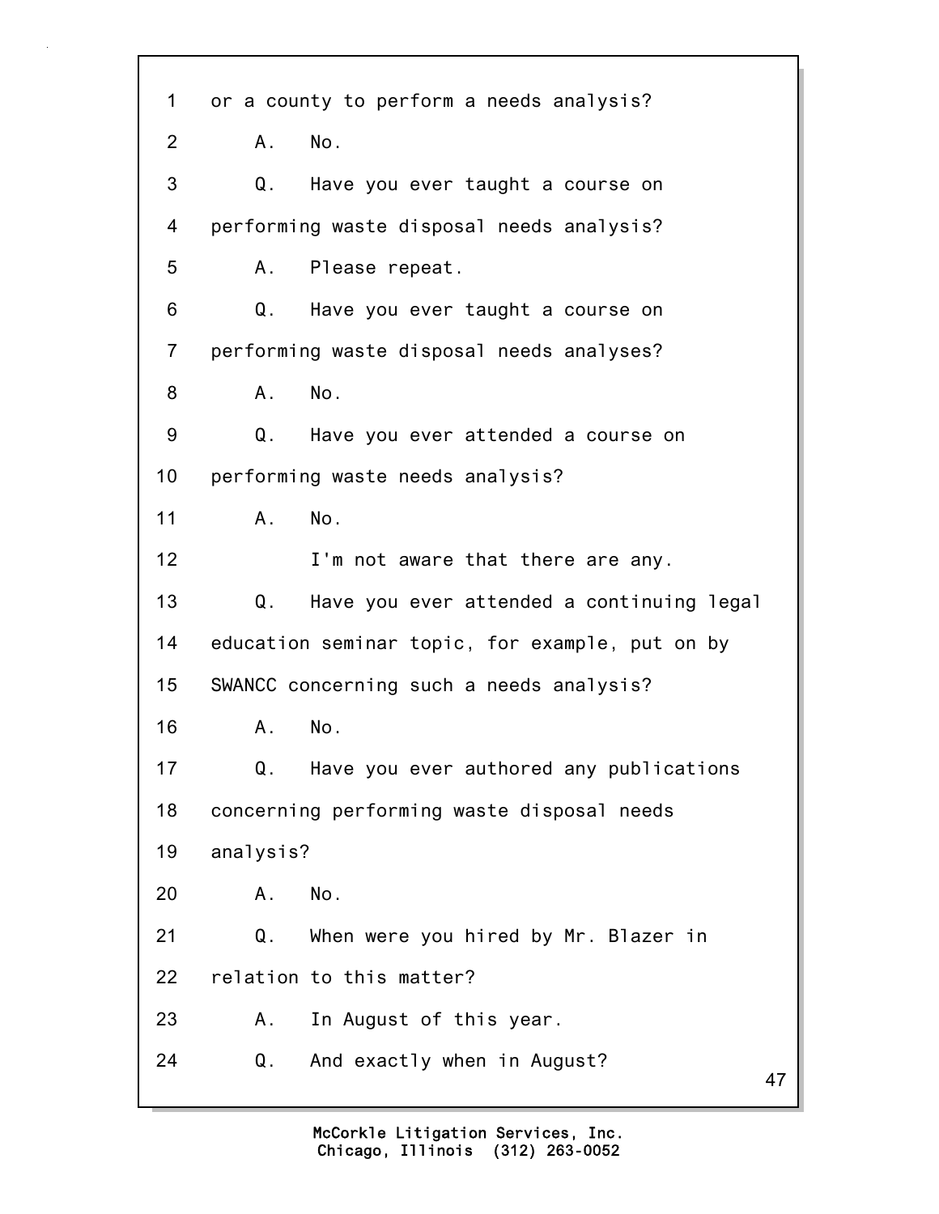1 or a county to perform a needs analysis?

2 A. No.

3 Q. Have you ever taught a course on

4 performing waste disposal needs analysis?

5 A. Please repeat.

6 Q. Have you ever taught a course on

7 performing waste disposal needs analyses?

8 A. No.

9 Q. Have you ever attended a course on

10 performing waste needs analysis?

11 A. No.

12 I'm not aware that there are any.

13 Q. Have you ever attended a continuing legal

14 education seminar topic, for example, put on by

15 SWANCC concerning such a needs analysis?

16 A. No.

17 Q. Have you ever authored any publications

18 concerning performing waste disposal needs

19 analysis?

20 A. No.

21 Q. When were you hired by Mr. Blazer in

22 relation to this matter?

23 A. In August of this year.

24 Q. And exactly when in August?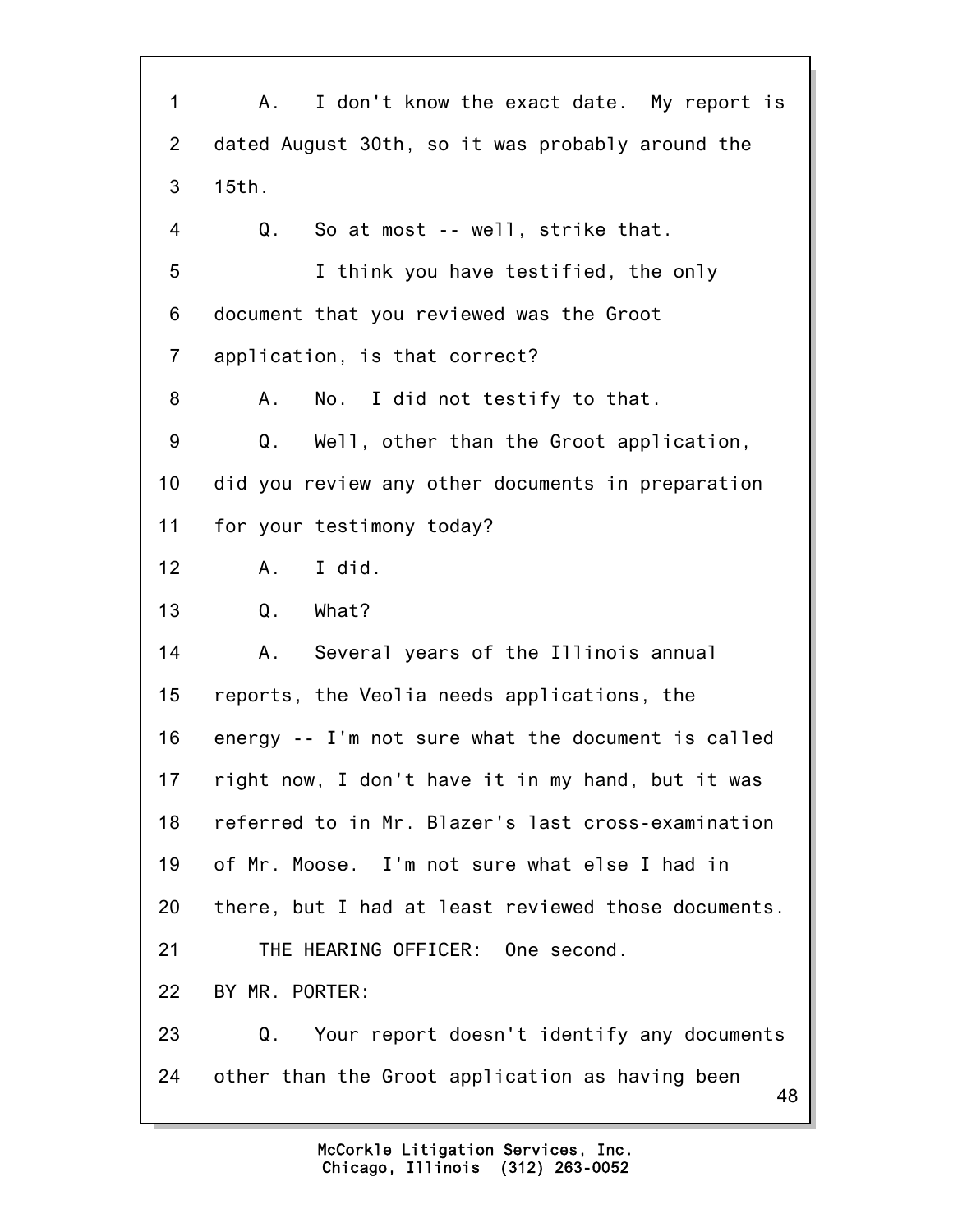1 A. I don't know the exact date. My report is
2 dated August 30th, so it was probably around the
3 15th.
4 Q. So at most -- well, strike that.
5 I think you have testified, the only
6 document that you reviewed was the Groot
7 application, is that correct?
8 A. No. I did not testify to that.
9 Q. Well, other than the Groot application,
10 did you review any other documents in preparation
11 for your testimony today?
12 A. I did.
13 Q. What?
14 A. Several years of the Illinois annual
15 reports, the Veolia needs applications, the
16 energy -- I'm not sure what the document is called
17 right now, I don't have it in my hand, but it was
18 referred to in Mr. Blazer's last cross-examination
19 of Mr. Moose. I'm not sure what else I had in
20 there, but I had at least reviewed those documents.
21 THE HEARING OFFICER: One second.
22 BY MR. PORTER:
23 Q. Your report doesn't identify any documents
24 other than the Groot application as having been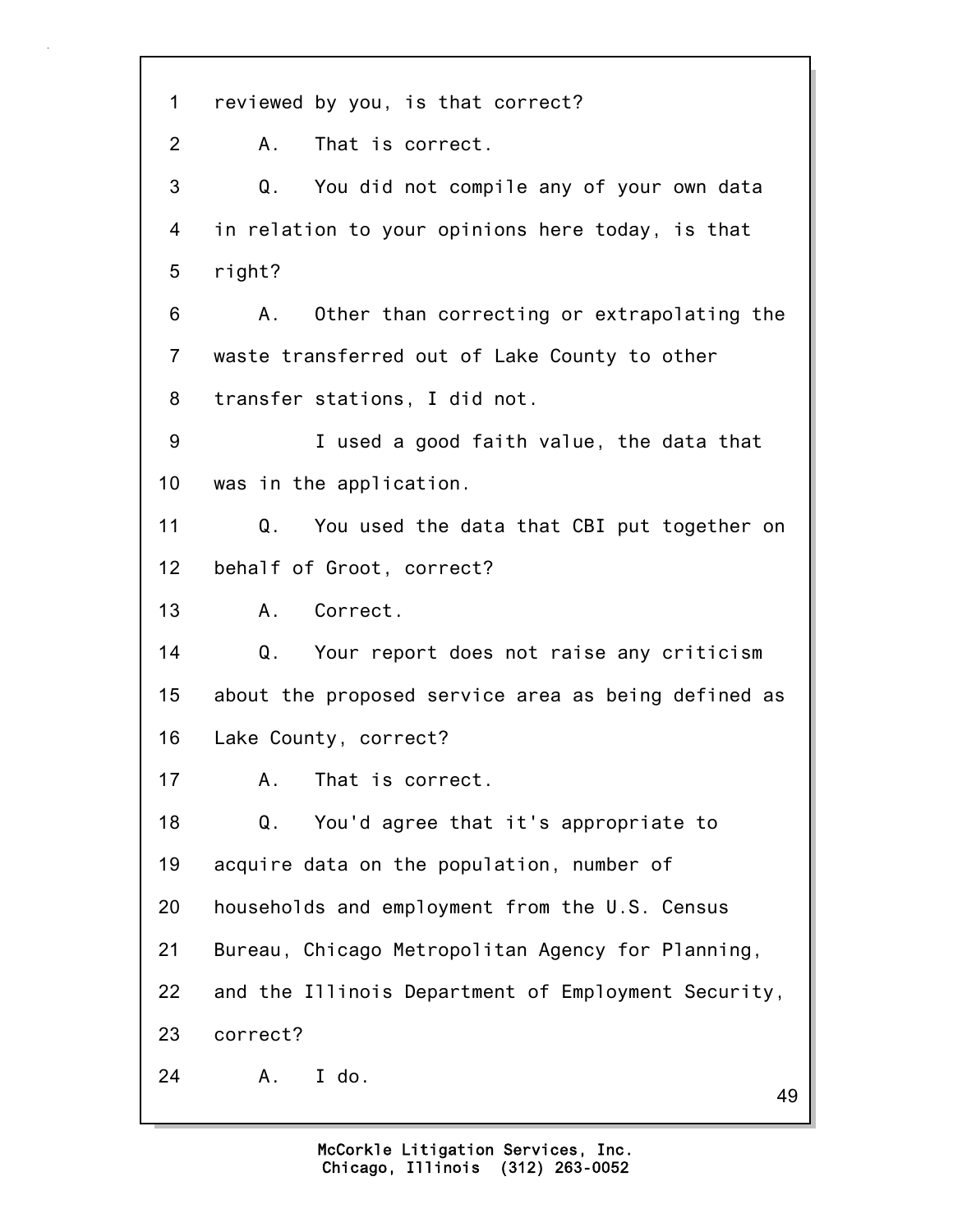1 reviewed by you, is that correct?

2 A. That is correct.

3 Q. You did not compile any of your own data

4 in relation to your opinions here today, is that

5 right?

6 A. Other than correcting or extrapolating the

7 waste transferred out of Lake County to other

8 transfer stations, I did not.

9 I used a good faith value, the data that

10 was in the application.

11 Q. You used the data that CBI put together on

12 behalf of Groot, correct?

13 A. Correct.

14 Q. Your report does not raise any criticism

15 about the proposed service area as being defined as

16 Lake County, correct?

17 A. That is correct.

18 Q. You'd agree that it's appropriate to

19 acquire data on the population, number of

20 households and employment from the U.S. Census

21 Bureau, Chicago Metropolitan Agency for Planning,

22 and the Illinois Department of Employment Security,

23 correct?

24 A. I do.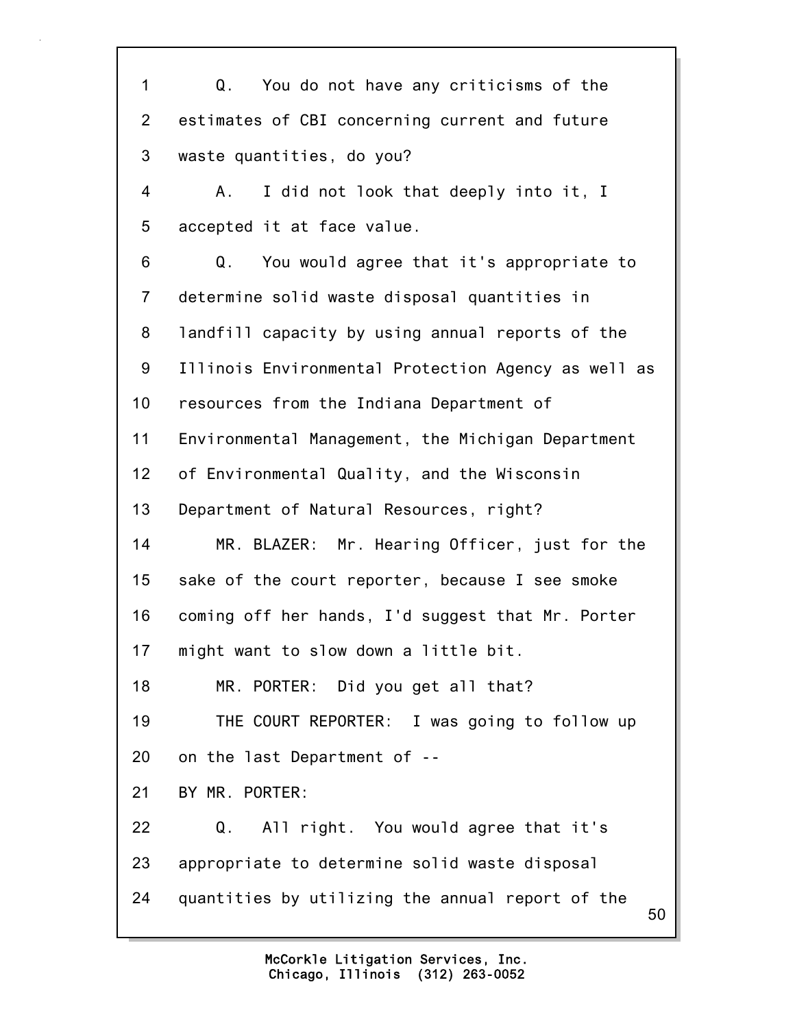1 Q. You do not have any criticisms of the
2 estimates of CBI concerning current and future
3 waste quantities, do you?
4 A. I did not look that deeply into it, I
5 accepted it at face value.
6 Q. You would agree that it's appropriate to
7 determine solid waste disposal quantities in
8 landfill capacity by using annual reports of the
9 Illinois Environmental Protection Agency as well as
10 resources from the Indiana Department of
11 Environmental Management, the Michigan Department
12 of Environmental Quality, and the Wisconsin
13 Department of Natural Resources, right?
14 MR. BLAZER: Mr. Hearing Officer, just for the
15 sake of the court reporter, because I see smoke
16 coming off her hands, I'd suggest that Mr. Porter
17 might want to slow down a little bit.
18 MR. PORTER: Did you get all that?
19 THE COURT REPORTER: I was going to follow up
20 on the last Department of --
21 BY MR. PORTER:
22 Q. All right. You would agree that it's
23 appropriate to determine solid waste disposal
24 quantities by utilizing the annual report of the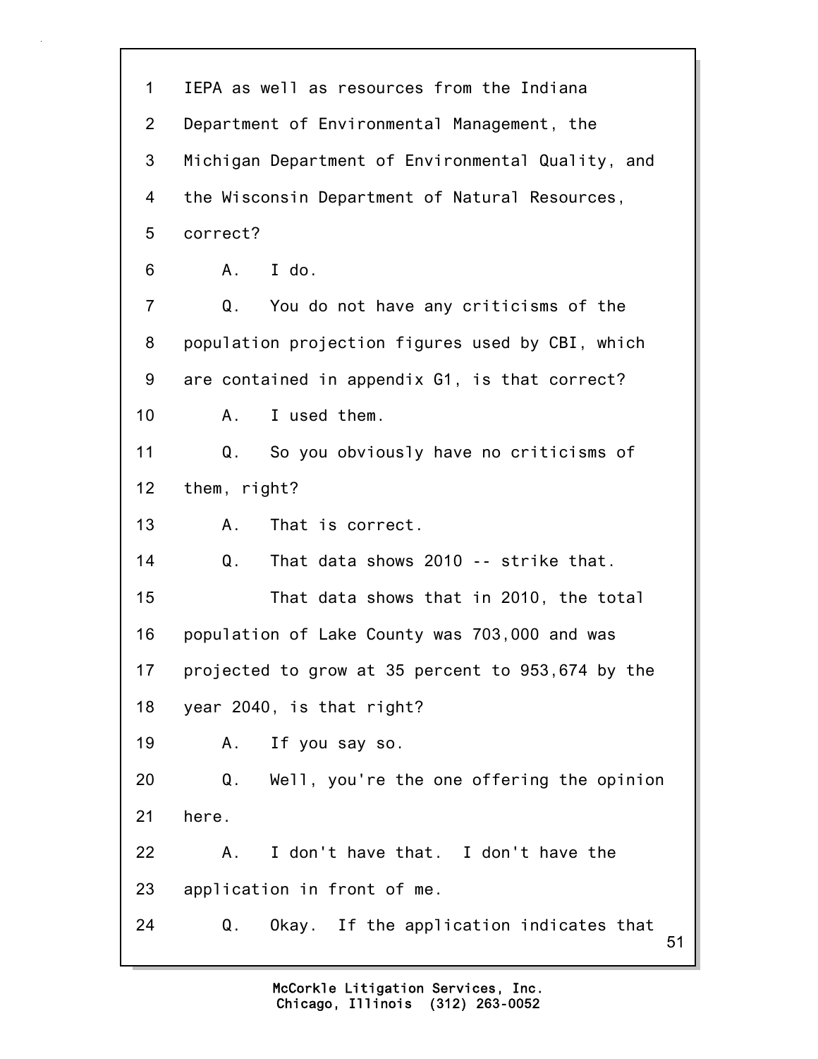1 IEPA as well as resources from the Indiana
2 Department of Environmental Management, the
3 Michigan Department of Environmental Quality, and
4 the Wisconsin Department of Natural Resources,
5 correct?
6 A. I do.
7 Q. You do not have any criticisms of the
8 population projection figures used by CBI, which
9 are contained in appendix G1, is that correct?
10 A. I used them.
11 Q. So you obviously have no criticisms of
12 them, right?
13 A. That is correct.
14 Q. That data shows 2010 -- strike that.
15 That data shows that in 2010, the total
16 population of Lake County was 703,000 and was
17 projected to grow at 35 percent to 953,674 by the
18 year 2040, is that right?
19 A. If you say so.
20 Q. Well, you're the one offering the opinion
21 here.
22 A. I don't have that. I don't have the
23 application in front of me.
24 Q. Okay. If the application indicates that

McCorkle Litigation Services, Inc.
Chicago, Illinois (312) 263-0052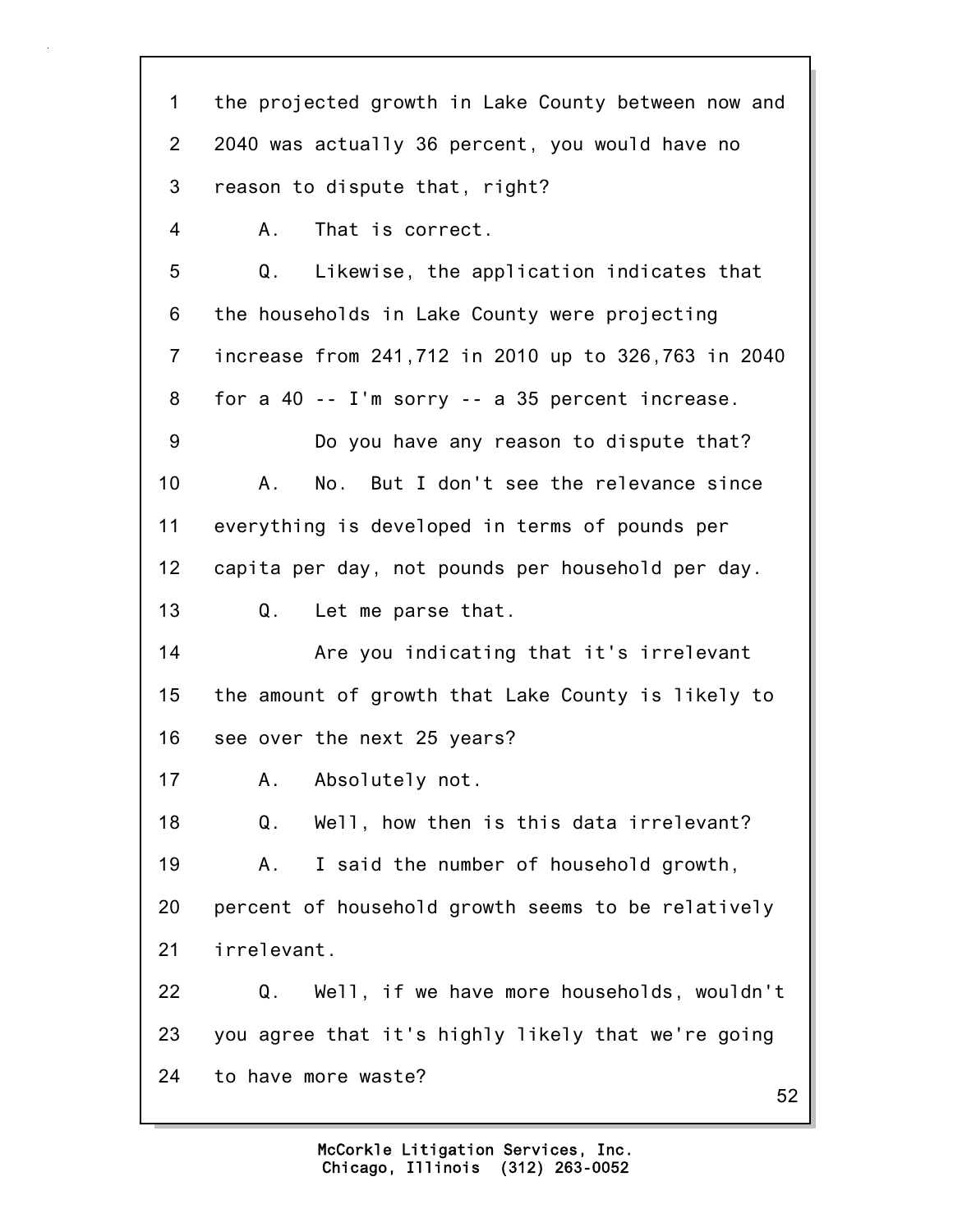1 the projected growth in Lake County between now and
2 2040 was actually 36 percent, you would have no
3 reason to dispute that, right?

4 A. That is correct.

5 Q. Likewise, the application indicates that
6 the households in Lake County were projecting
7 increase from 241,712 in 2010 up to 326,763 in 2040
8 for a 40 -- I'm sorry -- a 35 percent increase.

9 Do you have any reason to dispute that?

10 A. No. But I don't see the relevance since
11 everything is developed in terms of pounds per
12 capita per day, not pounds per household per day.

13 Q. Let me parse that.

14 Are you indicating that it's irrelevant
15 the amount of growth that Lake County is likely to
16 see over the next 25 years?

17 A. Absolutely not.

18 Q. Well, how then is this data irrelevant?

19 A. I said the number of household growth,
20 percent of household growth seems to be relatively
21 irrelevant.

22 Q. Well, if we have more households, wouldn't
23 you agree that it's highly likely that we're going
24 to have more waste?

McCorkle Litigation Services, Inc.
Chicago, Illinois (312) 263-0052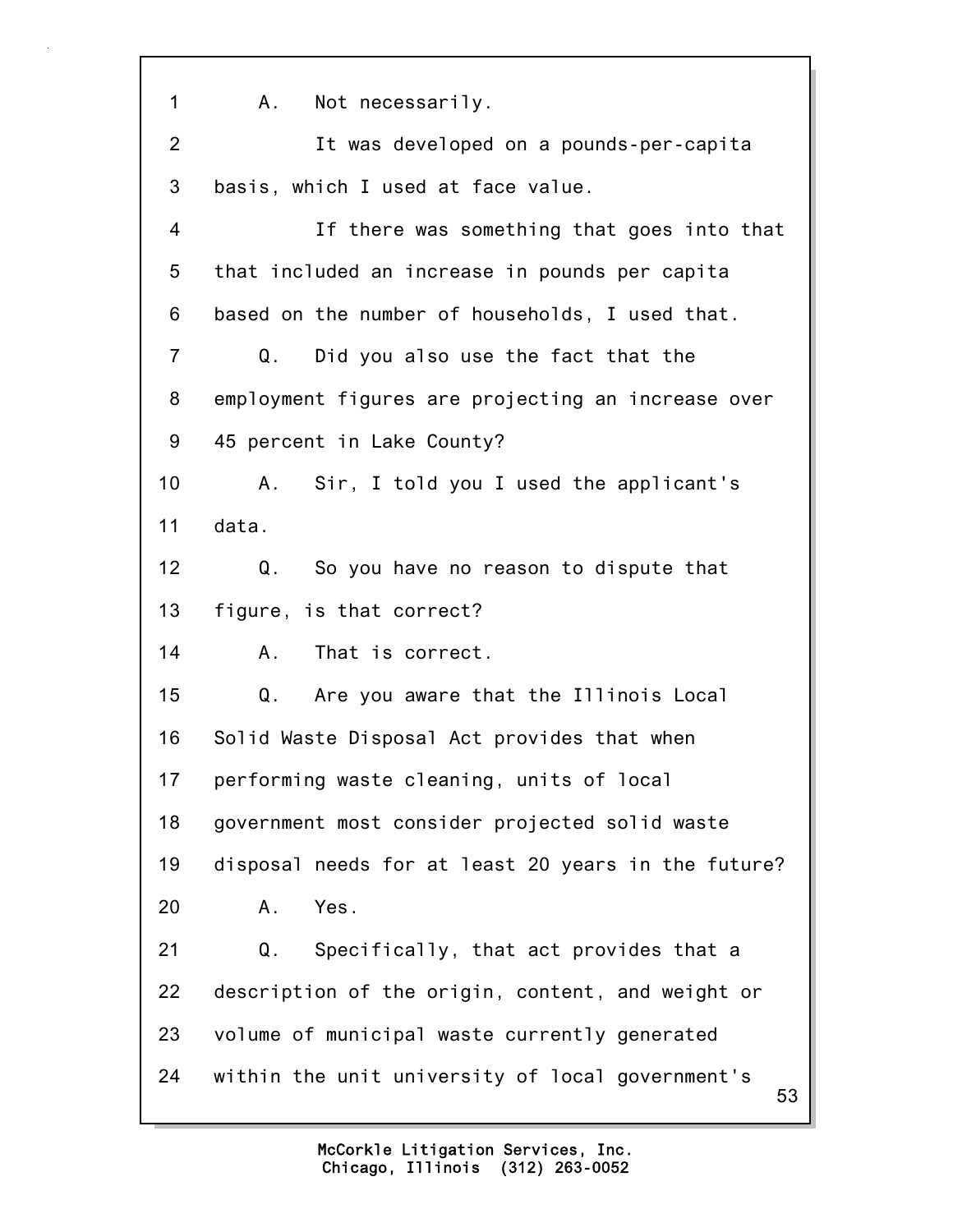A. Not necessarily.

It was developed on a pounds-per-capita basis, which I used at face value.

If there was something that goes into that that included an increase in pounds per capita based on the number of households, I used that.

Q. Did you also use the fact that the employment figures are projecting an increase over 45 percent in Lake County?

A. Sir, I told you I used the applicant's data.

Q. So you have no reason to dispute that figure, is that correct?

A. That is correct.

Q. Are you aware that the Illinois Local Solid Waste Disposal Act provides that when performing waste cleaning, units of local government most consider projected solid waste disposal needs for at least 20 years in the future?

A. Yes.

Q. Specifically, that act provides that a description of the origin, content, and weight or volume of municipal waste currently generated within the unit university of local government's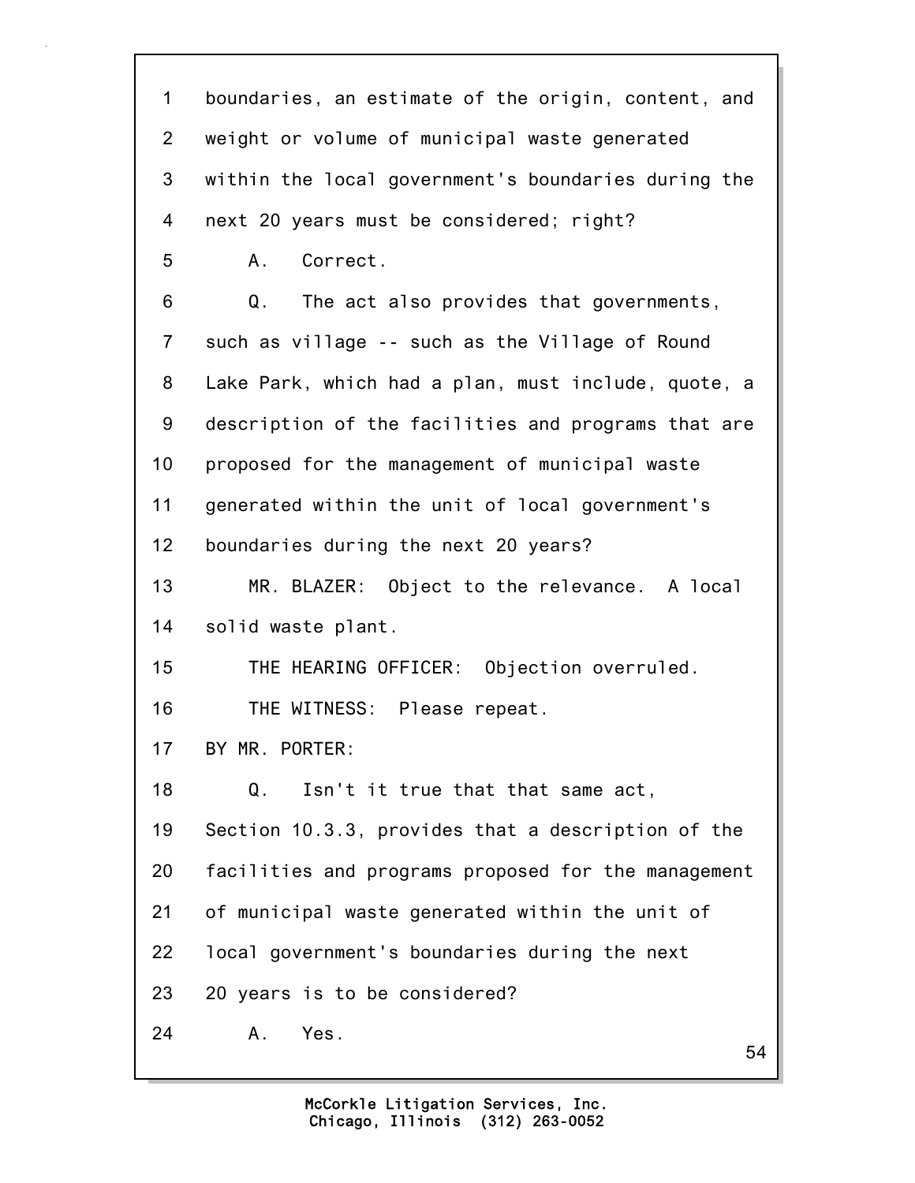1 boundaries, an estimate of the origin, content, and
2 weight or volume of municipal waste generated
3 within the local government's boundaries during the
4 next 20 years must be considered; right?
5 A. Correct.
6 Q. The act also provides that governments,
7 such as village -- such as the Village of Round
8 Lake Park, which had a plan, must include, quote, a
9 description of the facilities and programs that are
10 proposed for the management of municipal waste
11 generated within the unit of local government's
12 boundaries during the next 20 years?
13 MR. BLAZER: Object to the relevance. A local
14 solid waste plant.
15 THE HEARING OFFICER: Objection overruled.
16 THE WITNESS: Please repeat.
17 BY MR. PORTER:
18 Q. Isn't it true that that same act,
19 Section 10.3.3, provides that a description of the
20 facilities and programs proposed for the management
21 of municipal waste generated within the unit of
22 local government's boundaries during the next
23 20 years is to be considered?
24 A. Yes.

McCorkle Litigation Services, Inc.
Chicago, Illinois (312) 263-0052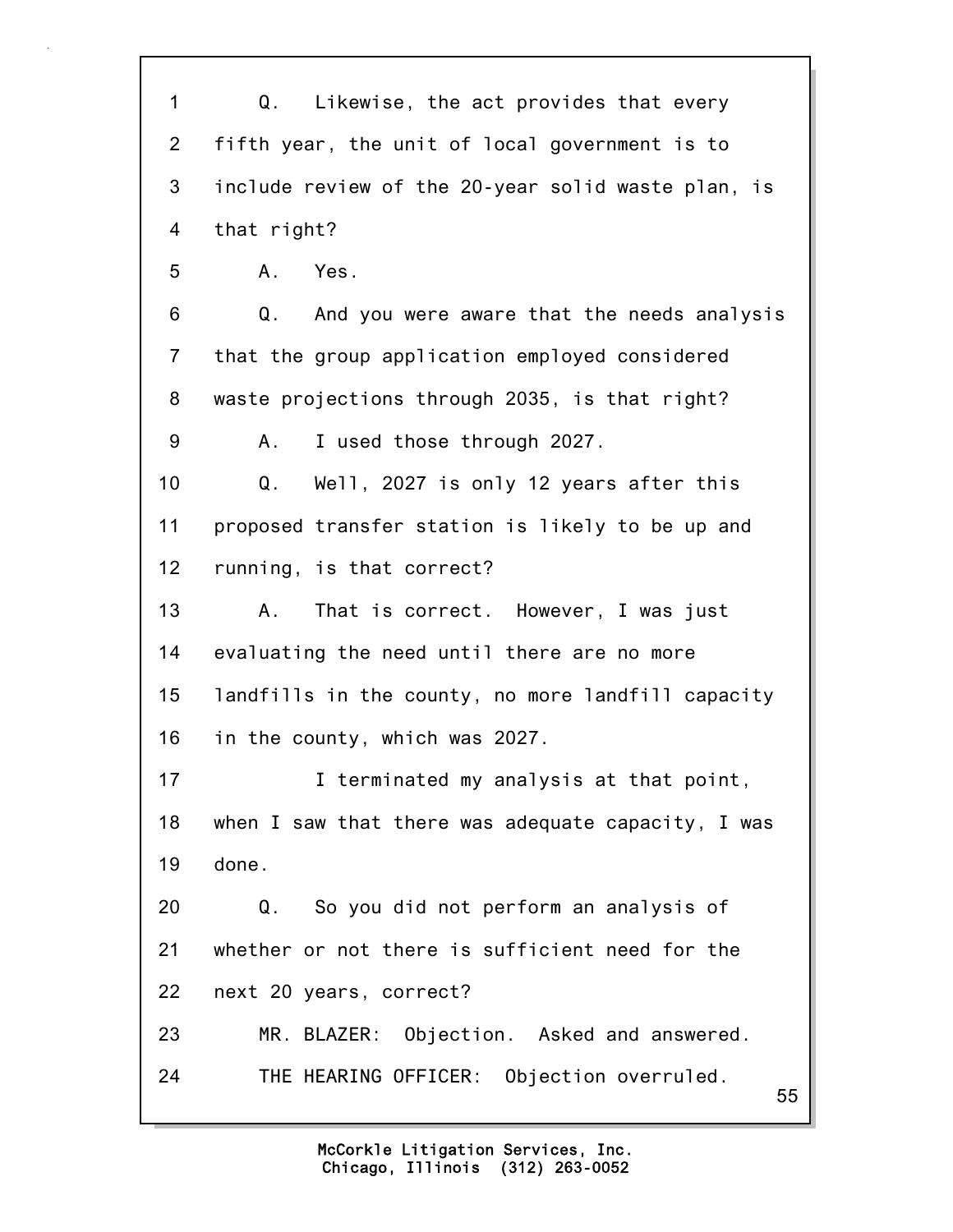1 Q. Likewise, the act provides that every
2 fifth year, the unit of local government is to
3 include review of the 20-year solid waste plan, is
4 that right?
5 A. Yes.
6 Q. And you were aware that the needs analysis
7 that the group application employed considered
8 waste projections through 2035, is that right?
9 A. I used those through 2027.
10 Q. Well, 2027 is only 12 years after this
11 proposed transfer station is likely to be up and
12 running, is that correct?
13 A. That is correct. However, I was just
14 evaluating the need until there are no more
15 landfills in the county, no more landfill capacity
16 in the county, which was 2027.
17 I terminated my analysis at that point,
18 when I saw that there was adequate capacity, I was
19 done.
20 Q. So you did not perform an analysis of
21 whether or not there is sufficient need for the
22 next 20 years, correct?
23 MR. BLAZER: Objection. Asked and answered.
24 THE HEARING OFFICER: Objection overruled.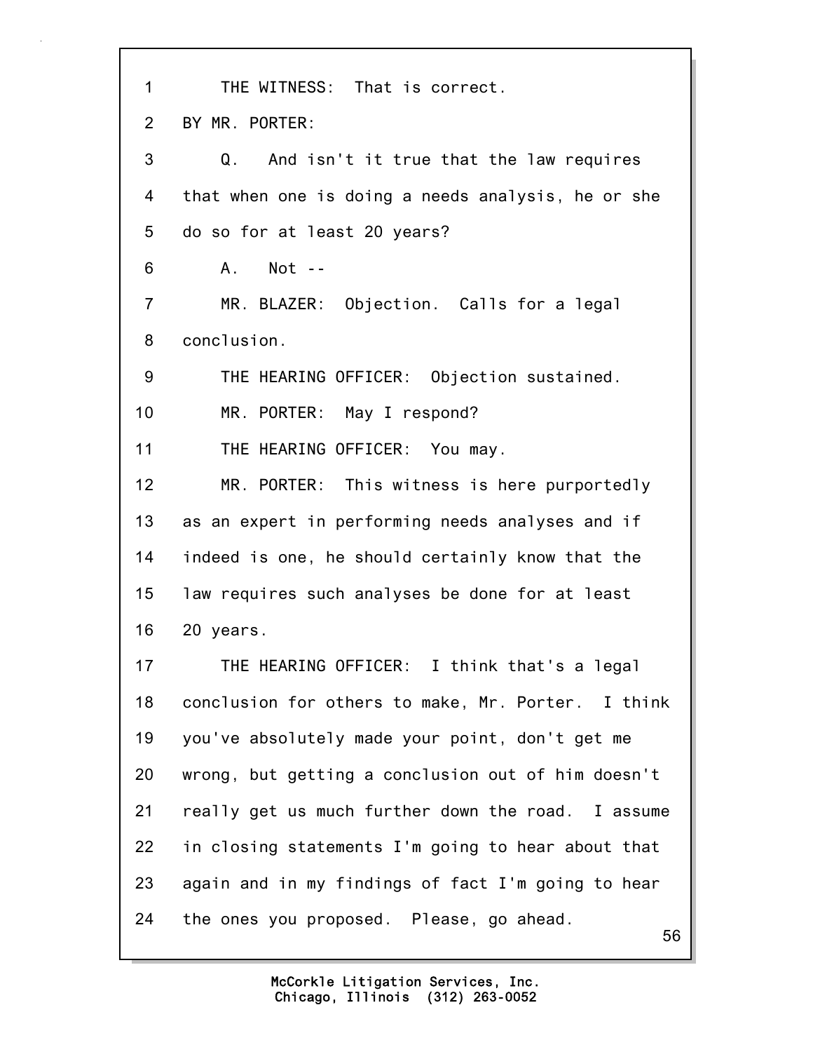1 THE WITNESS: That is correct.

2 BY MR. PORTER:

3 Q. And isn't it true that the law requires

4 that when one is doing a needs analysis, he or she

5 do so for at least 20 years?

6 A. Not --

7 MR. BLAZER: Objection. Calls for a legal

8 conclusion.

9 THE HEARING OFFICER: Objection sustained.

10 MR. PORTER: May I respond?

11 THE HEARING OFFICER: You may.

12 MR. PORTER: This witness is here purportedly

13 as an expert in performing needs analyses and if

14 indeed is one, he should certainly know that the

15 law requires such analyses be done for at least

16 20 years.

17 THE HEARING OFFICER: I think that's a legal

18 conclusion for others to make, Mr. Porter. I think

19 you've absolutely made your point, don't get me

20 wrong, but getting a conclusion out of him doesn't

21 really get us much further down the road. I assume

22 in closing statements I'm going to hear about that

23 again and in my findings of fact I'm going to hear

24 the ones you proposed. Please, go ahead.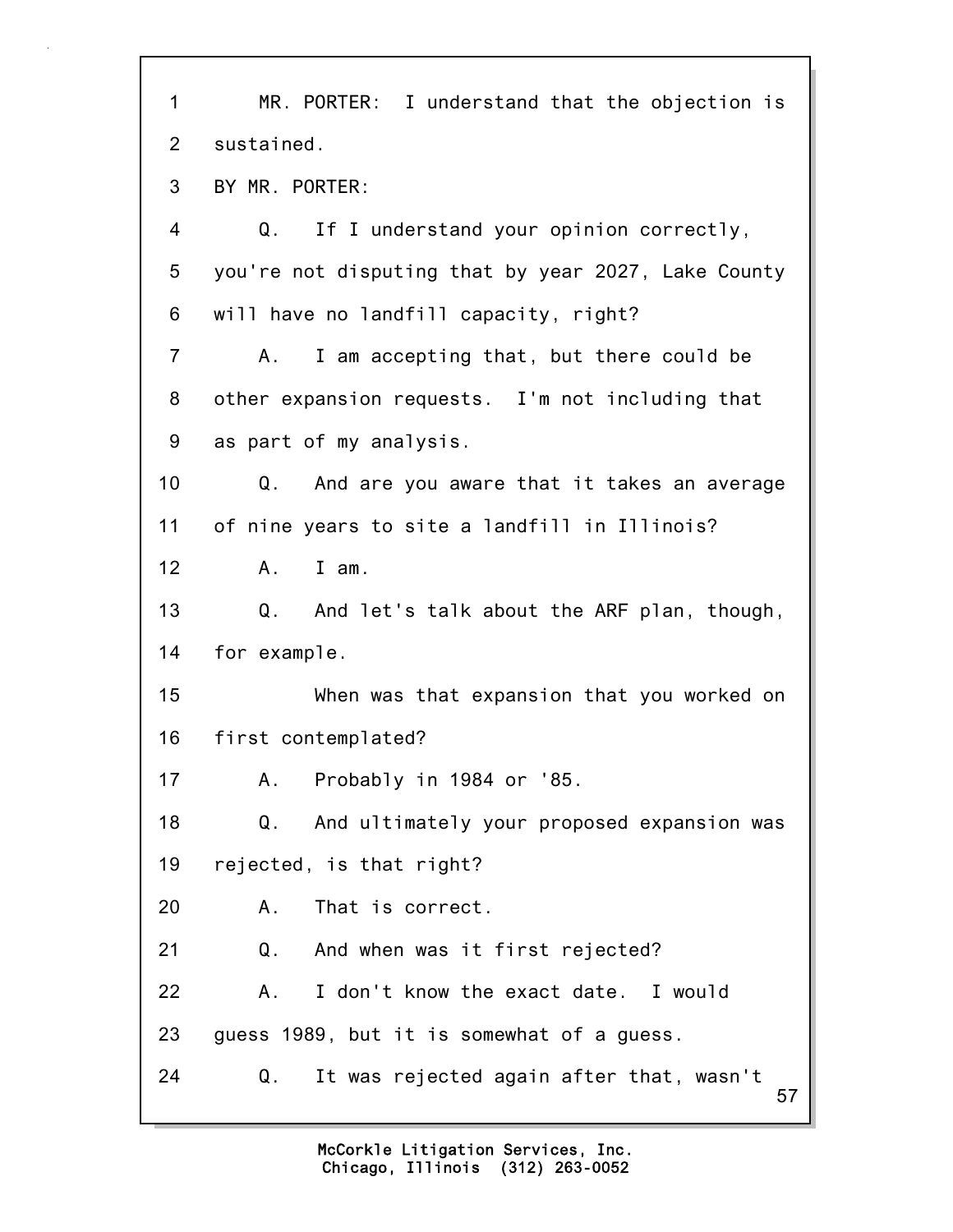MR. PORTER: I understand that the objection is sustained.

BY MR. PORTER:

Q. If I understand your opinion correctly, you're not disputing that by year 2027, Lake County will have no landfill capacity, right?

A. I am accepting that, but there could be other expansion requests. I'm not including that as part of my analysis.

Q. And are you aware that it takes an average of nine years to site a landfill in Illinois?

A. I am.

Q. And let's talk about the ARF plan, though, for example.

When was that expansion that you worked on first contemplated?

A. Probably in 1984 or '85.

Q. And ultimately your proposed expansion was rejected, is that right?

A. That is correct.

Q. And when was it first rejected?

A. I don't know the exact date. I would guess 1989, but it is somewhat of a guess.

Q. It was rejected again after that, wasn't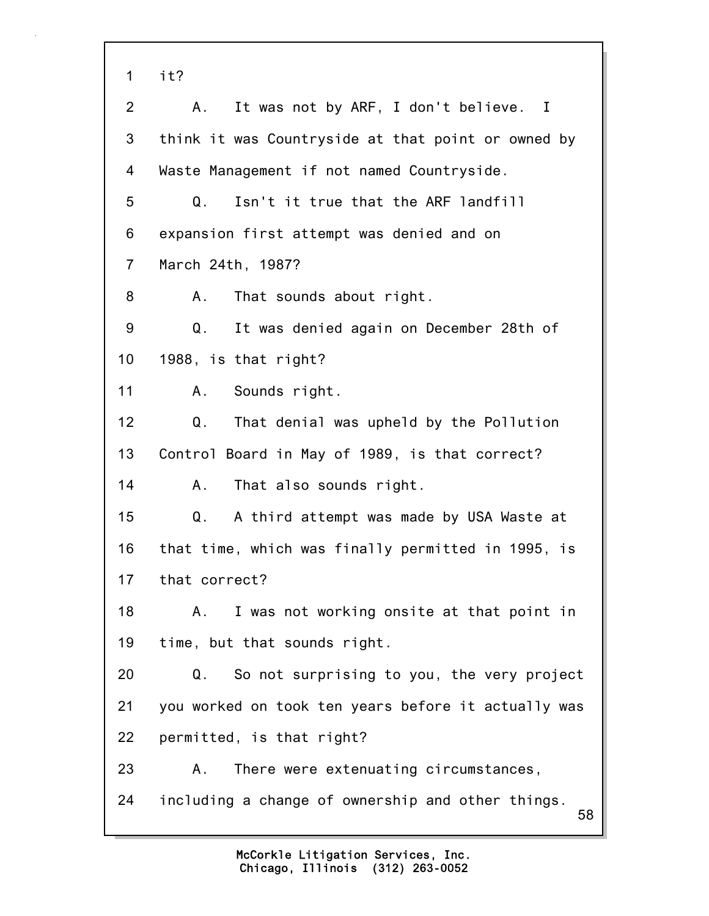1 it?

2 A. It was not by ARF, I don't believe. I

3 think it was Countryside at that point or owned by

4 Waste Management if not named Countryside.

5 Q. Isn't it true that the ARF landfill

6 expansion first attempt was denied and on

7 March 24th, 1987?

8 A. That sounds about right.

9 Q. It was denied again on December 28th of

10 1988, is that right?

11 A. Sounds right.

12 Q. That denial was upheld by the Pollution

13 Control Board in May of 1989, is that correct?

14 A. That also sounds right.

15 Q. A third attempt was made by USA Waste at

16 that time, which was finally permitted in 1995, is

17 that correct?

18 A. I was not working onsite at that point in

19 time, but that sounds right.

20 Q. So not surprising to you, the very project

21 you worked on took ten years before it actually was

22 permitted, is that right?

23 A. There were extenuating circumstances,

24 including a change of ownership and other things.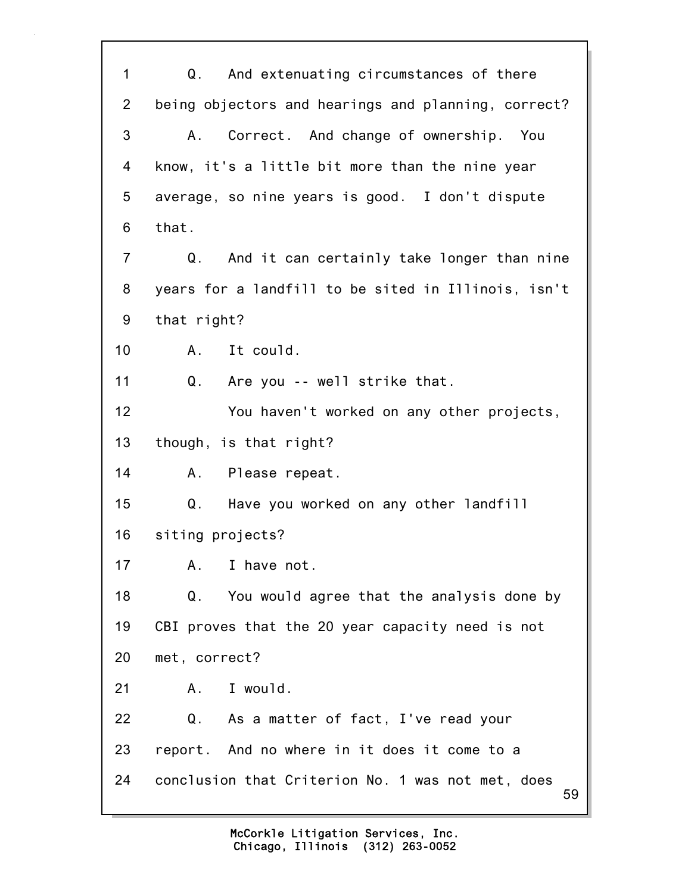1 Q. And extenuating circumstances of there
2 being objectors and hearings and planning, correct?
3 A. Correct. And change of ownership. You
4 know, it's a little bit more than the nine year
5 average, so nine years is good. I don't dispute
6 that.
7 Q. And it can certainly take longer than nine
8 years for a landfill to be sited in Illinois, isn't
9 that right?
10 A. It could.
11 Q. Are you -- well strike that.
12 You haven't worked on any other projects,
13 though, is that right?
14 A. Please repeat.
15 Q. Have you worked on any other landfill
16 siting projects?
17 A. I have not.
18 Q. You would agree that the analysis done by
19 CBI proves that the 20 year capacity need is not
20 met, correct?
21 A. I would.
22 Q. As a matter of fact, I've read your
23 report. And no where in it does it come to a
24 conclusion that Criterion No. 1 was not met, does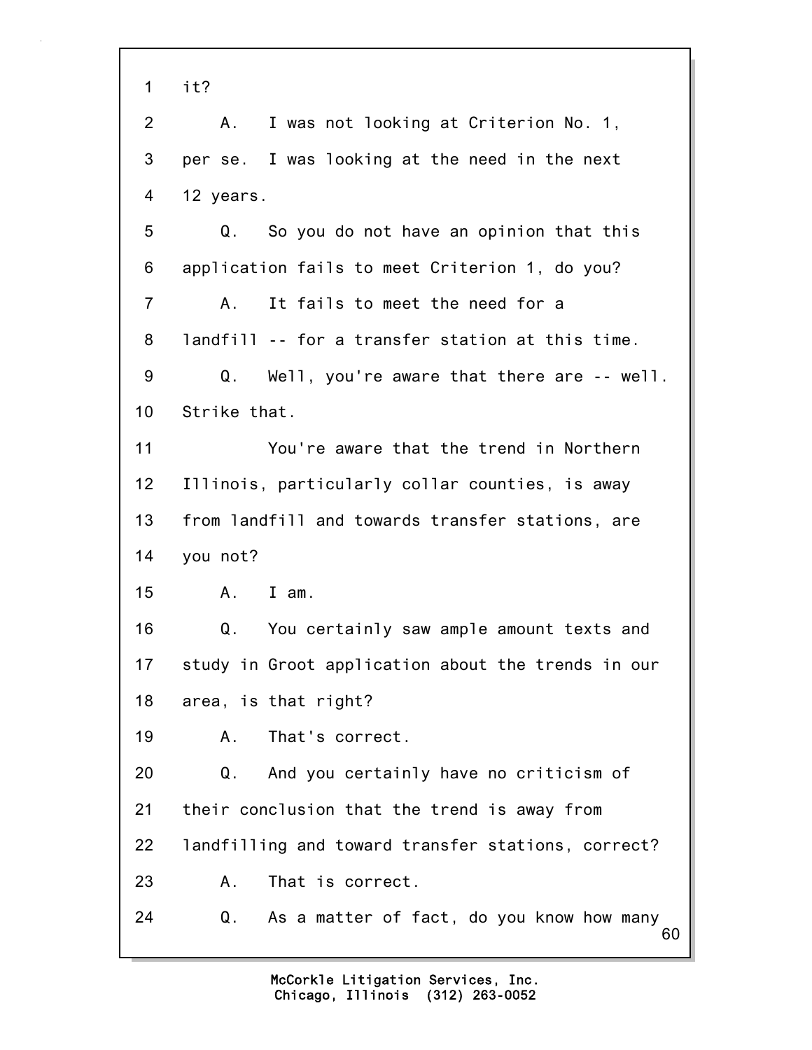1 it?

2 A. I was not looking at Criterion No. 1,

3 per se. I was looking at the need in the next

4 12 years.

5 Q. So you do not have an opinion that this

6 application fails to meet Criterion 1, do you?

7 A. It fails to meet the need for a

8 landfill -- for a transfer station at this time.

9 Q. Well, you're aware that there are -- well.

10 Strike that.

11 You're aware that the trend in Northern

12 Illinois, particularly collar counties, is away

13 from landfill and towards transfer stations, are

14 you not?

15 A. I am.

16 Q. You certainly saw ample amount texts and

17 study in Groot application about the trends in our

18 area, is that right?

19 A. That's correct.

20 Q. And you certainly have no criticism of

21 their conclusion that the trend is away from

22 landfilling and toward transfer stations, correct?

23 A. That is correct.

24 Q. As a matter of fact, do you know how many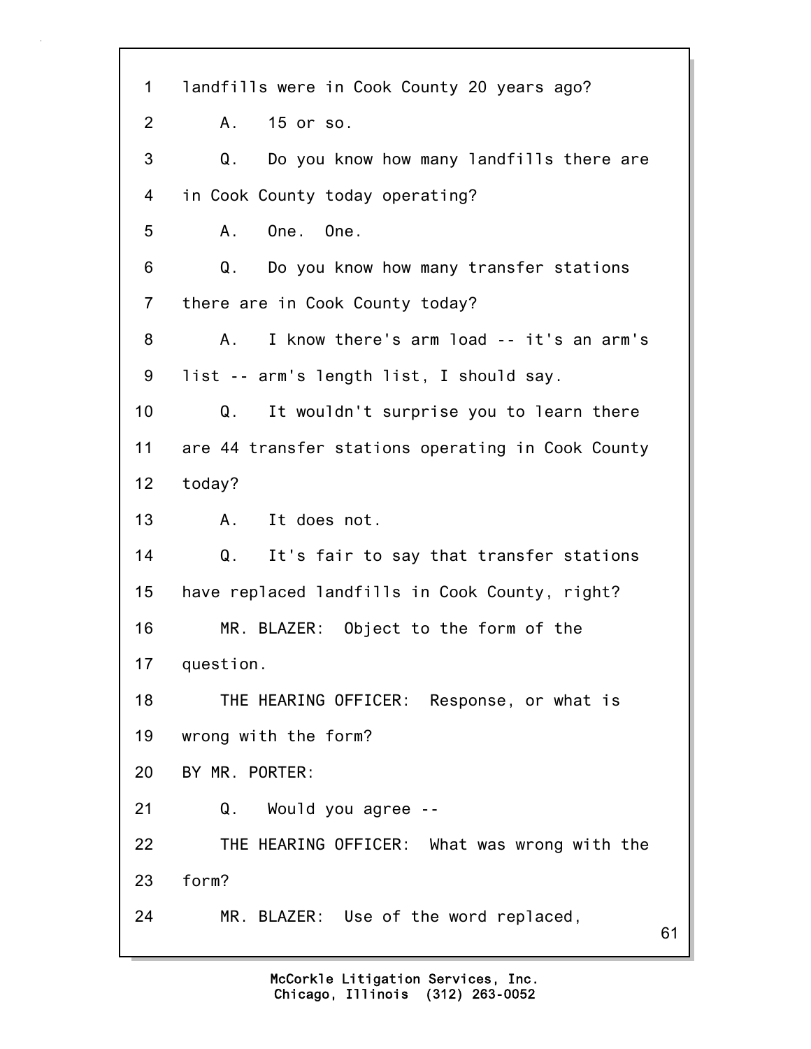1 landfills were in Cook County 20 years ago?

2 A. 15 or so.

3 Q. Do you know how many landfills there are

4 in Cook County today operating?

5 A. One. One.

6 Q. Do you know how many transfer stations

7 there are in Cook County today?

8 A. I know there's arm load -- it's an arm's

9 list -- arm's length list, I should say.

10 Q. It wouldn't surprise you to learn there

11 are 44 transfer stations operating in Cook County

12 today?

13 A. It does not.

14 Q. It's fair to say that transfer stations

15 have replaced landfills in Cook County, right?

16 MR. BLAZER: Object to the form of the

17 question.

18 THE HEARING OFFICER: Response, or what is

19 wrong with the form?

20 BY MR. PORTER:

21 Q. Would you agree --

22 THE HEARING OFFICER: What was wrong with the

23 form?

24 MR. BLAZER: Use of the word replaced,

McCorkle Litigation Services, Inc.
Chicago, Illinois (312) 263-0052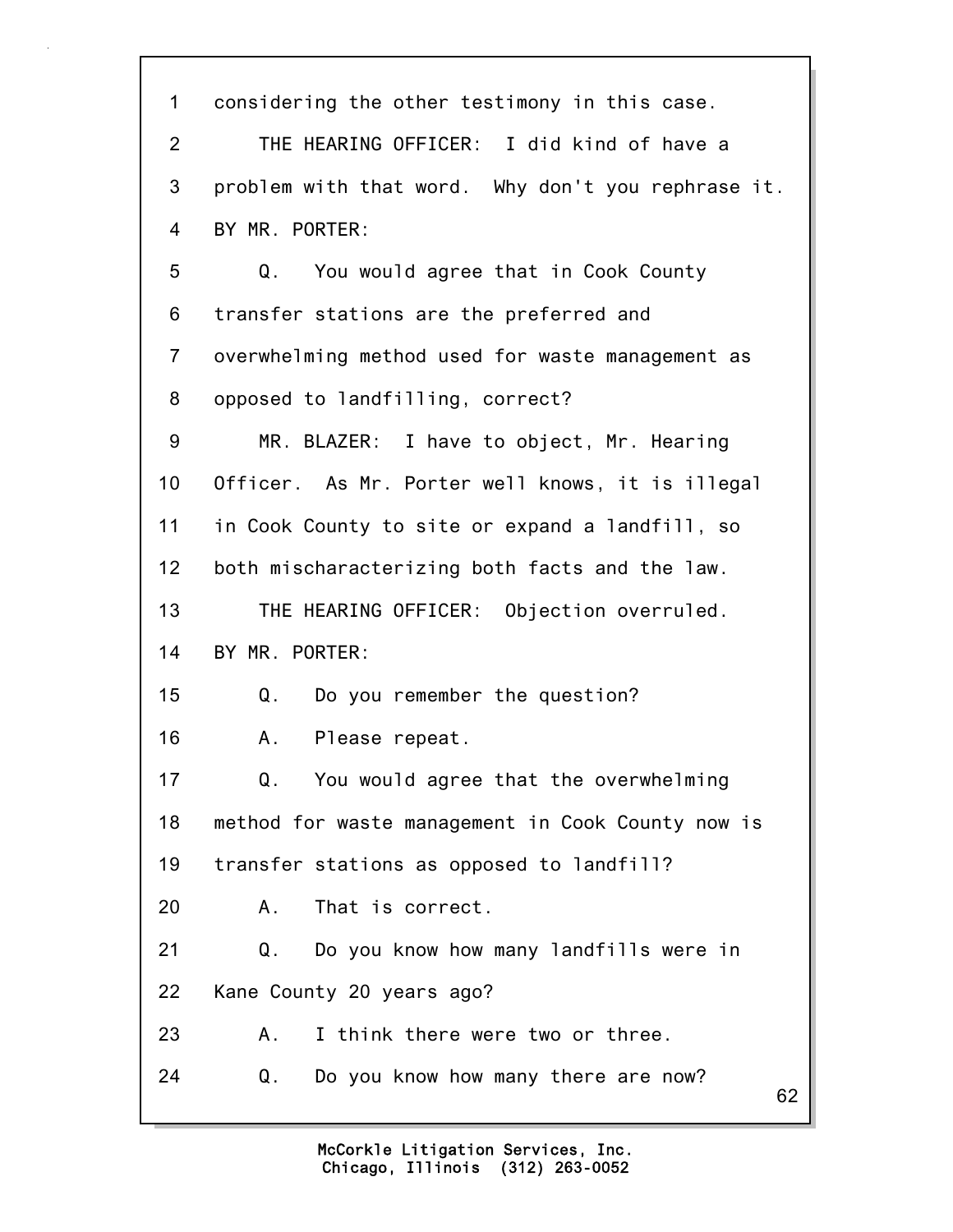1 considering the other testimony in this case.

2 THE HEARING OFFICER: I did kind of have a

3 problem with that word. Why don't you rephrase it.

4 BY MR. PORTER:

5 Q. You would agree that in Cook County

6 transfer stations are the preferred and

7 overwhelming method used for waste management as

8 opposed to landfilling, correct?

9 MR. BLAZER: I have to object, Mr. Hearing

10 Officer. As Mr. Porter well knows, it is illegal

11 in Cook County to site or expand a landfill, so

12 both mischaracterizing both facts and the law.

13 THE HEARING OFFICER: Objection overruled.

14 BY MR. PORTER:

15 Q. Do you remember the question?

16 A. Please repeat.

17 Q. You would agree that the overwhelming

18 method for waste management in Cook County now is

19 transfer stations as opposed to landfill?

20 A. That is correct.

21 Q. Do you know how many landfills were in

22 Kane County 20 years ago?

23 A. I think there were two or three.

24 Q. Do you know how many there are now?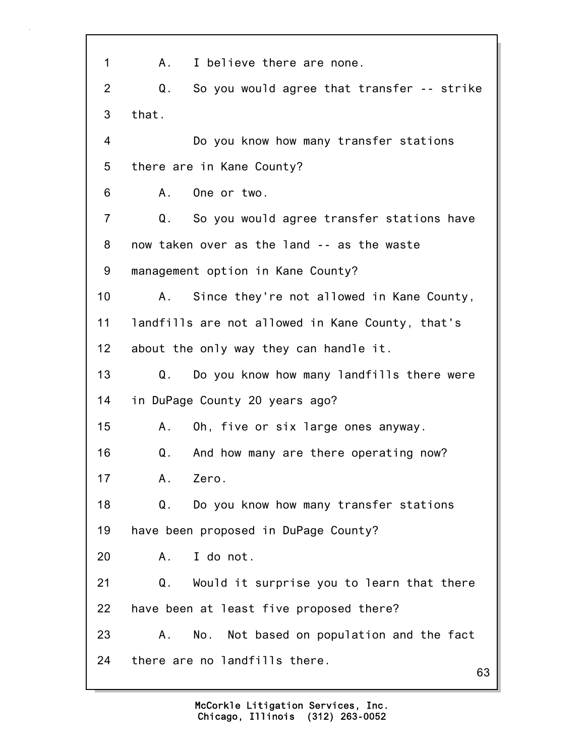1 A. I believe there are none.

2 Q. So you would agree that transfer -- strike

3 that.

4 Do you know how many transfer stations

5 there are in Kane County?

6 A. One or two.

7 Q. So you would agree transfer stations have

8 now taken over as the land -- as the waste

9 management option in Kane County?

10 A. Since they're not allowed in Kane County,

11 landfills are not allowed in Kane County, that's

12 about the only way they can handle it.

13 Q. Do you know how many landfills there were

14 in DuPage County 20 years ago?

15 A. Oh, five or six large ones anyway.

16 Q. And how many are there operating now?

17 A. Zero.

18 Q. Do you know how many transfer stations

19 have been proposed in DuPage County?

20 A. I do not.

21 Q. Would it surprise you to learn that there

22 have been at least five proposed there?

23 A. No. Not based on population and the fact

24 there are no landfills there.

McCorkle Litigation Services, Inc.
Chicago, Illinois (312) 263-0052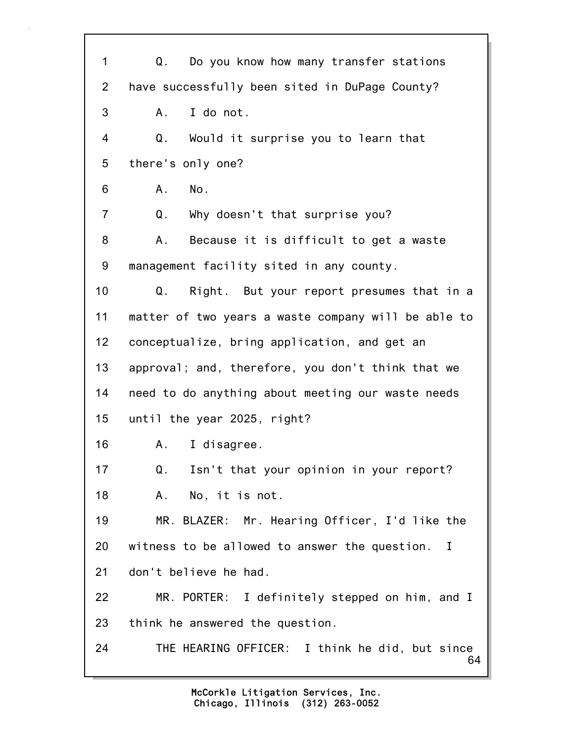1 Q. Do you know how many transfer stations
2 have successfully been sited in DuPage County?
3 A. I do not.
4 Q. Would it surprise you to learn that
5 there's only one?
6 A. No.
7 Q. Why doesn't that surprise you?
8 A. Because it is difficult to get a waste
9 management facility sited in any county.
10 Q. Right. But your report presumes that in a
11 matter of two years a waste company will be able to
12 conceptualize, bring application, and get an
13 approval; and, therefore, you don't think that we
14 need to do anything about meeting our waste needs
15 until the year 2025, right?
16 A. I disagree.
17 Q. Isn't that your opinion in your report?
18 A. No, it is not.
19 MR. BLAZER: Mr. Hearing Officer, I'd like the
20 witness to be allowed to answer the question. I
21 don't believe he had.
22 MR. PORTER: I definitely stepped on him, and I
23 think he answered the question.
24 THE HEARING OFFICER: I think he did, but since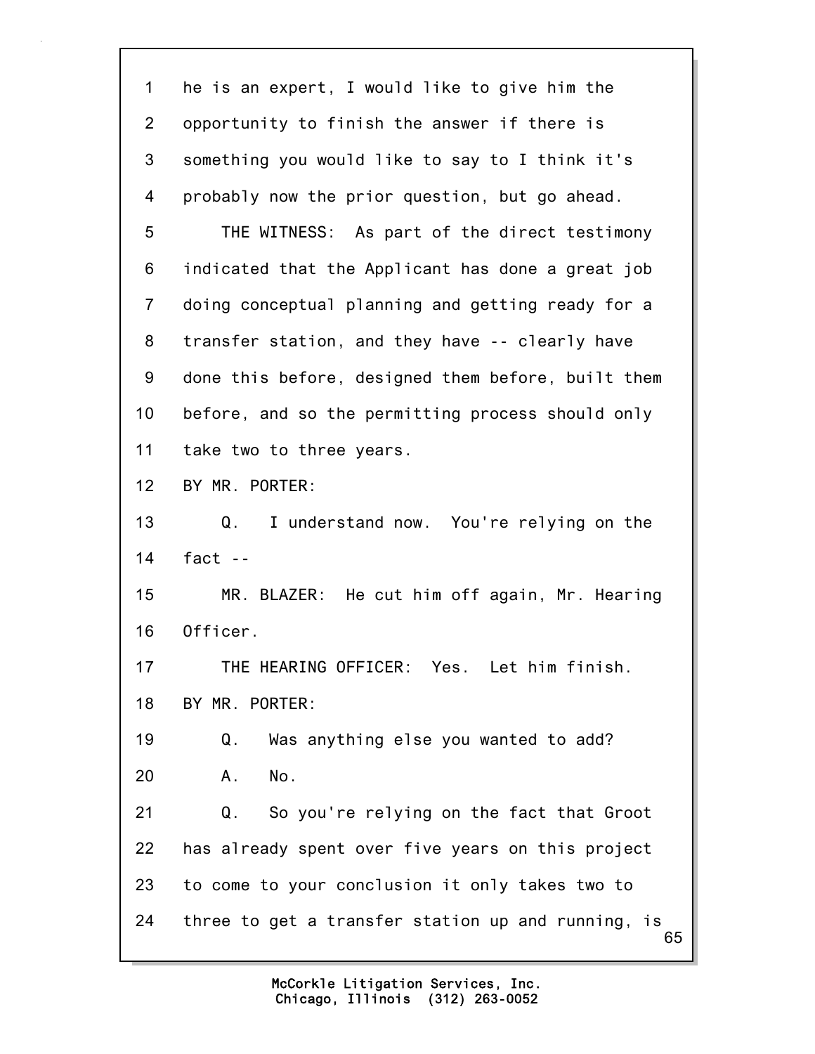1 he is an expert, I would like to give him the
2 opportunity to finish the answer if there is
3 something you would like to say to I think it's
4 probably now the prior question, but go ahead.
5 THE WITNESS: As part of the direct testimony
6 indicated that the Applicant has done a great job
7 doing conceptual planning and getting ready for a
8 transfer station, and they have -- clearly have
9 done this before, designed them before, built them
10 before, and so the permitting process should only
11 take two to three years.
12 BY MR. PORTER:
13 Q. I understand now. You're relying on the
14 fact --
15 MR. BLAZER: He cut him off again, Mr. Hearing
16 Officer.
17 THE HEARING OFFICER: Yes. Let him finish.
18 BY MR. PORTER:
19 Q. Was anything else you wanted to add?
20 A. No.
21 Q. So you're relying on the fact that Groot
22 has already spent over five years on this project
23 to come to your conclusion it only takes two to
24 three to get a transfer station up and running, is

McCorkle Litigation Services, Inc.
Chicago, Illinois (312) 263-0052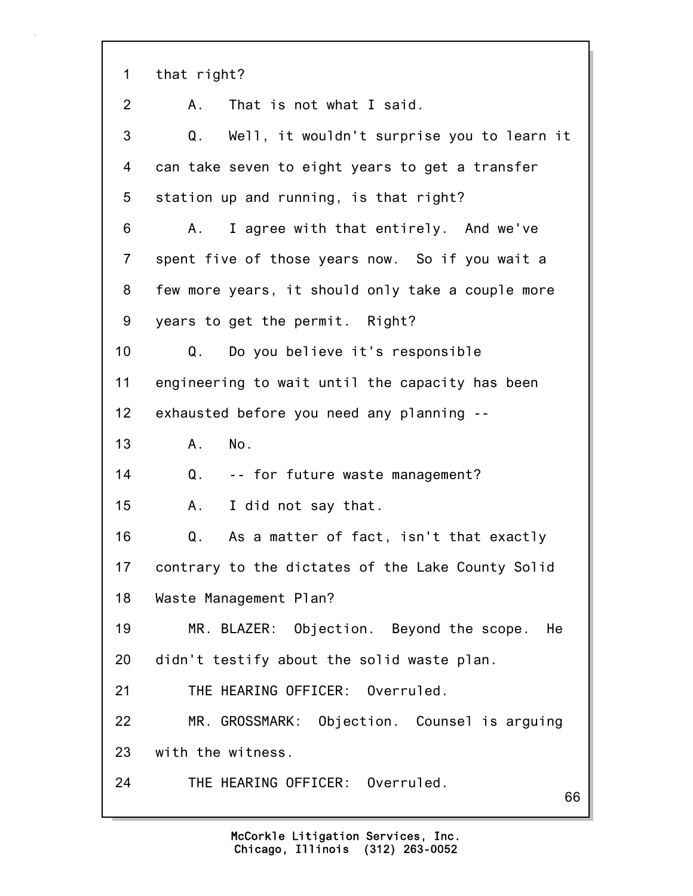1 that right?

2 A. That is not what I said.

3 Q. Well, it wouldn't surprise you to learn it

4 can take seven to eight years to get a transfer

5 station up and running, is that right?

6 A. I agree with that entirely. And we've

7 spent five of those years now. So if you wait a

8 few more years, it should only take a couple more

9 years to get the permit. Right?

10 Q. Do you believe it's responsible

11 engineering to wait until the capacity has been

12 exhausted before you need any planning --

13 A. No.

14 Q. -- for future waste management?

15 A. I did not say that.

16 Q. As a matter of fact, isn't that exactly

17 contrary to the dictates of the Lake County Solid

18 Waste Management Plan?

19 MR. BLAZER: Objection. Beyond the scope. He

20 didn't testify about the solid waste plan.

21 THE HEARING OFFICER: Overruled.

22 MR. GROSSMARK: Objection. Counsel is arguing

23 with the witness.

24 THE HEARING OFFICER: Overruled.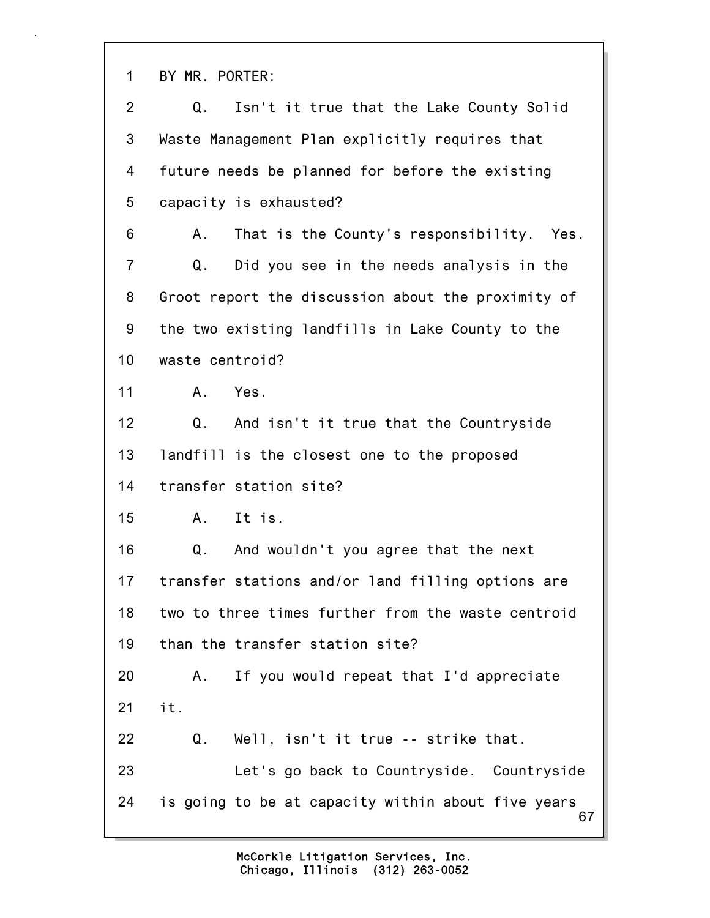1 BY MR. PORTER:

2 Q. Isn't it true that the Lake County Solid

3 Waste Management Plan explicitly requires that

4 future needs be planned for before the existing

5 capacity is exhausted?

6 A. That is the County's responsibility. Yes.

7 Q. Did you see in the needs analysis in the

8 Groot report the discussion about the proximity of

9 the two existing landfills in Lake County to the

10 waste centroid?

11 A. Yes.

12 Q. And isn't it true that the Countryside

13 landfill is the closest one to the proposed

14 transfer station site?

15 A. It is.

16 Q. And wouldn't you agree that the next

17 transfer stations and/or land filling options are

18 two to three times further from the waste centroid

19 than the transfer station site?

20 A. If you would repeat that I'd appreciate

21 it.

22 Q. Well, isn't it true -- strike that.

23 Let's go back to Countryside. Countryside

24 is going to be at capacity within about five years

McCorkle Litigation Services, Inc.
Chicago, Illinois (312) 263-0052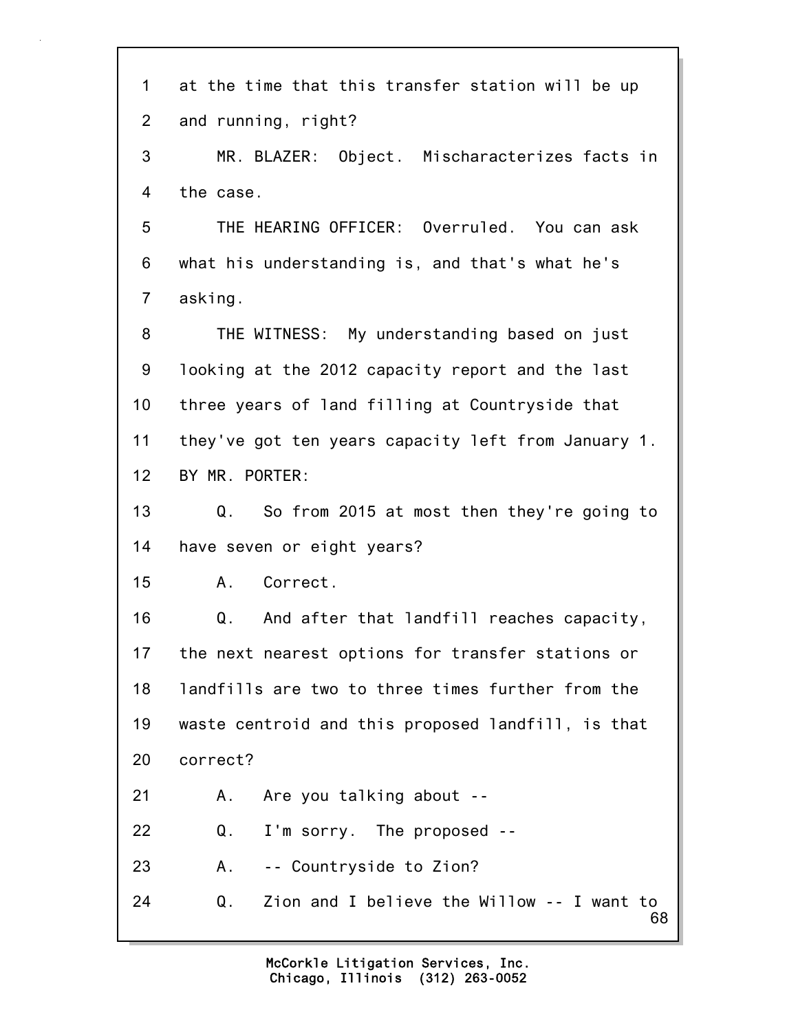1 at the time that this transfer station will be up
2 and running, right?
3 MR. BLAZER: Object. Mischaracterizes facts in
4 the case.
5 THE HEARING OFFICER: Overruled. You can ask
6 what his understanding is, and that's what he's
7 asking.
8 THE WITNESS: My understanding based on just
9 looking at the 2012 capacity report and the last
10 three years of land filling at Countryside that
11 they've got ten years capacity left from January 1.
12 BY MR. PORTER:
13 Q. So from 2015 at most then they're going to
14 have seven or eight years?
15 A. Correct.
16 Q. And after that landfill reaches capacity,
17 the next nearest options for transfer stations or
18 landfills are two to three times further from the
19 waste centroid and this proposed landfill, is that
20 correct?
21 A. Are you talking about --
22 Q. I'm sorry. The proposed --
23 A. -- Countryside to Zion?
24 Q. Zion and I believe the Willow -- I want to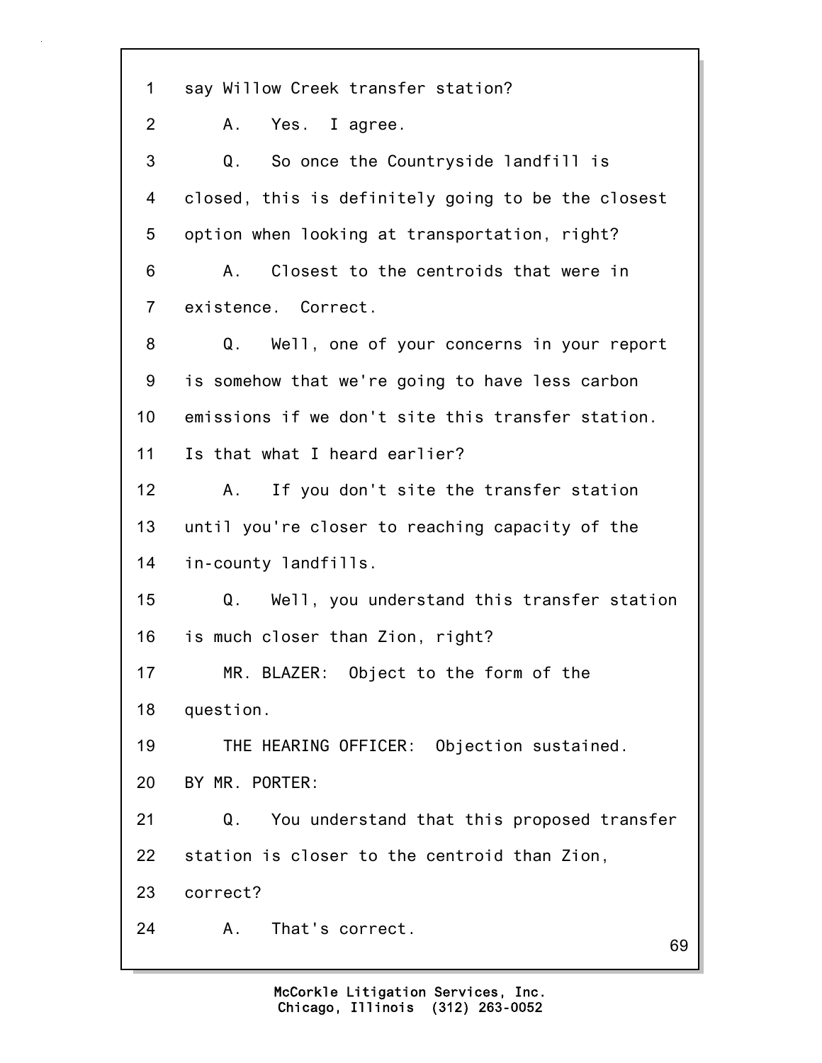1 say Willow Creek transfer station?

2 A. Yes. I agree.

3 Q. So once the Countryside landfill is

4 closed, this is definitely going to be the closest

5 option when looking at transportation, right?

6 A. Closest to the centroids that were in

7 existence. Correct.

8 Q. Well, one of your concerns in your report

9 is somehow that we're going to have less carbon

10 emissions if we don't site this transfer station.

11 Is that what I heard earlier?

12 A. If you don't site the transfer station

13 until you're closer to reaching capacity of the

14 in-county landfills.

15 Q. Well, you understand this transfer station

16 is much closer than Zion, right?

17 MR. BLAZER: Object to the form of the

18 question.

19 THE HEARING OFFICER: Objection sustained.

20 BY MR. PORTER:

21 Q. You understand that this proposed transfer

22 station is closer to the centroid than Zion,

23 correct?

24 A. That's correct.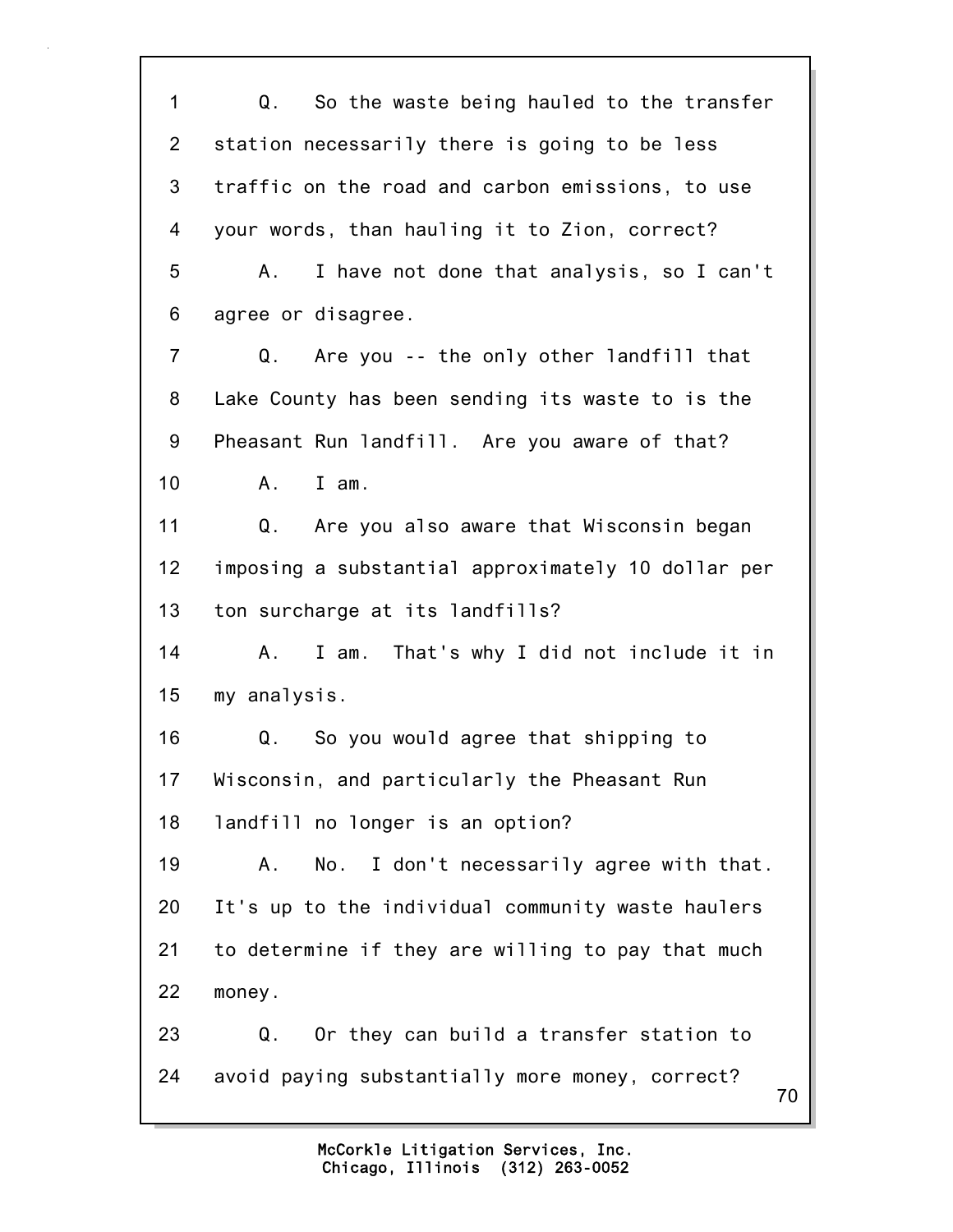1 Q. So the waste being hauled to the transfer
2 station necessarily there is going to be less
3 traffic on the road and carbon emissions, to use
4 your words, than hauling it to Zion, correct?
5 A. I have not done that analysis, so I can't
6 agree or disagree.
7 Q. Are you -- the only other landfill that
8 Lake County has been sending its waste to is the
9 Pheasant Run landfill. Are you aware of that?
10 A. I am.
11 Q. Are you also aware that Wisconsin began
12 imposing a substantial approximately 10 dollar per
13 ton surcharge at its landfills?
14 A. I am. That's why I did not include it in
15 my analysis.
16 Q. So you would agree that shipping to
17 Wisconsin, and particularly the Pheasant Run
18 landfill no longer is an option?
19 A. No. I don't necessarily agree with that.
20 It's up to the individual community waste haulers
21 to determine if they are willing to pay that much
22 money.
23 Q. Or they can build a transfer station to
24 avoid paying substantially more money, correct?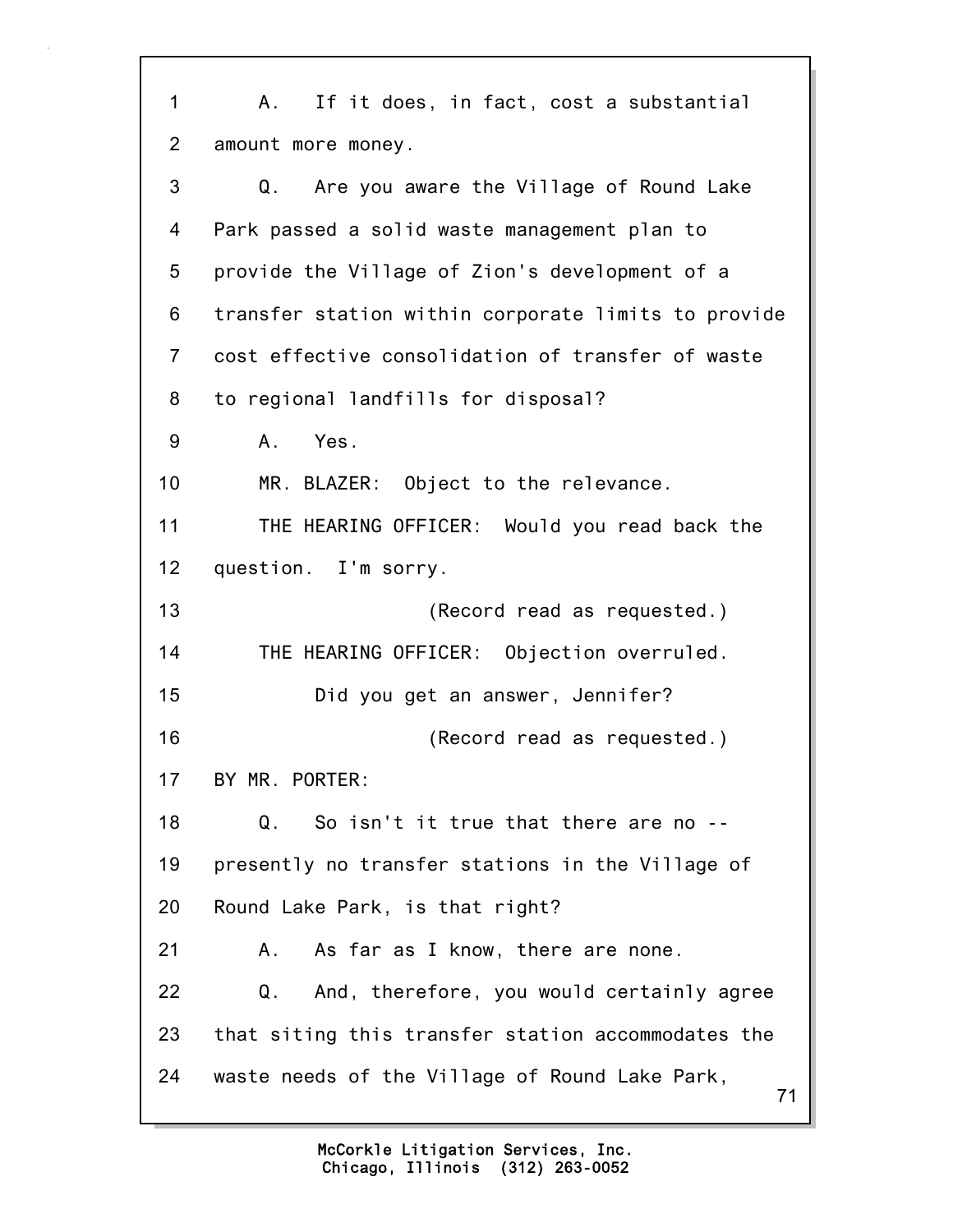1 A. If it does, in fact, cost a substantial
2 amount more money.
3 Q. Are you aware the Village of Round Lake
4 Park passed a solid waste management plan to
5 provide the Village of Zion's development of a
6 transfer station within corporate limits to provide
7 cost effective consolidation of transfer of waste
8 to regional landfills for disposal?
9 A. Yes.
10 MR. BLAZER: Object to the relevance.
11 THE HEARING OFFICER: Would you read back the
12 question. I'm sorry.
13 (Record read as requested.)
14 THE HEARING OFFICER: Objection overruled.
15 Did you get an answer, Jennifer?
16 (Record read as requested.)
17 BY MR. PORTER:
18 Q. So isn't it true that there are no --
19 presently no transfer stations in the Village of
20 Round Lake Park, is that right?
21 A. As far as I know, there are none.
22 Q. And, therefore, you would certainly agree
23 that siting this transfer station accommodates the
24 waste needs of the Village of Round Lake Park,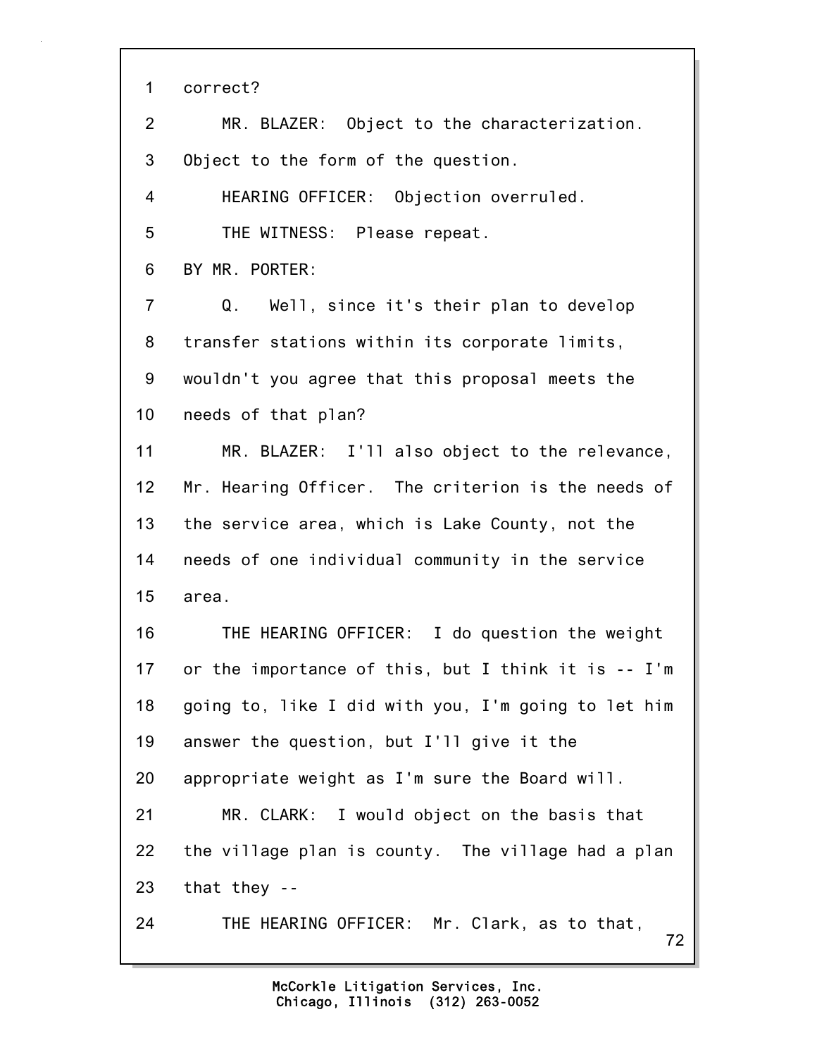1 correct?

2 MR. BLAZER: Object to the characterization.

3 Object to the form of the question.

4 HEARING OFFICER: Objection overruled.

5 THE WITNESS: Please repeat.

6 BY MR. PORTER:

7 Q. Well, since it's their plan to develop

8 transfer stations within its corporate limits,

9 wouldn't you agree that this proposal meets the

10 needs of that plan?

11 MR. BLAZER: I'll also object to the relevance,

12 Mr. Hearing Officer. The criterion is the needs of

13 the service area, which is Lake County, not the

14 needs of one individual community in the service

15 area.

16 THE HEARING OFFICER: I do question the weight

17 or the importance of this, but I think it is -- I'm

18 going to, like I did with you, I'm going to let him

19 answer the question, but I'll give it the

20 appropriate weight as I'm sure the Board will.

21 MR. CLARK: I would object on the basis that

22 the village plan is county. The village had a plan

23 that they --

24 THE HEARING OFFICER: Mr. Clark, as to that,

McCorkle Litigation Services, Inc.
Chicago, Illinois (312) 263-0052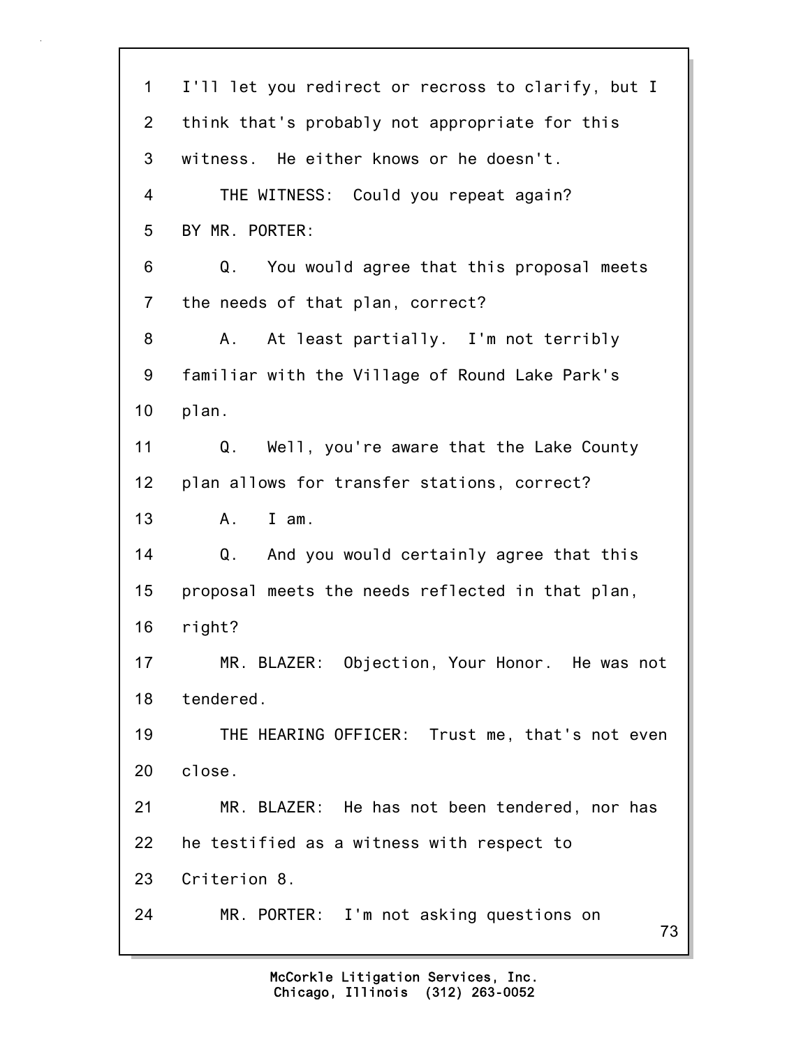1 I'll let you redirect or recross to clarify, but I
2 think that's probably not appropriate for this
3 witness. He either knows or he doesn't.
4 THE WITNESS: Could you repeat again?
5 BY MR. PORTER:
6 Q. You would agree that this proposal meets
7 the needs of that plan, correct?
8 A. At least partially. I'm not terribly
9 familiar with the Village of Round Lake Park's
10 plan.
11 Q. Well, you're aware that the Lake County
12 plan allows for transfer stations, correct?
13 A. I am.
14 Q. And you would certainly agree that this
15 proposal meets the needs reflected in that plan,
16 right?
17 MR. BLAZER: Objection, Your Honor. He was not
18 tendered.
19 THE HEARING OFFICER: Trust me, that's not even
20 close.
21 MR. BLAZER: He has not been tendered, nor has
22 he testified as a witness with respect to
23 Criterion 8.
24 MR. PORTER: I'm not asking questions on

McCorkle Litigation Services, Inc.
Chicago, Illinois (312) 263-0052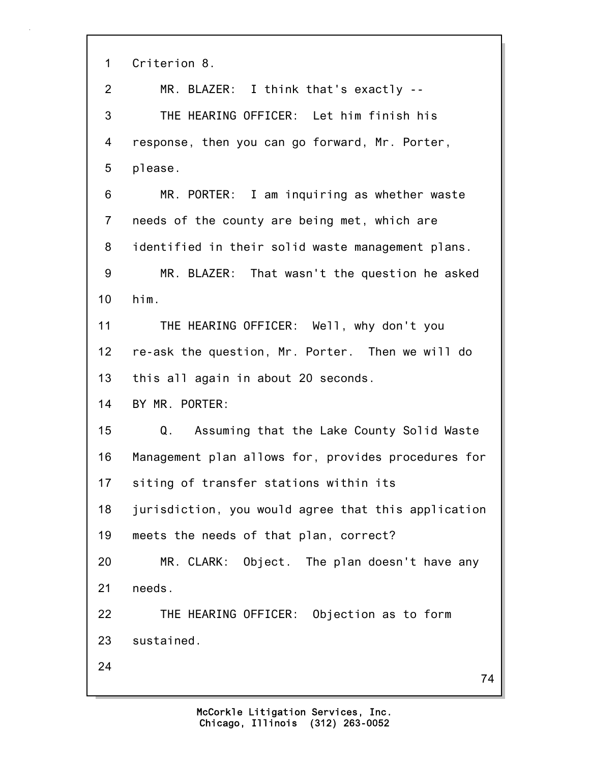Criterion 8.

MR. BLAZER: I think that's exactly --

THE HEARING OFFICER: Let him finish his response, then you can go forward, Mr. Porter, please.

MR. PORTER: I am inquiring as whether waste needs of the county are being met, which are identified in their solid waste management plans.

MR. BLAZER: That wasn't the question he asked him.

THE HEARING OFFICER: Well, why don't you re-ask the question, Mr. Porter. Then we will do this all again in about 20 seconds.

BY MR. PORTER:

Q. Assuming that the Lake County Solid Waste Management plan allows for, provides procedures for siting of transfer stations within its jurisdiction, you would agree that this application meets the needs of that plan, correct?

MR. CLARK: Object. The plan doesn't have any needs.

THE HEARING OFFICER: Objection as to form sustained.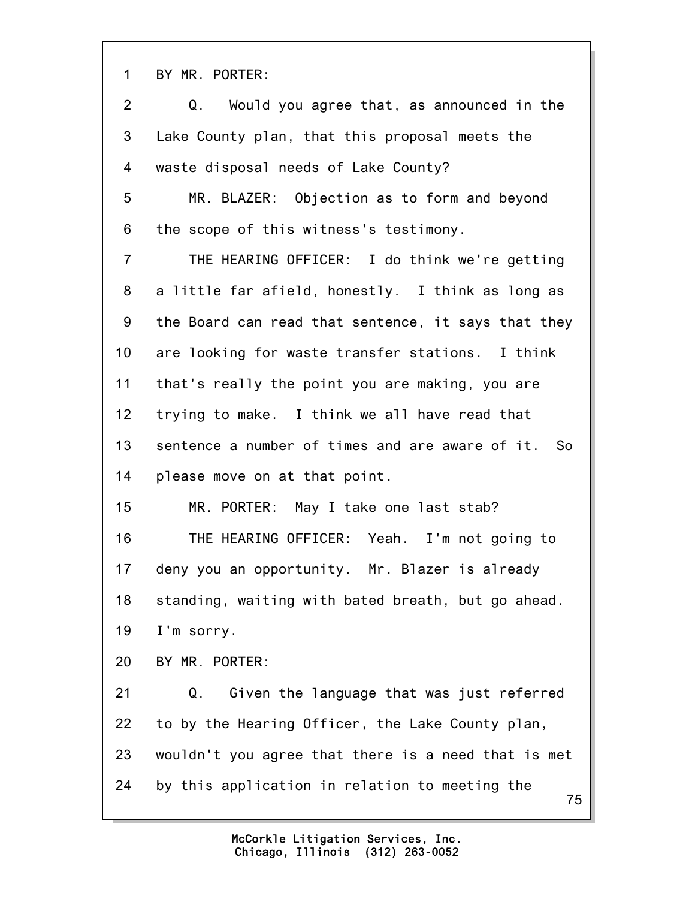1 BY MR. PORTER:

2 Q. Would you agree that, as announced in the

3 Lake County plan, that this proposal meets the

4 waste disposal needs of Lake County?

5 MR. BLAZER: Objection as to form and beyond

6 the scope of this witness's testimony.

7 THE HEARING OFFICER: I do think we're getting

8 a little far afield, honestly. I think as long as

9 the Board can read that sentence, it says that they

10 are looking for waste transfer stations. I think

11 that's really the point you are making, you are

12 trying to make. I think we all have read that

13 sentence a number of times and are aware of it. So

14 please move on at that point.

15 MR. PORTER: May I take one last stab?

16 THE HEARING OFFICER: Yeah. I'm not going to

17 deny you an opportunity. Mr. Blazer is already

18 standing, waiting with bated breath, but go ahead.

19 I'm sorry.

20 BY MR. PORTER:

21 Q. Given the language that was just referred

22 to by the Hearing Officer, the Lake County plan,

23 wouldn't you agree that there is a need that is met

24 by this application in relation to meeting the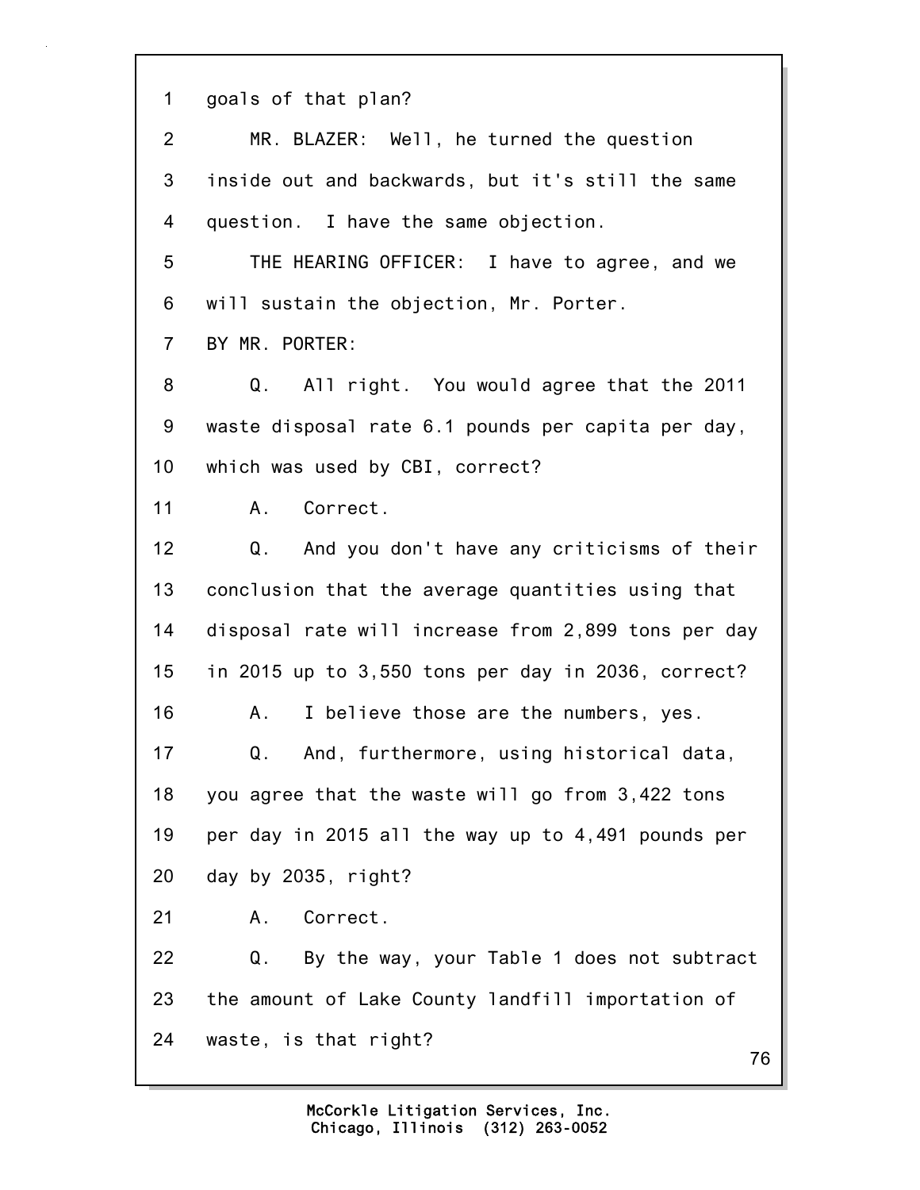goals of that plan?

MR. BLAZER: Well, he turned the question inside out and backwards, but it's still the same question. I have the same objection.

THE HEARING OFFICER: I have to agree, and we will sustain the objection, Mr. Porter.

BY MR. PORTER:

Q. All right. You would agree that the 2011 waste disposal rate 6.1 pounds per capita per day, which was used by CBI, correct?

A. Correct.

Q. And you don't have any criticisms of their conclusion that the average quantities using that disposal rate will increase from 2,899 tons per day in 2015 up to 3,550 tons per day in 2036, correct?

A. I believe those are the numbers, yes.

Q. And, furthermore, using historical data, you agree that the waste will go from 3,422 tons per day in 2015 all the way up to 4,491 pounds per day by 2035, right?

A. Correct.

Q. By the way, your Table 1 does not subtract the amount of Lake County landfill importation of waste, is that right?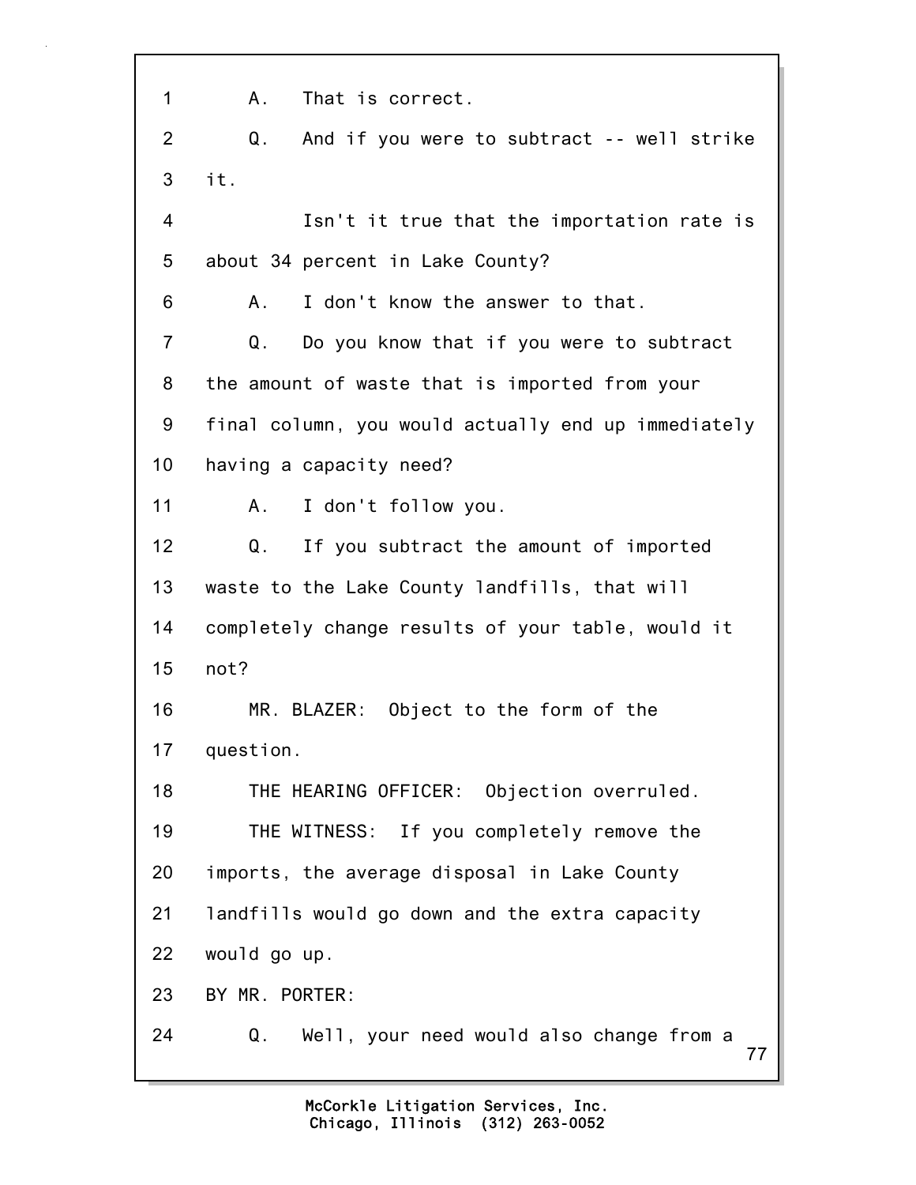1 A. That is correct.

2 Q. And if you were to subtract -- well strike

3 it.

4 Isn't it true that the importation rate is

5 about 34 percent in Lake County?

6 A. I don't know the answer to that.

7 Q. Do you know that if you were to subtract

8 the amount of waste that is imported from your

9 final column, you would actually end up immediately

10 having a capacity need?

11 A. I don't follow you.

12 Q. If you subtract the amount of imported

13 waste to the Lake County landfills, that will

14 completely change results of your table, would it

15 not?

16 MR. BLAZER: Object to the form of the

17 question.

18 THE HEARING OFFICER: Objection overruled.

19 THE WITNESS: If you completely remove the

20 imports, the average disposal in Lake County

21 landfills would go down and the extra capacity

22 would go up.

23 BY MR. PORTER:

24 Q. Well, your need would also change from a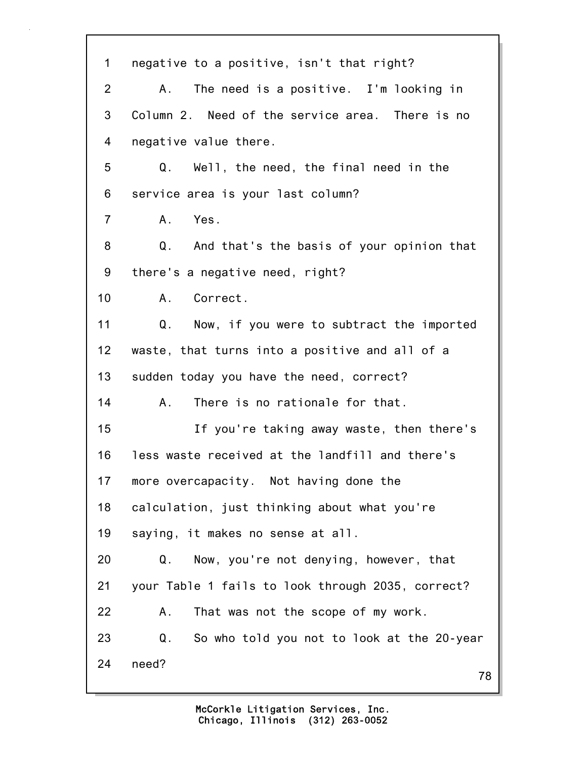1 negative to a positive, isn't that right?

2 A. The need is a positive. I'm looking in

3 Column 2. Need of the service area. There is no

4 negative value there.

5 Q. Well, the need, the final need in the

6 service area is your last column?

7 A. Yes.

8 Q. And that's the basis of your opinion that

9 there's a negative need, right?

10 A. Correct.

11 Q. Now, if you were to subtract the imported

12 waste, that turns into a positive and all of a

13 sudden today you have the need, correct?

14 A. There is no rationale for that.

15 If you're taking away waste, then there's

16 less waste received at the landfill and there's

17 more overcapacity. Not having done the

18 calculation, just thinking about what you're

19 saying, it makes no sense at all.

20 Q. Now, you're not denying, however, that

21 your Table 1 fails to look through 2035, correct?

22 A. That was not the scope of my work.

23 Q. So who told you not to look at the 20-year

24 need?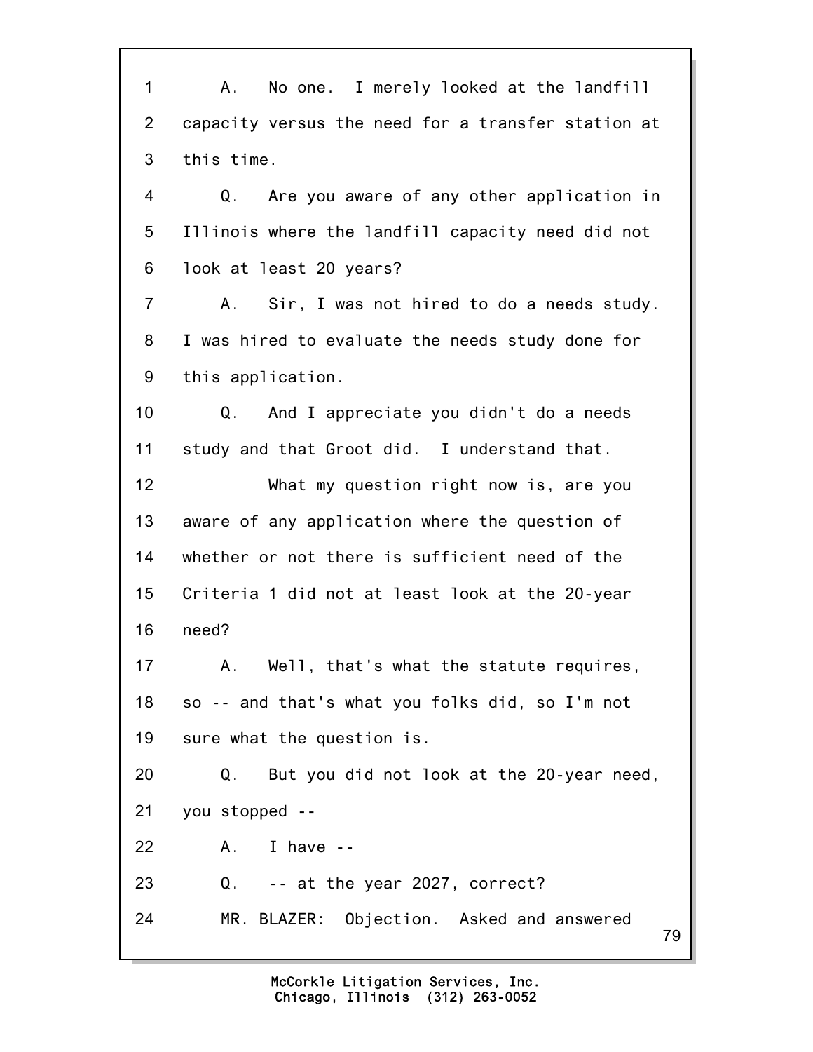1 A. No one. I merely looked at the landfill
2 capacity versus the need for a transfer station at
3 this time.
4 Q. Are you aware of any other application in
5 Illinois where the landfill capacity need did not
6 look at least 20 years?
7 A. Sir, I was not hired to do a needs study.
8 I was hired to evaluate the needs study done for
9 this application.
10 Q. And I appreciate you didn't do a needs
11 study and that Groot did. I understand that.
12 What my question right now is, are you
13 aware of any application where the question of
14 whether or not there is sufficient need of the
15 Criteria 1 did not at least look at the 20-year
16 need?
17 A. Well, that's what the statute requires,
18 so -- and that's what you folks did, so I'm not
19 sure what the question is.
20 Q. But you did not look at the 20-year need,
21 you stopped --
22 A. I have --
23 Q. -- at the year 2027, correct?
24 MR. BLAZER: Objection. Asked and answered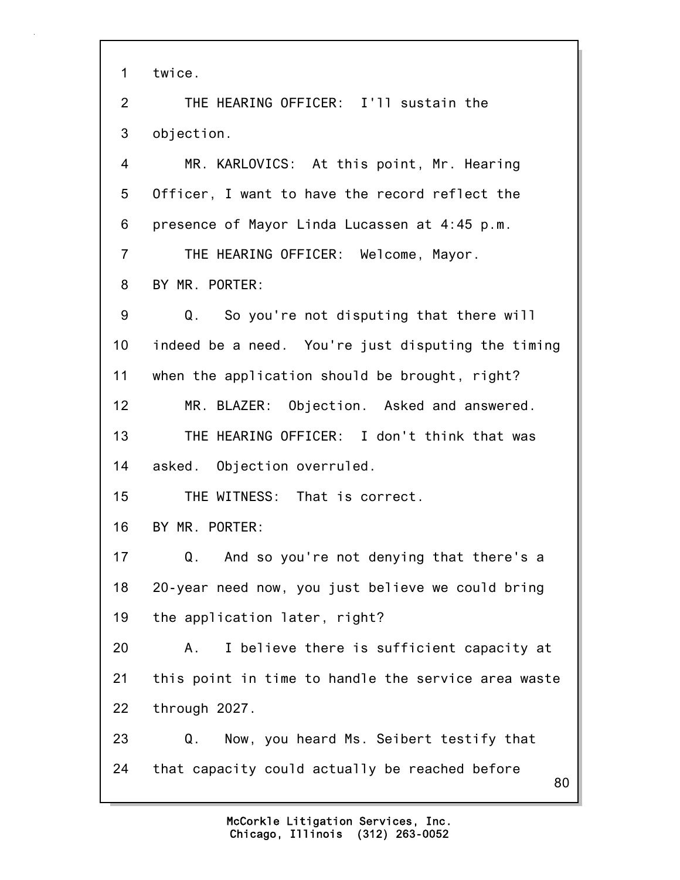1 twice.

2 THE HEARING OFFICER: I'll sustain the

3 objection.

4 MR. KARLOVICS: At this point, Mr. Hearing

5 Officer, I want to have the record reflect the

6 presence of Mayor Linda Lucassen at 4:45 p.m.

7 THE HEARING OFFICER: Welcome, Mayor.

8 BY MR. PORTER:

9 Q. So you're not disputing that there will

10 indeed be a need. You're just disputing the timing

11 when the application should be brought, right?

12 MR. BLAZER: Objection. Asked and answered.

13 THE HEARING OFFICER: I don't think that was

14 asked. Objection overruled.

15 THE WITNESS: That is correct.

16 BY MR. PORTER:

17 Q. And so you're not denying that there's a

18 20-year need now, you just believe we could bring

19 the application later, right?

20 A. I believe there is sufficient capacity at

21 this point in time to handle the service area waste

22 through 2027.

23 Q. Now, you heard Ms. Seibert testify that

24 that capacity could actually be reached before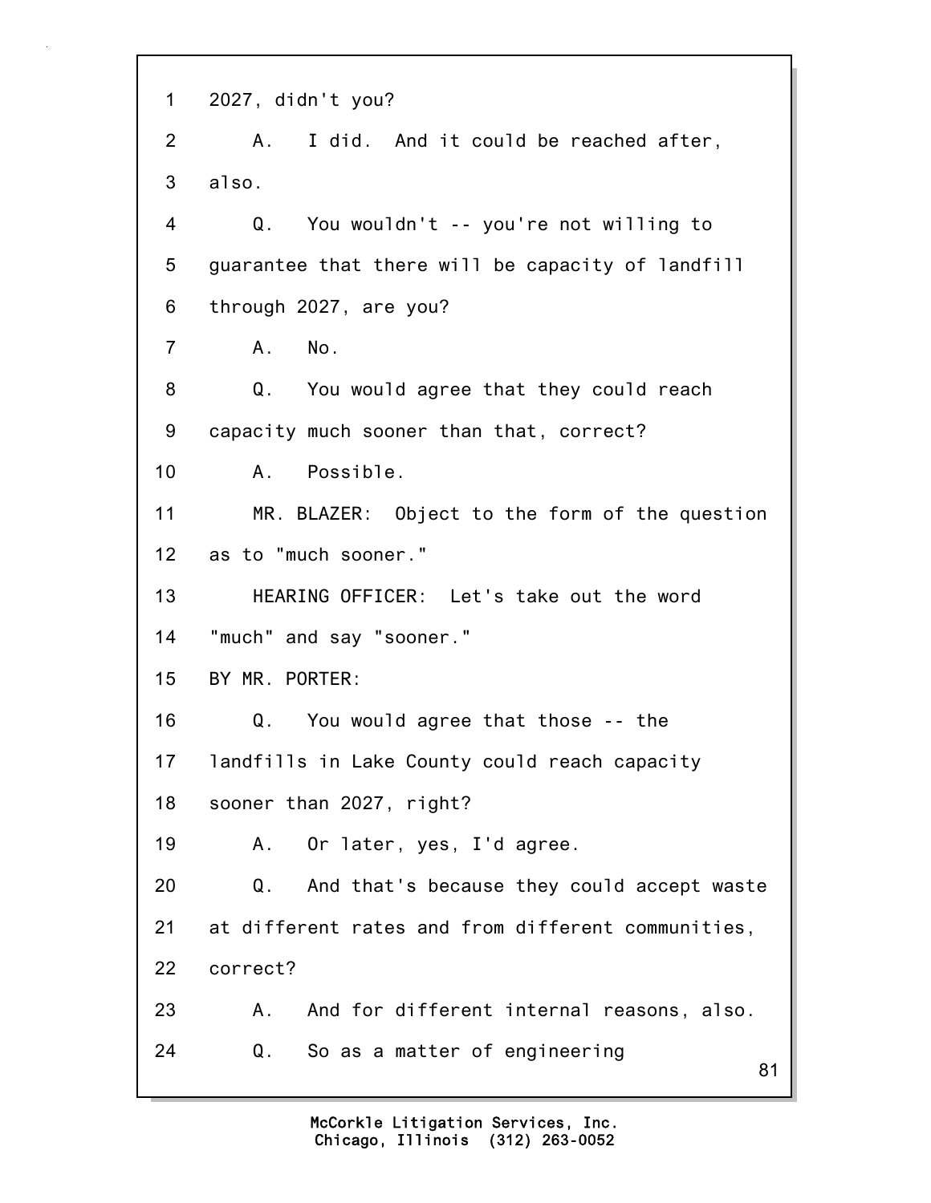1 2027, didn't you?

2 A. I did. And it could be reached after,

3 also.

4 Q. You wouldn't -- you're not willing to

5 guarantee that there will be capacity of landfill

6 through 2027, are you?

7 A. No.

8 Q. You would agree that they could reach

9 capacity much sooner than that, correct?

10 A. Possible.

11 MR. BLAZER: Object to the form of the question

12 as to "much sooner."

13 HEARING OFFICER: Let's take out the word

14 "much" and say "sooner."

15 BY MR. PORTER:

16 Q. You would agree that those -- the

17 landfills in Lake County could reach capacity

18 sooner than 2027, right?

19 A. Or later, yes, I'd agree.

20 Q. And that's because they could accept waste

21 at different rates and from different communities,

22 correct?

23 A. And for different internal reasons, also.

24 Q. So as a matter of engineering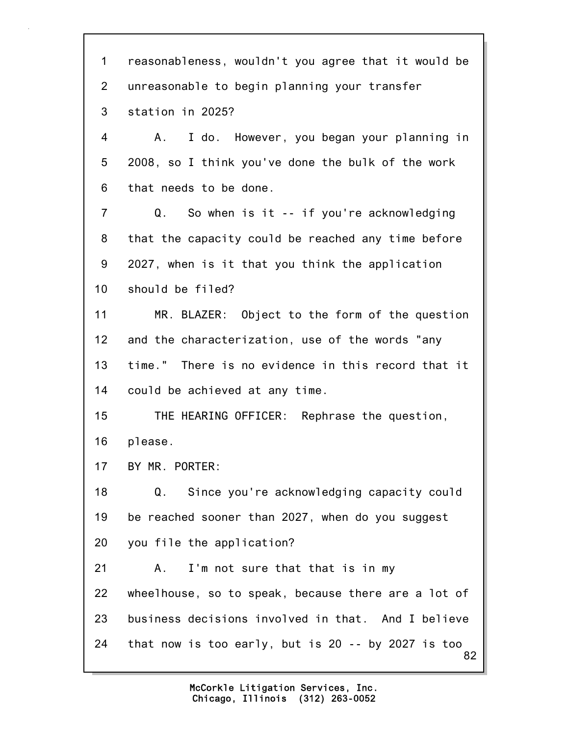1 reasonableness, wouldn't you agree that it would be
2 unreasonable to begin planning your transfer
3 station in 2025?
4 A. I do. However, you began your planning in
5 2008, so I think you've done the bulk of the work
6 that needs to be done.
7 Q. So when is it -- if you're acknowledging
8 that the capacity could be reached any time before
9 2027, when is it that you think the application
10 should be filed?
11 MR. BLAZER: Object to the form of the question
12 and the characterization, use of the words "any
13 time." There is no evidence in this record that it
14 could be achieved at any time.
15 THE HEARING OFFICER: Rephrase the question,
16 please.
17 BY MR. PORTER:
18 Q. Since you're acknowledging capacity could
19 be reached sooner than 2027, when do you suggest
20 you file the application?
21 A. I'm not sure that that is in my
22 wheelhouse, so to speak, because there are a lot of
23 business decisions involved in that. And I believe
24 that now is too early, but is 20 -- by 2027 is too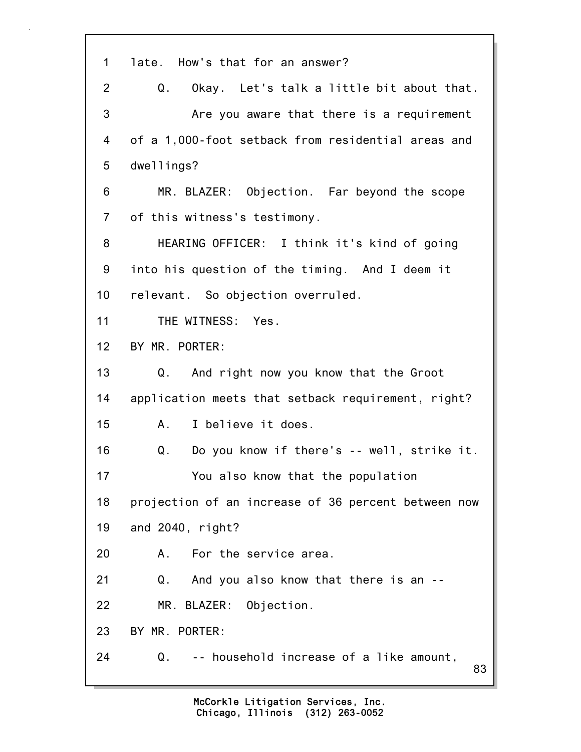late. How's that for an answer?

Q. Okay. Let's talk a little bit about that.

Are you aware that there is a requirement of a 1,000-foot setback from residential areas and dwellings?

MR. BLAZER: Objection. Far beyond the scope of this witness's testimony.

HEARING OFFICER: I think it's kind of going into his question of the timing. And I deem it relevant. So objection overruled.

THE WITNESS: Yes.

BY MR. PORTER:

Q. And right now you know that the Groot application meets that setback requirement, right?

A. I believe it does.

Q. Do you know if there's -- well, strike it.

You also know that the population projection of an increase of 36 percent between now and 2040, right?

A. For the service area.

Q. And you also know that there is an --

MR. BLAZER: Objection.

BY MR. PORTER:

Q. -- household increase of a like amount,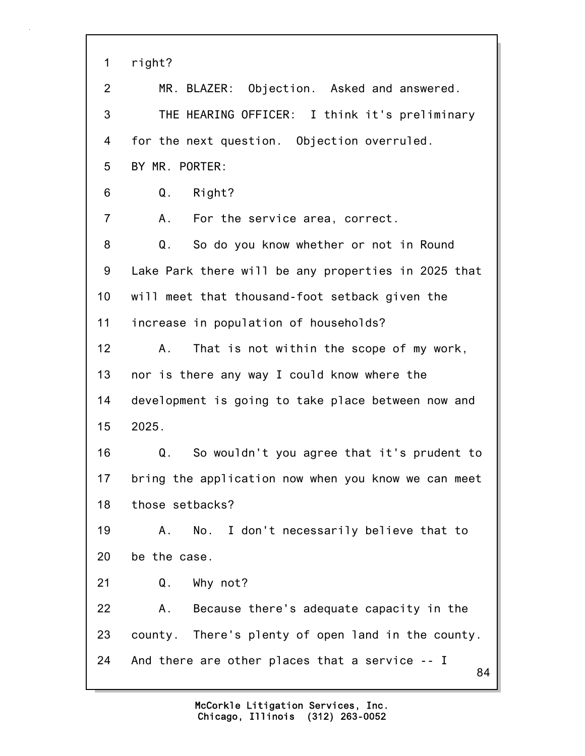1 right?

2 MR. BLAZER: Objection. Asked and answered.

3 THE HEARING OFFICER: I think it's preliminary

4 for the next question. Objection overruled.

5 BY MR. PORTER:

6 Q. Right?

7 A. For the service area, correct.

8 Q. So do you know whether or not in Round

9 Lake Park there will be any properties in 2025 that

10 will meet that thousand-foot setback given the

11 increase in population of households?

12 A. That is not within the scope of my work,

13 nor is there any way I could know where the

14 development is going to take place between now and

15 2025.

16 Q. So wouldn't you agree that it's prudent to

17 bring the application now when you know we can meet

18 those setbacks?

19 A. No. I don't necessarily believe that to

20 be the case.

21 Q. Why not?

22 A. Because there's adequate capacity in the

23 county. There's plenty of open land in the county.

24 And there are other places that a service -- I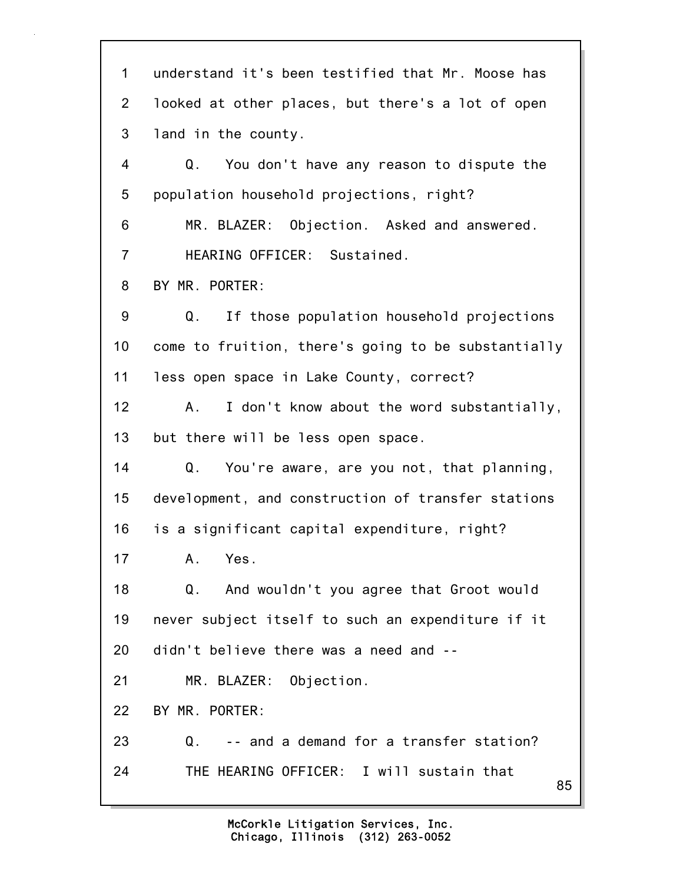1 understand it's been testified that Mr. Moose has
2 looked at other places, but there's a lot of open
3 land in the county.

4 Q. You don't have any reason to dispute the
5 population household projections, right?

6 MR. BLAZER: Objection. Asked and answered.

7 HEARING OFFICER: Sustained.

8 BY MR. PORTER:

9 Q. If those population household projections
10 come to fruition, there's going to be substantially
11 less open space in Lake County, correct?

12 A. I don't know about the word substantially,
13 but there will be less open space.

14 Q. You're aware, are you not, that planning,
15 development, and construction of transfer stations
16 is a significant capital expenditure, right?

17 A. Yes.

18 Q. And wouldn't you agree that Groot would
19 never subject itself to such an expenditure if it
20 didn't believe there was a need and --

21 MR. BLAZER: Objection.

22 BY MR. PORTER:

23 Q. -- and a demand for a transfer station?

24 THE HEARING OFFICER: I will sustain that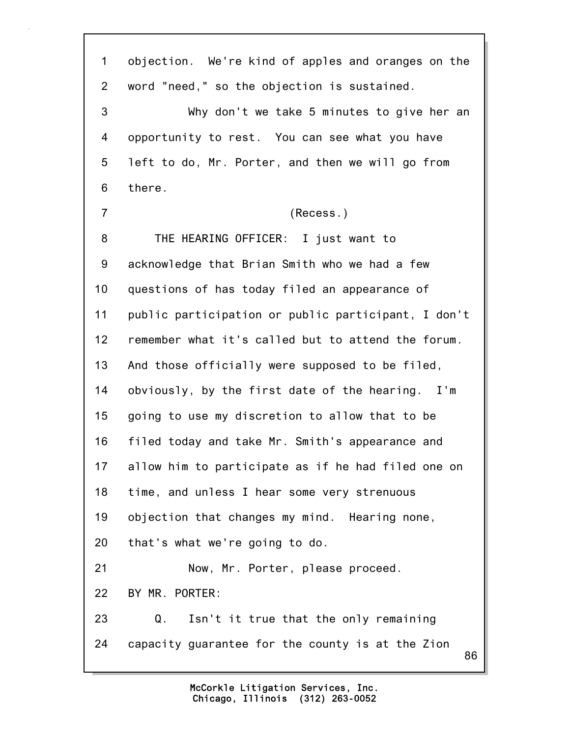objection. We're kind of apples and oranges on the word "need," so the objection is sustained.

Why don't we take 5 minutes to give her an opportunity to rest. You can see what you have left to do, Mr. Porter, and then we will go from there.

(Recess.)

THE HEARING OFFICER: I just want to acknowledge that Brian Smith who we had a few questions of has today filed an appearance of public participation or public participant, I don't remember what it's called but to attend the forum. And those officially were supposed to be filed, obviously, by the first date of the hearing. I'm going to use my discretion to allow that to be filed today and take Mr. Smith's appearance and allow him to participate as if he had filed one on time, and unless I hear some very strenuous objection that changes my mind. Hearing none, that's what we're going to do.

Now, Mr. Porter, please proceed.

BY MR. PORTER:

Q. Isn't it true that the only remaining capacity guarantee for the county is at the Zion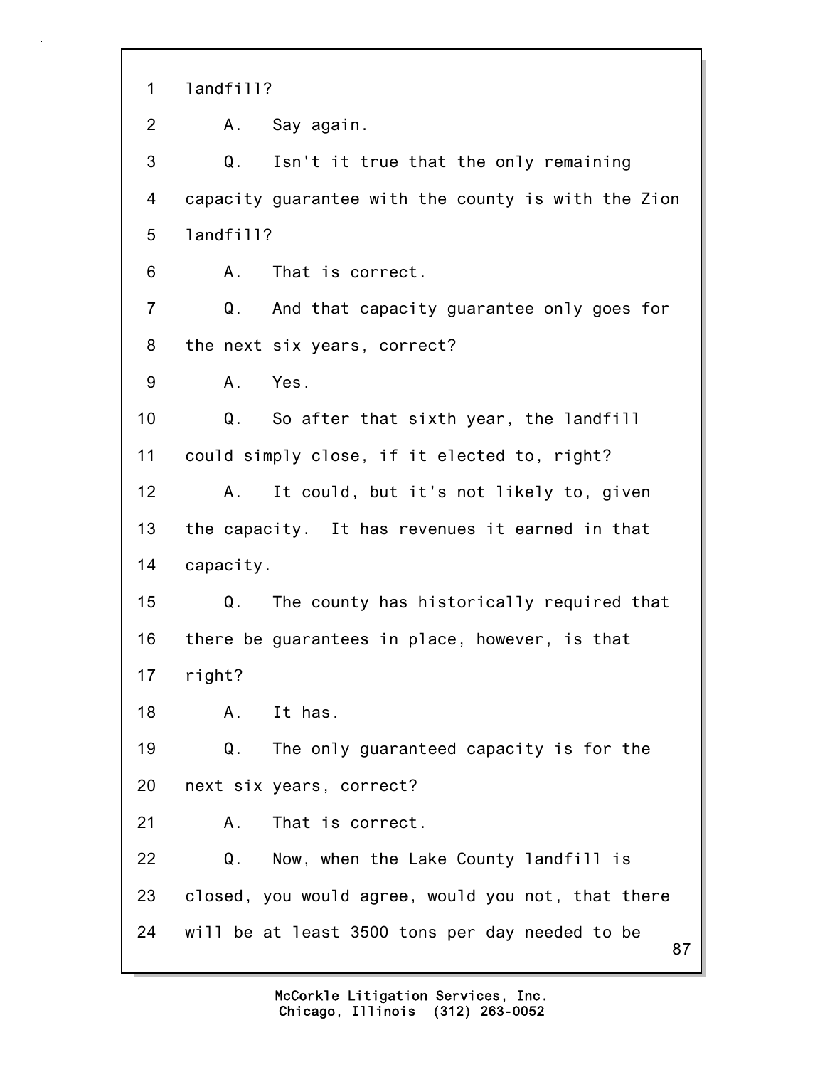1 landfill?

2 A. Say again.

3 Q. Isn't it true that the only remaining

4 capacity guarantee with the county is with the Zion

5 landfill?

6 A. That is correct.

7 Q. And that capacity guarantee only goes for

8 the next six years, correct?

9 A. Yes.

10 Q. So after that sixth year, the landfill

11 could simply close, if it elected to, right?

12 A. It could, but it's not likely to, given

13 the capacity. It has revenues it earned in that

14 capacity.

15 Q. The county has historically required that

16 there be guarantees in place, however, is that

17 right?

18 A. It has.

19 Q. The only guaranteed capacity is for the

20 next six years, correct?

21 A. That is correct.

22 Q. Now, when the Lake County landfill is

23 closed, you would agree, would you not, that there

24 will be at least 3500 tons per day needed to be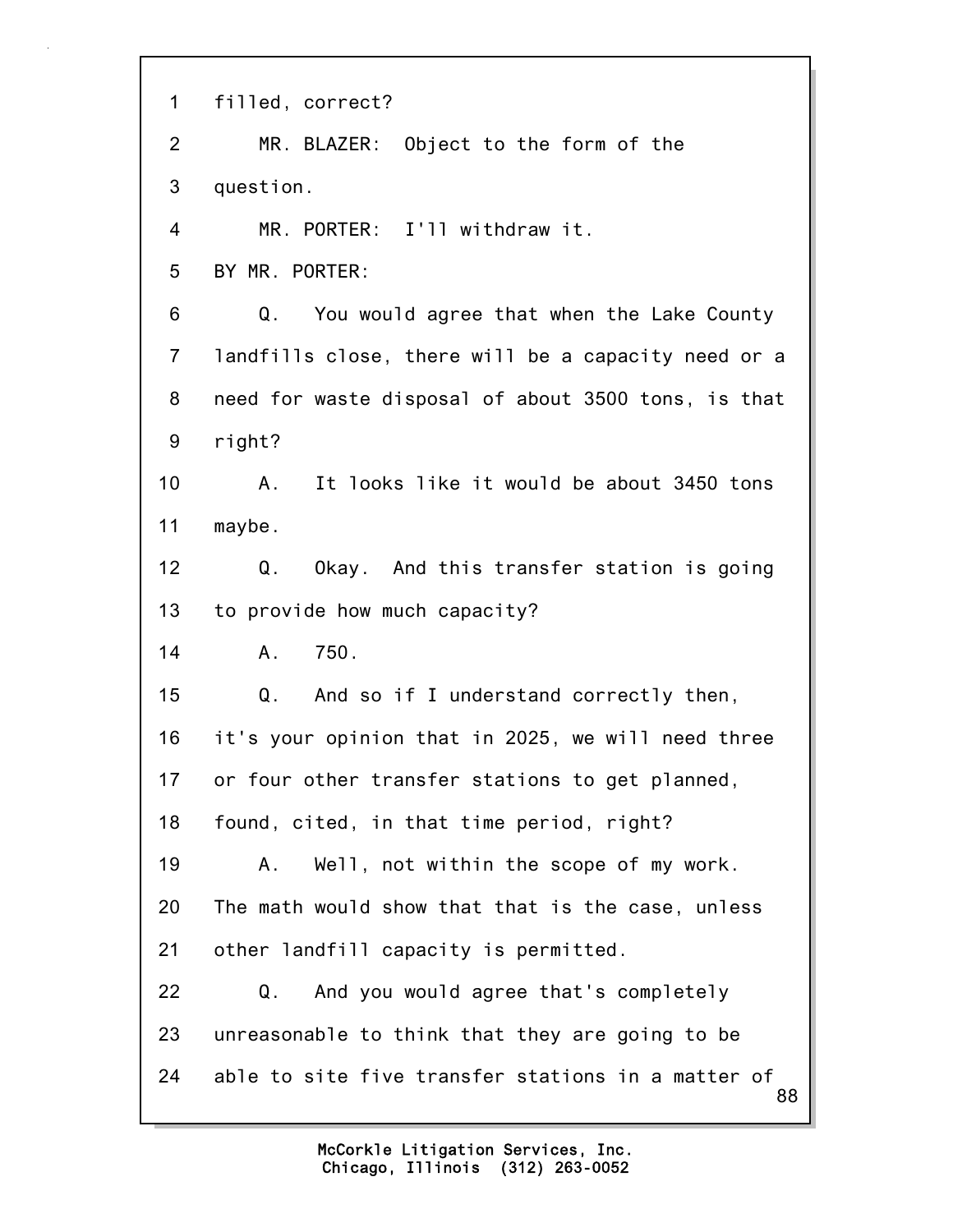1 filled, correct?

2 MR. BLAZER: Object to the form of the

3 question.

4 MR. PORTER: I'll withdraw it.

5 BY MR. PORTER:

6 Q. You would agree that when the Lake County

7 landfills close, there will be a capacity need or a

8 need for waste disposal of about 3500 tons, is that

9 right?

10 A. It looks like it would be about 3450 tons

11 maybe.

12 Q. Okay. And this transfer station is going

13 to provide how much capacity?

14 A. 750.

15 Q. And so if I understand correctly then,

16 it's your opinion that in 2025, we will need three

17 or four other transfer stations to get planned,

18 found, cited, in that time period, right?

19 A. Well, not within the scope of my work.

20 The math would show that that is the case, unless

21 other landfill capacity is permitted.

22 Q. And you would agree that's completely

23 unreasonable to think that they are going to be

24 able to site five transfer stations in a matter of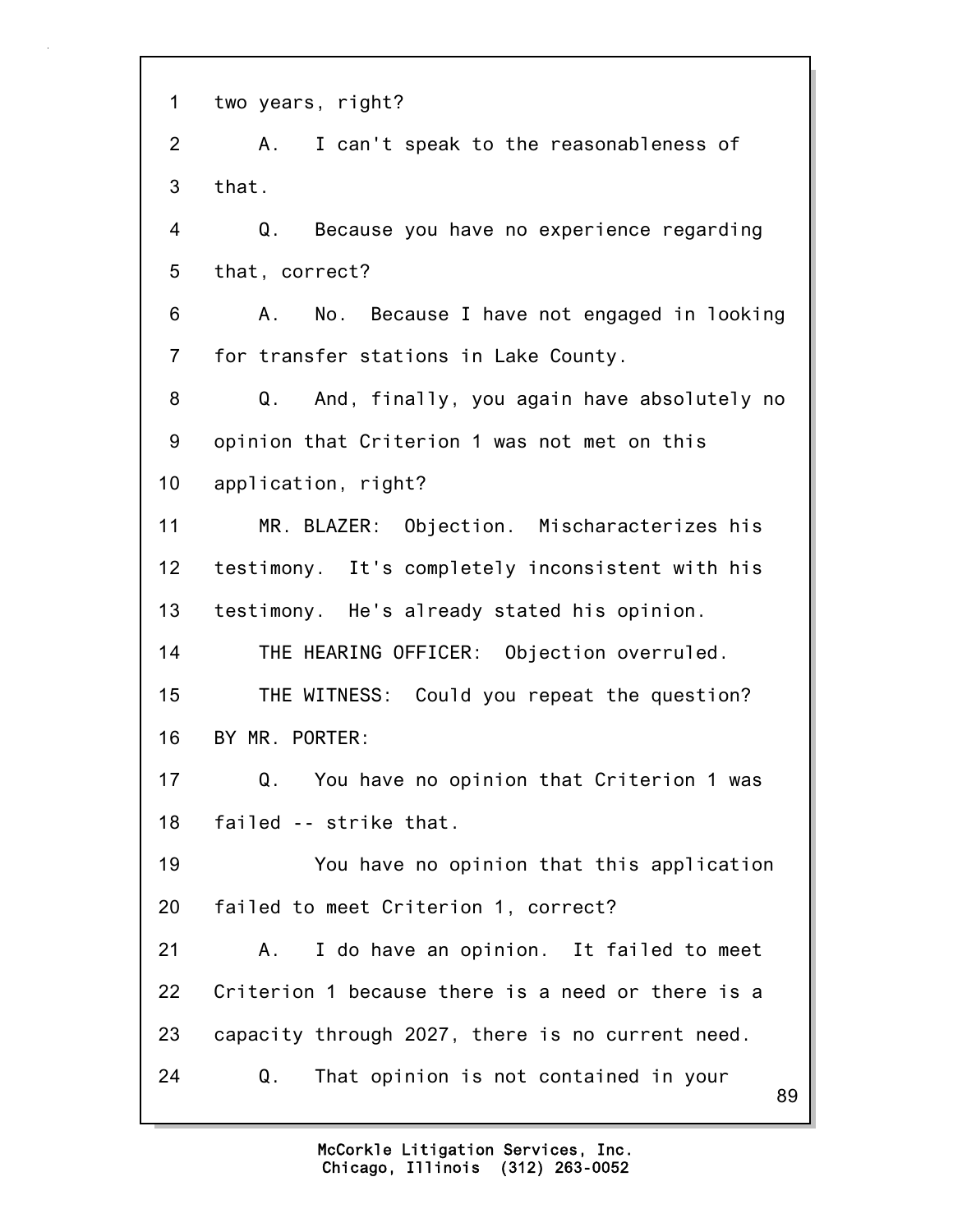1 two years, right?

2 A. I can't speak to the reasonableness of

3 that.

4 Q. Because you have no experience regarding

5 that, correct?

6 A. No. Because I have not engaged in looking

7 for transfer stations in Lake County.

8 Q. And, finally, you again have absolutely no

9 opinion that Criterion 1 was not met on this

10 application, right?

11 MR. BLAZER: Objection. Mischaracterizes his

12 testimony. It's completely inconsistent with his

13 testimony. He's already stated his opinion.

14 THE HEARING OFFICER: Objection overruled.

15 THE WITNESS: Could you repeat the question?

16 BY MR. PORTER:

17 Q. You have no opinion that Criterion 1 was

18 failed -- strike that.

19 You have no opinion that this application

20 failed to meet Criterion 1, correct?

21 A. I do have an opinion. It failed to meet

22 Criterion 1 because there is a need or there is a

23 capacity through 2027, there is no current need.

24 Q. That opinion is not contained in your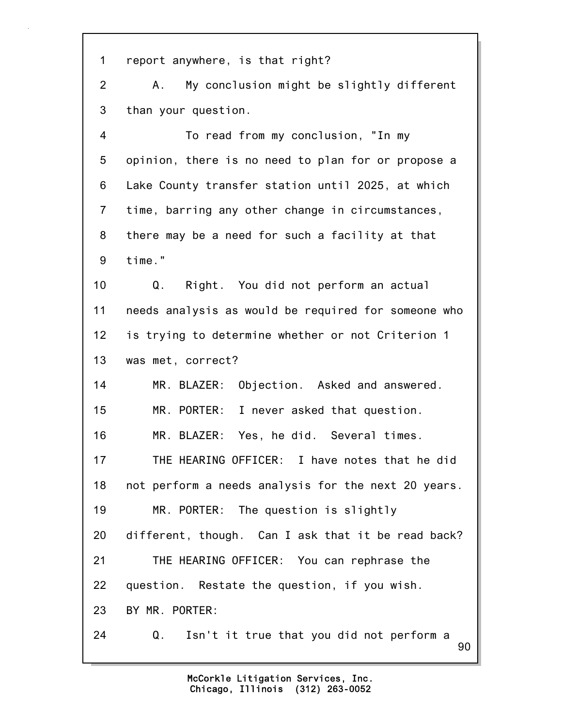1 report anywhere, is that right?

2 A. My conclusion might be slightly different

3 than your question.

4 To read from my conclusion, "In my

5 opinion, there is no need to plan for or propose a

6 Lake County transfer station until 2025, at which

7 time, barring any other change in circumstances,

8 there may be a need for such a facility at that

9 time."

10 Q. Right. You did not perform an actual

11 needs analysis as would be required for someone who

12 is trying to determine whether or not Criterion 1

13 was met, correct?

14 MR. BLAZER: Objection. Asked and answered.

15 MR. PORTER: I never asked that question.

16 MR. BLAZER: Yes, he did. Several times.

17 THE HEARING OFFICER: I have notes that he did

18 not perform a needs analysis for the next 20 years.

19 MR. PORTER: The question is slightly

20 different, though. Can I ask that it be read back?

21 THE HEARING OFFICER: You can rephrase the

22 question. Restate the question, if you wish.

23 BY MR. PORTER:

24 Q. Isn't it true that you did not perform a

McCorkle Litigation Services, Inc.
Chicago, Illinois (312) 263-0052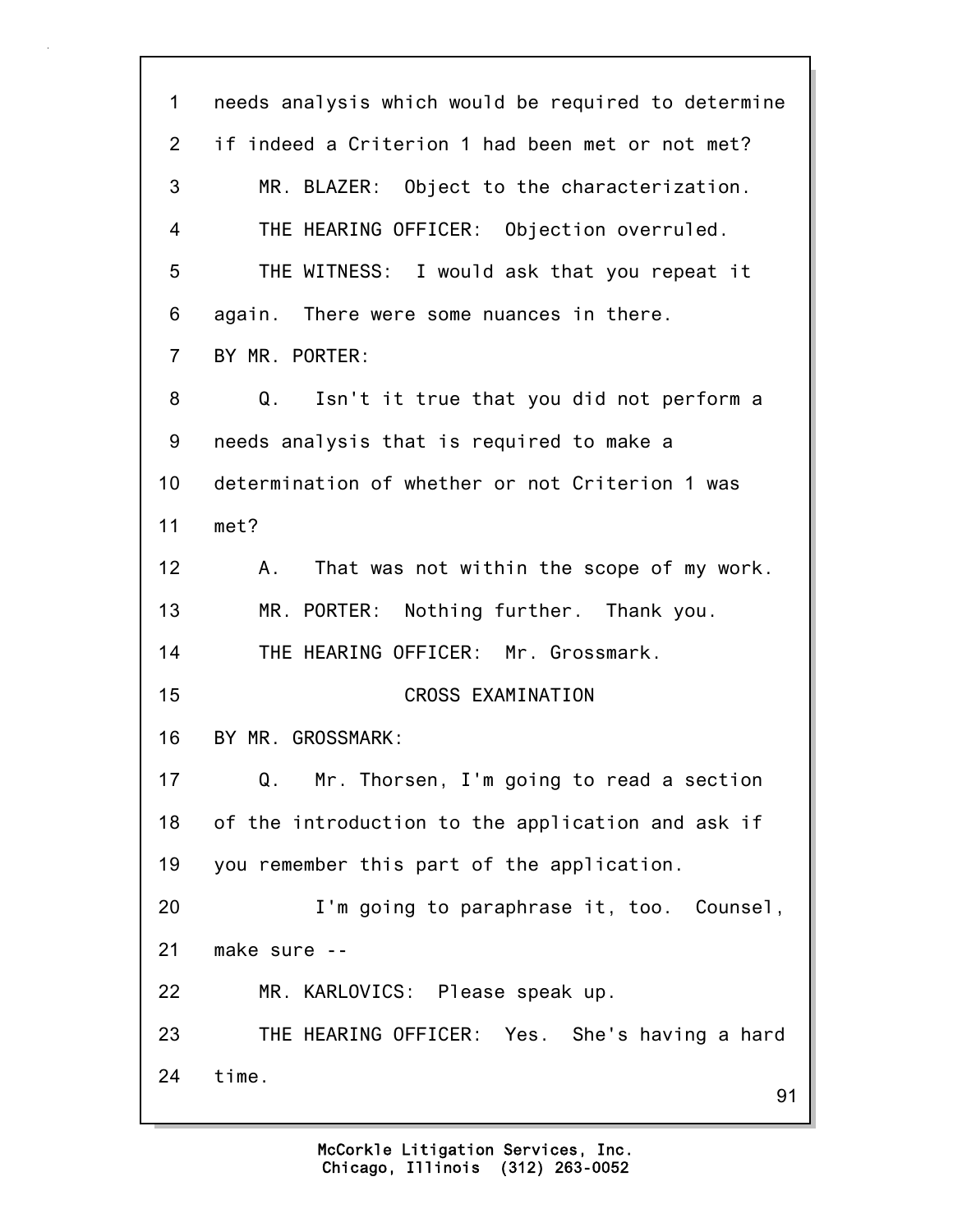needs analysis which would be required to determine if indeed a Criterion 1 had been met or not met?

MR. BLAZER: Object to the characterization.

THE HEARING OFFICER: Objection overruled.

THE WITNESS: I would ask that you repeat it again. There were some nuances in there.

BY MR. PORTER:

Q. Isn't it true that you did not perform a needs analysis that is required to make a determination of whether or not Criterion 1 was met?

A. That was not within the scope of my work.

MR. PORTER: Nothing further. Thank you.

THE HEARING OFFICER: Mr. Grossmark.

CROSS EXAMINATION

BY MR. GROSSMARK:

Q. Mr. Thorsen, I'm going to read a section of the introduction to the application and ask if you remember this part of the application.

I'm going to paraphrase it, too. Counsel, make sure --

MR. KARLOVICS: Please speak up.

THE HEARING OFFICER: Yes. She's having a hard time.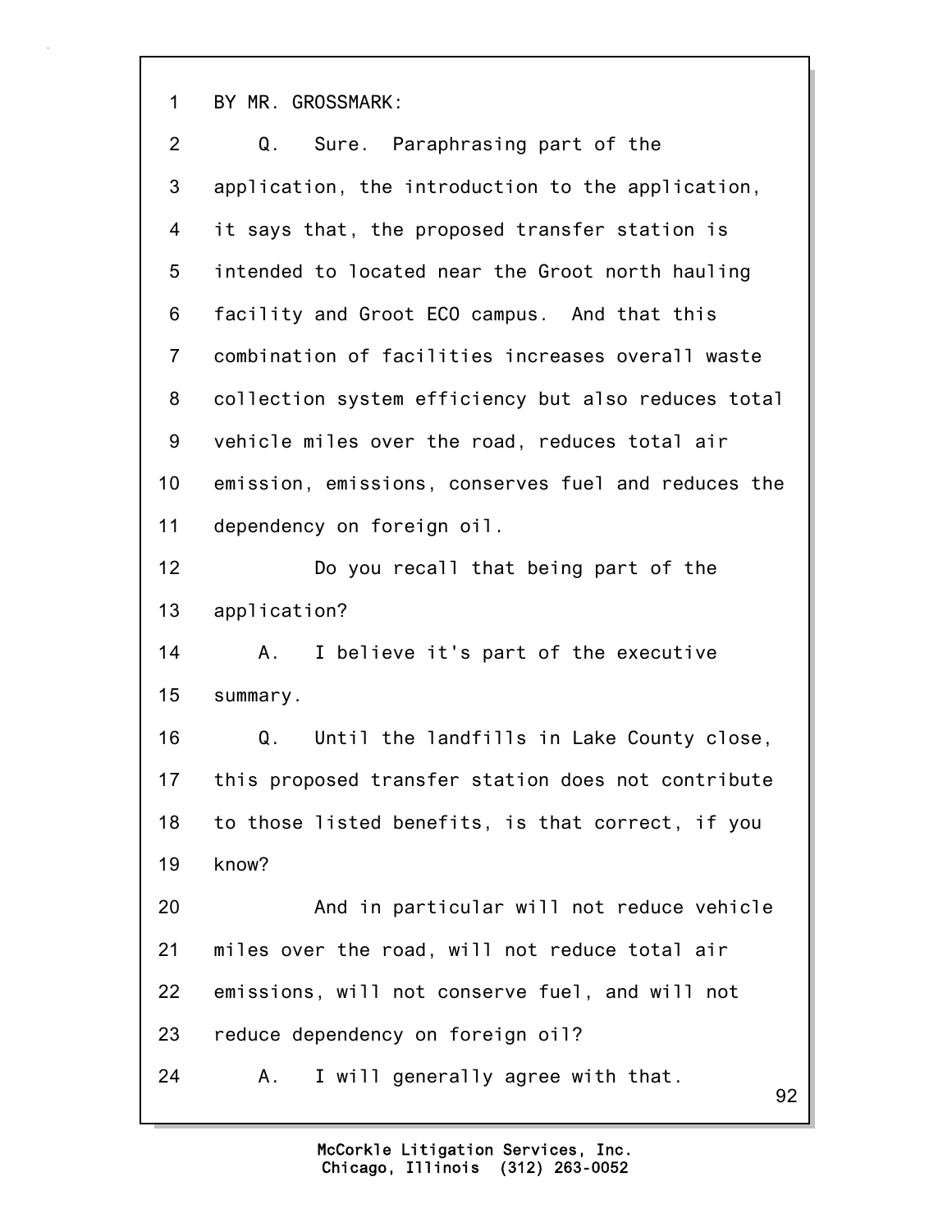1 BY MR. GROSSMARK:

2 Q. Sure. Paraphrasing part of the

3 application, the introduction to the application,

4 it says that, the proposed transfer station is

5 intended to located near the Groot north hauling

6 facility and Groot ECO campus. And that this

7 combination of facilities increases overall waste

8 collection system efficiency but also reduces total

9 vehicle miles over the road, reduces total air

10 emission, emissions, conserves fuel and reduces the

11 dependency on foreign oil.

12 Do you recall that being part of the

13 application?

14 A. I believe it's part of the executive

15 summary.

16 Q. Until the landfills in Lake County close,

17 this proposed transfer station does not contribute

18 to those listed benefits, is that correct, if you

19 know?

20 And in particular will not reduce vehicle

21 miles over the road, will not reduce total air

22 emissions, will not conserve fuel, and will not

23 reduce dependency on foreign oil?

24 A. I will generally agree with that.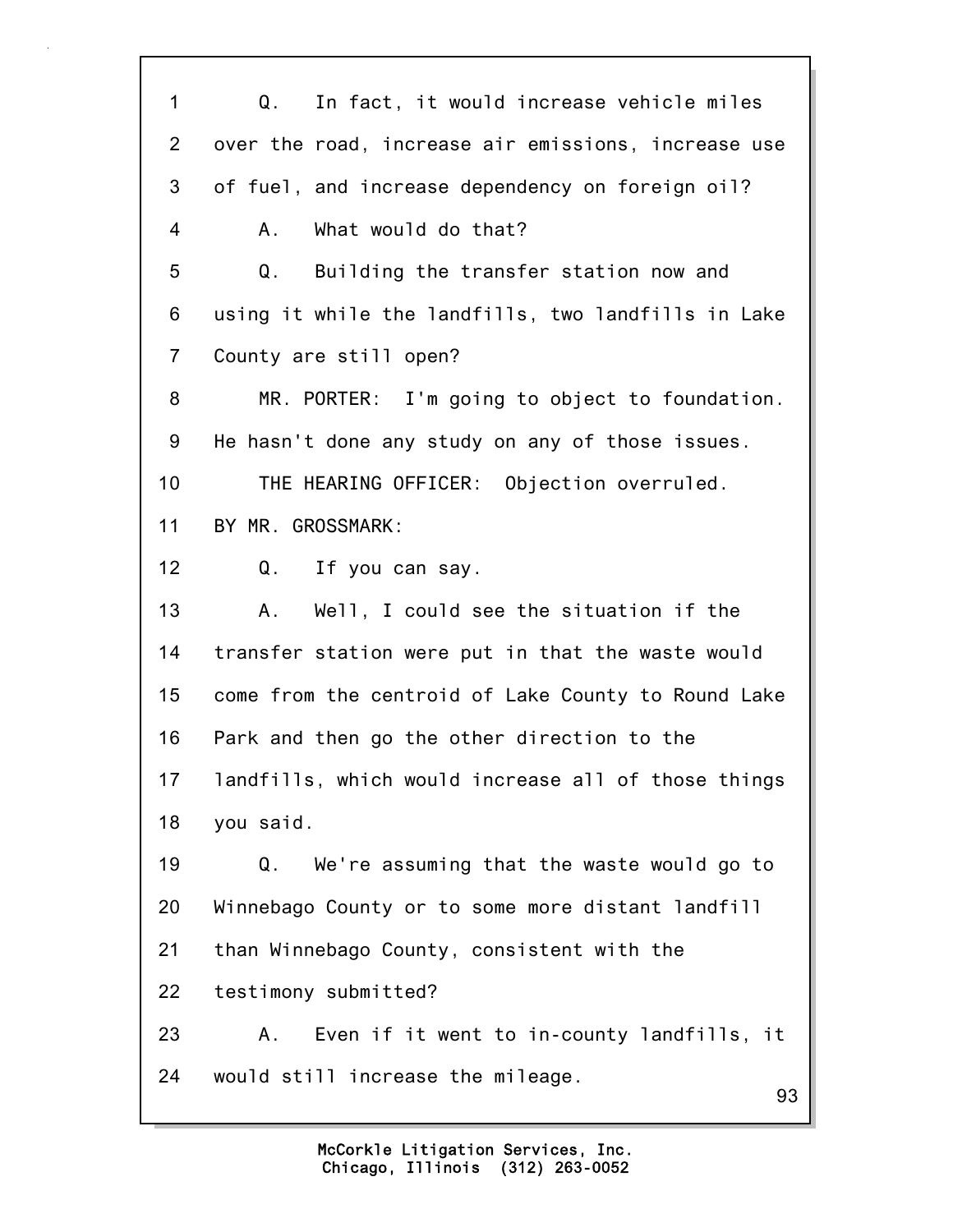1 Q. In fact, it would increase vehicle miles
2 over the road, increase air emissions, increase use
3 of fuel, and increase dependency on foreign oil?
4 A. What would do that?
5 Q. Building the transfer station now and
6 using it while the landfills, two landfills in Lake
7 County are still open?
8 MR. PORTER: I'm going to object to foundation.
9 He hasn't done any study on any of those issues.
10 THE HEARING OFFICER: Objection overruled.
11 BY MR. GROSSMARK:
12 Q. If you can say.
13 A. Well, I could see the situation if the
14 transfer station were put in that the waste would
15 come from the centroid of Lake County to Round Lake
16 Park and then go the other direction to the
17 landfills, which would increase all of those things
18 you said.
19 Q. We're assuming that the waste would go to
20 Winnebago County or to some more distant landfill
21 than Winnebago County, consistent with the
22 testimony submitted?
23 A. Even if it went to in-county landfills, it
24 would still increase the mileage.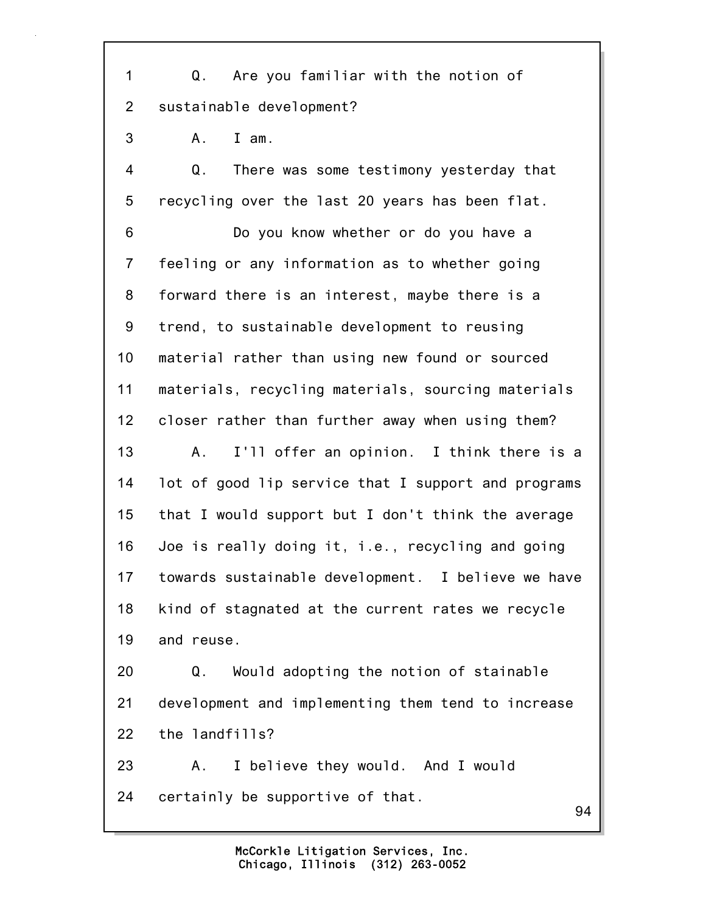Q. Are you familiar with the notion of sustainable development?

A. I am.

Q. There was some testimony yesterday that recycling over the last 20 years has been flat.

Do you know whether or do you have a feeling or any information as to whether going forward there is an interest, maybe there is a trend, to sustainable development to reusing material rather than using new found or sourced materials, recycling materials, sourcing materials closer rather than further away when using them?

A. I'll offer an opinion. I think there is a lot of good lip service that I support and programs that I would support but I don't think the average Joe is really doing it, i.e., recycling and going towards sustainable development. I believe we have kind of stagnated at the current rates we recycle and reuse.

Q. Would adopting the notion of stainable development and implementing them tend to increase the landfills?

A. I believe they would. And I would certainly be supportive of that.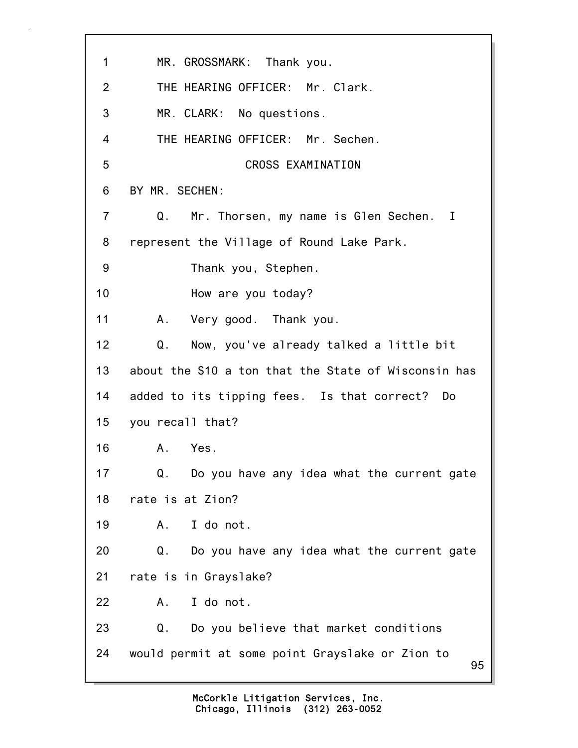MR. GROSSMARK: Thank you.

THE HEARING OFFICER: Mr. Clark.

MR. CLARK: No questions.

THE HEARING OFFICER: Mr. Sechen.

CROSS EXAMINATION

BY MR. SECHEN:

Q. Mr. Thorsen, my name is Glen Sechen. I represent the Village of Round Lake Park.

Thank you, Stephen.

How are you today?

A. Very good. Thank you.

Q. Now, you've already talked a little bit about the $10 a ton that the State of Wisconsin has added to its tipping fees. Is that correct? Do you recall that?

A. Yes.

Q. Do you have any idea what the current gate rate is at Zion?

A. I do not.

Q. Do you have any idea what the current gate rate is in Grayslake?

A. I do not.

Q. Do you believe that market conditions would permit at some point Grayslake or Zion to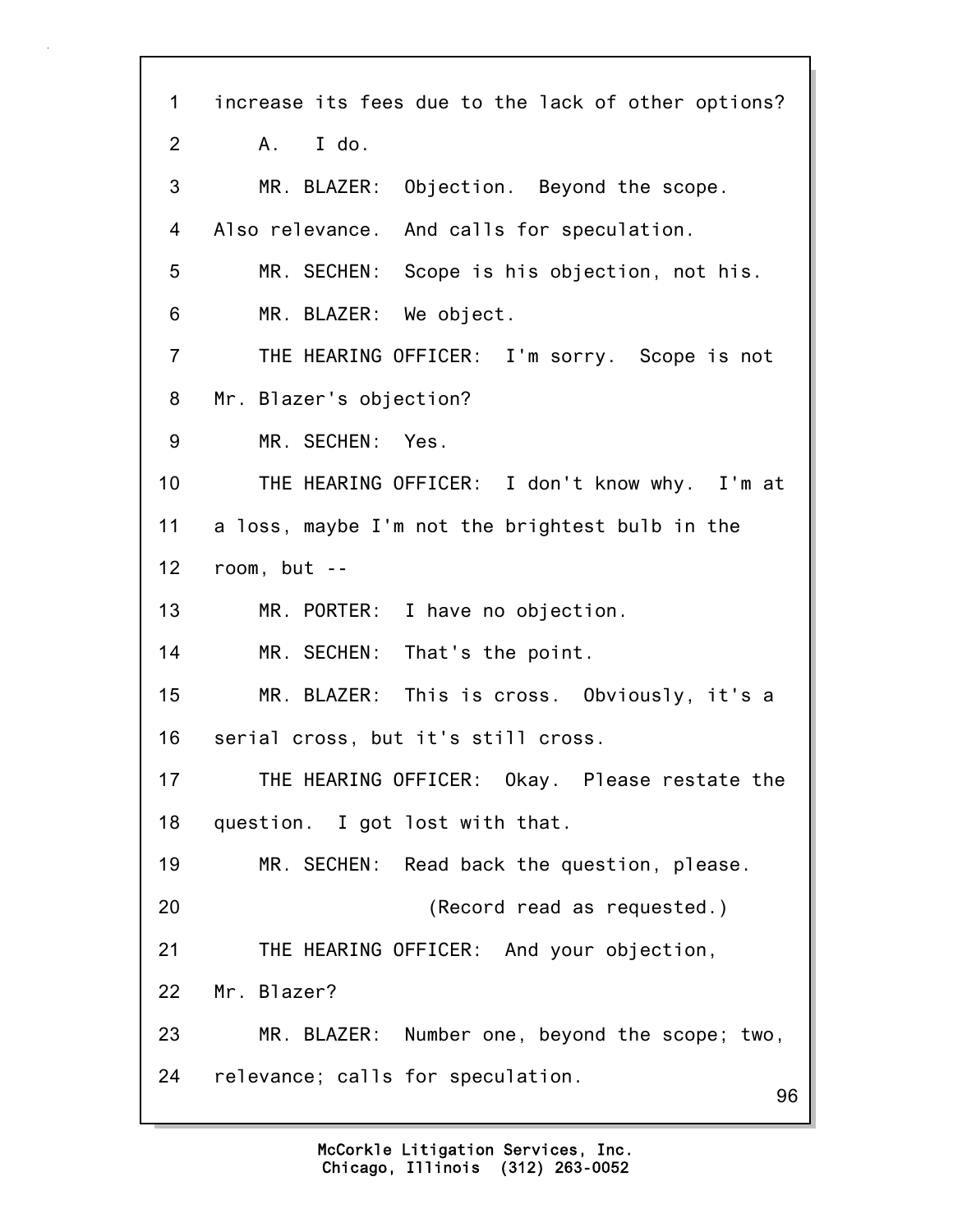1 increase its fees due to the lack of other options?

2 A. I do.

3 MR. BLAZER: Objection. Beyond the scope.

4 Also relevance. And calls for speculation.

5 MR. SECHEN: Scope is his objection, not his.

6 MR. BLAZER: We object.

7 THE HEARING OFFICER: I'm sorry. Scope is not

8 Mr. Blazer's objection?

9 MR. SECHEN: Yes.

10 THE HEARING OFFICER: I don't know why. I'm at

11 a loss, maybe I'm not the brightest bulb in the

12 room, but --

13 MR. PORTER: I have no objection.

14 MR. SECHEN: That's the point.

15 MR. BLAZER: This is cross. Obviously, it's a

16 serial cross, but it's still cross.

17 THE HEARING OFFICER: Okay. Please restate the

18 question. I got lost with that.

19 MR. SECHEN: Read back the question, please.

20 (Record read as requested.)

21 THE HEARING OFFICER: And your objection,

22 Mr. Blazer?

23 MR. BLAZER: Number one, beyond the scope; two,

24 relevance; calls for speculation.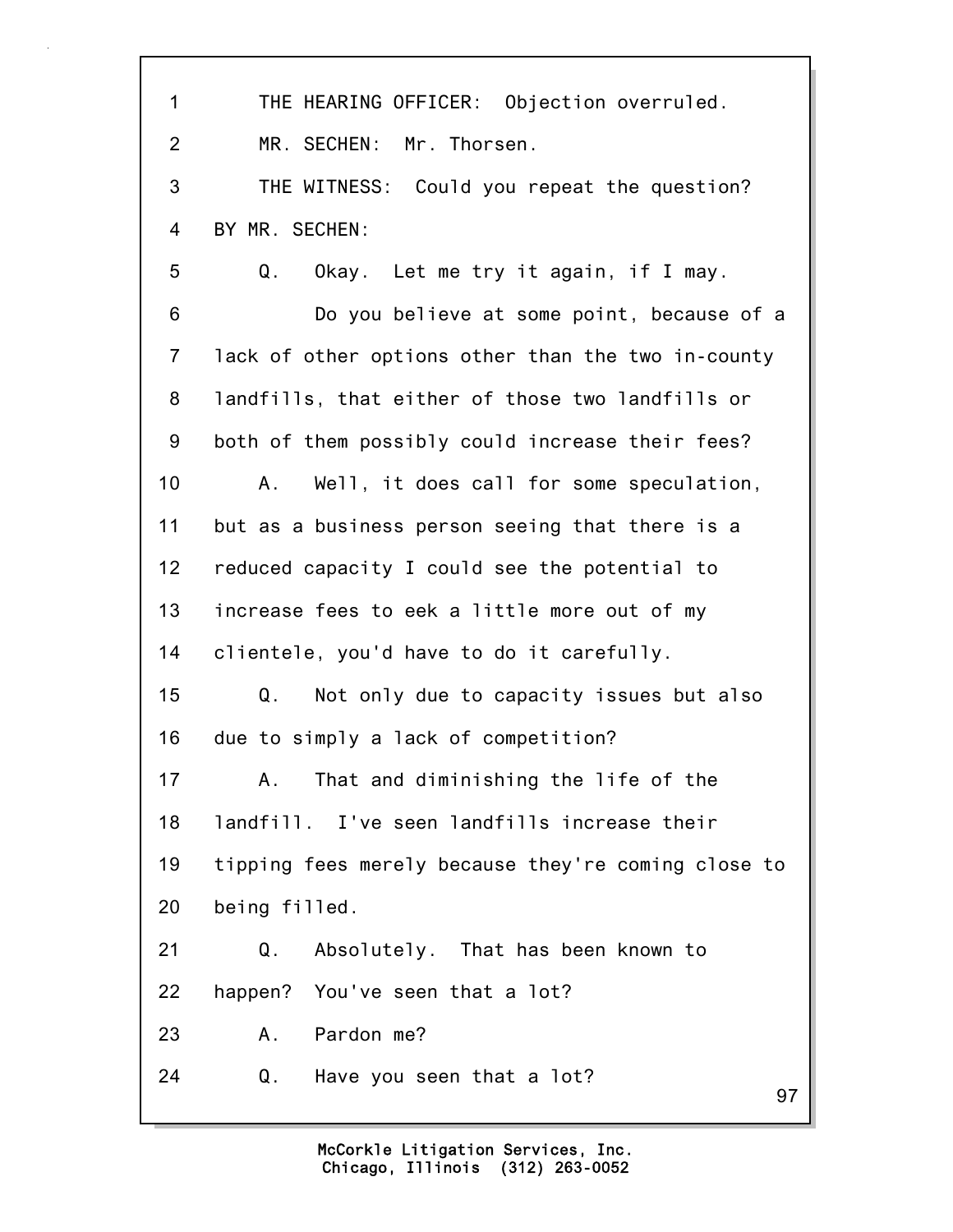1 THE HEARING OFFICER: Objection overruled.

2 MR. SECHEN: Mr. Thorsen.

3 THE WITNESS: Could you repeat the question?

4 BY MR. SECHEN:

5 Q. Okay. Let me try it again, if I may.

6 Do you believe at some point, because of a

7 lack of other options other than the two in-county

8 landfills, that either of those two landfills or

9 both of them possibly could increase their fees?

10 A. Well, it does call for some speculation,

11 but as a business person seeing that there is a

12 reduced capacity I could see the potential to

13 increase fees to eek a little more out of my

14 clientele, you'd have to do it carefully.

15 Q. Not only due to capacity issues but also

16 due to simply a lack of competition?

17 A. That and diminishing the life of the

18 landfill. I've seen landfills increase their

19 tipping fees merely because they're coming close to

20 being filled.

21 Q. Absolutely. That has been known to

22 happen? You've seen that a lot?

23 A. Pardon me?

24 Q. Have you seen that a lot?

McCorkle Litigation Services, Inc.
Chicago, Illinois (312) 263-0052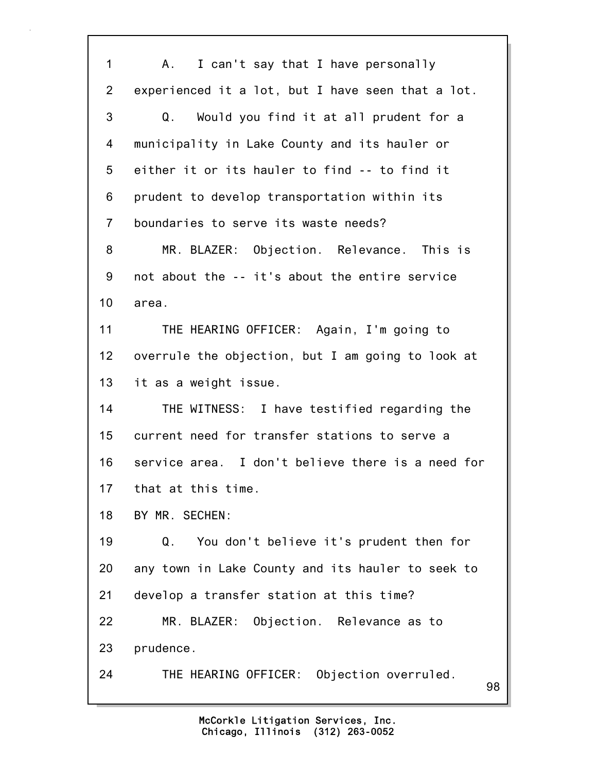1 A. I can't say that I have personally
2 experienced it a lot, but I have seen that a lot.
3 Q. Would you find it at all prudent for a
4 municipality in Lake County and its hauler or
5 either it or its hauler to find -- to find it
6 prudent to develop transportation within its
7 boundaries to serve its waste needs?
8 MR. BLAZER: Objection. Relevance. This is
9 not about the -- it's about the entire service
10 area.
11 THE HEARING OFFICER: Again, I'm going to
12 overrule the objection, but I am going to look at
13 it as a weight issue.
14 THE WITNESS: I have testified regarding the
15 current need for transfer stations to serve a
16 service area. I don't believe there is a need for
17 that at this time.
18 BY MR. SECHEN:
19 Q. You don't believe it's prudent then for
20 any town in Lake County and its hauler to seek to
21 develop a transfer station at this time?
22 MR. BLAZER: Objection. Relevance as to
23 prudence.
24 THE HEARING OFFICER: Objection overruled.

McCorkle Litigation Services, Inc.
Chicago, Illinois (312) 263-0052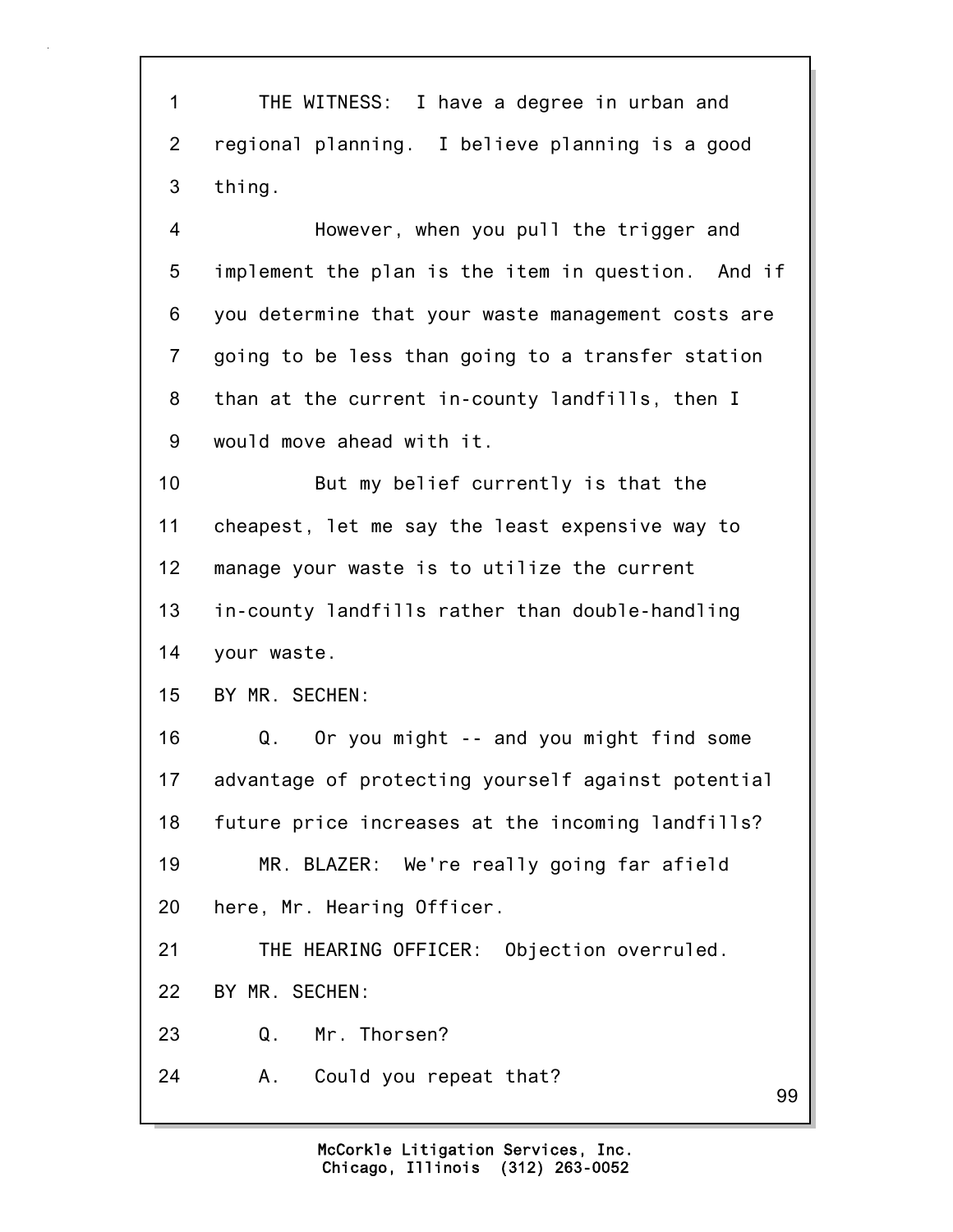THE WITNESS: I have a degree in urban and regional planning. I believe planning is a good thing.

However, when you pull the trigger and implement the plan is the item in question. And if you determine that your waste management costs are going to be less than going to a transfer station than at the current in-county landfills, then I would move ahead with it.

But my belief currently is that the cheapest, let me say the least expensive way to manage your waste is to utilize the current in-county landfills rather than double-handling your waste.

BY MR. SECHEN:

Q. Or you might -- and you might find some advantage of protecting yourself against potential future price increases at the incoming landfills?

MR. BLAZER: We're really going far afield here, Mr. Hearing Officer.

THE HEARING OFFICER: Objection overruled.

BY MR. SECHEN:

Q. Mr. Thorsen?

A. Could you repeat that?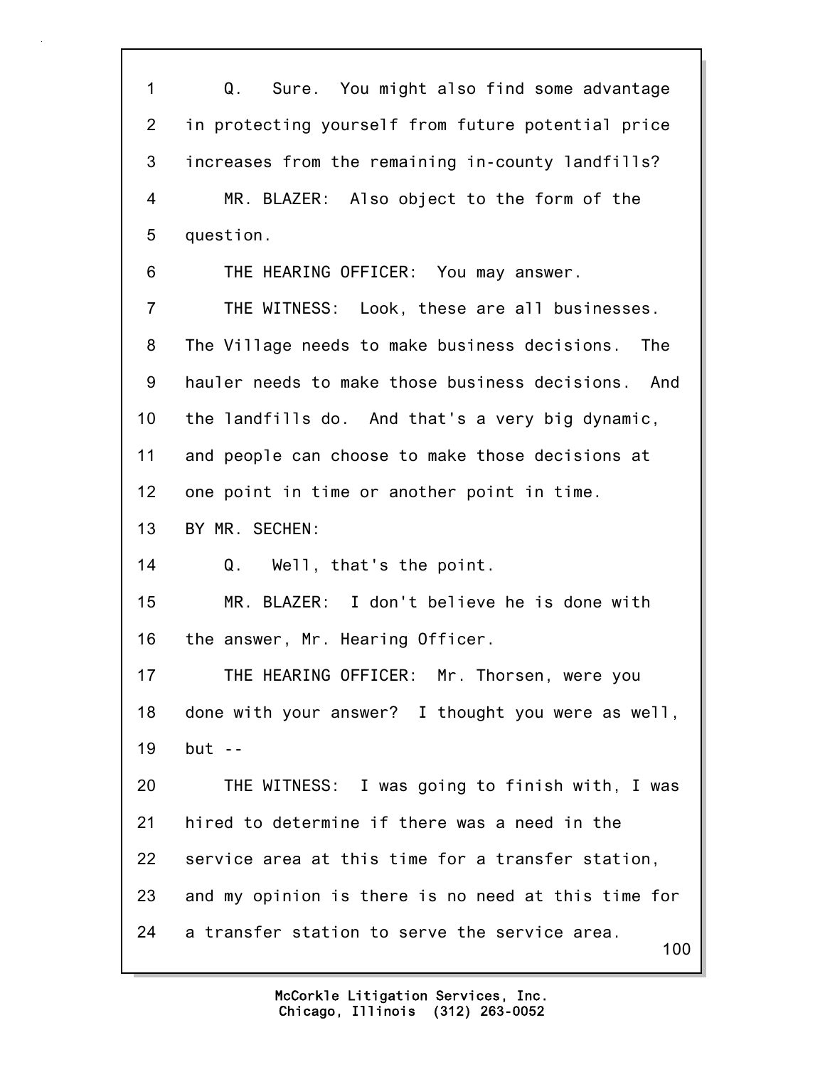Q. Sure. You might also find some advantage in protecting yourself from future potential price increases from the remaining in-county landfills?

MR. BLAZER: Also object to the form of the question.

THE HEARING OFFICER: You may answer.

THE WITNESS: Look, these are all businesses. The Village needs to make business decisions. The hauler needs to make those business decisions. And the landfills do. And that's a very big dynamic, and people can choose to make those decisions at one point in time or another point in time.

BY MR. SECHEN:

Q. Well, that's the point.

MR. BLAZER: I don't believe he is done with the answer, Mr. Hearing Officer.

THE HEARING OFFICER: Mr. Thorsen, were you done with your answer? I thought you were as well, but --

THE WITNESS: I was going to finish with, I was hired to determine if there was a need in the service area at this time for a transfer station, and my opinion is there is no need at this time for a transfer station to serve the service area.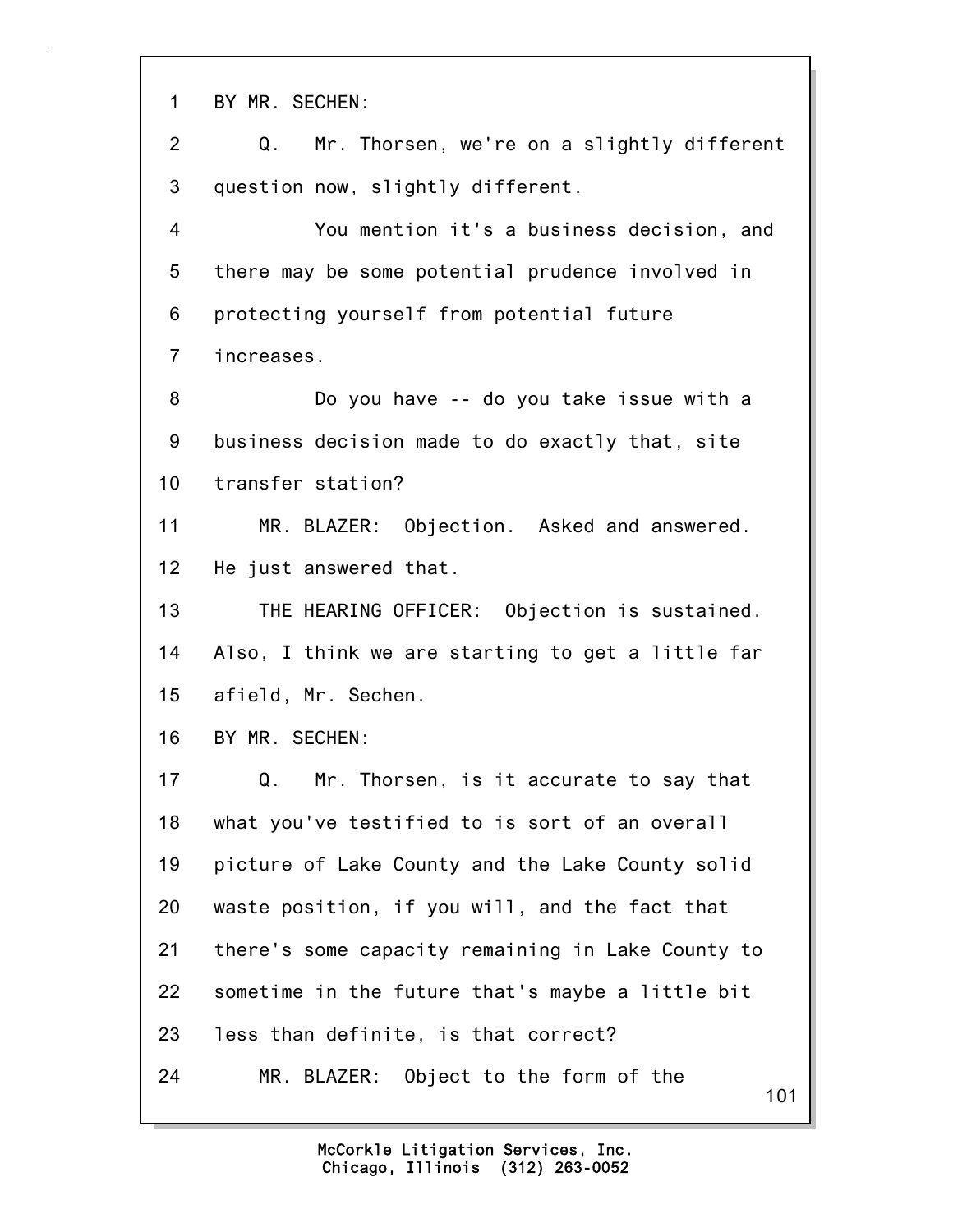1 BY MR. SECHEN:

2 Q. Mr. Thorsen, we're on a slightly different

3 question now, slightly different.

4 You mention it's a business decision, and

5 there may be some potential prudence involved in

6 protecting yourself from potential future

7 increases.

8 Do you have -- do you take issue with a

9 business decision made to do exactly that, site

10 transfer station?

11 MR. BLAZER: Objection. Asked and answered.

12 He just answered that.

13 THE HEARING OFFICER: Objection is sustained.

14 Also, I think we are starting to get a little far

15 afield, Mr. Sechen.

16 BY MR. SECHEN:

17 Q. Mr. Thorsen, is it accurate to say that

18 what you've testified to is sort of an overall

19 picture of Lake County and the Lake County solid

20 waste position, if you will, and the fact that

21 there's some capacity remaining in Lake County to

22 sometime in the future that's maybe a little bit

23 less than definite, is that correct?

24 MR. BLAZER: Object to the form of the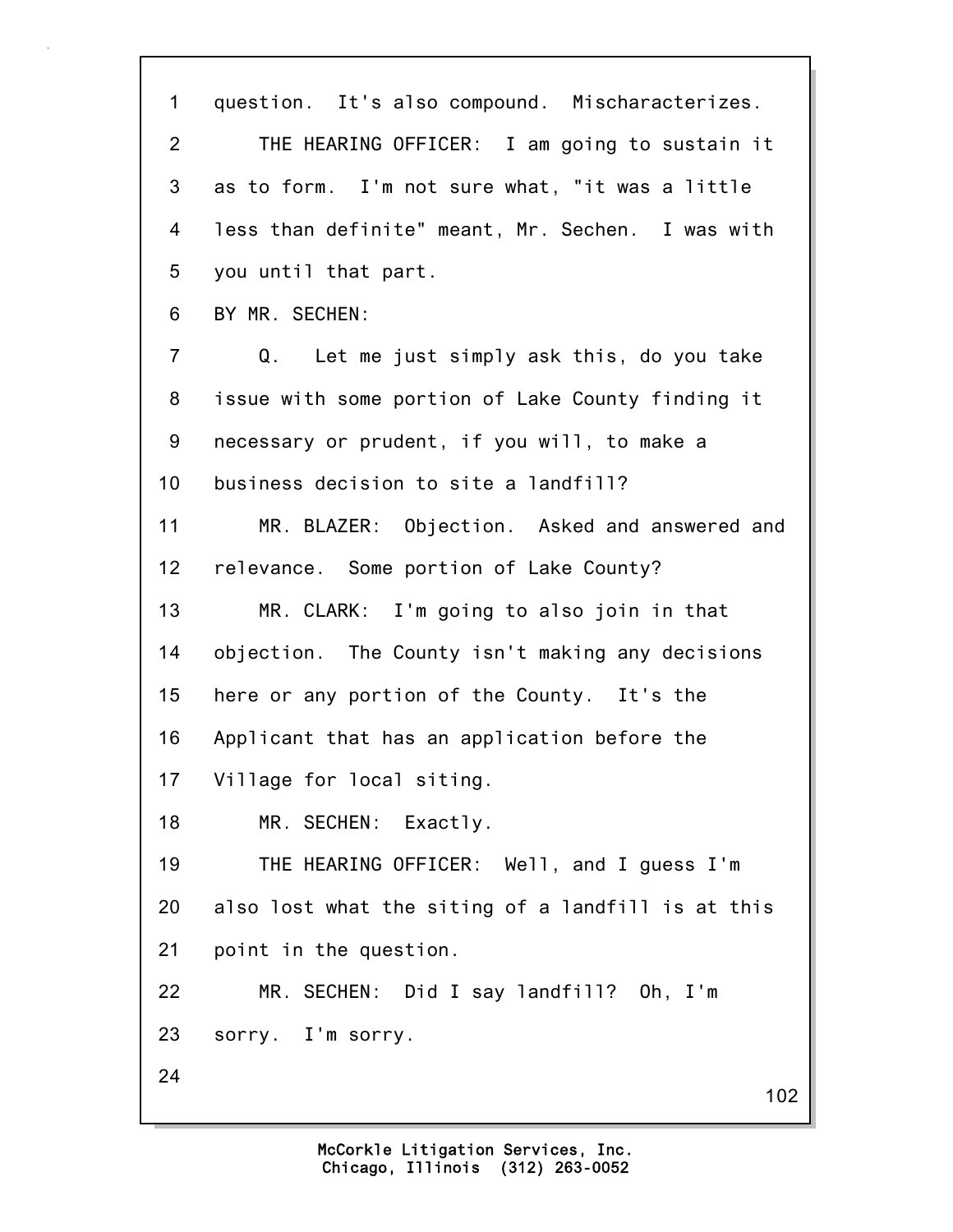question. It's also compound. Mischaracterizes.

THE HEARING OFFICER: I am going to sustain it as to form. I'm not sure what, "it was a little less than definite" meant, Mr. Sechen. I was with you until that part.

BY MR. SECHEN:

Q. Let me just simply ask this, do you take issue with some portion of Lake County finding it necessary or prudent, if you will, to make a business decision to site a landfill?

MR. BLAZER: Objection. Asked and answered and relevance. Some portion of Lake County?

MR. CLARK: I'm going to also join in that objection. The County isn't making any decisions here or any portion of the County. It's the Applicant that has an application before the Village for local siting.

MR. SECHEN: Exactly.

THE HEARING OFFICER: Well, and I guess I'm also lost what the siting of a landfill is at this point in the question.

MR. SECHEN: Did I say landfill? Oh, I'm sorry. I'm sorry.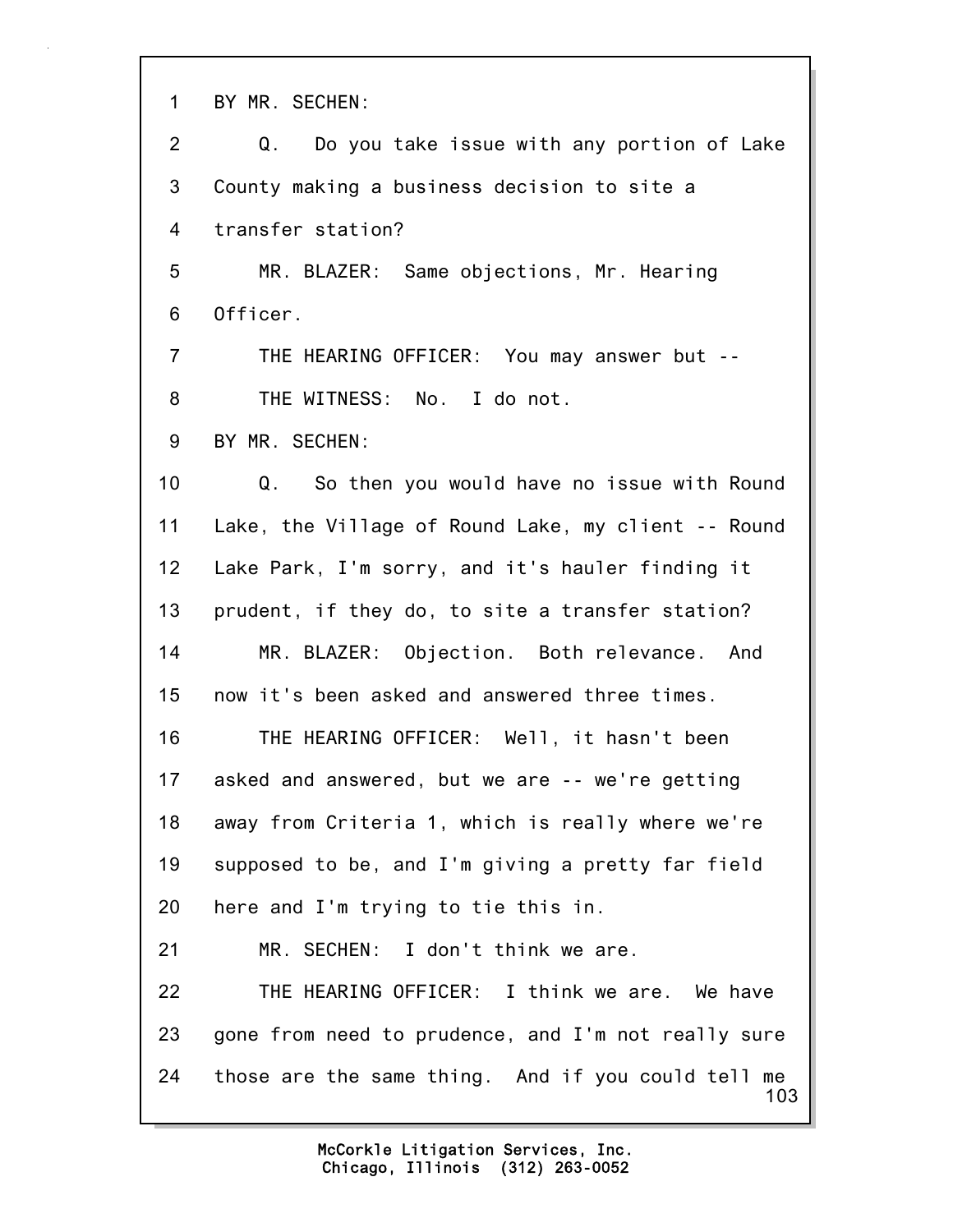BY MR. SECHEN:

Q. Do you take issue with any portion of Lake County making a business decision to site a transfer station?

MR. BLAZER: Same objections, Mr. Hearing Officer.

THE HEARING OFFICER: You may answer but --

THE WITNESS: No. I do not.

BY MR. SECHEN:

Q. So then you would have no issue with Round Lake, the Village of Round Lake, my client -- Round Lake Park, I'm sorry, and it's hauler finding it prudent, if they do, to site a transfer station?

MR. BLAZER: Objection. Both relevance. And now it's been asked and answered three times.

THE HEARING OFFICER: Well, it hasn't been asked and answered, but we are -- we're getting away from Criteria 1, which is really where we're supposed to be, and I'm giving a pretty far field here and I'm trying to tie this in.

MR. SECHEN: I don't think we are.

THE HEARING OFFICER: I think we are. We have gone from need to prudence, and I'm not really sure those are the same thing. And if you could tell me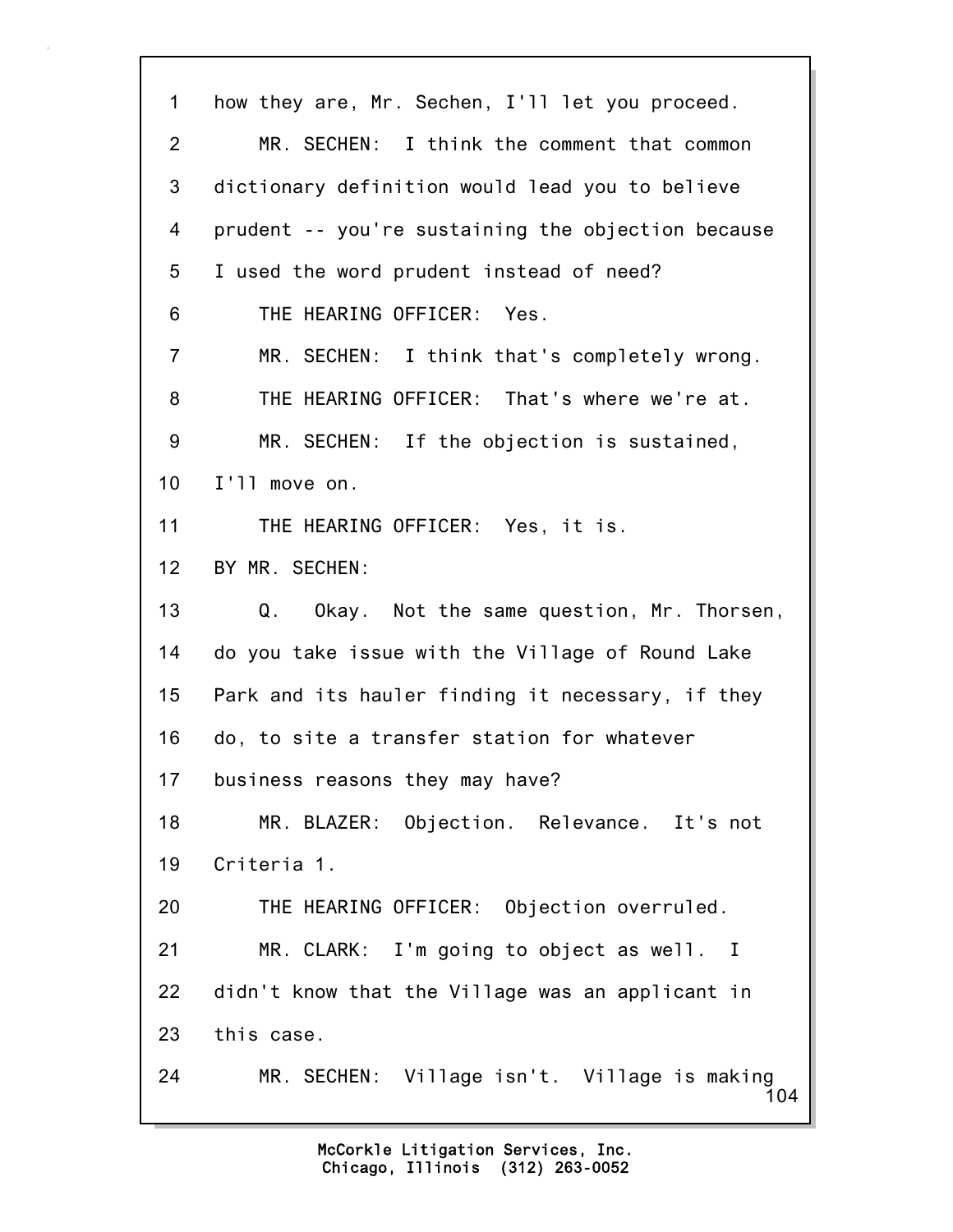1 how they are, Mr. Sechen, I'll let you proceed.

2 MR. SECHEN: I think the comment that common

3 dictionary definition would lead you to believe

4 prudent -- you're sustaining the objection because

5 I used the word prudent instead of need?

6 THE HEARING OFFICER: Yes.

7 MR. SECHEN: I think that's completely wrong.

8 THE HEARING OFFICER: That's where we're at.

9 MR. SECHEN: If the objection is sustained,

10 I'll move on.

11 THE HEARING OFFICER: Yes, it is.

12 BY MR. SECHEN:

13 Q. Okay. Not the same question, Mr. Thorsen,

14 do you take issue with the Village of Round Lake

15 Park and its hauler finding it necessary, if they

16 do, to site a transfer station for whatever

17 business reasons they may have?

18 MR. BLAZER: Objection. Relevance. It's not

19 Criteria 1.

20 THE HEARING OFFICER: Objection overruled.

21 MR. CLARK: I'm going to object as well. I

22 didn't know that the Village was an applicant in

23 this case.

24 MR. SECHEN: Village isn't. Village is making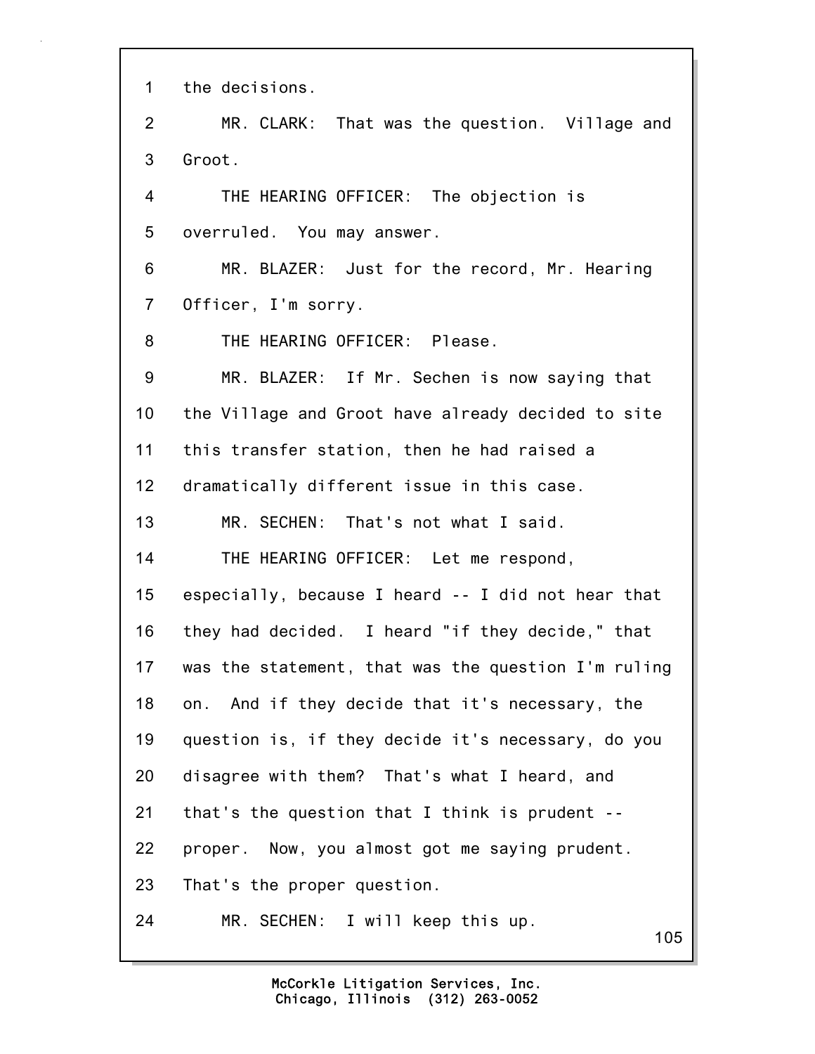1 the decisions.

2 MR. CLARK: That was the question. Village and

3 Groot.

4 THE HEARING OFFICER: The objection is

5 overruled. You may answer.

6 MR. BLAZER: Just for the record, Mr. Hearing

7 Officer, I'm sorry.

8 THE HEARING OFFICER: Please.

9 MR. BLAZER: If Mr. Sechen is now saying that

10 the Village and Groot have already decided to site

11 this transfer station, then he had raised a

12 dramatically different issue in this case.

13 MR. SECHEN: That's not what I said.

14 THE HEARING OFFICER: Let me respond,

15 especially, because I heard -- I did not hear that

16 they had decided. I heard "if they decide," that

17 was the statement, that was the question I'm ruling

18 on. And if they decide that it's necessary, the

19 question is, if they decide it's necessary, do you

20 disagree with them? That's what I heard, and

21 that's the question that I think is prudent --

22 proper. Now, you almost got me saying prudent.

23 That's the proper question.

24 MR. SECHEN: I will keep this up.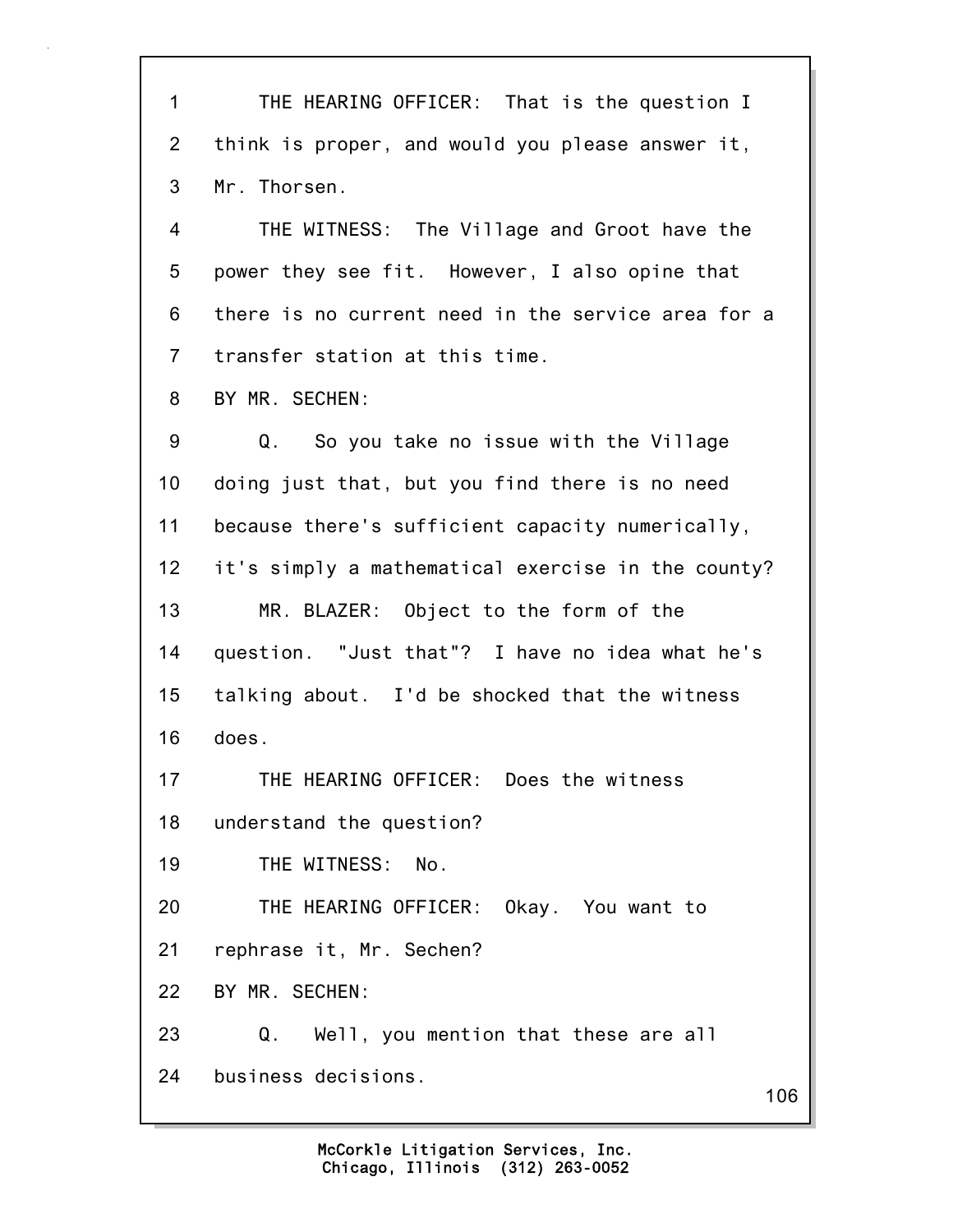THE HEARING OFFICER: That is the question I think is proper, and would you please answer it, Mr. Thorsen.

THE WITNESS: The Village and Groot have the power they see fit. However, I also opine that there is no current need in the service area for a transfer station at this time.

BY MR. SECHEN:

Q. So you take no issue with the Village doing just that, but you find there is no need because there's sufficient capacity numerically, it's simply a mathematical exercise in the county?

MR. BLAZER: Object to the form of the question. "Just that"? I have no idea what he's talking about. I'd be shocked that the witness does.

THE HEARING OFFICER: Does the witness understand the question?

THE WITNESS: No.

THE HEARING OFFICER: Okay. You want to rephrase it, Mr. Sechen?

BY MR. SECHEN:

Q. Well, you mention that these are all business decisions.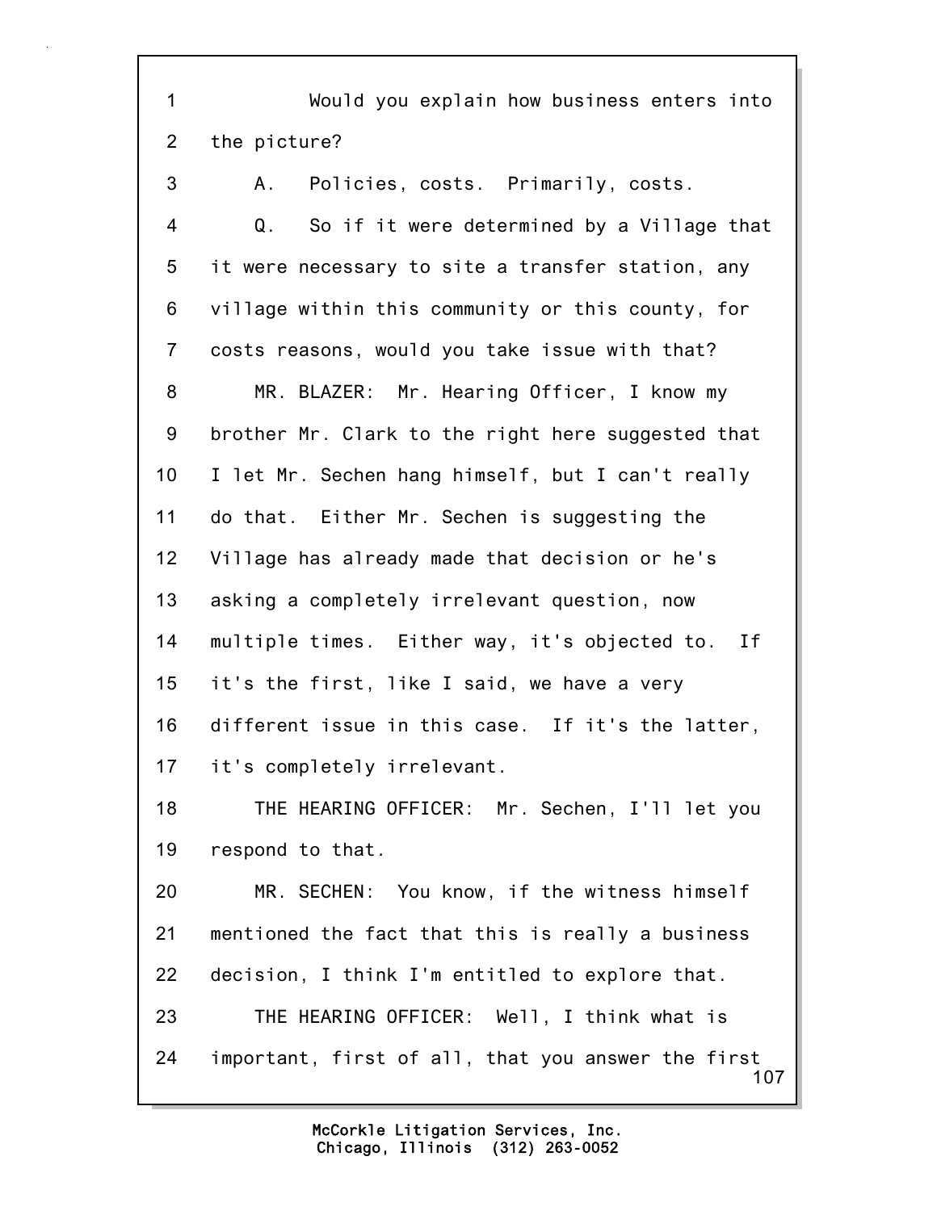Would you explain how business enters into the picture?

A. Policies, costs. Primarily, costs.

Q. So if it were determined by a Village that it were necessary to site a transfer station, any village within this community or this county, for costs reasons, would you take issue with that?

MR. BLAZER: Mr. Hearing Officer, I know my brother Mr. Clark to the right here suggested that I let Mr. Sechen hang himself, but I can't really do that. Either Mr. Sechen is suggesting the Village has already made that decision or he's asking a completely irrelevant question, now multiple times. Either way, it's objected to. If it's the first, like I said, we have a very different issue in this case. If it's the latter, it's completely irrelevant.

THE HEARING OFFICER: Mr. Sechen, I'll let you respond to that.

MR. SECHEN: You know, if the witness himself mentioned the fact that this is really a business decision, I think I'm entitled to explore that.

THE HEARING OFFICER: Well, I think what is important, first of all, that you answer the first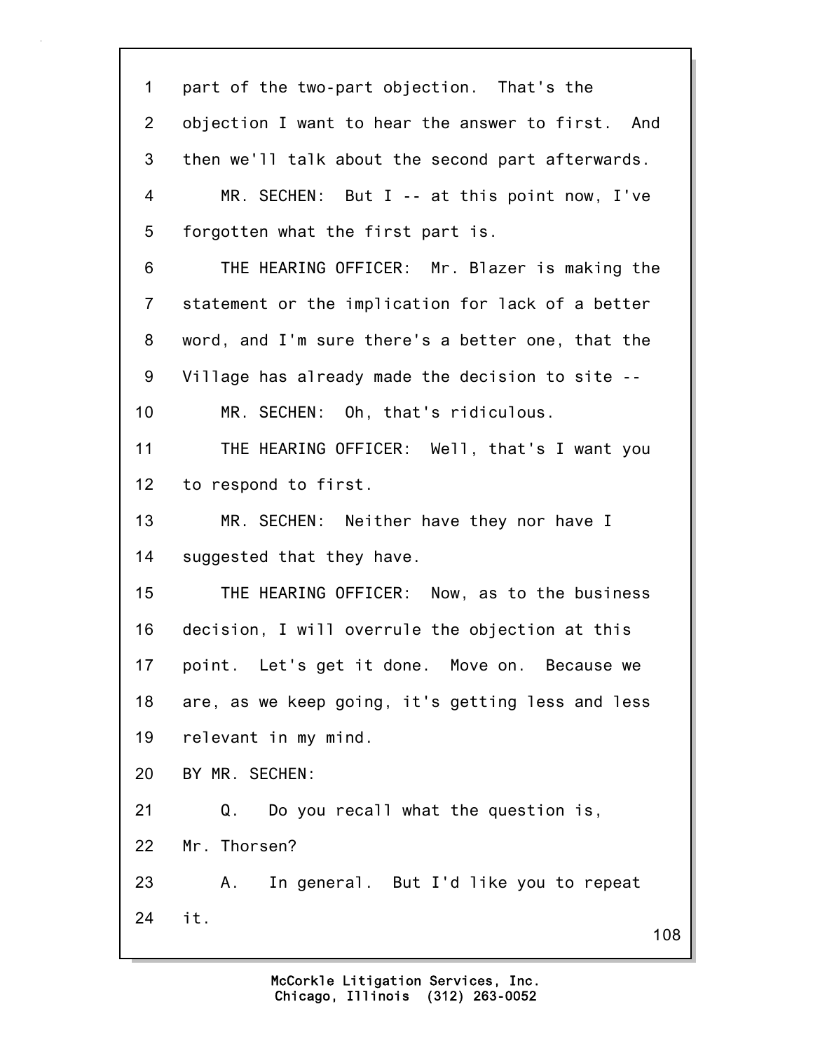1 part of the two-part objection. That's the
2 objection I want to hear the answer to first. And
3 then we'll talk about the second part afterwards.
4 MR. SECHEN: But I -- at this point now, I've
5 forgotten what the first part is.
6 THE HEARING OFFICER: Mr. Blazer is making the
7 statement or the implication for lack of a better
8 word, and I'm sure there's a better one, that the
9 Village has already made the decision to site --
10 MR. SECHEN: Oh, that's ridiculous.
11 THE HEARING OFFICER: Well, that's I want you
12 to respond to first.
13 MR. SECHEN: Neither have they nor have I
14 suggested that they have.
15 THE HEARING OFFICER: Now, as to the business
16 decision, I will overrule the objection at this
17 point. Let's get it done. Move on. Because we
18 are, as we keep going, it's getting less and less
19 relevant in my mind.
20 BY MR. SECHEN:
21 Q. Do you recall what the question is,
22 Mr. Thorsen?
23 A. In general. But I'd like you to repeat
24 it.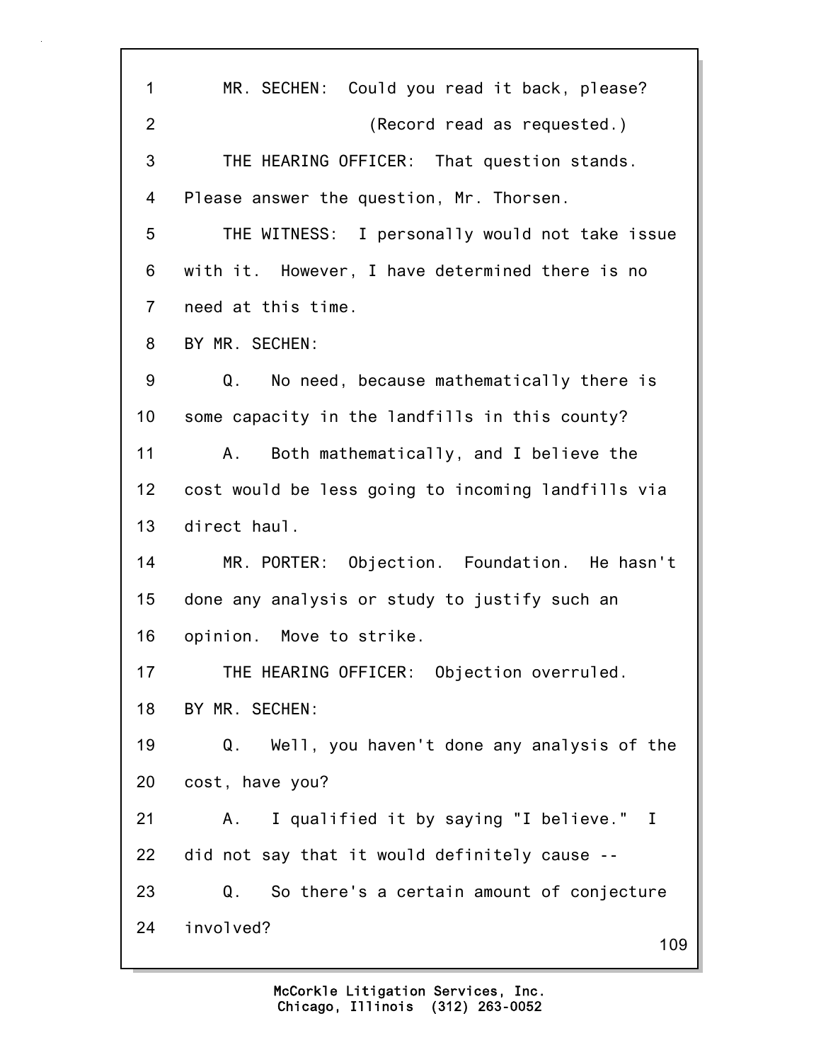1 MR. SECHEN: Could you read it back, please?

2 (Record read as requested.)

3 THE HEARING OFFICER: That question stands.

4 Please answer the question, Mr. Thorsen.

5 THE WITNESS: I personally would not take issue

6 with it. However, I have determined there is no

7 need at this time.

8 BY MR. SECHEN:

9 Q. No need, because mathematically there is

10 some capacity in the landfills in this county?

11 A. Both mathematically, and I believe the

12 cost would be less going to incoming landfills via

13 direct haul.

14 MR. PORTER: Objection. Foundation. He hasn't

15 done any analysis or study to justify such an

16 opinion. Move to strike.

17 THE HEARING OFFICER: Objection overruled.

18 BY MR. SECHEN:

19 Q. Well, you haven't done any analysis of the

20 cost, have you?

21 A. I qualified it by saying "I believe." I

22 did not say that it would definitely cause --

23 Q. So there's a certain amount of conjecture

24 involved?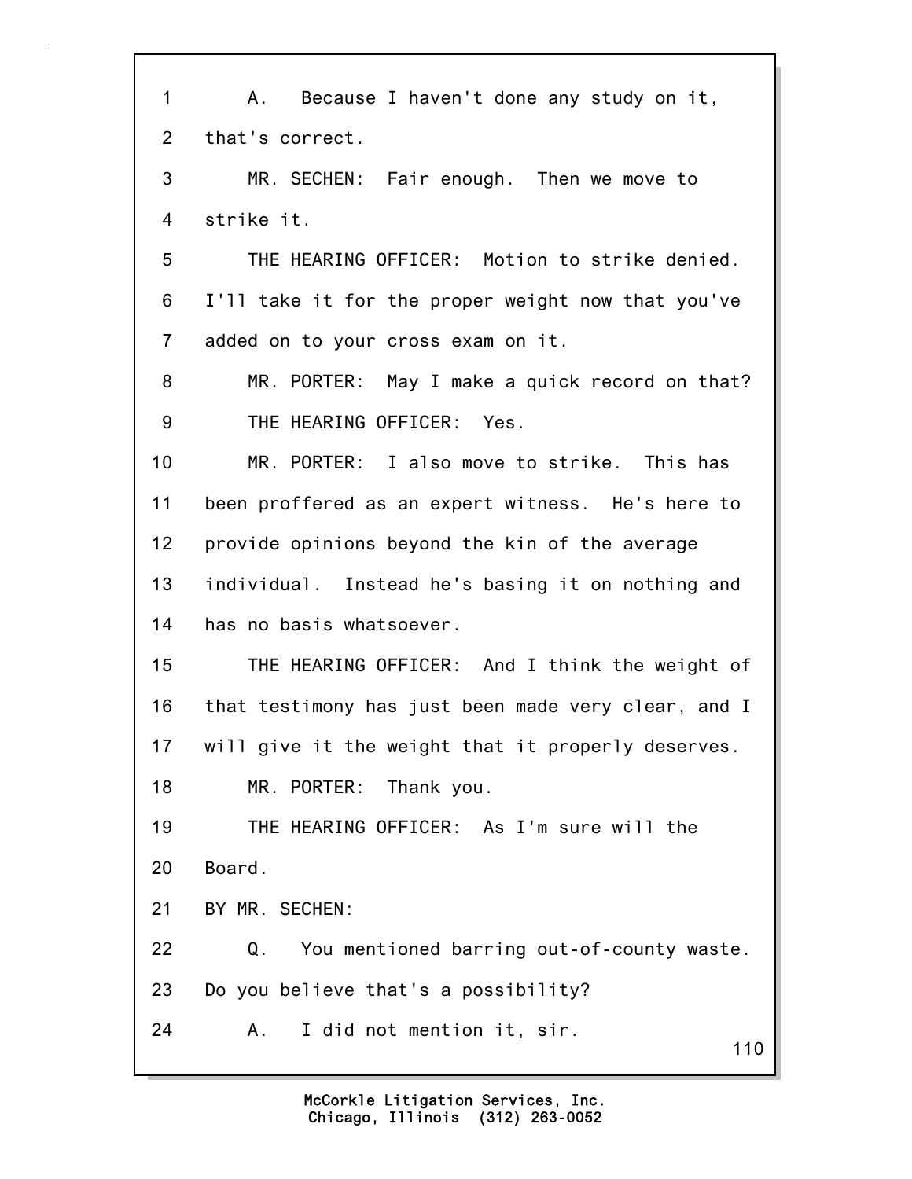1 A. Because I haven't done any study on it,
2 that's correct.
3 MR. SECHEN: Fair enough. Then we move to
4 strike it.
5 THE HEARING OFFICER: Motion to strike denied.
6 I'll take it for the proper weight now that you've
7 added on to your cross exam on it.
8 MR. PORTER: May I make a quick record on that?
9 THE HEARING OFFICER: Yes.
10 MR. PORTER: I also move to strike. This has
11 been proffered as an expert witness. He's here to
12 provide opinions beyond the kin of the average
13 individual. Instead he's basing it on nothing and
14 has no basis whatsoever.
15 THE HEARING OFFICER: And I think the weight of
16 that testimony has just been made very clear, and I
17 will give it the weight that it properly deserves.
18 MR. PORTER: Thank you.
19 THE HEARING OFFICER: As I'm sure will the
20 Board.
21 BY MR. SECHEN:
22 Q. You mentioned barring out-of-county waste.
23 Do you believe that's a possibility?
24 A. I did not mention it, sir.

McCorkle Litigation Services, Inc.
Chicago, Illinois (312) 263-0052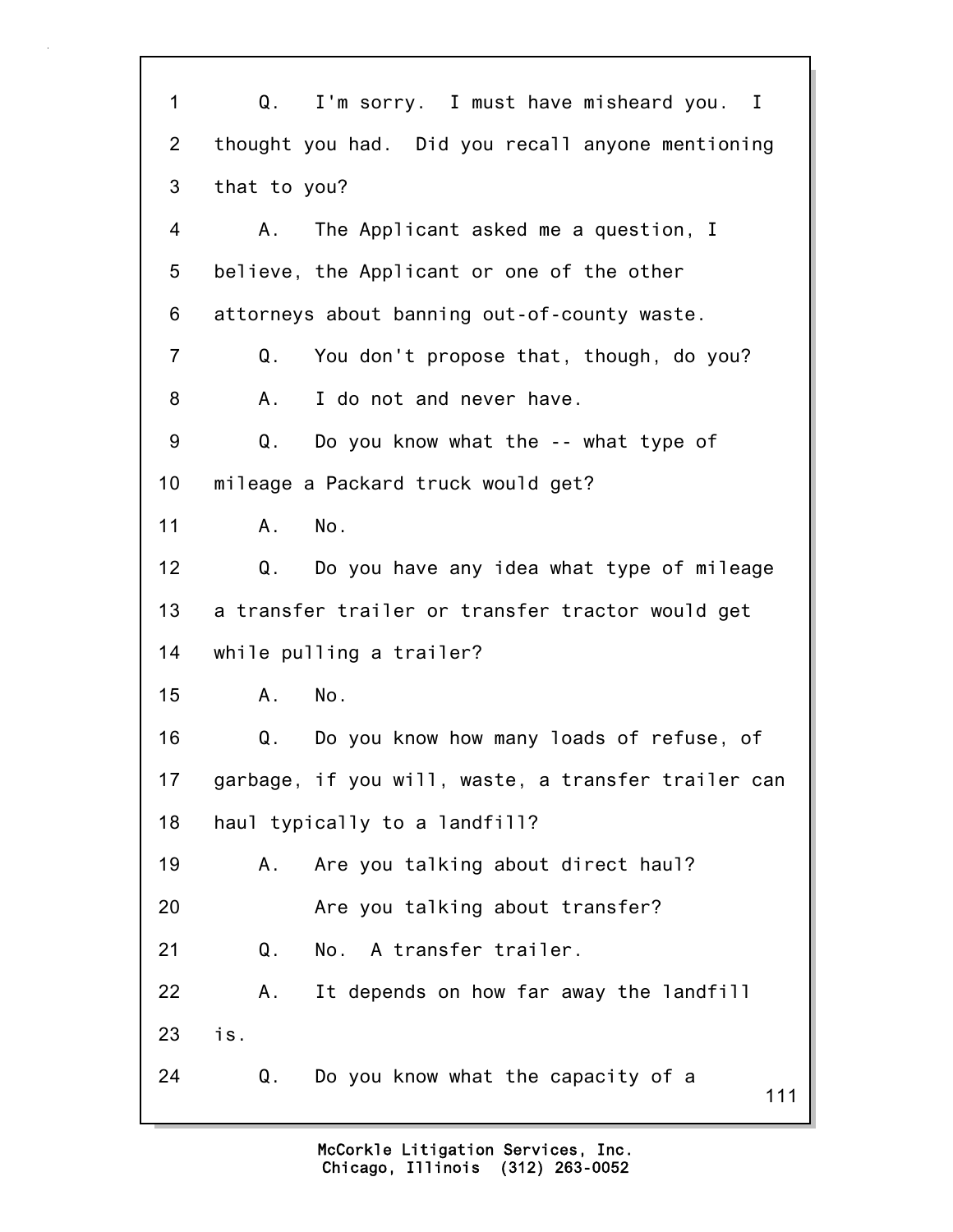1 Q. I'm sorry. I must have misheard you. I
2 thought you had. Did you recall anyone mentioning
3 that to you?
4 A. The Applicant asked me a question, I
5 believe, the Applicant or one of the other
6 attorneys about banning out-of-county waste.
7 Q. You don't propose that, though, do you?
8 A. I do not and never have.
9 Q. Do you know what the -- what type of
10 mileage a Packard truck would get?
11 A. No.
12 Q. Do you have any idea what type of mileage
13 a transfer trailer or transfer tractor would get
14 while pulling a trailer?
15 A. No.
16 Q. Do you know how many loads of refuse, of
17 garbage, if you will, waste, a transfer trailer can
18 haul typically to a landfill?
19 A. Are you talking about direct haul?
20 Are you talking about transfer?
21 Q. No. A transfer trailer.
22 A. It depends on how far away the landfill
23 is.
24 Q. Do you know what the capacity of a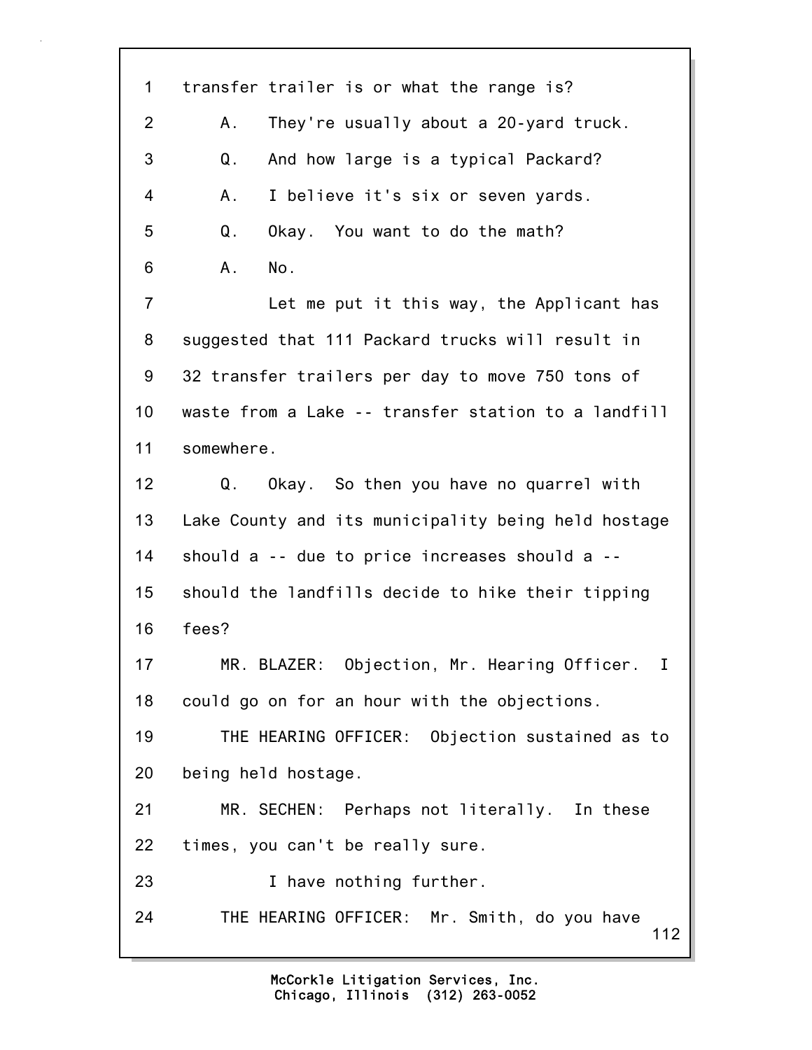1 transfer trailer is or what the range is?

2 A. They're usually about a 20-yard truck.

3 Q. And how large is a typical Packard?

4 A. I believe it's six or seven yards.

5 Q. Okay. You want to do the math?

6 A. No.

7 Let me put it this way, the Applicant has

8 suggested that 111 Packard trucks will result in

9 32 transfer trailers per day to move 750 tons of

10 waste from a Lake -- transfer station to a landfill

11 somewhere.

12 Q. Okay. So then you have no quarrel with

13 Lake County and its municipality being held hostage

14 should a -- due to price increases should a --

15 should the landfills decide to hike their tipping

16 fees?

17 MR. BLAZER: Objection, Mr. Hearing Officer. I

18 could go on for an hour with the objections.

19 THE HEARING OFFICER: Objection sustained as to

20 being held hostage.

21 MR. SECHEN: Perhaps not literally. In these

22 times, you can't be really sure.

23 I have nothing further.

24 THE HEARING OFFICER: Mr. Smith, do you have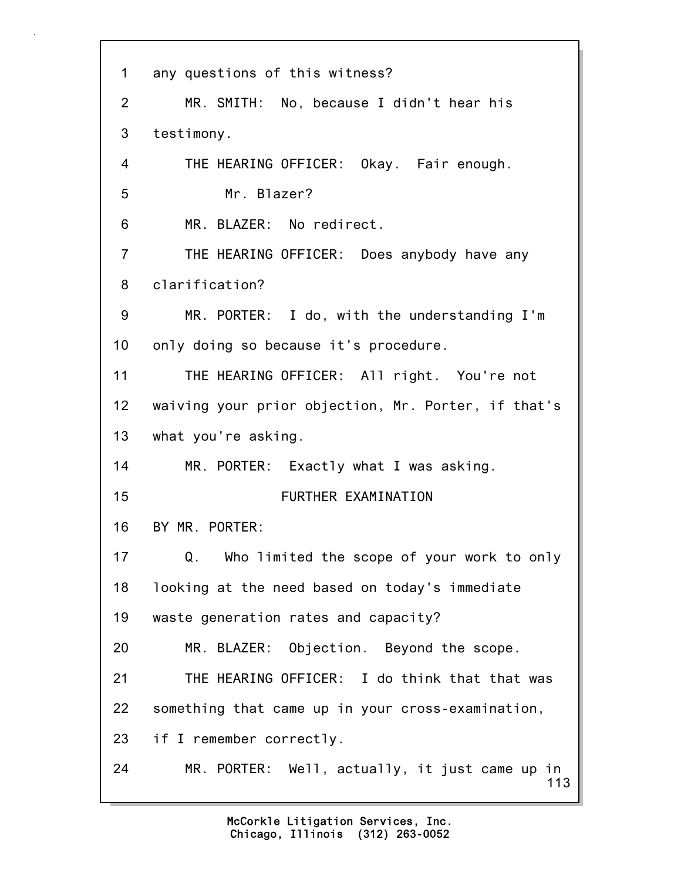any questions of this witness?

MR. SMITH: No, because I didn't hear his testimony.

THE HEARING OFFICER: Okay. Fair enough.

Mr. Blazer?

MR. BLAZER: No redirect.

THE HEARING OFFICER: Does anybody have any clarification?

MR. PORTER: I do, with the understanding I'm only doing so because it's procedure.

THE HEARING OFFICER: All right. You're not waiving your prior objection, Mr. Porter, if that's what you're asking.

MR. PORTER: Exactly what I was asking.

FURTHER EXAMINATION

BY MR. PORTER:

Q. Who limited the scope of your work to only looking at the need based on today's immediate waste generation rates and capacity?

MR. BLAZER: Objection. Beyond the scope.

THE HEARING OFFICER: I do think that that was something that came up in your cross-examination, if I remember correctly.

MR. PORTER: Well, actually, it just came up in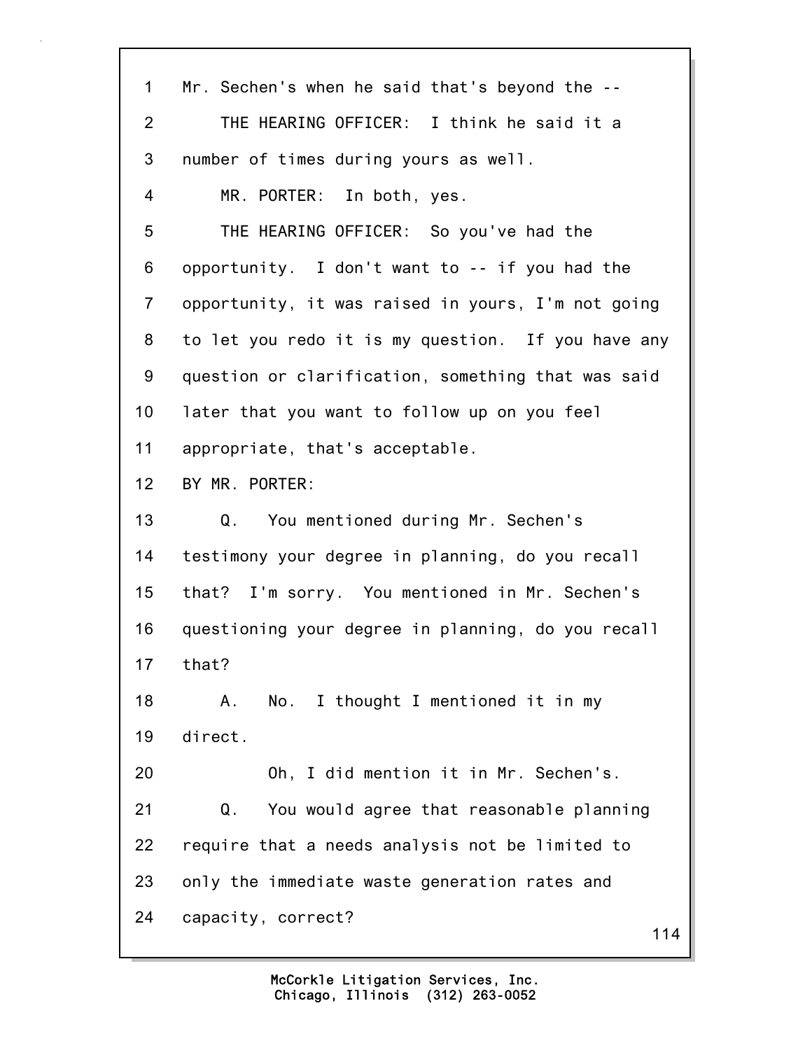1 Mr. Sechen's when he said that's beyond the --

2 THE HEARING OFFICER: I think he said it a

3 number of times during yours as well.

4 MR. PORTER: In both, yes.

5 THE HEARING OFFICER: So you've had the

6 opportunity. I don't want to -- if you had the

7 opportunity, it was raised in yours, I'm not going

8 to let you redo it is my question. If you have any

9 question or clarification, something that was said

10 later that you want to follow up on you feel

11 appropriate, that's acceptable.

12 BY MR. PORTER:

13 Q. You mentioned during Mr. Sechen's

14 testimony your degree in planning, do you recall

15 that? I'm sorry. You mentioned in Mr. Sechen's

16 questioning your degree in planning, do you recall

17 that?

18 A. No. I thought I mentioned it in my

19 direct.

20 Oh, I did mention it in Mr. Sechen's.

21 Q. You would agree that reasonable planning

22 require that a needs analysis not be limited to

23 only the immediate waste generation rates and

24 capacity, correct?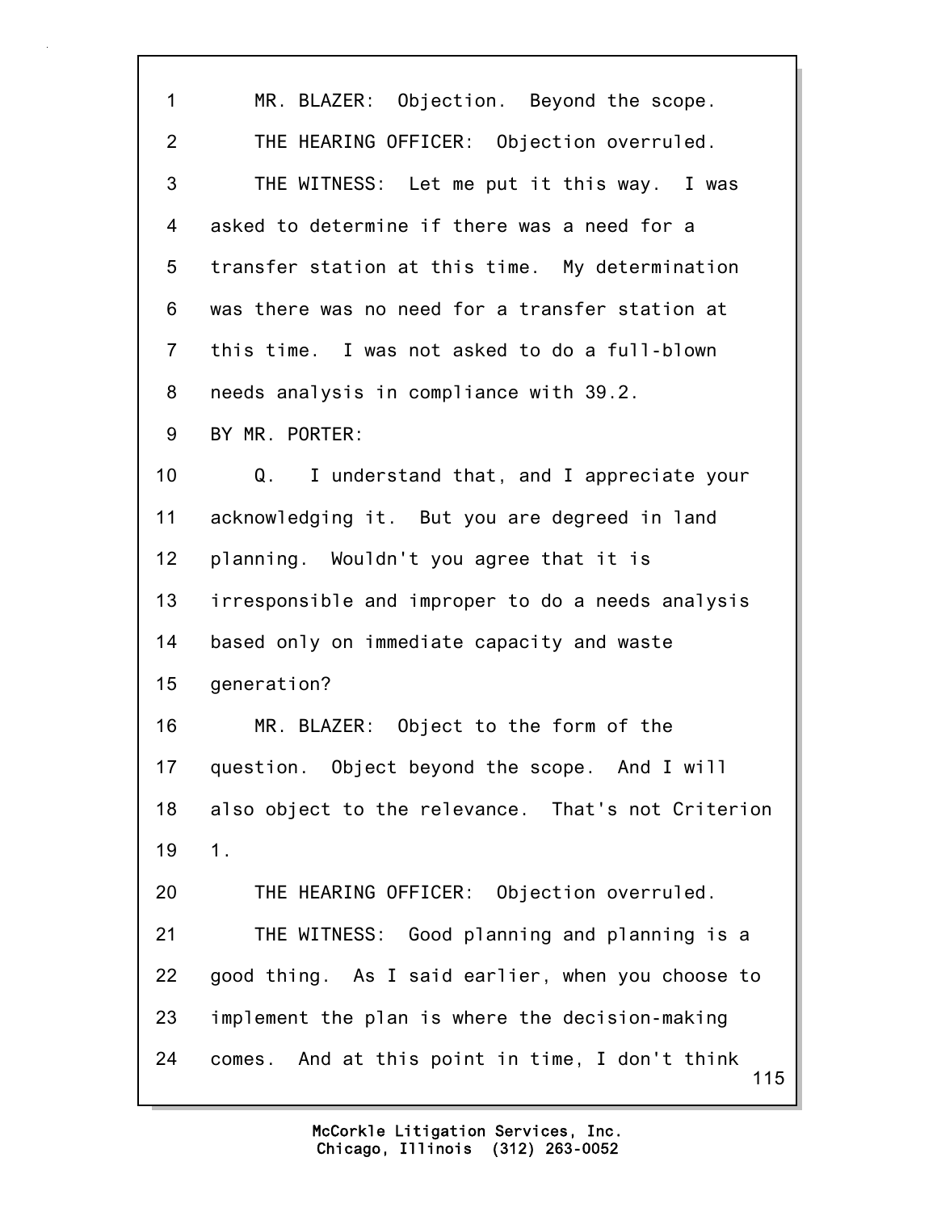1 MR. BLAZER: Objection. Beyond the scope.

2 THE HEARING OFFICER: Objection overruled.

3 THE WITNESS: Let me put it this way. I was
4 asked to determine if there was a need for a
5 transfer station at this time. My determination
6 was there was no need for a transfer station at
7 this time. I was not asked to do a full-blown
8 needs analysis in compliance with 39.2.

9 BY MR. PORTER:

10 Q. I understand that, and I appreciate your
11 acknowledging it. But you are degreed in land
12 planning. Wouldn't you agree that it is
13 irresponsible and improper to do a needs analysis
14 based only on immediate capacity and waste
15 generation?

16 MR. BLAZER: Object to the form of the
17 question. Object beyond the scope. And I will
18 also object to the relevance. That's not Criterion
19 1.

20 THE HEARING OFFICER: Objection overruled.

21 THE WITNESS: Good planning and planning is a
22 good thing. As I said earlier, when you choose to
23 implement the plan is where the decision-making
24 comes. And at this point in time, I don't think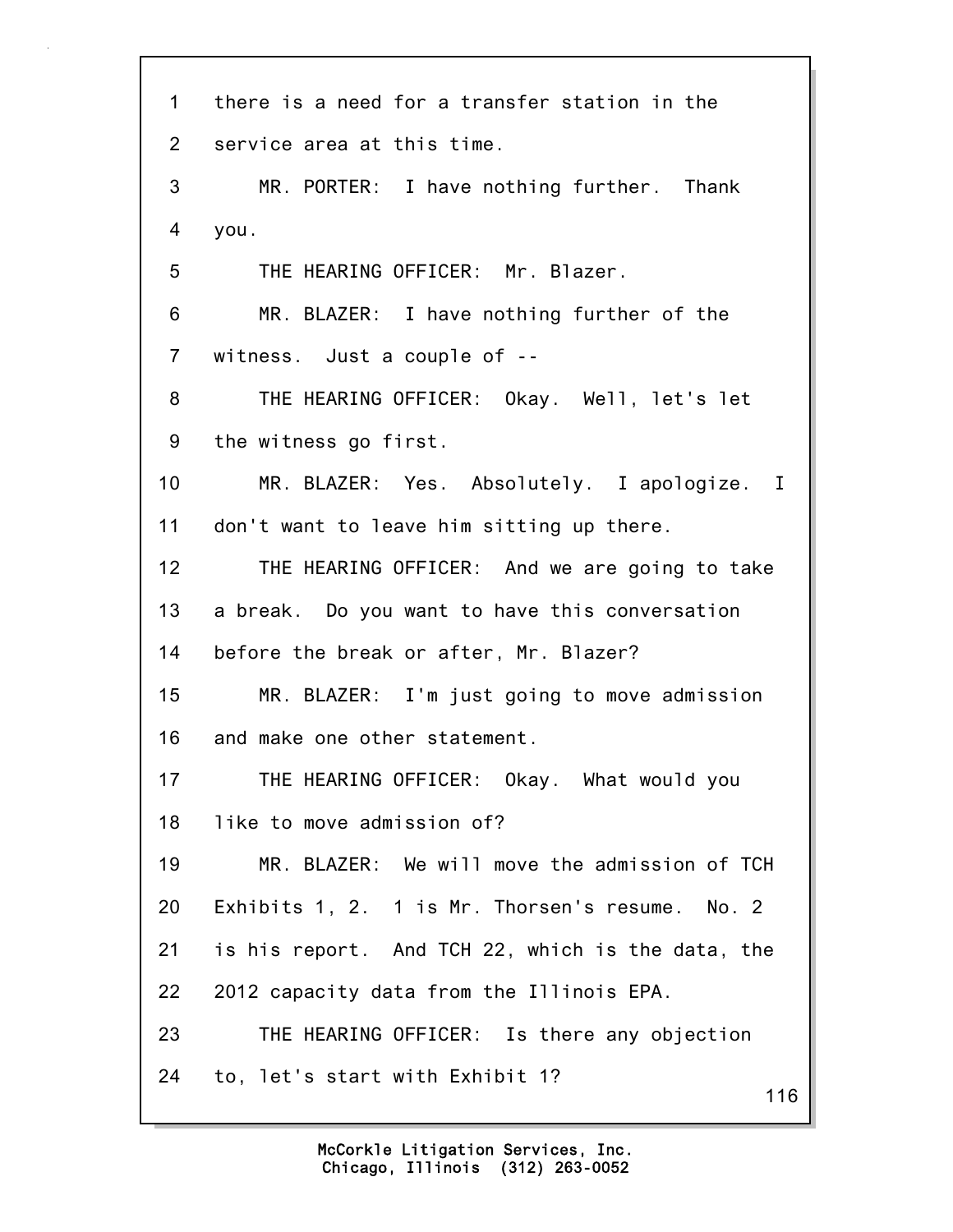there is a need for a transfer station in the service area at this time.

MR. PORTER: I have nothing further. Thank you.

THE HEARING OFFICER: Mr. Blazer.

MR. BLAZER: I have nothing further of the witness. Just a couple of --

THE HEARING OFFICER: Okay. Well, let's let the witness go first.

MR. BLAZER: Yes. Absolutely. I apologize. I don't want to leave him sitting up there.

THE HEARING OFFICER: And we are going to take a break. Do you want to have this conversation before the break or after, Mr. Blazer?

MR. BLAZER: I'm just going to move admission and make one other statement.

THE HEARING OFFICER: Okay. What would you like to move admission of?

MR. BLAZER: We will move the admission of TCH Exhibits 1, 2. 1 is Mr. Thorsen's resume. No. 2 is his report. And TCH 22, which is the data, the 2012 capacity data from the Illinois EPA.

THE HEARING OFFICER: Is there any objection to, let's start with Exhibit 1?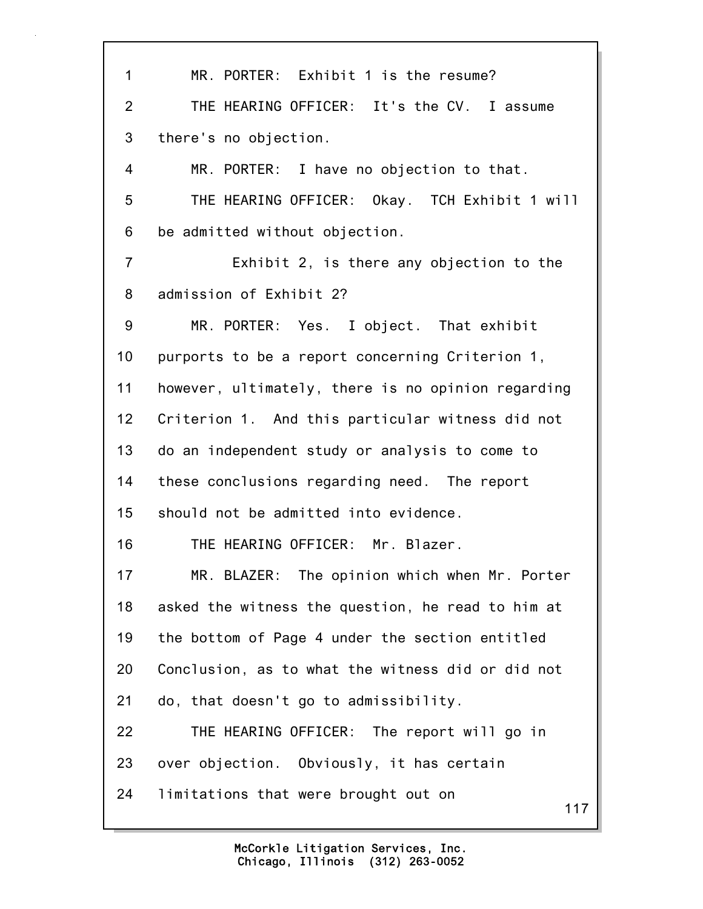MR. PORTER: Exhibit 1 is the resume?

THE HEARING OFFICER: It's the CV. I assume there's no objection.

MR. PORTER: I have no objection to that.

THE HEARING OFFICER: Okay. TCH Exhibit 1 will be admitted without objection.

Exhibit 2, is there any objection to the admission of Exhibit 2?

MR. PORTER: Yes. I object. That exhibit purports to be a report concerning Criterion 1, however, ultimately, there is no opinion regarding Criterion 1. And this particular witness did not do an independent study or analysis to come to these conclusions regarding need. The report should not be admitted into evidence.

THE HEARING OFFICER: Mr. Blazer.

MR. BLAZER: The opinion which when Mr. Porter asked the witness the question, he read to him at the bottom of Page 4 under the section entitled Conclusion, as to what the witness did or did not do, that doesn't go to admissibility.

THE HEARING OFFICER: The report will go in over objection. Obviously, it has certain limitations that were brought out on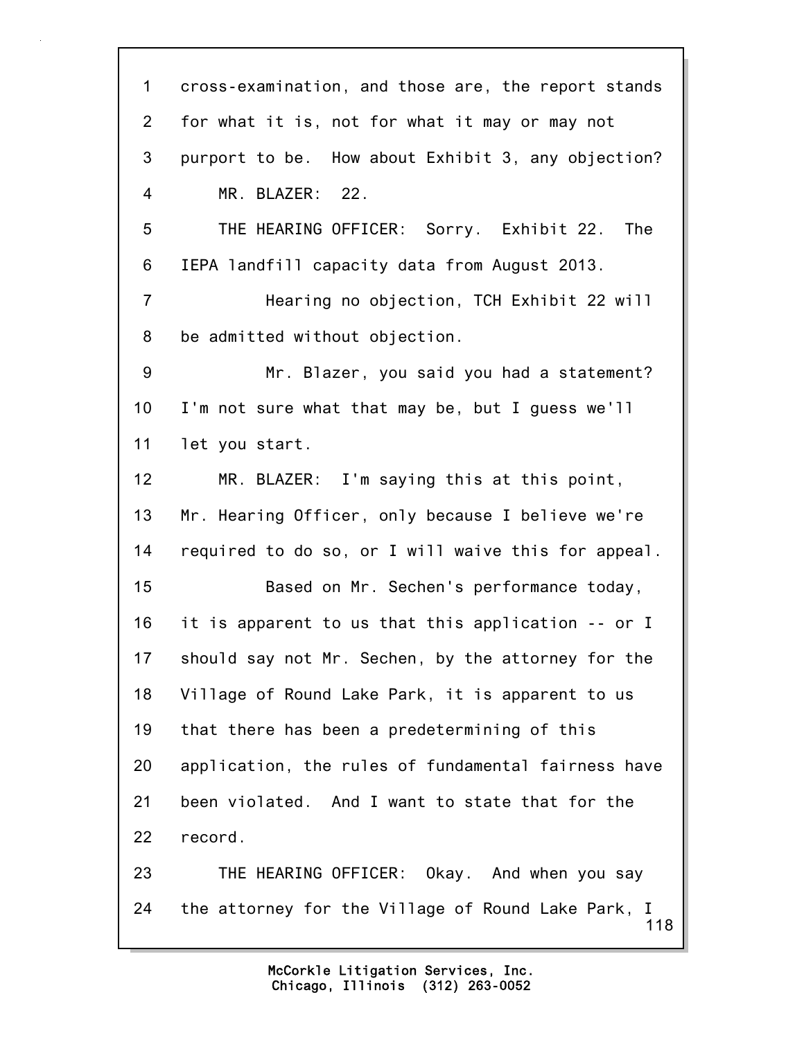1 cross-examination, and those are, the report stands
2 for what it is, not for what it may or may not
3 purport to be. How about Exhibit 3, any objection?
4 MR. BLAZER: 22.
5 THE HEARING OFFICER: Sorry. Exhibit 22. The
6 IEPA landfill capacity data from August 2013.
7 Hearing no objection, TCH Exhibit 22 will
8 be admitted without objection.
9 Mr. Blazer, you said you had a statement?
10 I'm not sure what that may be, but I guess we'll
11 let you start.
12 MR. BLAZER: I'm saying this at this point,
13 Mr. Hearing Officer, only because I believe we're
14 required to do so, or I will waive this for appeal.
15 Based on Mr. Sechen's performance today,
16 it is apparent to us that this application -- or I
17 should say not Mr. Sechen, by the attorney for the
18 Village of Round Lake Park, it is apparent to us
19 that there has been a predetermining of this
20 application, the rules of fundamental fairness have
21 been violated. And I want to state that for the
22 record.
23 THE HEARING OFFICER: Okay. And when you say
24 the attorney for the Village of Round Lake Park, I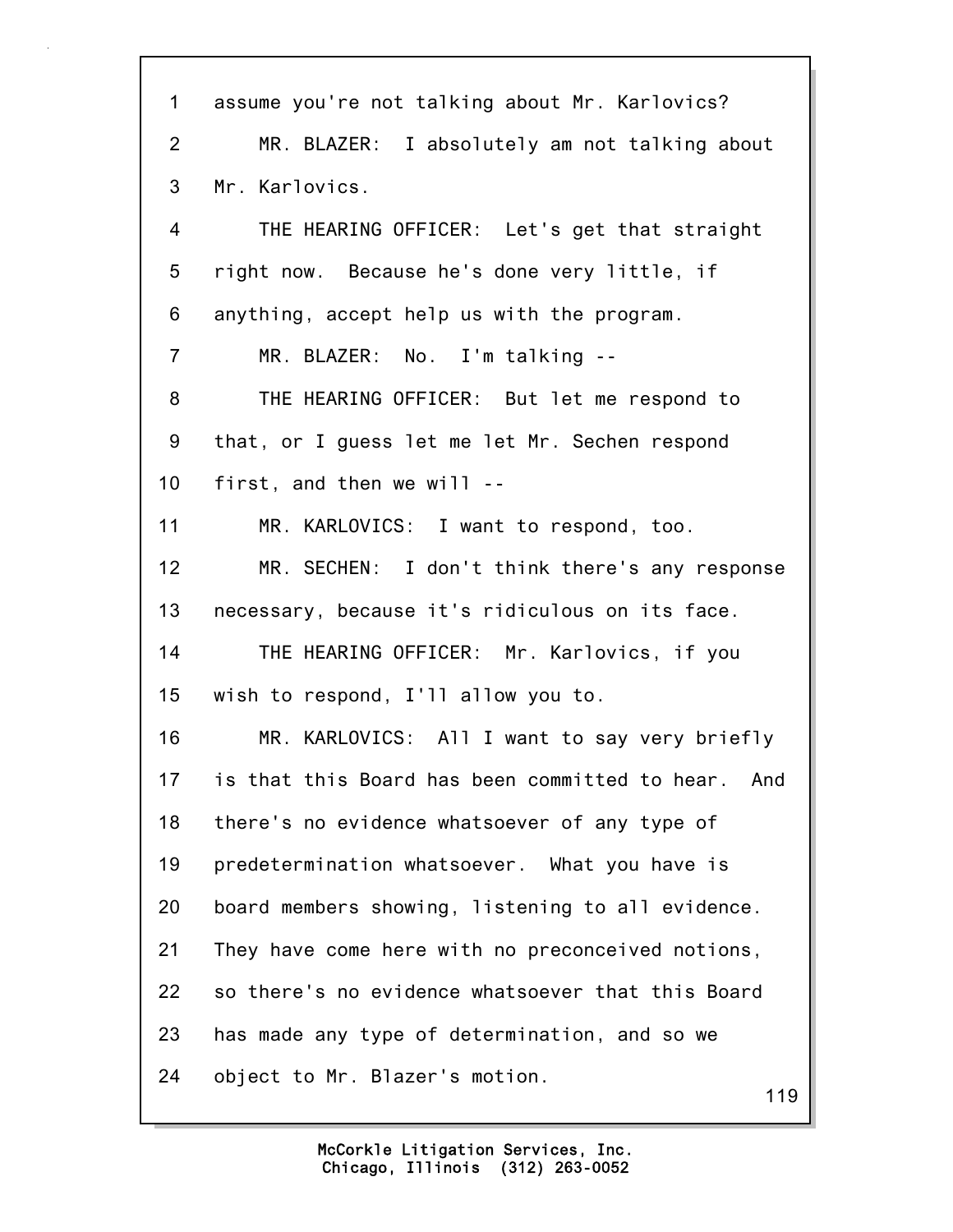1 assume you're not talking about Mr. Karlovics?

2 MR. BLAZER: I absolutely am not talking about

3 Mr. Karlovics.

4 THE HEARING OFFICER: Let's get that straight

5 right now. Because he's done very little, if

6 anything, accept help us with the program.

7 MR. BLAZER: No. I'm talking --

8 THE HEARING OFFICER: But let me respond to

9 that, or I guess let me let Mr. Sechen respond

10 first, and then we will --

11 MR. KARLOVICS: I want to respond, too.

12 MR. SECHEN: I don't think there's any response

13 necessary, because it's ridiculous on its face.

14 THE HEARING OFFICER: Mr. Karlovics, if you

15 wish to respond, I'll allow you to.

16 MR. KARLOVICS: All I want to say very briefly

17 is that this Board has been committed to hear. And

18 there's no evidence whatsoever of any type of

19 predetermination whatsoever. What you have is

20 board members showing, listening to all evidence.

21 They have come here with no preconceived notions,

22 so there's no evidence whatsoever that this Board

23 has made any type of determination, and so we

24 object to Mr. Blazer's motion.

McCorkle Litigation Services, Inc.
Chicago, Illinois (312) 263-0052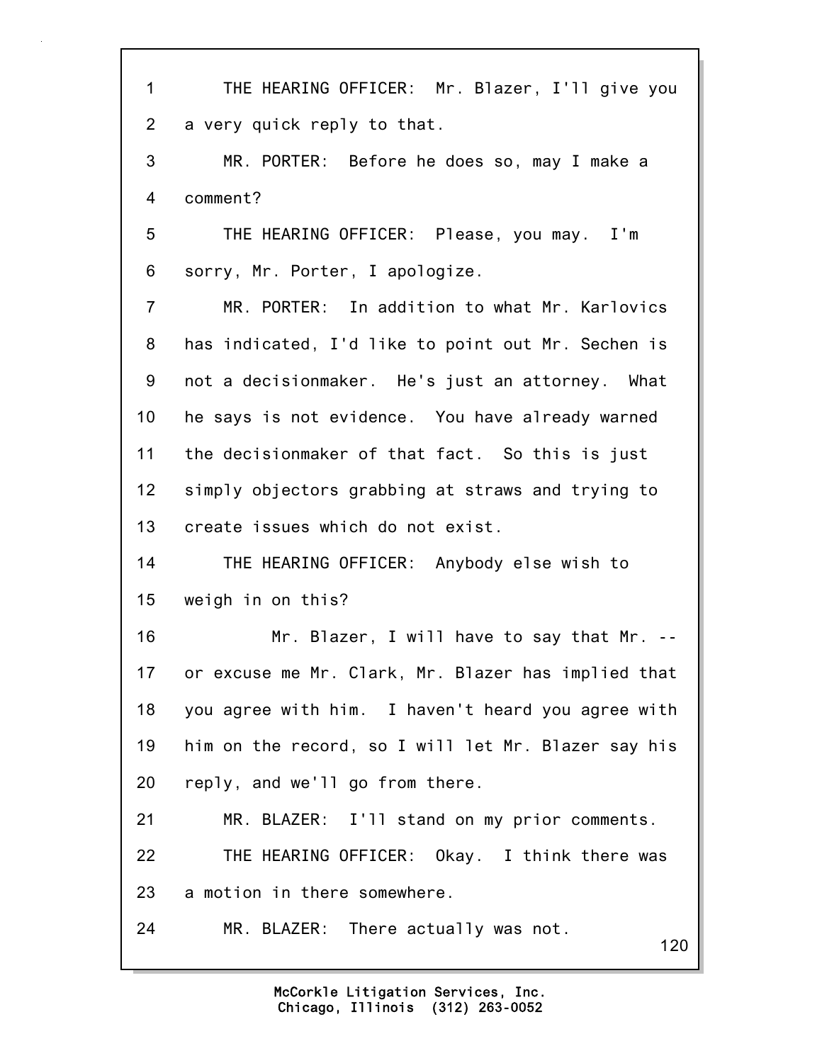THE HEARING OFFICER: Mr. Blazer, I'll give you a very quick reply to that.

MR. PORTER: Before he does so, may I make a comment?

THE HEARING OFFICER: Please, you may. I'm sorry, Mr. Porter, I apologize.

MR. PORTER: In addition to what Mr. Karlovics has indicated, I'd like to point out Mr. Sechen is not a decisionmaker. He's just an attorney. What he says is not evidence. You have already warned the decisionmaker of that fact. So this is just simply objectors grabbing at straws and trying to create issues which do not exist.

THE HEARING OFFICER: Anybody else wish to weigh in on this?

Mr. Blazer, I will have to say that Mr. -- or excuse me Mr. Clark, Mr. Blazer has implied that you agree with him. I haven't heard you agree with him on the record, so I will let Mr. Blazer say his reply, and we'll go from there.

MR. BLAZER: I'll stand on my prior comments.

THE HEARING OFFICER: Okay. I think there was a motion in there somewhere.

MR. BLAZER: There actually was not.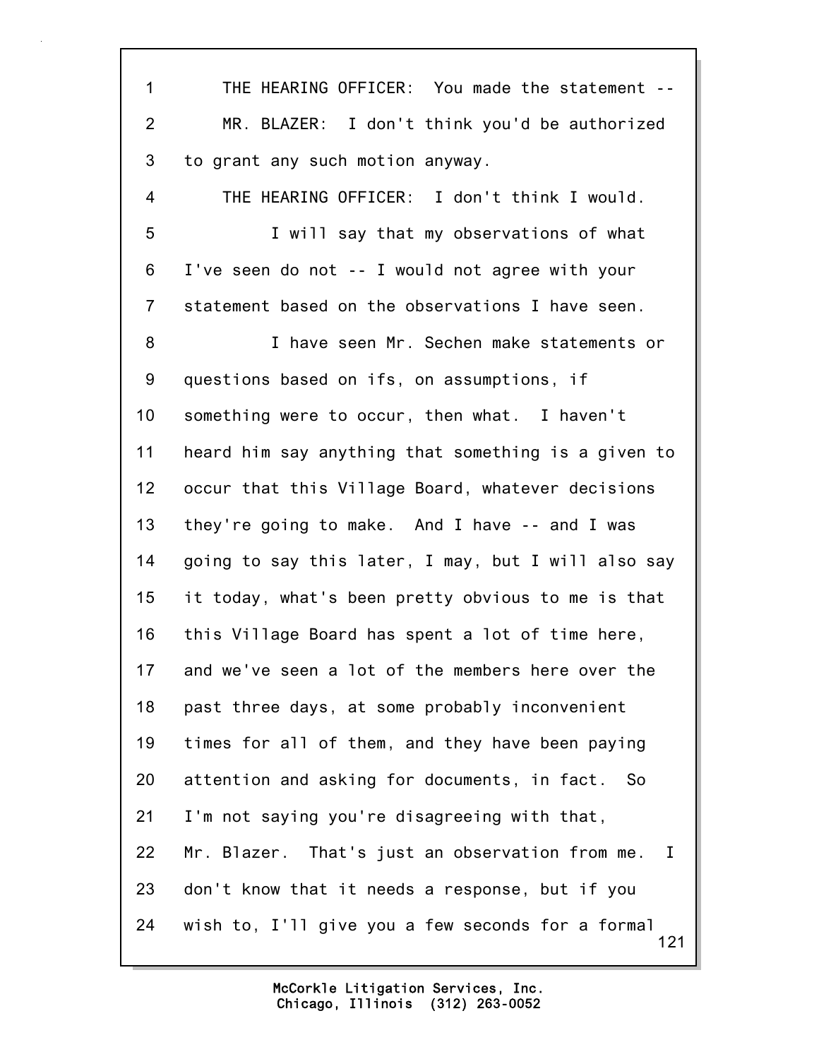THE HEARING OFFICER: You made the statement --

MR. BLAZER: I don't think you'd be authorized to grant any such motion anyway.

THE HEARING OFFICER: I don't think I would.

I will say that my observations of what I've seen do not -- I would not agree with your statement based on the observations I have seen.

I have seen Mr. Sechen make statements or questions based on ifs, on assumptions, if something were to occur, then what. I haven't heard him say anything that something is a given to occur that this Village Board, whatever decisions they're going to make. And I have -- and I was going to say this later, I may, but I will also say it today, what's been pretty obvious to me is that this Village Board has spent a lot of time here, and we've seen a lot of the members here over the past three days, at some probably inconvenient times for all of them, and they have been paying attention and asking for documents, in fact. So I'm not saying you're disagreeing with that, Mr. Blazer. That's just an observation from me. I don't know that it needs a response, but if you wish to, I'll give you a few seconds for a formal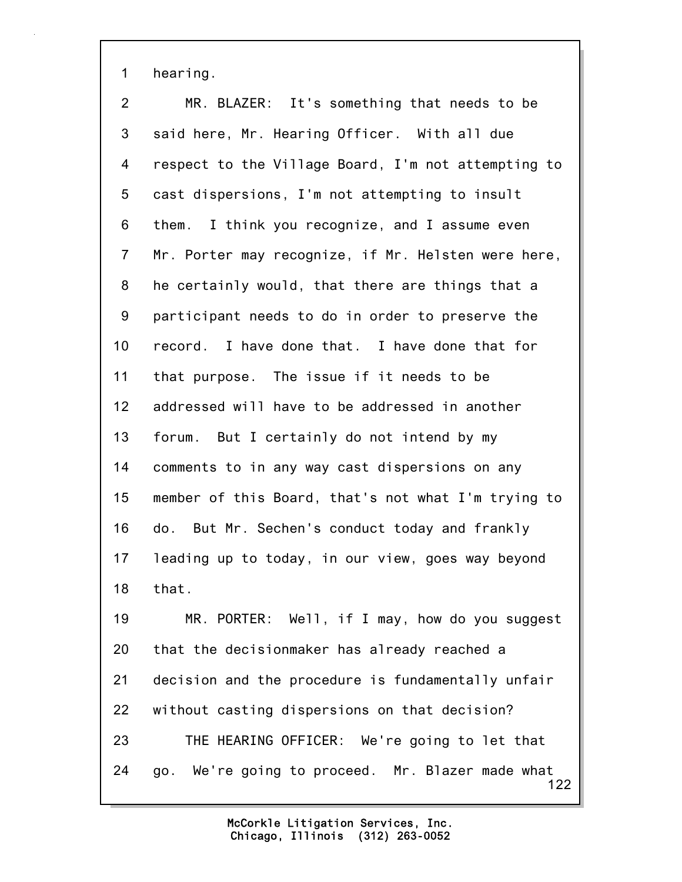1 hearing.

2 MR. BLAZER: It's something that needs to be
3 said here, Mr. Hearing Officer. With all due
4 respect to the Village Board, I'm not attempting to
5 cast dispersions, I'm not attempting to insult
6 them. I think you recognize, and I assume even
7 Mr. Porter may recognize, if Mr. Helsten were here,
8 he certainly would, that there are things that a
9 participant needs to do in order to preserve the
10 record. I have done that. I have done that for
11 that purpose. The issue if it needs to be
12 addressed will have to be addressed in another
13 forum. But I certainly do not intend by my
14 comments to in any way cast dispersions on any
15 member of this Board, that's not what I'm trying to
16 do. But Mr. Sechen's conduct today and frankly
17 leading up to today, in our view, goes way beyond
18 that.

19 MR. PORTER: Well, if I may, how do you suggest
20 that the decisionmaker has already reached a
21 decision and the procedure is fundamentally unfair
22 without casting dispersions on that decision?

23 THE HEARING OFFICER: We're going to let that
24 go. We're going to proceed. Mr. Blazer made what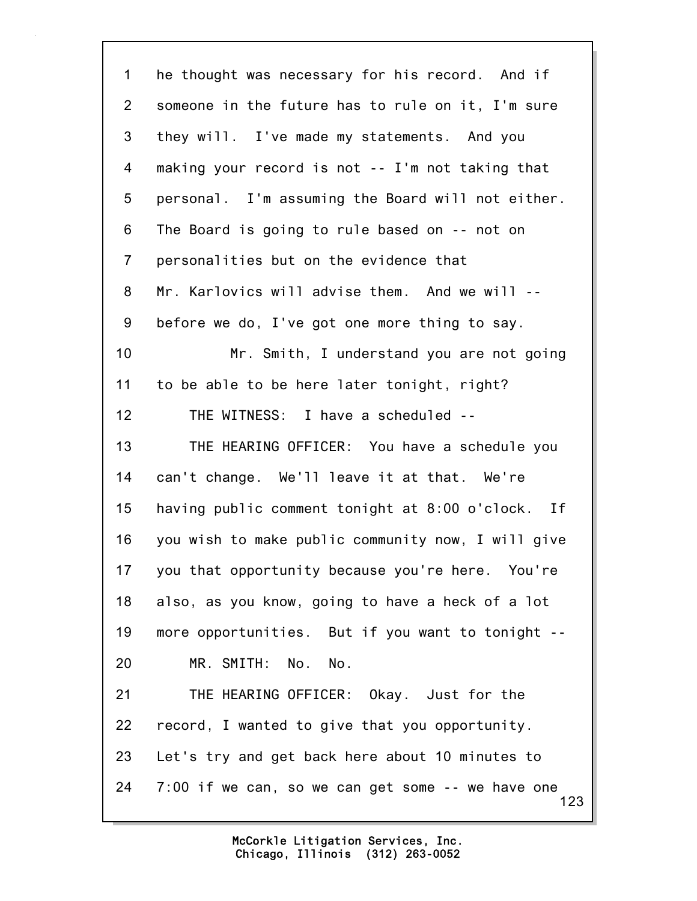1 he thought was necessary for his record. And if
2 someone in the future has to rule on it, I'm sure
3 they will. I've made my statements. And you
4 making your record is not -- I'm not taking that
5 personal. I'm assuming the Board will not either.
6 The Board is going to rule based on -- not on
7 personalities but on the evidence that
8 Mr. Karlovics will advise them. And we will --
9 before we do, I've got one more thing to say.
10 Mr. Smith, I understand you are not going
11 to be able to be here later tonight, right?
12 THE WITNESS: I have a scheduled --
13 THE HEARING OFFICER: You have a schedule you
14 can't change. We'll leave it at that. We're
15 having public comment tonight at 8:00 o'clock. If
16 you wish to make public community now, I will give
17 you that opportunity because you're here. You're
18 also, as you know, going to have a heck of a lot
19 more opportunities. But if you want to tonight --
20 MR. SMITH: No. No.
21 THE HEARING OFFICER: Okay. Just for the
22 record, I wanted to give that you opportunity.
23 Let's try and get back here about 10 minutes to
24 7:00 if we can, so we can get some -- we have one

McCorkle Litigation Services, Inc.
Chicago, Illinois (312) 263-0052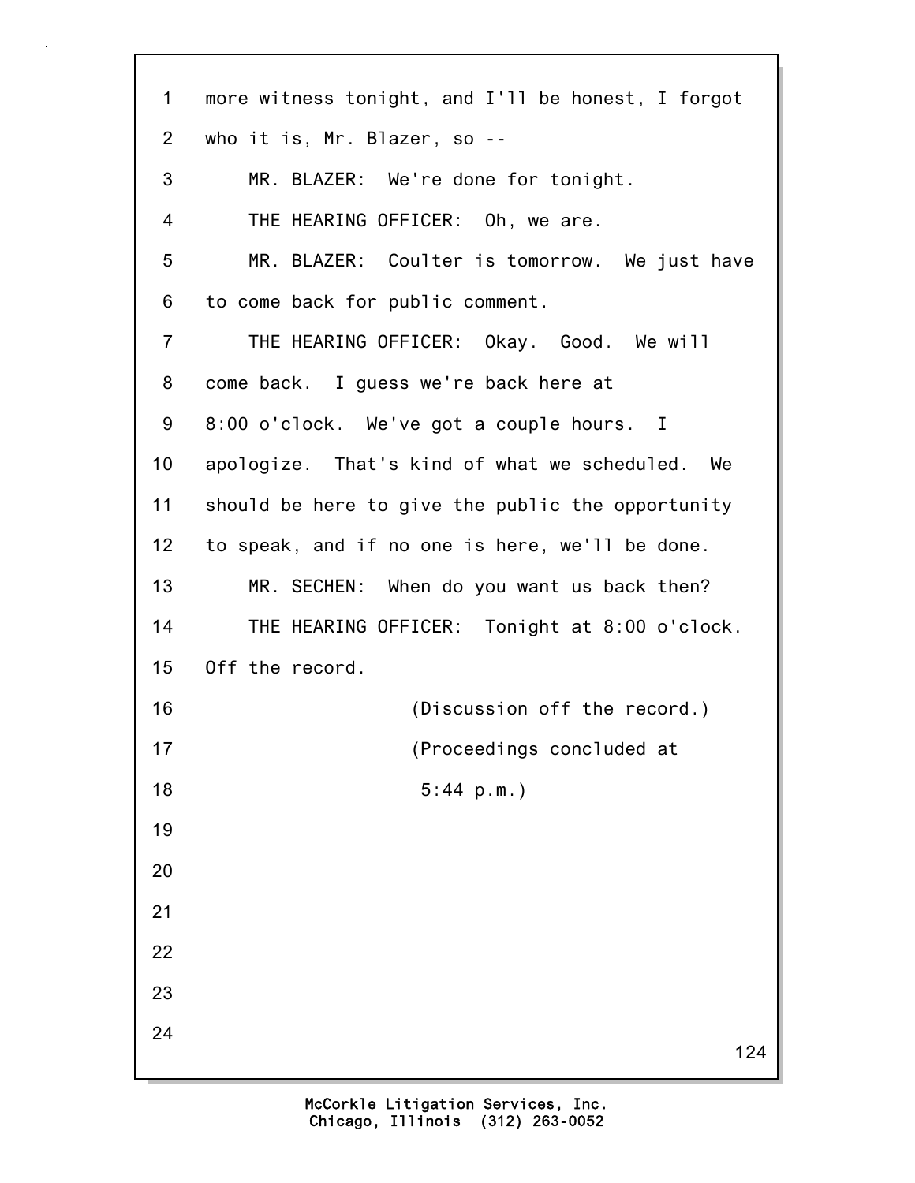more witness tonight, and I'll be honest, I forgot who it is, Mr. Blazer, so --

MR. BLAZER: We're done for tonight.

THE HEARING OFFICER: Oh, we are.

MR. BLAZER: Coulter is tomorrow. We just have to come back for public comment.

THE HEARING OFFICER: Okay. Good. We will come back. I guess we're back here at 8:00 o'clock. We've got a couple hours. I apologize. That's kind of what we scheduled. We should be here to give the public the opportunity to speak, and if no one is here, we'll be done.

MR. SECHEN: When do you want us back then?

THE HEARING OFFICER: Tonight at 8:00 o'clock. Off the record.

(Discussion off the record.)

(Proceedings concluded at 5:44 p.m.)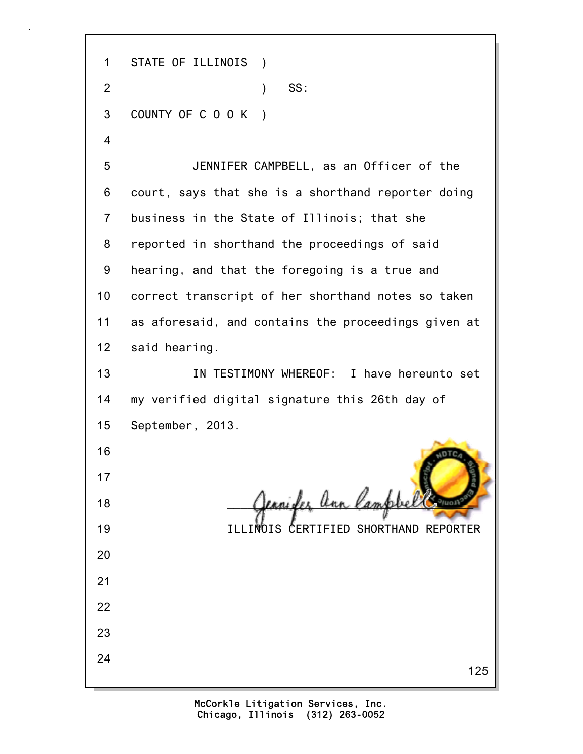STATE OF ILLINOIS )
) SS:
COUNTY OF C O O K )

JENNIFER CAMPBELL, as an Officer of the court, says that she is a shorthand reporter doing business in the State of Illinois; that she reported in shorthand the proceedings of said hearing, and that the foregoing is a true and correct transcript of her shorthand notes so taken as aforesaid, and contains the proceedings given at said hearing.

IN TESTIMONY WHEREOF: I have hereunto set my verified digital signature this 26th day of September, 2013.

Jennifer Ann Campbell

ILLINOIS CERTIFIED SHORTHAND REPORTER

McCorkle Litigation Services, Inc.
Chicago, Illinois (312) 263-0052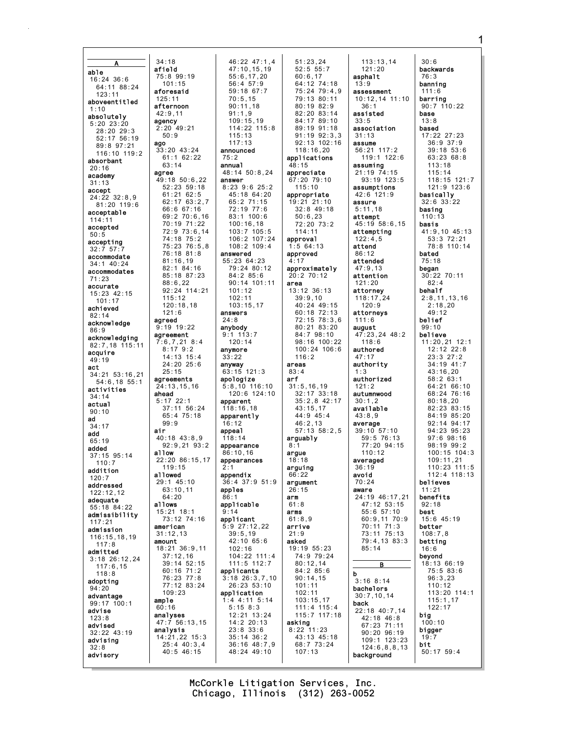## A

**able**
16:24 36:6
64:11 88:24
123:11
**aboveentitled**
1:10
**absolutely**
5:20 23:20
28:20 29:3
52:17 56:19
89:8 97:21
116:10 119:2
**absorbant**
20:16
**academy**
31:13
**accept**
24:22 32:8,9
81:20 119:6
**acceptable**
114:11
**accepted**
50:5
**accepting**
32:7 57:7
**accommodate**
34:1 40:24
**accommodates**
71:23
**accurate**
15:23 42:15
101:17
**achieved**
82:14
**acknowledge**
86:9
**acknowledging**
82:7,18 115:11
**acquire**
49:19
**act**
34:21 53:16,21
54:6,18 55:1
**activities**
34:14
**actual**
90:10
**ad**
34:17
**add**
65:19
**added**
37:15 95:14
110:7
**addition**
120:7
**addressed**
122:12,12
**adequate**
55:18 84:22
**admissibility**
117:21
**admission**
116:15,18,19
117:8
**admitted**
3:18 26:12,24
117:6,15
118:8
**adopting**
94:20
**advantage**
99:17 100:1
**advise**
123:8
**advised**
32:22 43:19
**advising**
32:8
**advisory**
34:18
**afield**
75:8 99:19
101:15
**aforesaid**
125:11
**afternoon**
42:9,11
**agency**
2:20 49:21
50:9
**ago**
33:20 43:24
61:1 62:22
63:14
**agree**
49:18 50:6,22
52:23 59:18
61:21 62:5
62:17 63:2,7
66:6 67:16
69:2 70:6,16
70:19 71:22
72:9 73:6,14
74:18 75:2
75:23 76:5,8
76:18 81:8
81:16,19
82:1 84:16
85:18 87:23
88:6,22
92:24 114:21
115:12
120:18,18
121:6
**agreed**
9:19 19:22
**agreement**
7:6,7,21 8:4
8:17 9:2
14:13 15:4
24:20 25:6
25:15
**agreements**
24:13,15,16
**ahead**
5:17 22:1
37:11 56:24
65:4 75:18
99:9
**air**
40:18 43:8,9
92:9,21 93:2
**allow**
22:20 86:15,17
119:15
**allowed**
29:1 45:10
63:10,11
64:20
**allows**
15:21 18:1
73:12 74:16
**american**
31:12,13
**amount**
18:21 36:9,11
37:12,16
39:14 52:15
60:16 71:2
76:23 77:8
77:12 83:24
109:23
**ample**
60:16
**analyses**
47:7 56:13,15
**analysis**
14:21,22 15:3
25:4 40:3,4
40:5 46:15
46:22 47:1,4
47:10,15,19
55:6,17,20
56:4 57:9
59:18 67:7
70:5,15
90:11,18
91:1,9
109:15,19
114:22 115:8
115:13
117:13
**announced**
75:2
**annual**
48:14 50:8,24
**answer**
8:23 9:6 25:2
45:18 64:20
65:2 71:15
72:19 77:6
83:1 100:6
100:16,18
103:7 105:5
106:2 107:24
108:2 109:4
**answered**
55:23 64:23
79:24 80:12
84:2 85:6
90:14 101:11
101:12
102:11
103:15,17
**answers**
24:8
**anybody**
9:1 113:7
120:14
**anymore**
33:22
**anyway**
63:15 121:3
**apologize**
5:8,10 116:10
120:6 124:10
**apparent**
118:16,18
**apparently**
16:12
**appeal**
118:14
**appearance**
86:10,16
**appearances**
2:1
**appendix**
36:4 37:9 51:9
**apples**
86:1
**applicable**
9:14
**applicant**
5:9 27:12,22
39:5,19
42:10 65:6
102:16
104:22 111:4
111:5 112:7
**applicants**
3:18 26:3,7,10
26:23 53:10
**application**
1:4 4:11 5:14
5:15 8:3
12:21 13:24
14:2 20:13
23:8 33:6
35:14 36:2
36:16 48:7,9
48:24 49:10
51:23,24
52:5 55:7
60:6,17
64:12 74:18
75:24 79:4,9
79:13 80:11
80:19 82:9
82:20 83:14
84:17 89:10
89:19 91:18
91:19 92:3,3
92:13 102:16
118:16,20
**applications**
48:15
**appreciate**
67:20 79:10
115:10
**appropriate**
19:21 21:10
32:8 49:18
50:6,23
72:20 73:2
114:11
**approval**
1:5 64:13
**approved**
4:17
**approximately**
20:2 70:12
**area**
13:12 36:13
39:9,10
40:24 49:15
60:18 72:13
72:15 78:3,6
80:21 83:20
84:7 98:10
98:16 100:22
100:24 106:6
116:2
**areas**
83:4
**arf**
31:5,16,19
32:17 33:18
35:2,8 42:17
43:15,17
44:9 45:4
46:2,13
57:13 58:2,5
**arguably**
8:1
**argue**
18:18
**arguing**
66:22
**argument**
26:15
**arm**
61:8
**arms**
61:8,9
**arrive**
21:9
**asked**
19:19 55:23
74:9 79:24
80:12,14
84:2 85:6
90:14,15
101:11
102:11
103:15,17
111:4 115:4
115:7 117:18
**asking**
8:22 11:23
43:13 45:18
68:7 73:24
107:13
113:13,14
121:20
**asphalt**
13:9
**assessment**
10:12,14 11:10
36:1
**assisted**
33:5
**association**
31:13
**assume**
56:21 117:2
119:1 122:6
**assuming**
21:19 74:15
93:19 123:5
**assumptions**
42:6 121:9
**assure**
5:11,18
**attempt**
45:19 58:6,15
**attempting**
122:4,5
**attend**
86:12
**attended**
47:9,13
**attention**
121:20
**attorney**
118:17,24
120:9
**attorneys**
111:6
**august**
47:23,24 48:2
118:6
**authored**
47:17
**authority**
1:3
**authorized**
121:2
**autumnwood**
30:1,2
**available**
43:8,9
**average**
39:10 57:10
59:5 76:13
77:20 94:15
110:12
**averaged**
36:19
**avoid**
70:24
**aware**
24:19 46:17,21
47:12 53:15
55:6 57:10
60:9,11 70:9
70:11 71:3
73:11 75:13
79:4,13 83:3
85:14

## B

**b**
3:16 8:14
**bachelors**
30:7,10,14
**back**
22:18 40:7,14
42:18 46:8
67:23 71:11
90:20 96:19
109:1 123:23
124:6,8,8,13
**background**
30:6
**backwards**
76:3
**banning**
111:6
**barring**
90:7 110:22
**base**
13:8
**based**
17:22 27:23
36:9 37:9
39:18 53:6
63:23 68:8
113:18
115:14
118:15 121:7
121:9 123:6
**basically**
32:6 33:22
**basing**
110:13
**basis**
41:9,10 45:13
53:3 72:21
78:8 110:14
**bated**
75:18
**began**
30:22 70:11
82:4
**behalf**
2:8,11,13,16
2:18,20
49:12
**belief**
99:10
**believe**
11:20,21 12:1
12:12 22:8
23:3 27:2
34:19 41:7
43:16,20
58:2 63:1
64:21 66:10
68:24 76:16
80:18,20
82:23 83:15
84:19 85:20
92:14 94:17
94:23 95:23
97:6 98:16
98:19 99:2
100:15 104:3
109:11,21
110:23 111:5
112:4 118:13
**believes**
11:21
**benefits**
92:18
**best**
15:6 45:19
**better**
108:7,8
**betting**
16:6
**beyond**
18:13 66:19
75:5 83:6
96:3,23
110:12
113:20 114:1
115:1,17
122:17
**big**
100:10
**bigger**
19:7
**bit**
50:17 59:4

McCorkle Litigation Services, Inc.
Chicago, Illinois (312) 263-0052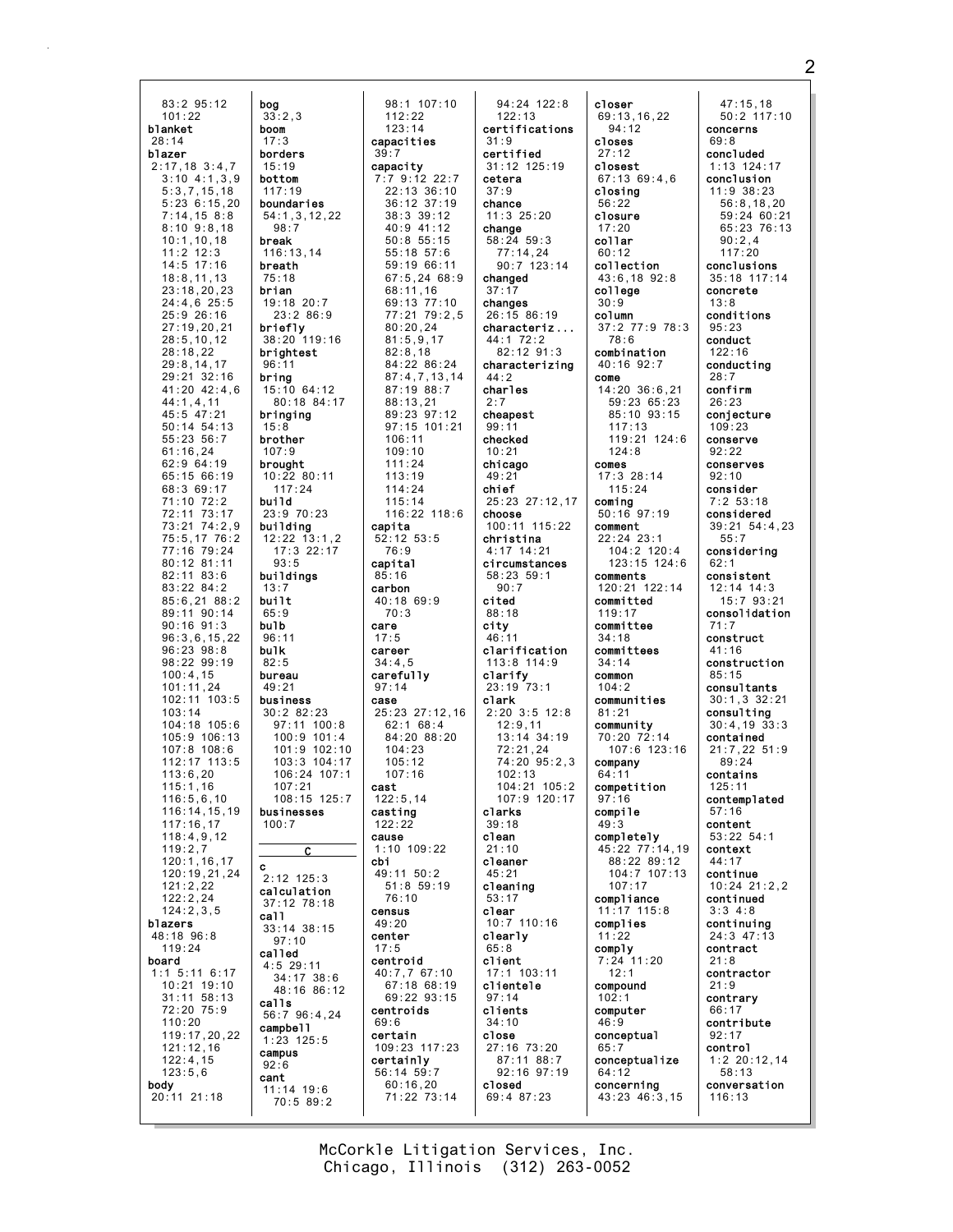83:2 95:12
101:22
**blanket**
28:14
**blazer**
2:17,18 3:4,7
3:10 4:1,3,9
5:3,7,15,18
5:23 6:15,20
7:14,15 8:8
8:10 9:8,18
10:1,10,18
11:2 12:3
14:5 17:16
18:8,11,13
23:18,20,23
24:4,6 25:5
25:9 26:16
27:19,20,21
28:5,10,12
28:18,22
29:8,14,17
29:21 32:16
41:20 42:4,6
44:1,4,11
45:5 47:21
50:14 54:13
55:23 56:7
61:16,24
62:9 64:19
65:15 66:19
68:3 69:17
71:10 72:2
72:11 73:17
73:21 74:2,9
75:5,17 76:2
77:16 79:24
80:12 81:11
82:11 83:6
83:22 84:2
85:6,21 88:2
89:11 90:14
90:16 91:3
96:3,6,15,22
96:23 98:8
98:22 99:19
100:4,15
101:11,24
102:11 103:5
103:14
104:18 105:6
105:9 106:13
107:8 108:6
112:17 113:5
113:6,20
115:1,16
116:5,6,10
116:14,15,19
117:16,17
118:4,9,12
119:2,7
120:1,16,17
120:19,21,24
121:2,22
122:2,24
124:2,3,5
**blazers**
48:18 96:8
119:24
**board**
1:1 5:11 6:17
10:21 19:10
31:11 58:13
72:20 75:9
110:20
119:17,20,22
121:12,16
122:4,15
123:5,6
**body**
20:11 21:18

**bog**
33:2,3
**boom**
17:3
**borders**
15:19
**bottom**
117:19
**boundaries**
54:1,3,12,22
98:7
**break**
116:13,14
**breath**
75:18
**brian**
19:18 20:7
23:2 86:9
**briefly**
38:20 119:16
**brightest**
96:11
**bring**
15:10 64:12
80:18 84:17
**bringing**
15:8
**brother**
107:9
**brought**
10:22 80:11
117:24
**build**
23:9 70:23
**building**
12:22 13:1,2
17:3 22:17
93:5
**buildings**
13:7
**built**
65:9
**bulb**
96:11
**bulk**
82:5
**bureau**
49:21
**business**
30:2 82:23
97:11 100:8
100:9 101:4
101:9 102:10
103:3 104:17
106:24 107:1
107:21
108:15 125:7
**businesses**
100:7

## C

**c**
2:12 125:3
**calculation**
37:12 78:18
**call**
33:14 38:15
97:10
**called**
4:5 29:11
34:17 38:6
48:16 86:12
**calls**
56:7 96:4,24
**campbell**
1:23 125:5
**campus**
92:6
**cant**
11:14 19:6
70:5 89:2

98:1 107:10
112:22
123:14
**capacities**
39:7
**capacity**
7:7 9:12 22:7
22:13 36:10
36:12 37:19
38:3 39:12
40:9 41:12
50:8 55:15
55:18 57:6
59:19 66:11
67:5,24 68:9
68:11,16
69:13 77:10
77:21 79:2,5
80:20,24
81:5,9,17
82:8,18
84:22 86:24
87:4,7,13,14
87:19 88:7
88:13,21
89:23 97:12
97:15 101:21
106:11
109:10
111:24
113:19
114:24
115:14
116:22 118:6
**capita**
52:12 53:5
76:9
**capital**
85:16
**carbon**
40:18 69:9
70:3
**care**
17:5
**career**
34:4,5
**carefully**
97:14
**case**
25:23 27:12,16
62:1 68:4
84:20 88:20
104:23
105:12
107:16
**cast**
122:5,14
**casting**
122:22
**cause**
1:10 109:22
**cbi**
49:11 50:2
51:8 59:19
76:10
**census**
49:20
**center**
17:5
**centroid**
40:7,7 67:10
67:18 68:19
69:22 93:15
**centroids**
69:6
**certain**
109:23 117:23
**certainly**
56:14 59:7
60:16,20
71:22 73:14

94:24 122:8
122:13
**certifications**
31:9
**certified**
31:12 125:19
**cetera**
37:9
**chance**
11:3 25:20
**change**
58:24 59:3
77:14,24
90:7 123:14
**changed**
37:17
**changes**
26:15 86:19
**characteriz...**
44:1 72:2
82:12 91:3
**characterizing**
44:2
**charles**
2:7
**cheapest**
99:11
**checked**
10:21
**chicago**
49:21
**chief**
25:23 27:12,17
**choose**
100:11 115:22
**christina**
4:17 14:21
**circumstances**
58:23 59:1
90:7
**cited**
88:18
**city**
46:11
**clarification**
113:8 114:9
**clarify**
23:19 73:1
**clark**
2:20 3:5 12:8
12:9,11
13:14 34:19
72:21,24
74:20 95:2,3
102:13
104:21 105:2
107:9 120:17
**clarks**
39:18
**clean**
21:10
**cleaner**
45:21
**cleaning**
53:17
**clear**
10:7 110:16
**clearly**
65:8
**client**
17:1 103:11
**clientele**
97:14
**clients**
34:10
**close**
27:16 73:20
87:11 88:7
92:16 97:19
**closed**
69:4 87:23

**closer**
69:13,16,22
94:12
**closes**
27:12
**closest**
67:13 69:4,6
**closing**
56:22
**closure**
17:20
**collar**
60:12
**collection**
43:6,18 92:8
**college**
30:9
**column**
37:2 77:9 78:3
78:6
**combination**
40:16 92:7
**come**
14:20 36:6,21
59:23 65:23
85:10 93:15
117:13
119:21 124:6
124:8
**comes**
17:3 28:14
115:24
**coming**
50:16 97:19
**comment**
22:24 23:1
104:2 120:4
123:15 124:6
**comments**
120:21 122:14
**committed**
119:17
**committee**
34:18
**committees**
34:14
**common**
104:2
**communities**
81:21
**community**
70:20 72:14
107:6 123:16
**company**
64:11
**competition**
97:16
**compile**
49:3
**completely**
45:22 77:14,19
88:22 89:12
104:7 107:13
107:17
**compliance**
11:17 115:8
**complies**
11:22
**comply**
7:24 11:20
12:1
**compound**
102:1
**computer**
46:9
**conceptual**
65:7
**conceptualize**
64:12
**concerning**
43:23 46:3,15

47:15,18
50:2 117:10
**concerns**
69:8
**concluded**
1:13 124:17
**conclusion**
11:9 38:23
56:8,18,20
59:24 60:21
65:23 76:13
90:2,4
117:20
**conclusions**
35:18 117:14
**concrete**
13:8
**conditions**
95:23
**conduct**
122:16
**conducting**
28:7
**confirm**
26:23
**conjecture**
109:23
**conserve**
92:22
**conserves**
92:10
**consider**
7:2 53:18
**considered**
39:21 54:4,23
55:7
**considering**
62:1
**consistent**
12:14 14:3
15:7 93:21
**consolidation**
71:7
**construct**
41:16
**construction**
85:15
**consultants**
30:1,3 32:21
**consulting**
30:4,19 33:3
**contained**
21:7,22 51:9
89:24
**contains**
125:11
**contemplated**
57:16
**content**
53:22 54:1
**context**
44:17
**continue**
10:24 21:2,2
**continued**
3:3 4:8
**continuing**
24:3 47:13
**contract**
21:8
**contractor**
21:9
**contrary**
66:17
**contribute**
92:17
**control**
1:2 20:12,14
58:13
**conversation**
116:13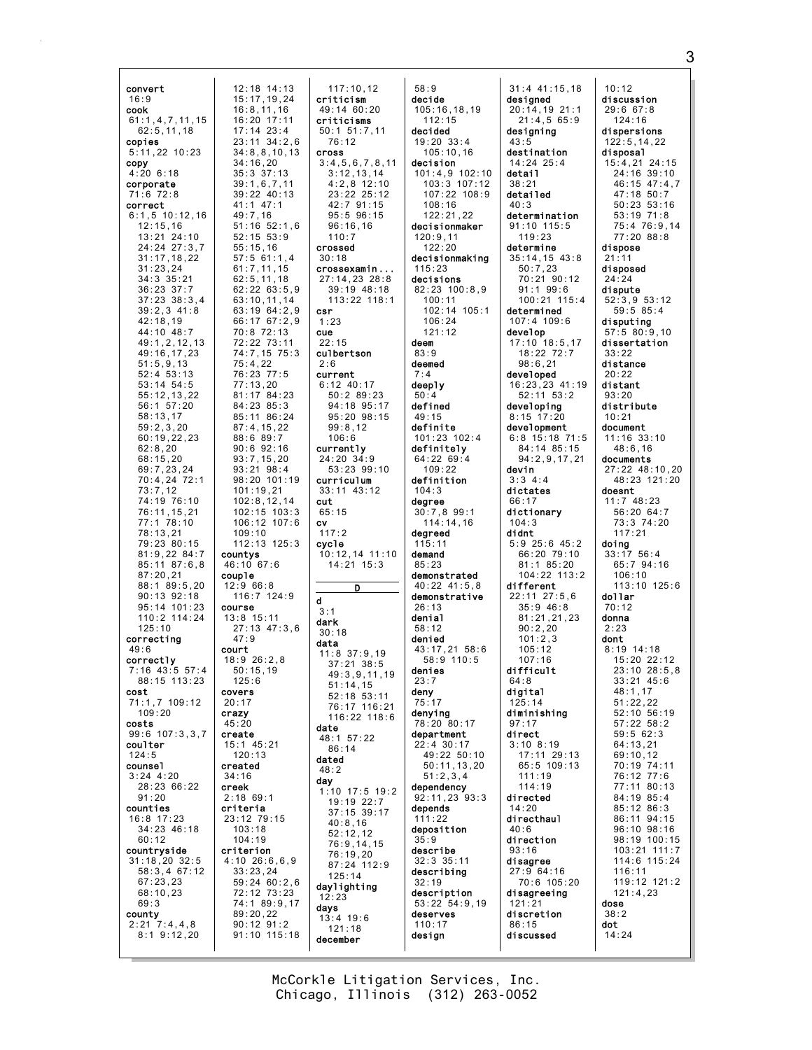convert
16:9
cook
61:1,4,7,11,15
62:5,11,18
copies
5:11,22 10:23
copy
4:20 6:18
corporate
71:6 72:8
correct
6:1,5 10:12,16
12:15,16
13:21 24:10
24:24 27:3,7
31:17,18,22
31:23,24
34:3 35:21
36:23 37:7
37:23 38:3,4
39:2,3 41:8
42:18,19
44:10 48:7
49:1,2,12,13
49:16,17,23
51:5,9,13
52:4 53:13
53:14 54:5
55:12,13,22
56:1 57:20
58:13,17
59:2,3,20
60:19,22,23
62:8,20
68:15,20
69:7,23,24
70:4,24 72:1
73:7,12
74:19 76:10
76:11,15,21
77:1 78:10
78:13,21
79:23 80:15
81:9,22 84:7
85:11 87:6,8
87:20,21
88:1 89:5,20
90:13 92:18
95:14 101:23
110:2 114:24
125:10
correcting
49:6
correctly
7:16 43:5 57:4
88:15 113:23
cost
71:1,7 109:12
109:20
costs
99:6 107:3,3,7
coulter
124:5
counsel
3:24 4:20
28:23 66:22
91:20
counties
16:8 17:23
34:23 46:18
60:12
countryside
31:18,20 32:5
58:3,4 67:12
67:23,23
68:10,23
69:3
county
2:21 7:4,4,8
8:1 9:12,20
12:18 14:13
15:17,19,24
16:8,11,16
16:20 17:11
17:14 23:4
23:11 34:2,6
34:8,8,10,13
34:16,20
35:3 37:13
39:1,6,7,11
39:22 40:13
41:1 47:1
49:7,16
51:16 52:1,6
52:15 53:9
55:15,16
57:5 61:1,4
61:7,11,15
62:5,11,18
62:22 63:5,9
63:10,11,14
63:19 64:2,9
66:17 67:2,9
70:8 72:13
72:22 73:11
74:7,15 75:3
75:4,22
76:23 77:5
77:13,20
81:17 84:23
84:23 85:3
85:11 86:24
87:4,15,22
88:6 89:7
90:6 92:16
93:7,15,20
93:21 98:4
98:20 101:19
101:19,21
102:8,12,14
102:15 103:3
106:12 107:6
109:10
112:13 125:3
countys
46:10 67:6
couple
12:9 66:8
116:7 124:9
course
13:8 15:11
27:13 47:3,6
47:9
court
18:9 26:2,8
50:15,19
125:6
covers
20:17
crazy
45:20
create
15:1 45:21
120:13
created
34:16
creek
2:18 69:1
criteria
23:12 79:15
103:18
104:19
criterion
4:10 26:6,6,9
33:23,24
59:24 60:2,6
72:12 73:23
74:1 89:9,17
89:20,22
90:12 91:2
91:10 115:18
117:10,12
criticism
49:14 60:20
criticisms
50:1 51:7,11
76:12
cross
3:4,5,6,7,8,11
3:12,13,14
4:2,8 12:10
23:22 25:12
42:7 91:15
95:5 96:15
96:16,16
110:7
crossed
30:18
crossexamin...
27:14,23 28:8
39:19 48:18
113:22 118:1
csr
1:23
cue
22:15
culbertson
2:6
current
6:12 40:17
50:2 89:23
94:18 95:17
95:20 98:15
99:8,12
106:6
currently
24:20 34:9
53:23 99:10
curriculum
33:11 43:12
cut
65:15
cv
117:2
cycle
10:12,14 11:10
14:21 15:3

**D**

d
3:1
dark
30:18
data
11:8 37:9,19
37:21 38:5
49:3,9,11,19
51:14,15
52:18 53:11
76:17 116:21
116:22 118:6
date
48:1 57:22
86:14
dated
48:2
day
1:10 17:5 19:2
19:19 22:7
37:15 39:17
40:8,16
52:12,12
76:9,14,15
76:19,20
87:24 112:9
125:14
daylighting
12:23
days
13:4 19:6
121:18
december
58:9
decide
105:16,18,19
112:15
decided
19:20 33:4
105:10,16
decision
101:4,9 102:10
103:3 107:12
107:22 108:9
108:16
122:21,22
decisionmaker
120:9,11
122:20
decisionmaking
115:23
decisions
82:23 100:8,9
100:11
102:14 105:1
106:24
121:12
deem
83:9
deemed
7:4
deeply
50:4
defined
49:15
definite
101:23 102:4
definitely
64:22 69:4
109:22
definition
104:3
degree
30:7,8 99:1
114:14,16
degreed
115:11
demand
85:23
demonstrated
40:22 41:5,8
demonstrative
26:13
denial
58:12
denied
43:17,21 58:6
58:9 110:5
denies
23:7
deny
75:17
denying
78:20 80:17
department
22:4 30:17
49:22 50:10
50:11,13,20
51:2,3,4
dependency
92:11,23 93:3
depends
111:22
deposition
35:9
describe
32:3 35:11
describing
32:19
description
53:22 54:9,19
deserves
110:17
design
31:4 41:15,18
designed
20:14,19 21:1
21:4,5 65:9
designing
43:5
destination
14:24 25:4
detail
38:21
detailed
40:3
determination
91:10 115:5
119:23
determine
35:14,15 43:8
50:7,23
70:21 90:12
91:1 99:6
100:21 115:4
determined
107:4 109:6
develop
17:10 18:5,17
18:22 72:7
98:6,21
developed
16:23,23 41:19
52:11 53:2
developing
8:15 17:20
development
6:8 15:18 71:5
84:14 85:15
94:2,9,17,21
devin
3:3 4:4
dictates
66:17
dictionary
104:3
didnt
5:9 25:6 45:2
66:20 79:10
81:1 85:20
104:22 113:2
different
22:11 27:5,6
35:9 46:8
81:21,21,23
90:2,20
101:2,3
105:12
107:16
difficult
64:8
digital
125:14
diminishing
97:17
direct
3:10 8:19
17:11 29:13
65:5 109:13
111:19
114:19
directed
14:20
directhaul
40:6
direction
93:16
disagree
27:9 64:16
70:6 105:20
disagreeing
121:21
discretion
86:15
discussed
10:12
discussion
29:6 67:8
124:16
dispersions
122:5,14,22
disposal
15:4,21 24:15
24:16 39:10
46:15 47:4,7
47:18 50:7
50:23 53:16
53:19 71:8
75:4 76:9,14
77:20 88:8
dispose
21:11
disposed
24:24
dispute
52:3,9 53:12
59:5 85:4
disputing
57:5 80:9,10
dissertation
33:22
distance
20:22
distant
93:20
distribute
10:21
document
11:16 33:10
48:6,16
documents
27:22 48:10,20
48:23 121:20
doesnt
11:7 48:23
56:20 64:7
73:3 74:20
117:21
doing
33:17 56:4
65:7 94:16
106:10
113:10 125:6
dollar
70:12
donna
2:23
dont
8:19 14:18
15:20 22:12
23:10 28:5,8
33:21 45:6
48:1,17
51:22,22
52:10 56:19
57:22 58:2
59:5 62:3
64:13,21
69:10,12
70:19 74:11
76:12 77:6
77:11 80:13
84:19 85:4
85:12 86:3
86:11 94:15
96:10 98:16
98:19 100:15
103:21 111:7
114:6 115:24
116:11
119:12 121:2
121:4,23
dose
38:2
dot
14:24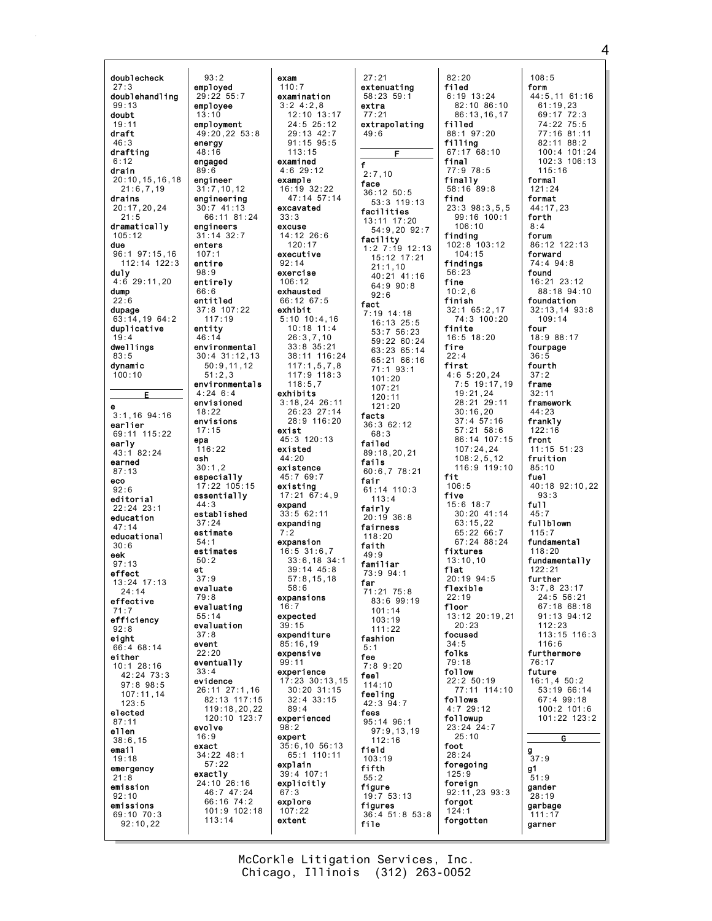doublecheck
27:3
doublehandling
99:13
doubt
19:11
draft
46:3
drafting
6:12
drain
20:10,15,16,18
21:6,7,19
drains
20:17,20,24
21:5
dramatically
105:12
due
96:1 97:15,16
112:14 122:3
duly
4:6 29:11,20
dump
22:6
dupage
63:14,19 64:2
duplicative
19:4
dwellings
83:5
dynamic
100:10

## E

e
3:1,16 94:16
earlier
69:11 115:22
early
43:1 82:24
earned
87:13
eco
92:6
editorial
22:24 23:1
education
47:14
educational
30:6
eek
97:13
effect
13:24 17:13
24:14
effective
71:7
efficiency
92:8
eight
66:4 68:14
either
10:1 28:16
42:24 73:3
97:8 98:5
107:11,14
123:5
elected
87:11
ellen
38:6,15
email
19:18
emergency
21:8
emission
92:10
emissions
69:10 70:3
92:10,22

93:2
employed
29:22 55:7
employee
13:10
employment
49:20,22 53:8
energy
48:16
engaged
89:6
engineer
31:7,10,12
engineering
30:7 41:13
66:11 81:24
engineers
31:14 32:7
enters
107:1
entire
98:9
entirely
66:6
entitled
37:8 107:22
117:19
entity
46:14
environmental
30:4 31:12,13
50:9,11,12
51:2,3
environmentals
4:24 6:4
envisioned
18:22
envisions
17:15
epa
116:22
esh
30:1,2
especially
17:22 105:15
essentially
44:3
established
37:24
estimate
54:1
estimates
50:2
et
37:9
evaluate
79:8
evaluating
55:14
evaluation
37:8
event
22:20
eventually
33:4
evidence
26:11 27:1,16
82:13 117:15
119:18,20,22
120:10 123:7
evolve
16:9
exact
34:22 48:1
57:22
exactly
24:10 26:16
46:7 47:24
66:16 74:2
101:9 102:18
113:14

exam
110:7
examination
3:2 4:2,8
12:10 13:17
24:5 25:12
29:13 42:7
91:15 95:5
113:15
examined
4:6 29:12
example
16:19 32:22
47:14 57:14
excavated
33:3
excuse
14:12 26:6
120:17
executive
92:14
exercise
106:12
exhausted
66:12 67:5
exhibit
5:10 10:4,16
10:18 11:4
26:3,7,10
33:8 35:21
38:11 116:24
117:1,5,7,8
117:9 118:3
118:5,7
exhibits
3:18,24 26:11
26:23 27:14
28:9 116:20
exist
45:3 120:13
existed
44:20
existence
45:7 69:7
existing
17:21 67:4,9
expand
33:5 62:11
expanding
7:2
expansion
16:5 31:6,7
33:6,18 34:1
39:14 45:8
57:8,15,18
58:6
expansions
16:7
expected
39:15
expenditure
85:16,19
expensive
99:11
experience
17:23 30:13,15
30:20 31:15
32:4 33:15
89:4
experienced
98:2
expert
35:6,10 56:13
65:1 110:11
explain
39:4 107:1
explicitly
67:3
explore
107:22
extent

27:21
extenuating
58:23 59:1
extra
77:21
extrapolating
49:6

## F

f
2:7,10
face
36:12 50:5
53:3 119:13
facilities
13:11 17:20
54:9,20 92:7
facility
1:2 7:19 12:13
15:12 17:21
21:1,10
40:21 41:16
64:9 90:8
92:6
fact
7:19 14:18
16:13 25:5
53:7 56:23
59:22 60:24
63:23 65:14
65:21 66:16
71:1 93:1
101:20
107:21
120:11
121:20
facts
36:3 62:12
68:3
failed
89:18,20,21
fails
60:6,7 78:21
fair
61:14 110:3
113:4
fairly
20:19 36:8
fairness
118:20
faith
49:9
familiar
73:9 94:1
far
71:21 75:8
83:6 99:19
101:14
103:19
111:22
fashion
5:1
fee
7:8 9:20
feel
114:10
feeling
42:3 94:7
fees
95:14 96:1
97:9,13,19
112:16
field
103:19
fifth
55:2
figure
19:7 53:13
figures
36:4 51:8 53:8
file

82:20
filed
6:19 13:24
82:10 86:10
86:13,16,17
filled
88:1 97:20
filling
67:17 68:10
final
77:9 78:5
finally
58:16 89:8
find
23:3 98:3,5,5
99:16 100:1
106:10
finding
102:8 103:12
104:15
findings
56:23
fine
10:2,6
finish
32:1 65:2,17
74:3 100:20
finite
16:5 18:20
fire
22:4
first
4:6 5:20,24
7:5 19:17,19
19:21,24
28:21 29:11
30:16,20
37:4 57:16
57:21 58:6
86:14 107:15
107:24,24
108:2,5,12
116:9 119:10
fit
106:5
five
15:6 18:7
30:20 41:14
63:15,22
65:22 66:7
67:24 88:24
fixtures
13:10,10
flat
20:19 94:5
flexible
22:19
floor
13:12 20:19,21
20:23
focused
34:5
folks
79:18
follow
22:2 50:19
77:11 114:10
follows
4:7 29:12
followup
23:24 24:7
25:10
foot
28:24
foregoing
125:9
foreign
92:11,23 93:3
forgot
124:1
forgotten

108:5
form
44:5,11 61:16
61:19,23
69:17 72:3
74:22 75:5
77:16 81:11
82:11 88:2
100:4 101:24
102:3 106:13
115:16
formal
121:24
format
44:17,23
forth
8:4
forum
86:12 122:13
forward
74:4 94:8
found
16:21 23:12
88:18 94:10
foundation
32:13,14 93:8
109:14
four
18:9 88:17
fourpage
36:5
fourth
37:2
frame
32:11
framework
44:23
frankly
122:16
front
11:15 51:23
fruition
85:10
fuel
40:18 92:10,22
93:3
full
45:7
fullblown
115:7
fundamental
118:20
fundamentally
122:21
further
3:7,8 23:17
24:5 56:21
67:18 68:18
91:13 94:12
112:23
113:15 116:3
116:6
furthermore
76:17
future
16:1,4 50:2
53:19 66:14
67:4 99:18
100:2 101:6
101:22 123:2

## G

g
37:9
g1
51:9
gander
28:19
garbage
111:17
garner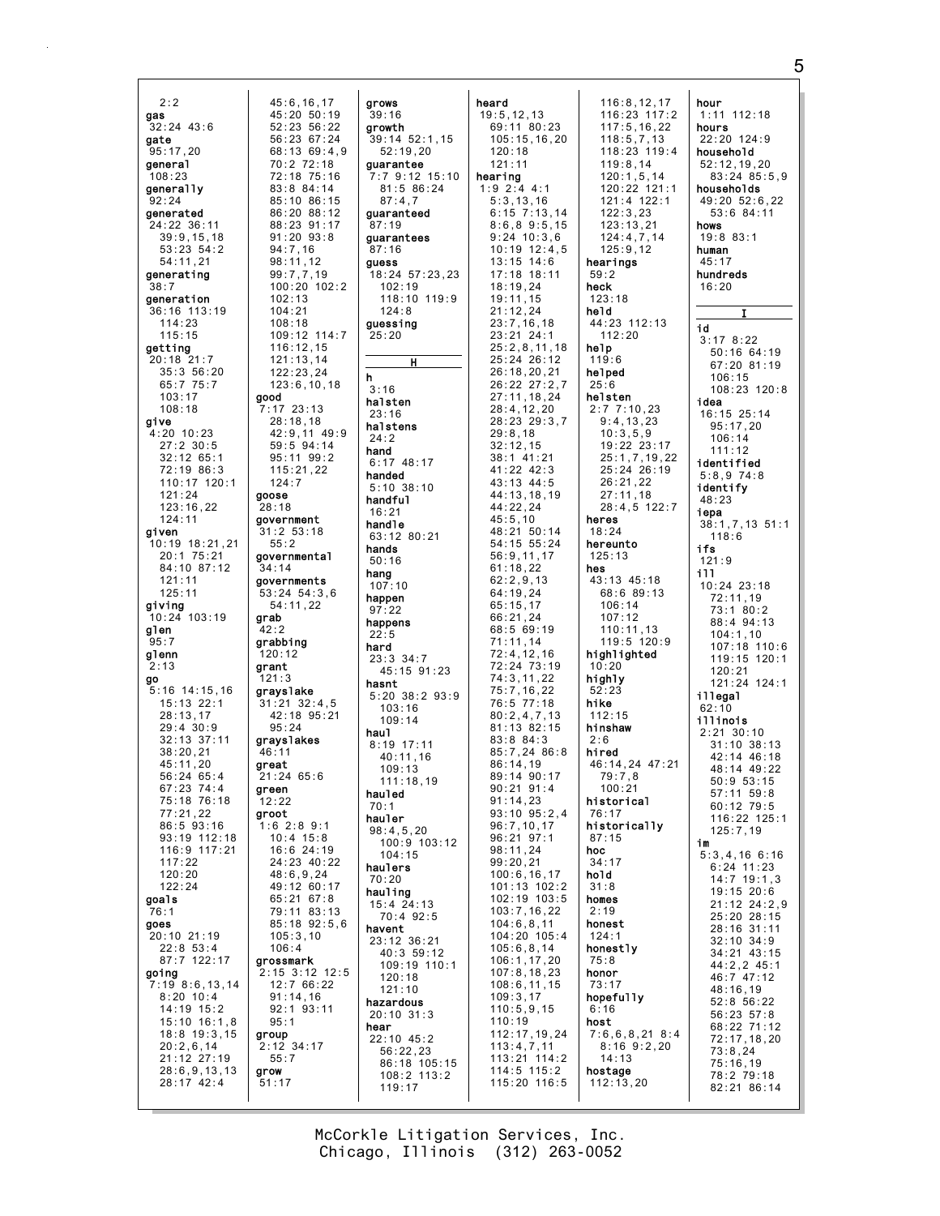2:2
**gas**
32:24 43:6
**gate**
95:17,20
**general**
108:23
**generally**
92:24
**generated**
24:22 36:11
39:9,15,18
53:23 54:2
54:11,21
**generating**
38:7
**generation**
36:16 113:19
114:23
115:15
**getting**
20:18 21:7
35:3 56:20
65:7 75:7
103:17
108:18
**give**
4:20 10:23
27:2 30:5
32:12 65:1
72:19 86:3
110:17 120:1
121:24
123:16,22
124:11
**given**
10:19 18:21,21
20:1 75:21
84:10 87:12
121:11
125:11
**giving**
10:24 103:19
**glen**
95:7
**glenn**
2:13
**go**
5:16 14:15,16
15:13 22:1
28:13,17
29:4 30:9
32:13 37:11
38:20,21
45:11,20
56:24 65:4
67:23 74:4
75:18 76:18
77:21,22
86:5 93:16
93:19 112:18
116:9 117:21
117:22
120:20
122:24
**goals**
76:1
**goes**
20:10 21:19
22:8 53:4
87:7 122:17
**going**
7:19 8:6,13,14
8:20 10:4
14:19 15:2
15:10 16:1,8
18:8 19:3,15
20:2,6,14
21:12 27:19
28:6,9,13,13
28:17 42:4
45:6,16,17
45:20 50:19
52:23 56:22
56:23 67:24
68:13 69:4,9
70:2 72:18
72:18 75:16
83:8 84:14
85:10 86:15
86:20 88:12
88:23 91:17
91:20 93:8
94:7,16
98:11,12
99:7,7,19
100:20 102:2
102:13
104:21
108:18
109:12 114:7
116:12,15
121:13,14
122:23,24
123:6,10,18
**good**
7:17 23:13
28:18,18
42:9,11 49:9
59:5 94:14
95:11 99:2
115:21,22
124:7
**goose**
28:18
**government**
31:2 53:18
55:2
**governmental**
34:14
**governments**
53:24 54:3,6
54:11,22
**grab**
42:2
**grabbing**
120:12
**grant**
121:3
**grayslake**
31:21 32:4,5
42:18 95:21
95:24
**grayslakes**
46:11
**great**
21:24 65:6
**green**
12:22
**groot**
1:6 2:8 9:1
10:4 15:8
16:6 24:19
24:23 40:22
48:6,9,24
49:12 60:17
65:21 67:8
79:11 83:13
85:18 92:5,6
105:3,10
106:4
**grossmark**
2:15 3:12 12:5
12:7 66:22
91:14,16
92:1 93:11
95:1
**group**
2:12 34:17
55:7
**grow**
51:17
**grows**
39:16
**growth**
39:14 52:1,15
52:19,20
**guarantee**
7:7 9:12 15:10
81:5 86:24
87:4,7
**guaranteed**
87:19
**guarantees**
87:16
**guess**
18:24 57:23,23
102:19
118:10 119:9
124:8
**guessing**
25:20

## H

**h**
3:16
**halsten**
23:16
**halstens**
24:2
**hand**
6:17 48:17
**handed**
5:10 38:10
**handful**
16:21
**handle**
63:12 80:21
**hands**
50:16
**hang**
107:10
**happen**
97:22
**happens**
22:5
**hard**
23:3 34:7
45:15 91:23
**hasnt**
5:20 38:2 93:9
103:16
109:14
**haul**
8:19 17:11
40:11,16
109:13
111:18,19
**hauled**
70:1
**hauler**
98:4,5,20
100:9 103:12
104:15
**haulers**
70:20
**hauling**
15:4 24:13
70:4 92:5
**havent**
23:12 36:21
40:3 59:12
109:19 110:1
120:18
121:10
**hazardous**
20:10 31:3
**hear**
22:10 45:2
56:22,23
86:18 105:15
108:2 113:2
119:17
**heard**
19:5,12,13
69:11 80:23
105:15,16,20
120:18
121:11
**hearing**
1:9 2:4 4:1
5:3,13,16
6:15 7:13,14
8:6,8 9:5,15
9:24 10:3,6
10:19 12:4,5
13:15 14:6
17:18 18:11
18:19,24
19:11,15
21:12,24
23:7,16,18
23:21 24:1
25:2,8,11,18
25:24 26:12
26:18,20,21
26:22 27:2,7
27:11,18,24
28:4,12,20
28:23 29:3,7
29:8,18
32:12,15
38:1 41:21
41:22 42:3
43:13 44:5
44:13,18,19
44:22,24
45:5,10
48:21 50:14
54:15 55:24
56:9,11,17
61:18,22
62:2,9,13
64:19,24
65:15,17
66:21,24
68:5 69:19
71:11,14
72:4,12,16
72:24 73:19
74:3,11,22
75:7,16,22
76:5 77:18
80:2,4,7,13
81:13 82:15
83:8 84:3
85:7,24 86:8
86:14,19
89:14 90:17
90:21 91:4
91:14,23
93:10 95:2,4
96:7,10,17
96:21 97:1
98:11,24
99:20,21
100:6,16,17
101:13 102:2
102:19 103:5
103:7,16,22
104:6,8,11
104:20 105:4
105:6,8,14
106:1,17,20
107:8,18,23
108:6,11,15
109:3,17
110:5,9,15
110:19
112:17,19,24
113:4,7,11
113:21 114:2
114:5 115:2
115:20 116:5
116:8,12,17
116:23 117:2
117:5,16,22
118:5,7,13
118:23 119:4
119:8,14
120:1,5,14
120:22 121:1
121:4 122:1
122:3,23
123:13,21
124:4,7,14
125:9,12
**hearings**
59:2
**heck**
123:18
**held**
44:23 112:13
112:20
**help**
119:6
**helped**
25:6
**helsten**
2:7 7:10,23
9:4,13,23
10:3,5,9
19:22 23:17
25:1,7,19,22
25:24 26:19
26:21,22
27:11,18
28:4,5 122:7
**heres**
18:24
**hereunto**
125:13
**hes**
43:13 45:18
68:6 89:13
106:14
107:12
110:11,13
119:5 120:9
**highlighted**
10:20
**highly**
52:23
**hike**
112:15
**hinshaw**
2:6
**hired**
46:14,24 47:21
79:7,8
100:21
**historical**
76:17
**historically**
87:15
**hoc**
34:17
**hold**
31:8
**homes**
2:19
**honest**
124:1
**honestly**
75:8
**honor**
73:17
**hopefully**
6:16
**host**
7:6,6,8,21 8:4
8:16 9:2,20
14:13
**hostage**
112:13,20
**hour**
1:11 112:18
**hours**
22:20 124:9
**household**
52:12,19,20
83:24 85:5,9
**households**
49:20 52:6,22
53:6 84:11
**hows**
19:8 83:1
**human**
45:17
**hundreds**
16:20

## I

**id**
3:17 8:22
50:16 64:19
67:20 81:19
106:15
108:23 120:8
**idea**
16:15 25:14
95:17,20
106:14
111:12
**identified**
5:8,9 74:8
**identify**
48:23
**iepa**
38:1,7,13 51:1
118:6
**ifs**
121:9
**ill**
10:24 23:18
72:11,19
73:1 80:2
88:4 94:13
104:1,10
107:18 110:6
119:15 120:1
120:21
121:24 124:1
**illegal**
62:10
**illinois**
2:21 30:10
31:10 38:13
42:14 46:18
48:14 49:22
50:9 53:15
57:11 59:8
60:12 79:5
116:22 125:1
125:7,19
**im**
5:3,4,16 6:16
6:24 11:23
14:7 19:1,3
19:15 20:6
21:12 24:2,9
25:20 28:15
28:16 31:11
32:10 34:9
34:21 43:15
44:2,2 45:1
46:7 47:12
48:16,19
52:8 56:22
56:23 57:8
68:22 71:12
72:17,18,20
73:8,24
75:16,19
78:2 79:18
82:21 86:14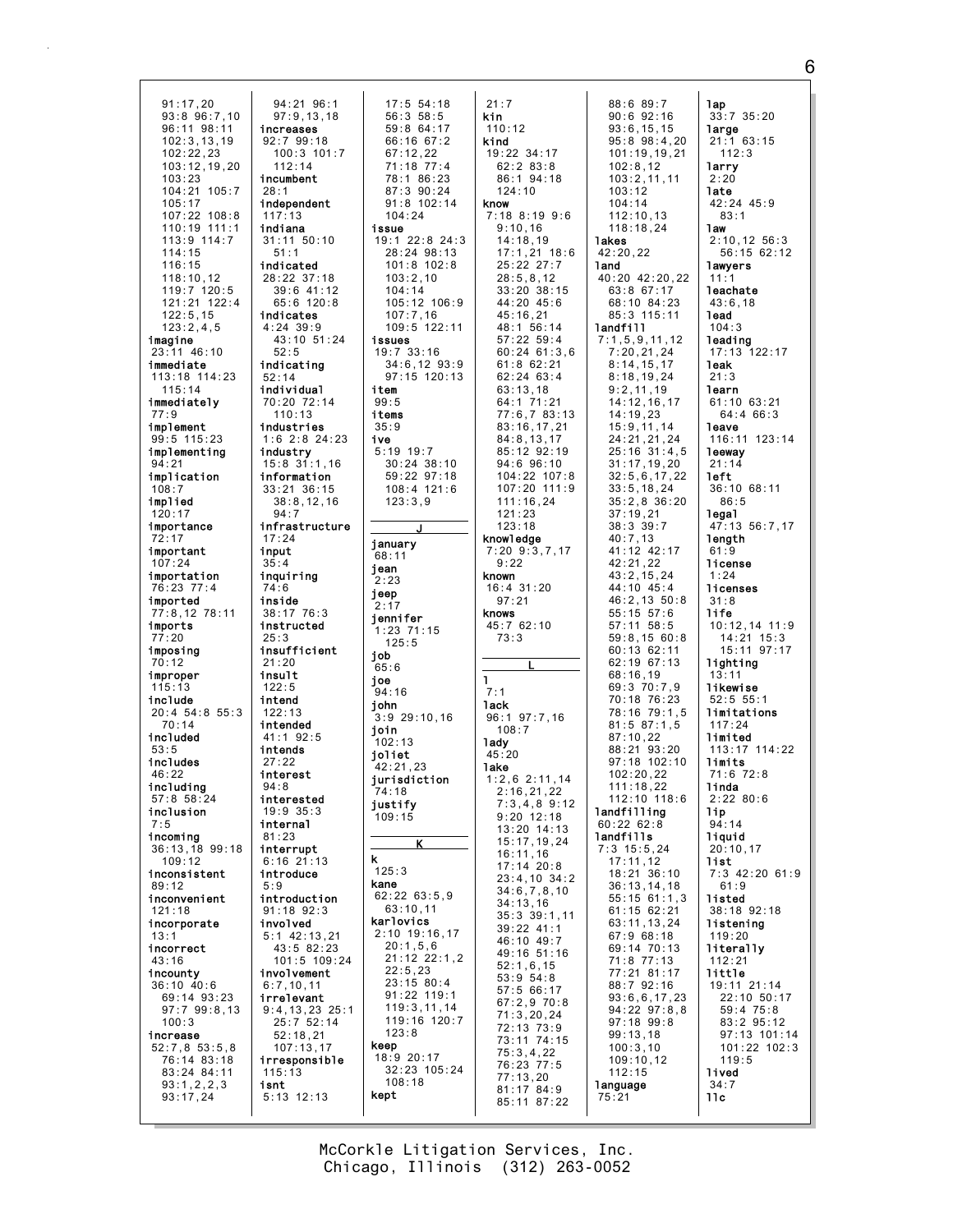91:17,20
93:8 96:7,10
96:11 98:11
102:3,13,19
102:22,23
103:12,19,20
103:23
104:21 105:7
105:17
107:22 108:8
110:19 111:1
113:9 114:7
114:15
116:15
118:10,12
119:7 120:5
121:21 122:4
122:5,15
123:2,4,5

**imagine**
23:11 46:10

**immediate**
113:18 114:23
115:14

**immediately**
77:9

**implement**
99:5 115:23

**implementing**
94:21

**implication**
108:7

**implied**
120:17

**importance**
72:17

**important**
107:24

**importation**
76:23 77:4

**imported**
77:8,12 78:11

**imports**
77:20

**imposing**
70:12

**improper**
115:13

**include**
20:4 54:8 55:3
70:14

**included**
53:5

**includes**
46:22

**including**
57:8 58:24

**inclusion**
7:5

**incoming**
36:13,18 99:18
109:12

**inconsistent**
89:12

**inconvenient**
121:18

**incorporate**
13:1

**incorrect**
43:16

**incounty**
36:10 40:6
69:14 93:23
97:7 99:8,13
100:3

**increase**
52:7,8 53:5,8
76:14 83:18
83:24 84:11
93:1,2,2,3
93:17,24
94:21 96:1
97:9,13,18

**increases**
92:7 99:18
100:3 101:7
112:14

**incumbent**
28:1

**independent**
117:13

**indiana**
31:11 50:10
51:1

**indicated**
28:22 37:18
39:6 41:12
65:6 120:8

**indicates**
4:24 39:9
43:10 51:24
52:5

**indicating**
52:14

**individual**
70:20 72:14
110:13

**industries**
1:6 2:8 24:23

**industry**
15:8 31:1,16

**information**
33:21 36:15
38:8,12,16
94:7

**infrastructure**
17:24

**input**
35:4

**inquiring**
74:6

**inside**
38:17 76:3

**instructed**
25:3

**insufficient**
21:20

**insult**
122:5

**intend**
122:13

**intended**
41:1 92:5

**intends**
27:22

**interest**
94:8

**interested**
19:9 35:3

**internal**
81:23

**interrupt**
6:16 21:13

**introduce**
5:9

**introduction**
91:18 92:3

**involved**
5:1 42:13,21
43:5 82:23
101:5 109:24

**involvement**
6:7,10,11

**irrelevant**
9:4,13,23 25:1
25:7 52:14
52:18,21
107:13,17

**irresponsible**
115:13

**isnt**
5:13 12:13
17:5 54:18
56:3 58:5
59:8 64:17
66:16 67:2
67:12,22
71:18 77:4
78:1 86:23
87:3 90:24
91:8 102:14
104:24

**issue**
19:1 22:8 24:3
28:24 98:13
101:8 102:8
103:2,10
104:14
105:12 106:9
107:7,16
109:5 122:11

**issues**
19:7 33:16
34:6,12 93:9
97:15 120:13

**item**
99:5

**items**
35:9

**ive**
5:19 19:7
30:24 38:10
59:22 97:18
108:4 121:6
123:3,9

## J

**january**
68:11

**jean**
2:23

**jeep**
2:17

**jennifer**
1:23 71:15
125:5

**job**
65:6

**joe**
94:16

**john**
3:9 29:10,16

**join**
102:13

**joliet**
42:21,23

**jurisdiction**
74:18

**justify**
109:15

## K

**k**
125:3

**kane**
62:22 63:5,9
63:10,11

**karlovics**
2:10 19:16,17
20:1,5,6
21:12 22:1,2
22:5,23
23:15 80:4
91:22 119:1
119:3,11,14
119:16 120:7
123:8

**keep**
18:9 20:17
32:23 105:24
108:18

**kept**
21:7

**kin**
110:12

**kind**
19:22 34:17
62:2 83:8
86:1 94:18
124:10

**know**
7:18 8:19 9:6
9:10,16
14:18,19
17:1,21 18:6
25:22 27:7
28:5,8,12
33:20 38:15
44:20 45:6
45:16,21
48:1 56:14
57:22 59:4
60:24 61:3,6
61:8 62:21
62:24 63:4
63:13,18
64:1 71:21
77:6,7 83:13
83:16,17,21
84:8,13,17
85:12 92:19
94:6 96:10
104:22 107:8
107:20 111:9
111:16,24
121:23
123:18

**knowledge**
7:20 9:3,7,17
9:22

**known**
16:4 31:20
97:21

**knows**
45:7 62:10
73:3

## L

**l**
7:1

**lack**
96:1 97:7,16
108:7

**lady**
45:20

**lake**
1:2,6 2:11,14
2:16,21,22
7:3,4,8 9:12
9:20 12:18
13:20 14:13
15:17,19,24
16:11,16
17:14 20:8
23:4,10 34:2
34:6,7,8,10
34:13,16
35:3 39:1,11
39:22 41:1
46:10 49:7
49:16 51:16
52:1,6,15
53:9 54:8
57:5 66:17
67:2,9 70:8
71:3,20,24
72:13 73:9
73:11 74:15
75:3,4,22
76:23 77:5
77:13,20
81:17 84:9
85:11 87:22
88:6 89:7
90:6 92:16
93:6,15,15
95:8 98:4,20
101:19,19,21
102:8,12
103:2,11,11
103:12
104:14
112:10,13
118:18,24

**lakes**
42:20,22

**land**
40:20 42:20,22
63:8 67:17
68:10 84:23
85:3 115:11

**landfill**
7:1,5,9,11,12
7:20,21,24
8:14,15,17
8:18,19,24
9:2,11,19
14:12,16,17
14:19,23
15:9,11,14
24:21,21,24
25:16 31:4,5
31:17,19,20
32:5,6,17,22
33:5,18,24
35:2,8 36:20
37:19,21
38:3 39:7
40:7,13
41:12 42:17
42:21,22
43:2,15,24
44:10 45:4
46:2,13 50:8
55:15 57:6
57:11 58:5
59:8,15 60:8
60:13 62:11
62:19 67:13
68:16,19
69:3 70:7,9
70:18 76:23
78:16 79:1,5
81:5 87:1,5
87:10,22
88:21 93:20
97:18 102:10
102:20,22
111:18,22
112:10 118:6

**landfilling**
60:22 62:8

**landfills**
7:3 15:5,24
17:11,12
18:21 36:10
36:13,14,18
55:15 61:1,3
61:15 62:21
63:11,13,24
67:9 68:18
69:14 70:13
71:8 77:13
77:21 81:17
88:7 92:16
93:6,6,17,23
94:22 97:8,8
97:18 99:8
99:13,18
100:3,10
109:10,12
112:15

**language**
75:21

**lap**
33:7 35:20

**large**
21:1 63:15
112:3

**larry**
2:20

**late**
42:24 45:9
83:1

**law**
2:10,12 56:3
56:15 62:12

**lawyers**
11:1

**leachate**
43:6,18

**lead**
104:3

**leading**
17:13 122:17

**leak**
21:3

**learn**
61:10 63:21
64:4 66:3

**leave**
116:11 123:14

**leeway**
21:14

**left**
36:10 68:11
86:5

**legal**
47:13 56:7,17

**length**
61:9

**license**
1:24

**licenses**
31:8

**life**
10:12,14 11:9
14:21 15:3
15:11 97:17

**lighting**
13:11

**likewise**
52:5 55:1

**limitations**
117:24

**limited**
113:17 114:22

**limits**
71:6 72:8

**linda**
2:22 80:6

**lip**
94:14

**liquid**
20:10,17

**list**
7:3 42:20 61:9
61:9

**listed**
38:18 92:18

**listening**
119:20

**literally**
112:21

**little**
19:11 21:14
22:10 50:17
59:4 75:8
83:2 95:12
97:13 101:14
101:22 102:3
119:5

**lived**
34:7

**llc**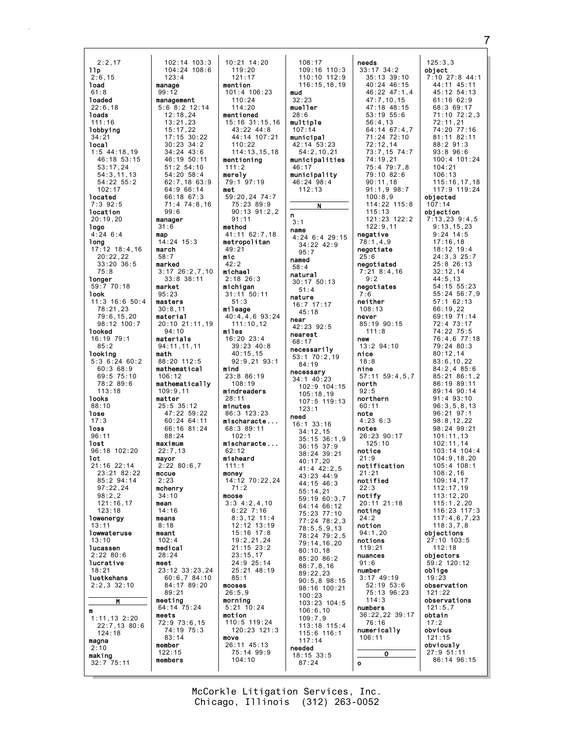2:2,17
llp
2:6,15
load
61:8
loaded
22:6,18
loads
111:16
lobbying
34:21
local
1:5 44:18,19
46:18 53:15
53:17,24
54:3,11,13
54:22 55:2
102:17
located
7:3 92:5
location
20:19,20
logo
4:24 6:4
long
17:12 18:4,16
20:22,22
33:20 36:5
75:8
longer
59:7 70:18
look
11:3 16:6 50:4
78:21,23
79:6,15,20
98:12 100:7
looked
16:19 79:1
85:2
looking
5:3 6:24 60:2
60:3 68:9
69:5 75:10
78:2 89:6
113:18
looks
88:10
lose
17:3
loss
96:11
lost
96:18 102:20
lot
21:16 22:14
23:21 82:22
85:2 94:14
97:22,24
98:2,2
121:16,17
123:18
lowenergy
13:11
lowwateruse
13:10
lucassen
2:22 80:6
lucrative
18:21
luetkehans
2:2,3 32:10

## M

m
1:11,13 2:20
22:7,13 80:6
124:18
magna
2:10
making
32:7 75:11
102:14 103:3
104:24 108:6
123:4
manage
99:12
management
5:6 8:2 12:14
12:18,24
13:21,23
15:17,22
17:15 30:22
30:23 34:2
34:24 43:6
46:19 50:11
51:2 54:10
54:20 58:4
62:7,18 63:9
64:9 66:14
66:18 67:3
71:4 74:8,16
99:6
manager
31:6
map
14:24 15:3
march
58:7
marked
3:17 26:2,7,10
33:8 38:11
market
95:23
masters
30:8,11
material
20:10 21:11,19
94:10
materials
94:11,11,11
math
88:20 112:5
mathematical
106:12
mathematically
109:9,11
matter
25:5 35:12
47:22 59:22
60:24 64:11
66:16 81:24
88:24
maximum
22:7,13
mayor
2:22 80:6,7
mccue
2:23
mchenry
34:10
mean
14:16
means
8:18
meant
102:4
medical
28:24
meet
23:12 33:23,24
60:6,7 84:10
84:17 89:20
89:21
meeting
64:14 75:24
meets
72:9 73:6,15
74:19 75:3
83:14
member
122:15
members
10:21 14:20
119:20
121:17
mention
101:4 106:23
110:24
114:20
mentioned
15:16 31:15,16
43:22 44:8
44:14 107:21
110:22
114:13,15,18
mentioning
111:2
merely
79:1 97:19
met
59:20,24 74:7
75:23 89:9
90:13 91:2,2
91:11
method
41:11 62:7,18
metropolitan
49:21
mic
42:2
michael
2:18 26:3
michigan
31:11 50:11
51:3
mileage
40:4,4,6 93:24
111:10,12
miles
16:20 23:4
39:23 40:8
40:15,15
92:9,21 93:1
mind
23:8 86:19
108:19
mindreaders
28:11
minutes
86:3 123:23
mischaracte...
68:3 89:11
102:1
mischaracte...
62:12
misheard
111:1
money
14:12 70:22,24
71:2
moose
3:3 4:2,4,10
6:22 7:16
8:3,12 11:4
12:12 13:19
15:16 17:8
19:2,21,24
21:15 23:2
23:15,17
24:9 25:14
25:21 48:19
85:1
mooses
26:5,9
morning
5:21 10:24
motion
110:5 119:24
120:23 121:3
move
26:11 45:13
75:14 99:9
104:10
108:17
109:16 110:3
110:10 112:9
116:15,18,19
mud
32:23
mueller
28:6
multiple
107:14
municipal
42:14 53:23
54:2,10,21
municipalities
46:17
municipality
46:24 98:4
112:13

## N

n
3:1
name
4:24 6:4 29:15
34:22 42:9
95:7
named
58:4
natural
30:17 50:13
51:4
nature
16:7 17:17
45:18
near
42:23 92:5
nearest
68:17
necessarily
53:1 70:2,19
84:19
necessary
34:1 40:23
102:9 104:15
105:18,19
107:5 119:13
123:1
need
16:1 33:16
34:12,15
35:15 36:1,9
36:15 37:9
38:24 39:21
40:17,20
41:4 42:2,5
43:23 44:9
44:15 46:3
55:14,21
59:19 60:3,7
64:14 66:12
75:23 77:10
77:24 78:2,3
78:5,5,9,13
78:24 79:2,5
79:14,16,20
80:10,18
85:20 86:2
88:7,8,16
89:22,23
90:5,8 98:15
98:16 100:21
100:23
103:23 104:5
106:6,10
109:7,9
113:18 115:4
115:6 116:1
117:14
needed
18:15 33:5
87:24
needs
33:17 34:2
35:13 39:10
40:24 46:15
46:22 47:1,4
47:7,10,15
47:18 48:15
53:19 55:6
56:4,13
64:14 67:4,7
71:24 72:10
72:12,14
73:7,15 74:7
74:19,21
75:4 79:7,8
79:10 82:6
90:11,18
91:1,9 98:7
100:8,9
114:22 115:8
115:13
121:23 122:2
122:9,11
negative
78:1,4,9
negotiate
25:6
negotiated
7:21 8:4,16
9:2
negotiates
7:6
neither
108:13
never
85:19 90:15
111:8
new
13:2 94:10
nice
18:8
nine
57:11 59:4,5,7
north
92:5
northern
60:11
note
4:23 6:3
notes
26:23 90:17
125:10
notice
21:9
notification
21:21
notified
22:3
notify
20:11 21:18
noting
24:2
notion
94:1,20
notions
119:21
nuances
91:6
number
3:17 49:19
52:19 53:6
75:13 96:23
114:3
numbers
36:22,22 39:17
76:16
numerically
106:11

## O

o
125:3,3
object
7:10 27:8 44:1
44:11 45:11
45:12 54:13
61:16 62:9
68:3 69:17
71:10 72:2,3
72:11,21
74:20 77:16
81:11 82:11
88:2 91:3
93:8 96:6
100:4 101:24
104:21
106:13
115:16,17,18
117:9 119:24
objected
107:14
objection
7:13,23 9:4,5
9:13,15,23
9:24 14:5
17:16,18
18:12 19:4
24:3,3 25:7
25:8 26:13
32:12,14
44:5,13
54:15 55:23
55:24 56:7,9
57:1 62:13
66:19,22
69:19 71:14
72:4 73:17
74:22 75:5
76:4,6 77:18
79:24 80:3
80:12,14
83:6,10,22
84:2,4 85:6
85:21 86:1,2
86:19 89:11
89:14 90:14
91:4 93:10
96:3,5,8,13
96:21 97:1
98:8,12,22
98:24 99:21
101:11,13
102:11,14
103:14 104:4
104:9,18,20
105:4 108:1
108:2,16
109:14,17
112:17,19
113:12,20
115:1,2,20
116:23 117:3
117:4,6,7,23
118:3,7,8
objections
27:10 103:5
112:18
objectors
59:2 120:12
oblige
19:23
observation
121:22
observations
121:5,7
obtain
17:2
obvious
121:15
obviously
27:9 51:11
86:14 96:15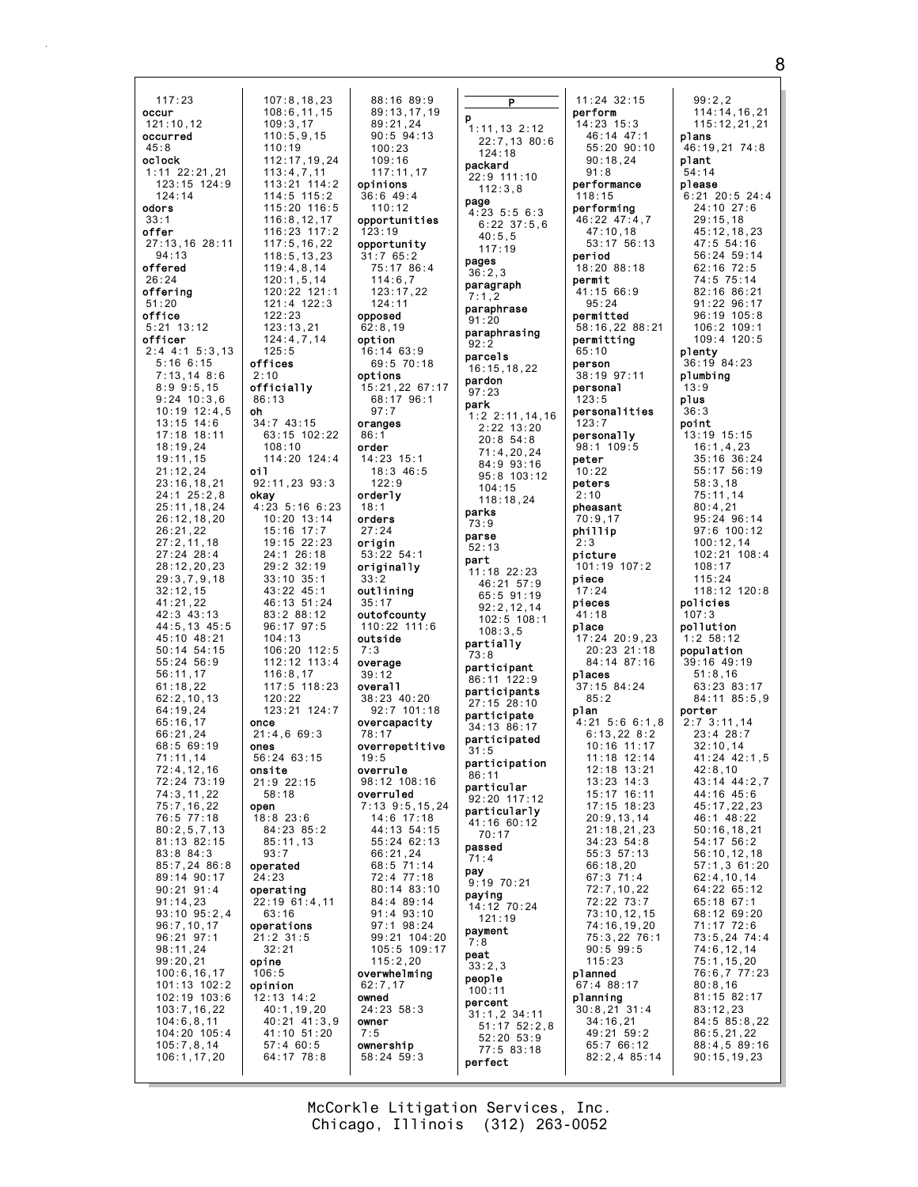117:23
**occur**
121:10,12
**occurred**
45:8
**oclock**
1:11 22:21,21
123:15 124:9
124:14
**odors**
33:1
**offer**
27:13,16 28:11
94:13
**offered**
26:24
**offering**
51:20
**office**
5:21 13:12
**officer**
2:4 4:1 5:3,13
5:16 6:15
7:13,14 8:6
8:9 9:5,15
9:24 10:3,6
10:19 12:4,5
13:15 14:6
17:18 18:11
18:19,24
19:11,15
21:12,24
23:16,18,21
24:1 25:2,8
25:11,18,24
26:12,18,20
26:21,22
27:2,11,18
27:24 28:4
28:12,20,23
29:3,7,9,18
32:12,15
41:21,22
42:3 43:13
44:5,13 45:5
45:10 48:21
50:14 54:15
55:24 56:9
56:11,17
61:18,22
62:2,10,13
64:19,24
65:16,17
66:21,24
68:5 69:19
71:11,14
72:4,12,16
72:24 73:19
74:3,11,22
75:7,16,22
76:5 77:18
80:2,5,7,13
81:13 82:15
83:8 84:3
85:7,24 86:8
89:14 90:17
90:21 91:4
91:14,23
93:10 95:2,4
96:7,10,17
96:21 97:1
98:11,24
99:20,21
100:6,16,17
101:13 102:2
102:19 103:6
103:7,16,22
104:6,8,11
104:20 105:4
105:7,8,14
106:1,17,20
107:8,18,23
108:6,11,15
109:3,17
110:5,9,15
110:19
112:17,19,24
113:4,7,11
113:21 114:2
114:5 115:2
115:20 116:5
116:8,12,17
116:23 117:2
117:5,16,22
118:5,13,23
119:4,8,14
120:1,5,14
120:22 121:1
121:4 122:3
122:23
123:13,21
124:4,7,14
125:5
**offices**
2:10
**officially**
86:13
**oh**
34:7 43:15
63:15 102:22
108:10
114:20 124:4
**oil**
92:11,23 93:3
**okay**
4:23 5:16 6:23
10:20 13:14
15:16 17:7
19:15 22:23
24:1 26:18
29:2 32:19
33:10 35:1
43:22 45:1
46:13 51:24
83:2 88:12
96:17 97:5
104:13
106:20 112:5
112:12 113:4
116:8,17
117:5 118:23
120:22
123:21 124:7
**once**
21:4,6 69:3
**ones**
56:24 63:15
**onsite**
21:9 22:15
58:18
**open**
18:8 23:6
84:23 85:2
85:11,13
93:7
**operated**
24:23
**operating**
22:19 61:4,11
63:16
**operations**
21:2 31:5
32:21
**opine**
106:5
**opinion**
12:13 14:2
40:1,19,20
40:21 41:3,9
41:10 51:20
57:4 60:5
64:17 78:8
88:16 89:9
89:13,17,19
89:21,24
90:5 94:13
100:23
109:16
117:11,17
**opinions**
36:6 49:4
110:12
**opportunities**
123:19
**opportunity**
31:7 65:2
75:17 86:4
114:6,7
123:17,22
124:11
**opposed**
62:8,19
**option**
16:14 63:9
69:5 70:18
**options**
15:21,22 67:17
68:17 96:1
97:7
**oranges**
86:1
**order**
14:23 15:1
18:3 46:5
122:9
**orderly**
18:1
**orders**
27:24
**origin**
53:22 54:1
**originally**
33:2
**outlining**
35:17
**outofcounty**
110:22 111:6
**outside**
7:3
**overage**
39:12
**overall**
38:23 40:20
92:7 101:18
**overcapacity**
78:17
**overrepetitive**
19:5
**overrule**
98:12 108:16
**overruled**
7:13 9:5,15,24
14:6 17:18
44:13 54:15
55:24 62:13
66:21,24
68:5 71:14
72:4 77:18
80:14 83:10
84:4 89:14
91:4 93:10
97:1 98:24
99:21 104:20
105:5 109:17
115:2,20
**overwhelming**
62:7,17
**owned**
24:23 58:3
**owner**
7:5
**ownership**
58:24 59:3

## P

**p**
1:11,13 2:12
22:7,13 80:6
124:18
**packard**
22:9 111:10
112:3,8
**page**
4:23 5:5 6:3
6:22 37:5,6
40:5,5
117:19
**pages**
36:2,3
**paragraph**
7:1,2
**paraphrase**
91:20
**paraphrasing**
92:2
**parcels**
16:15,18,22
**pardon**
97:23
**park**
1:2 2:11,14,16
2:22 13:20
20:8 54:8
71:4,20,24
84:9 93:16
95:8 103:12
104:15
118:18,24
**parks**
73:9
**parse**
52:13
**part**
11:18 22:23
46:21 57:9
65:5 91:19
92:2,12,14
102:5 108:1
108:3,5
**partially**
73:8
**participant**
86:11 122:9
**participants**
27:15 28:10
**participate**
34:13 86:17
**participated**
31:5
**participation**
86:11
**particular**
92:20 117:12
**particularly**
41:16 60:12
70:17
**passed**
71:4
**pay**
9:19 70:21
**paying**
14:12 70:24
121:19
**payment**
7:8
**peat**
33:2,3
**people**
100:11
**percent**
31:1,2 34:11
51:17 52:2,8
52:20 53:9
77:5 83:18
**perfect**
11:24 32:15
**perform**
14:23 15:3
46:14 47:1
55:20 90:10
90:18,24
91:8
**performance**
118:15
**performing**
46:22 47:4,7
47:10,18
53:17 56:13
**period**
18:20 88:18
**permit**
41:15 66:9
95:24
**permitted**
58:16,22 88:21
**permitting**
65:10
**person**
38:19 97:11
**personal**
123:5
**personalities**
123:7
**personally**
98:1 109:5
**peter**
10:22
**peters**
2:10
**pheasant**
70:9,17
**phillip**
2:3
**picture**
101:19 107:2
**piece**
17:24
**pieces**
41:18
**place**
17:24 20:9,23
20:23 21:18
84:14 87:16
**places**
37:15 84:24
85:2
**plan**
4:21 5:6 6:1,8
6:13,22 8:2
10:16 11:17
11:18 12:14
12:18 13:21
13:23 14:3
15:17 16:11
17:15 18:23
20:9,13,14
21:18,21,23
34:23 54:8
55:3 57:13
66:18,20
67:3 71:4
72:7,10,22
72:22 73:7
73:10,12,15
74:16,19,20
75:3,22 76:1
90:5 99:5
115:23
**planned**
67:4 88:17
**planning**
30:8,21 31:4
34:16,21
49:21 59:2
65:7 66:12
82:2,4 85:14
99:2,2
114:14,16,21
115:12,21,21
**plans**
46:19,21 74:8
**plant**
54:14
**please**
6:21 20:5 24:4
24:10 27:6
29:15,18
45:12,18,23
47:5 54:16
56:24 59:14
62:16 72:5
74:5 75:14
82:16 86:21
91:22 96:17
96:19 105:8
106:2 109:1
109:4 120:5
**plenty**
36:19 84:23
**plumbing**
13:9
**plus**
36:3
**point**
13:19 15:15
16:1,4,23
35:16 36:24
55:17 56:19
58:3,18
75:11,14
80:4,21
95:24 96:14
97:6 100:12
100:12,14
102:21 108:4
108:17
115:24
118:12 120:8
**policies**
107:3
**pollution**
1:2 58:12
**population**
39:16 49:19
51:8,16
63:23 83:17
84:11 85:5,9
**porter**
2:7 3:11,14
23:4 28:7
32:10,14
41:24 42:1,5
42:8,10
43:14 44:2,7
44:16 45:6
45:17,22,23
46:1 48:22
50:16,18,21
54:17 56:2
56:10,12,18
57:1,3 61:20
62:4,10,14
64:22 65:12
65:18 67:1
68:12 69:20
71:17 72:6
73:5,24 74:4
74:6,12,14
75:1,15,20
76:6,7 77:23
80:8,16
81:15 82:17
83:12,23
84:5 85:8,22
86:5,21,22
88:4,5 89:16
90:15,19,23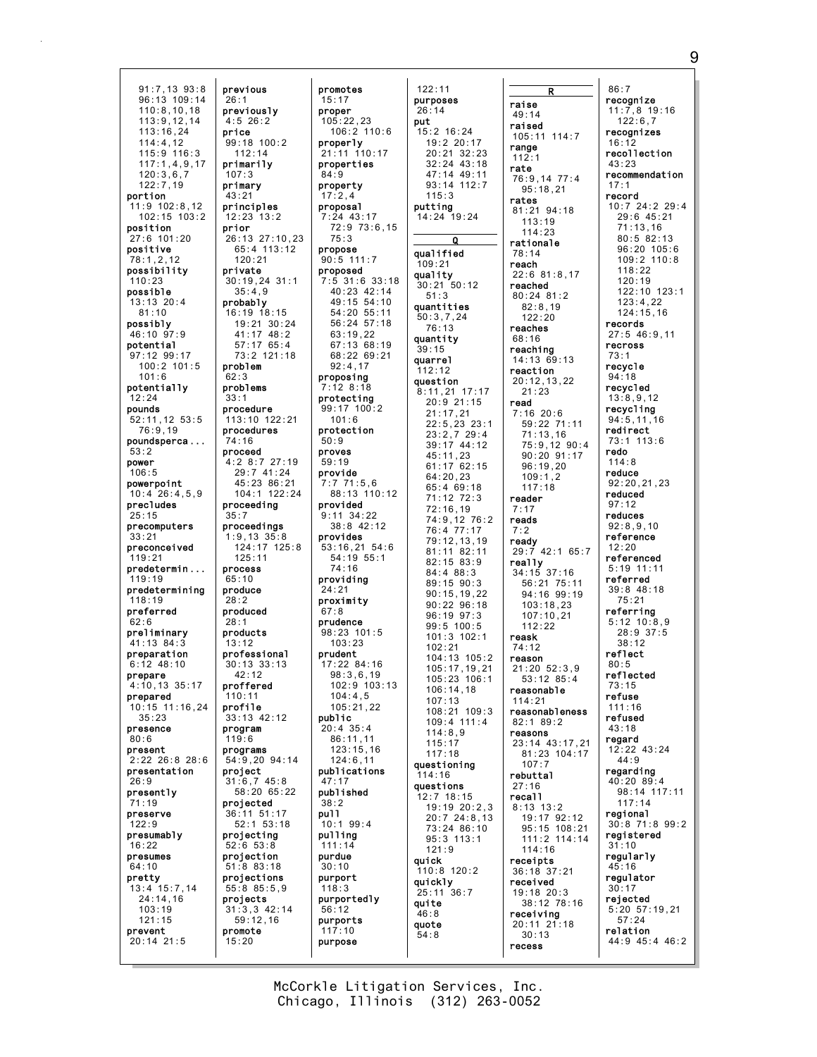91:7,13 93:8
96:13 109:14
110:8,10,18
113:9,12,14
113:16,24
114:4,12
115:9 116:3
117:1,4,9,17
120:3,6,7
122:7,19

**portion**
11:9 102:8,12
102:15 103:2

**position**
27:6 101:20

**positive**
78:1,2,12

**possibility**
110:23

**possible**
13:13 20:4
81:10

**possibly**
46:10 97:9

**potential**
97:12 99:17
100:2 101:5
101:6

**potentially**
12:24

**pounds**
52:11,12 53:5
76:9,19

**poundsperca...**
53:2

**power**
106:5

**powerpoint**
10:4 26:4,5,9

**precludes**
25:15

**precomputers**
33:21

**preconceived**
119:21

**predetermin...**
119:19

**predetermining**
118:19

**preferred**
62:6

**preliminary**
41:13 84:3

**preparation**
6:12 48:10

**prepare**
4:10,13 35:17

**prepared**
10:15 11:16,24
35:23

**presence**
80:6

**present**
2:22 26:8 28:6

**presentation**
26:9

**presently**
71:19

**preserve**
122:9

**presumably**
16:22

**presumes**
64:10

**pretty**
13:4 15:7,14
24:14,16
103:19
121:15

**prevent**
20:14 21:5

**previous**
26:1

**previously**
4:5 26:2

**price**
99:18 100:2
112:14

**primarily**
107:3

**primary**
43:21

**principles**
12:23 13:2

**prior**
26:13 27:10,23
65:4 113:12
120:21

**private**
30:19,24 31:1
35:4,9

**probably**
16:19 18:15
19:21 30:24
41:17 48:2
57:17 65:4
73:2 121:18

**problem**
62:3

**problems**
33:1

**procedure**
113:10 122:21

**procedures**
74:16

**proceed**
4:2 8:7 27:19
29:7 41:24
45:23 86:21
104:1 122:24

**proceeding**
35:7

**proceedings**
1:9,13 35:8
124:17 125:8
125:11

**process**
65:10

**produce**
28:2

**produced**
28:1

**products**
13:12

**professional**
30:13 33:13
42:12

**proffered**
110:11

**profile**
33:13 42:12

**program**
119:6

**programs**
54:9,20 94:14

**project**
31:6,7 45:8
58:20 65:22

**projected**
36:11 51:17
52:1 53:18

**projecting**
52:6 53:8

**projection**
51:8 83:18

**projections**
55:8 85:5,9

**projects**
31:3,3 42:14
59:12,16

**promote**
15:20

**promotes**
15:17

**proper**
105:22,23
106:2 110:6

**properly**
21:11 110:17

**properties**
84:9

**property**
17:2,4

**proposal**
7:24 43:17
72:9 73:6,15
75:3

**propose**
90:5 111:7

**proposed**
7:5 31:6 33:18
40:23 42:14
49:15 54:10
54:20 55:11
56:24 57:18
63:19,22
67:13 68:19
68:22 69:21
92:4,17

**proposing**
7:12 8:18

**protecting**
99:17 100:2
101:6

**protection**
50:9

**proves**
59:19

**provide**
7:7 71:5,6
88:13 110:12

**provided**
9:11 34:22
38:8 42:12

**provides**
53:16,21 54:6
54:19 55:1
74:16

**providing**
24:21

**proximity**
67:8

**prudence**
98:23 101:5
103:23

**prudent**
17:22 84:16
98:3,6,19
102:9 103:13
104:4,5
105:21,22

**public**
20:4 35:4
86:11,11
123:15,16
124:6,11

**publications**
47:17

**published**
38:2

**pull**
10:1 99:4

**pulling**
111:14

**purdue**
30:10

**purport**
118:3

**purportedly**
56:12

**purports**
117:10

**purpose**
122:11

**purposes**
26:14

**put**
15:2 16:24
19:2 20:17
20:21 32:23
32:24 43:18
47:14 49:11
93:14 112:7
115:3

**putting**
14:24 19:24

**Q**

**qualified**
109:21

**quality**
30:21 50:12
51:3

**quantities**
50:3,7,24
76:13

**quantity**
39:15

**quarrel**
112:12

**question**
8:11,21 17:17
20:9 21:15
21:17,21
22:5,23 23:1
23:2,7 29:4
39:17 44:12
45:11,23
61:17 62:15
64:20,23
65:4 69:18
71:12 72:3
72:16,19
74:9,12 76:2
76:4 77:17
79:12,13,19
81:11 82:11
82:15 83:9
84:4 88:3
89:15 90:3
90:15,19,22
90:22 96:18
96:19 97:3
99:5 100:5
101:3 102:1
102:21
104:13 105:2
105:17,19,21
105:23 106:1
106:14,18
107:13
108:21 109:3
109:4 111:4
114:8,9
115:17
117:18

**questioning**
114:16

**questions**
12:7 18:15
19:19 20:2,3
20:7 24:8,13
73:24 86:10
95:3 113:1
121:9

**quick**
110:8 120:2

**quickly**
25:11 36:7

**quite**
46:8

**quote**
54:8

**R**

**raise**
49:14

**raised**
105:11 114:7

**range**
112:1

**rate**
76:9,14 77:4
95:18,21

**rates**
81:21 94:18
113:19
114:23

**rationale**
78:14

**reach**
22:6 81:8,17

**reached**
80:24 81:2
82:8,19
122:20

**reaches**
68:16

**reaching**
14:13 69:13

**reaction**
20:12,13,22
21:23

**read**
7:16 20:6
59:22 71:11
71:13,16
75:9,12 90:4
90:20 91:17
96:19,20
109:1,2
117:18

**reader**
7:17

**reads**
7:2

**ready**
29:7 42:1 65:7

**really**
34:15 37:16
56:21 75:11
94:16 99:19
103:18,23
107:10,21
112:22

**reask**
74:12

**reason**
21:20 52:3,9
53:12 85:4

**reasonable**
114:21

**reasonableness**
82:1 89:2

**reasons**
23:14 43:17,21
81:23 104:17
107:7

**rebuttal**
27:16

**recall**
8:13 13:2
19:17 92:12
95:15 108:21
111:2 114:14
114:16

**receipts**
36:18 37:21

**received**
19:18 20:3
38:12 78:16

**receiving**
20:11 21:18
30:13

**recess**
86:7

**recognize**
11:7,8 19:16
122:6,7

**recognizes**
16:12

**recollection**
43:23

**recommendation**
17:1

**record**
10:7 24:2 29:4
29:6 45:21
71:13,16
80:5 82:13
96:20 105:6
109:2 110:8
118:22
120:19
122:10 123:1
123:4,22
124:15,16

**records**
27:5 46:9,11

**recross**
73:1

**recycle**
94:18

**recycled**
13:8,9,12

**recycling**
94:5,11,16

**redirect**
73:1 113:6

**redo**
114:8

**reduce**
92:20,21,23

**reduced**
97:12

**reduces**
92:8,9,10

**reference**
12:20

**referenced**
5:19 11:11

**referred**
39:8 48:18
75:21

**referring**
5:12 10:8,9
28:9 37:5
38:12

**reflect**
80:5

**reflected**
73:15

**refuse**
111:16

**refused**
43:18

**regard**
12:22 43:24
44:9

**regarding**
40:20 89:4
98:14 117:11
117:14

**regional**
30:8 71:8 99:2

**registered**
31:10

**regularly**
45:16

**regulator**
30:17

**rejected**
5:20 57:19,21
57:24

**relation**
44:9 45:4 46:2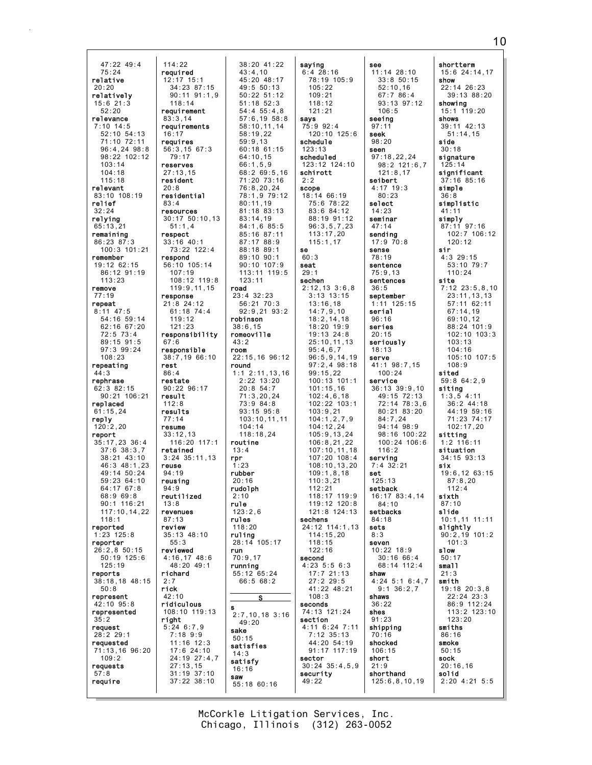47:22 49:4
75:24
**relative**
20:20
**relatively**
15:6 21:3
52:20
**relevance**
7:10 14:5
52:10 54:13
71:10 72:11
96:4,24 98:8
98:22 102:12
103:14
104:18
115:18
**relevant**
83:10 108:19
**relief**
32:24
**relying**
65:13,21
**remaining**
86:23 87:3
100:3 101:21
**remember**
19:12 62:15
86:12 91:19
113:23
**remove**
77:19
**repeat**
8:11 47:5
54:16 59:14
62:16 67:20
72:5 73:4
89:15 91:5
97:3 99:24
108:23
**repeating**
44:3
**rephrase**
62:3 82:15
90:21 106:21
**replaced**
61:15,24
**reply**
120:2,20
**report**
35:17,23 36:4
37:6 38:3,7
38:21 43:10
46:3 48:1,23
49:14 50:24
59:23 64:10
64:17 67:8
68:9 69:8
90:1 116:21
117:10,14,22
118:1
**reported**
1:23 125:8
**reporter**
26:2,8 50:15
50:19 125:6
125:19
**reports**
38:18,18 48:15
50:8
**represent**
42:10 95:8
**represented**
35:2
**request**
28:2 29:1
**requested**
71:13,16 96:20
109:2
**requests**
57:8
**require**
114:22
**required**
12:17 15:1
34:23 87:15
90:11 91:1,9
118:14
**requirement**
83:3,14
**requirements**
16:17
**requires**
56:3,15 67:3
79:17
**reserves**
27:13,15
**resident**
20:8
**residential**
83:4
**resources**
30:17 50:10,13
51:1,4
**respect**
33:16 40:1
73:22 122:4
**respond**
56:10 105:14
107:19
108:12 119:8
119:9,11,15
**response**
21:8 24:12
61:18 74:4
119:12
121:23
**responsibility**
67:6
**responsible**
38:7,19 66:10
**rest**
86:4
**restate**
90:22 96:17
**result**
112:8
**results**
77:14
**resume**
33:12,13
116:20 117:1
**retained**
3:24 35:11,13
**reuse**
94:19
**reusing**
94:9
**reutilized**
13:8
**revenues**
87:13
**review**
35:13 48:10
55:3
**reviewed**
4:16,17 48:6
48:20 49:1
**richard**
2:7
**rick**
42:10
**ridiculous**
108:10 119:13
**right**
5:24 6:7,9
7:18 9:9
11:16 12:3
17:6 24:10
24:19 27:4,7
27:13,15
31:19 37:10
37:22 38:10
38:20 41:22
43:4,10
45:20 48:17
49:5 50:13
50:22 51:12
51:18 52:3
54:4 55:4,8
57:6,19 58:8
58:10,11,14
58:19,22
59:9,13
60:18 61:15
64:10,15
66:1,5,9
68:2 69:5,16
71:20 73:16
76:8,20,24
78:1,9 79:12
80:11,19
81:18 83:13
83:14,19
84:1,6 85:5
85:16 87:11
87:17 88:9
88:18 89:1
89:10 90:1
90:10 107:9
113:11 119:5
123:11
**road**
23:4 32:23
56:21 70:3
92:9,21 93:2
**robinson**
38:6,15
**romeoville**
43:2
**room**
22:15,16 96:12
**round**
1:1 2:11,13,16
2:22 13:20
20:8 54:7
71:3,20,24
73:9 84:8
93:15 95:8
103:10,11,11
104:14
118:18,24
**routine**
13:4
**rpr**
1:23
**rubber**
20:16
**rudolph**
2:10
**rule**
123:2,6
**rules**
118:20
**ruling**
28:14 105:17
**run**
70:9,17
**running**
55:12 65:24
66:5 68:2

## S

**s**
2:7,10,18 3:16
49:20
**sake**
50:15
**satisfies**
14:3
**satisfy**
16:16
**saw**
55:18 60:16
**saying**
6:4 28:16
78:19 105:9
105:22
109:21
118:12
121:21
**says**
75:9 92:4
120:10 125:6
**schedule**
123:13
**scheduled**
123:12 124:10
**schirott**
2:2
**scope**
18:14 66:19
75:6 78:22
83:6 84:12
88:19 91:12
96:3,5,7,23
113:17,20
115:1,17
**se**
60:3
**seat**
29:1
**sechen**
2:12,13 3:6,8
3:13 13:15
13:16,18
14:7,9,10
18:2,14,18
18:20 19:9
19:13 24:8
25:10,11,13
95:4,6,7
96:5,9,14,19
97:2,4 98:18
99:15,22
100:13 101:1
101:15,16
102:4,6,18
102:22 103:1
103:9,21
104:1,2,7,9
104:12,24
105:9,13,24
106:8,21,22
107:10,11,18
107:20 108:4
108:10,13,20
109:1,8,18
110:3,21
112:21
118:17 119:9
119:12 120:8
121:8 124:13
**sechens**
24:12 114:1,13
114:15,20
118:15
122:16
**second**
4:23 5:5 6:3
17:7 21:13
27:2 29:5
41:22 48:21
108:3
**seconds**
74:13 121:24
**section**
4:11 6:24 7:11
7:12 35:13
44:20 54:19
91:17 117:19
**sector**
30:24 35:4,5,9
**security**
49:22
**see**
11:14 28:10
33:8 50:15
52:10,16
67:7 86:4
93:13 97:12
106:5
**seeing**
97:11
**seek**
98:20
**seen**
97:18,22,24
98:2 121:6,7
121:8,17
**seibert**
4:17 19:3
80:23
**select**
14:23
**seminar**
47:14
**sending**
17:9 70:8
**sense**
78:19
**sentence**
75:9,13
**sentences**
36:5
**september**
1:11 125:15
**serial**
96:16
**series**
20:15
**seriously**
18:13
**serve**
41:1 98:7,15
100:24
**service**
36:13 39:9,10
49:15 72:13
72:14 78:3,6
80:21 83:20
84:7,24
94:14 98:9
98:16 100:22
100:24 106:6
116:2
**serving**
7:4 32:21
**set**
125:13
**setback**
16:17 83:4,14
84:10
**setbacks**
84:18
**sets**
8:3
**seven**
10:22 18:9
30:16 66:4
68:14 112:4
**shaw**
4:24 5:1 6:4,7
9:1 36:2,7
**shaws**
36:22
**shes**
91:23
**shipping**
70:16
**shocked**
106:15
**short**
21:9
**shorthand**
125:6,8,10,19
**shortterm**
15:6 24:14,17
**show**
22:14 26:23
39:13 88:20
**showing**
15:1 119:20
**shows**
39:11 42:13
51:14,15
**side**
30:18
**signature**
125:14
**significant**
37:16 85:16
**simple**
36:8
**simplistic**
41:11
**simply**
87:11 97:16
102:7 106:12
120:12
**sir**
4:3 29:15
53:10 79:7
110:24
**site**
7:12 23:5,8,10
23:11,13,13
57:11 62:11
67:14,19
69:10,12
88:24 101:9
102:10 103:3
103:13
104:16
105:10 107:5
108:9
**sited**
59:8 64:2,9
**siting**
1:3,5 4:11
36:2 44:18
44:19 59:16
71:23 74:17
102:17,20
**sitting**
1:2 116:11
**situation**
34:15 93:13
**six**
19:6,12 63:15
87:8,20
112:4
**sixth**
87:10
**slide**
10:1,11 11:11
**slightly**
90:2,19 101:2
101:3
**slow**
50:17
**small**
21:3
**smith**
19:18 20:3,8
22:24 23:3
86:9 112:24
113:2 123:10
123:20
**smiths**
86:16
**smoke**
50:15
**sock**
20:16,16
**solid**
2:20 4:21 5:5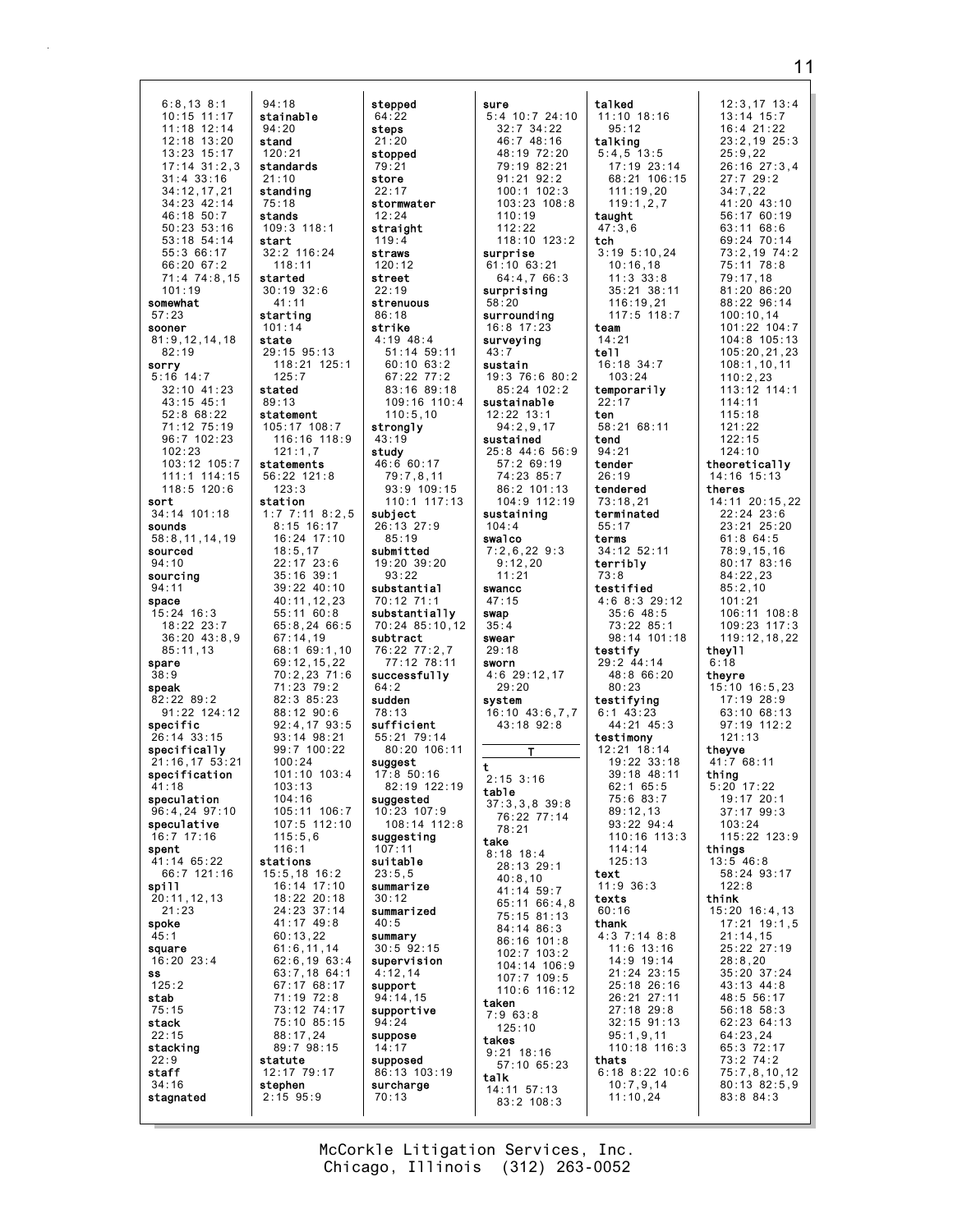6:8,13 8:1
10:15 11:17
11:18 12:14
12:18 13:20
13:23 15:17
17:14 31:2,3
31:4 33:16
34:12,17,21
34:23 42:14
46:18 50:7
50:23 53:16
53:18 54:14
55:3 66:17
66:20 67:2
71:4 74:8,15
101:19
**somewhat**
57:23
**sooner**
81:9,12,14,18
82:19
**sorry**
5:16 14:7
32:10 41:23
43:15 45:1
52:8 68:22
71:12 75:19
96:7 102:23
102:23
103:12 105:7
111:1 114:15
118:5 120:6
**sort**
34:14 101:18
**sounds**
58:8,11,14,19
**sourced**
94:10
**sourcing**
94:11
**space**
15:24 16:3
18:22 23:7
36:20 43:8,9
85:11,13
**spare**
38:9
**speak**
82:22 89:2
91:22 124:12
**specific**
26:14 33:15
**specifically**
21:16,17 53:21
**specification**
41:18
**speculation**
96:4,24 97:10
**speculative**
16:7 17:16
**spent**
41:14 65:22
66:7 121:16
**spill**
20:11,12,13
21:23
**spoke**
45:1
**square**
16:20 23:4
**ss**
125:2
**stab**
75:15
**stack**
22:15
**stacking**
22:9
**staff**
34:16
**stagnated**
94:18
**stainable**
94:20
**stand**
120:21
**standards**
21:10
**standing**
75:18
**stands**
109:3 118:1
**start**
32:2 116:24
118:11
**started**
30:19 32:6
41:11
**starting**
101:14
**state**
29:15 95:13
118:21 125:1
125:7
**stated**
89:13
**statement**
105:17 108:7
116:16 118:9
121:1,7
**statements**
56:22 121:8
123:3
**station**
1:7 7:11 8:2,5
8:15 16:17
16:24 17:10
18:5,17
22:17 23:6
35:16 39:1
39:22 40:10
40:11,12,23
55:11 60:8
65:8,24 66:5
67:14,19
68:1 69:1,10
69:12,15,22
70:2,23 71:6
71:23 79:2
82:3 85:23
88:12 90:6
92:4,17 93:5
93:14 98:21
99:7 100:22
100:24
101:10 103:4
103:13
104:16
105:11 106:7
107:5 112:10
115:5,6
116:1
**stations**
15:5,18 16:2
16:14 17:10
18:22 20:18
24:23 37:14
41:17 49:8
60:13,22
61:6,11,14
62:6,19 63:4
63:7,18 64:1
67:17 68:17
71:19 72:8
73:12 74:17
75:10 85:15
88:17,24
89:7 98:15
**statute**
12:17 79:17
**stephen**
2:15 95:9
**stepped**
64:22
**steps**
21:20
**stopped**
79:21
**store**
22:17
**stormwater**
12:24
**straight**
119:4
**straws**
120:12
**street**
22:19
**strenuous**
86:18
**strike**
4:19 48:4
51:14 59:11
60:10 63:2
67:22 77:2
83:16 89:18
109:16 110:4
110:5,10
**strongly**
43:19
**study**
46:6 60:17
79:7,8,11
93:9 109:15
110:1 117:13
**subject**
26:13 27:9
85:19
**submitted**
19:20 39:20
93:22
**substantial**
70:12 71:1
**substantially**
70:24 85:10,12
**subtract**
76:22 77:2,7
77:12 78:11
**successfully**
64:2
**sudden**
78:13
**sufficient**
55:21 79:14
80:20 106:11
**suggest**
17:8 50:16
82:19 122:19
**suggested**
10:23 107:9
108:14 112:8
**suggesting**
107:11
**suitable**
23:5,5
**summarize**
30:12
**summarized**
40:5
**summary**
30:5 92:15
**supervision**
4:12,14
**support**
94:14,15
**supportive**
94:24
**suppose**
14:17
**supposed**
86:13 103:19
**surcharge**
70:13
**sure**
5:4 10:7 24:10
32:7 34:22
46:7 48:16
48:19 72:20
79:19 82:21
91:21 92:2
100:1 102:3
103:23 108:8
110:19
112:22
118:10 123:2
**surprise**
61:10 63:21
64:4,7 66:3
**surprising**
58:20
**surrounding**
16:8 17:23
**surveying**
43:7
**sustain**
19:3 76:6 80:2
85:24 102:2
**sustainable**
12:22 13:1
94:2,9,17
**sustained**
25:8 44:6 56:9
57:2 69:19
74:23 85:7
86:2 101:13
104:9 112:19
**sustaining**
104:4
**swalco**
7:2,6,22 9:3
9:12,20
11:21
**swancc**
47:15
**swap**
35:4
**swear**
29:18
**sworn**
4:6 29:12,17
29:20
**system**
16:10 43:6,7,7
43:18 92:8

## T

**t**
2:15 3:16
**table**
37:3,3,8 39:8
76:22 77:14
78:21
**take**
8:18 18:4
28:13 29:1
40:8,10
41:14 59:7
65:11 66:4,8
75:15 81:13
84:14 86:3
86:16 101:8
102:7 103:2
104:14 106:9
107:7 109:5
110:6 116:12
**taken**
7:9 63:8
125:10
**takes**
9:21 18:16
57:10 65:23
**talk**
14:11 57:13
83:2 108:3
**talked**
11:10 18:16
95:12
**talking**
5:4,5 13:5
17:19 23:14
68:21 106:15
111:19,20
119:1,2,7
**taught**
47:3,6
**tch**
3:19 5:10,24
10:16,18
11:3 33:8
35:21 38:11
116:19,21
117:5 118:7
**team**
14:21
**tell**
16:18 34:7
103:24
**temporarily**
22:17
**ten**
58:21 68:11
**tend**
94:21
**tender**
26:19
**tendered**
73:18,21
**terminated**
55:17
**terms**
34:12 52:11
**terribly**
73:8
**testified**
4:6 8:3 29:12
35:6 48:5
73:22 85:1
98:14 101:18
**testify**
29:2 44:14
48:8 66:20
80:23
**testifying**
6:1 43:23
44:21 45:3
**testimony**
12:21 18:14
19:22 33:18
39:18 48:11
62:1 65:5
75:6 83:7
89:12,13
93:22 94:4
110:16 113:3
114:14
125:13
**text**
11:9 36:3
**texts**
60:16
**thank**
4:3 7:14 8:8
11:6 13:16
14:9 19:14
21:24 23:15
25:18 26:16
26:21 27:11
27:18 29:8
32:15 91:13
95:1,9,11
110:18 116:3
**thats**
6:18 8:22 10:6
10:7,9,14
11:10,24
12:3,17 13:4
13:14 15:7
16:4 21:22
23:2,19 25:3
25:9,22
26:16 27:3,4
27:7 29:2
34:7,22
41:20 43:10
56:17 60:19
63:11 68:6
69:24 70:14
73:2,19 74:2
75:11 78:8
79:17,18
81:20 86:20
88:22 96:14
100:10,14
101:22 104:7
104:8 105:13
105:20,21,23
108:1,10,11
110:2,23
113:12 114:1
114:11
115:18
121:22
122:15
124:10
**theoretically**
14:16 15:13
**theres**
14:11 20:15,22
22:24 23:6
23:21 25:20
61:8 64:5
78:9,15,16
80:17 83:16
84:22,23
85:2,10
101:21
106:11 108:8
109:23 117:3
119:12,18,22
**theyll**
6:18
**theyre**
15:10 16:5,23
17:19 28:9
63:10 68:13
97:19 112:2
121:13
**theyve**
41:7 68:11
**thing**
5:20 17:22
19:17 20:1
37:17 99:3
103:24
115:22 123:9
**things**
13:5 46:8
58:24 93:17
122:8
**think**
15:20 16:4,13
17:21 19:1,5
21:14,15
25:22 27:19
28:8,20
35:20 37:24
43:13 44:8
48:5 56:17
56:18 58:3
62:23 64:13
64:23,24
65:3 72:17
73:2 74:2
75:7,8,10,12
80:13 82:5,9
83:8 84:3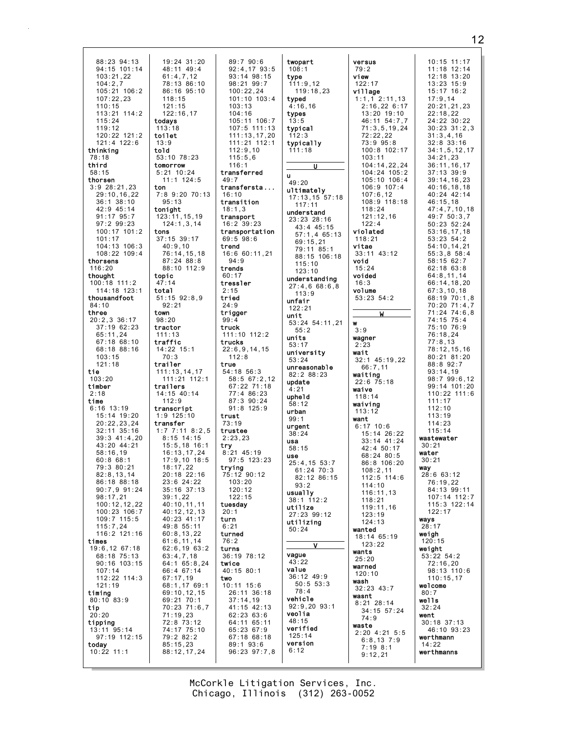88:23 94:13
94:15 101:14
103:21,22
104:2,7
105:21 106:2
107:22,23
110:15
113:21 114:2
115:24
119:12
120:22 121:2
121:4 122:6

**thinking**
78:18

**third**
58:15

**thorsen**
3:9 28:21,23
29:10,16,22
36:1 38:10
42:9 45:14
91:17 95:7
97:2 99:23
100:17 101:2
101:17
104:13 106:3
108:22 109:4

**thorsens**
116:20

**thought**
100:18 111:2
114:18 123:1

**thousandfoot**
84:10

**three**
20:2,3 36:17
37:19 62:23
65:11,24
67:18 68:10
68:18 88:16
103:15
121:18

**tie**
103:20

**timber**
2:18

**time**
6:16 13:19
15:14 19:20
20:22,23,24
32:11 35:16
39:3 41:4,20
43:20 44:21
58:16,19
60:8 68:1
79:3 80:21
82:8,13,14
86:18 88:18
90:7,9 91:24
98:17,21
100:12,12,22
100:23 106:7
109:7 115:5
115:7,24
116:2 121:16

**times**
19:6,12 67:18
68:18 75:13
90:16 103:15
107:14
112:22 114:3
121:19

**timing**
80:10 83:9

**tip**
20:20

**tipping**
13:11 95:14
97:19 112:15

**today**
10:22 11:1
19:24 31:20
48:11 49:4
61:4,7,12
78:13 86:10
86:16 95:10
118:15
121:15
122:16,17

**todays**
113:18

**toilet**
13:9

**told**
53:10 78:23

**tomorrow**
5:21 10:24
11:1 124:5

**ton**
7:8 9:20 70:13
95:13

**tonight**
123:11,15,19
124:1,3,14

**tons**
37:15 39:17
40:9,10
76:14,15,18
87:24 88:8
88:10 112:9

**topic**
47:14

**total**
51:15 92:8,9
92:21

**town**
98:20

**tractor**
111:13

**traffic**
14:22 15:1
70:3

**trailer**
111:13,14,17
111:21 112:1

**trailers**
14:15 40:14
112:9

**transcript**
1:9 125:10

**transfer**
1:7 7:11 8:2,5
8:15 14:15
15:5,18 16:1
16:13,17,24
17:9,10 18:5
18:17,22
20:18 22:16
23:6 24:22
35:16 37:13
39:1,22
40:10,11,11
40:12,12,13
40:23 41:17
49:8 55:11
60:8,13,22
61:6,11,14
62:6,19 63:2
63:4,7,18
64:1 65:8,24
66:4 67:14
67:17,19
68:1,17 69:1
69:10,12,15
69:21 70:1
70:23 71:6,7
71:19,23
72:8 73:12
74:17 75:10
79:2 82:2
85:15,23
88:12,17,24
89:7 90:6
92:4,17 93:5
93:14 98:15
98:21 99:7
100:22,24
101:10 103:4
103:13
104:16
105:11 106:7
107:5 111:13
111:13,17,20
111:21 112:1
112:9,10
115:5,6
116:1

**transferred**
49:7

**transfersta...**
16:10

**transition**
18:1,3

**transport**
16:2 39:23

**transportation**
69:5 98:6

**trend**
16:6 60:11,21
94:9

**trends**
60:17

**tressler**
2:15

**tried**
24:9

**trigger**
99:4

**truck**
111:10 112:2

**trucks**
22:6,9,14,15
112:8

**true**
54:18 56:3
58:5 67:2,12
67:22 71:18
77:4 86:23
87:3 90:24
91:8 125:9

**trust**
73:19

**trustee**
2:23,23

**try**
8:21 45:19
97:5 123:23

**trying**
75:12 90:12
103:20
120:12
122:15

**tuesday**
20:1

**turn**
6:21

**turned**
76:2

**turns**
36:19 78:12

**twice**
40:15 80:1

**two**
10:11 15:6
26:11 36:18
37:14,19
41:15 42:13
62:23 63:6
64:11 65:11
65:23 67:9
67:18 68:18
89:1 93:6
96:23 97:7,8

**twopart**
108:1

**type**
111:9,12
119:18,23

**typed**
4:16,16

**types**
13:5

**typical**
112:3

**typically**
111:18

## U

**u**
49:20

**ultimately**
17:13,15 57:18
117:11

**understand**
23:23 28:16
43:4 45:15
57:1,4 65:13
69:15,21
79:11 85:1
88:15 106:18
115:10
123:10

**understanding**
27:4,6 68:6,8
113:9

**unfair**
122:21

**unit**
53:24 54:11,21
55:2

**units**
53:17

**university**
53:24

**unreasonable**
82:2 88:23

**update**
4:21

**upheld**
58:12

**urban**
99:1

**urgent**
38:24

**usa**
58:15

**use**
25:4,15 53:7
61:24 70:3
82:12 86:15
93:2

**usually**
38:1 112:2

**utilize**
27:23 99:12

**utilizing**
50:24

## V

**vague**
43:22

**value**
36:12 49:9
50:5 53:3
78:4

**vehicle**
92:9,20 93:1

**veolia**
48:15

**verified**
125:14

**version**
6:12

**versus**
79:2

**view**
122:17

**village**
1:1,1 2:11,13
2:16,22 6:17
13:20 19:10
46:11 54:7,7
71:3,5,19,24
72:22,22
73:9 95:8
100:8 102:17
103:11
104:14,22,24
104:24 105:2
105:10 106:4
106:9 107:4
107:6,12
108:9 118:18
118:24
121:12,16
122:4

**violated**
118:21

**vitae**
33:11 43:12

**void**
15:24

**voided**
16:3

**volume**
53:23 54:2

## W

**w**
3:9

**wagner**
2:23

**wait**
32:1 45:19,22
66:7,11

**waiting**
22:6 75:18

**waive**
118:14

**waiving**
113:12

**want**
6:17 10:6
15:14 26:22
33:14 41:24
42:4 50:17
68:24 80:5
86:8 106:20
108:2,11
112:5 114:6
114:10
116:11,13
118:21
119:11,16
123:19
124:13

**wanted**
18:14 65:19
123:22

**wants**
25:20

**warned**
120:10

**wash**
32:23 43:7

**wasnt**
8:21 28:14
34:15 57:24
74:9

**waste**
2:20 4:21 5:5
6:8,13 7:9
7:19 8:1
9:12,21
10:15 11:17
11:18 12:14
12:18 13:20
13:23 15:9
15:17 16:2
17:9,14
20:21,21,23
22:18,22
24:22 30:22
30:23 31:2,3
31:3,4,16
32:8 33:16
34:1,5,12,17
34:21,23
36:11,16,17
37:13 39:9
39:14,16,23
40:16,18,18
40:24 42:14
46:15,18
47:4,7,10,18
49:7 50:3,7
50:23 52:24
53:16,17,18
53:23 54:2
54:10,14,21
55:3,8 58:4
58:15 62:7
62:18 63:8
64:8,11,14
66:14,18,20
67:3,10,18
68:19 70:1,8
70:20 71:4,7
71:24 74:6,8
74:15 75:4
75:10 76:9
76:18,24
77:8,13
78:12,15,16
80:21 81:20
88:8 92:7
93:14,19
98:7 99:6,12
99:14 101:20
110:22 111:6
111:17
112:10
113:19
114:23
115:14

**wastewater**
30:21

**water**
30:21

**way**
28:6 63:12
76:19,22
84:13 99:11
107:14 112:7
115:3 122:14
122:17

**ways**
28:17

**weigh**
120:15

**weight**
53:22 54:2
72:16,20
98:13 110:6
110:15,17

**welcome**
80:7

**wells**
32:24

**went**
30:18 37:13
46:10 93:23

**werthmann**
14:22

**werthmanns**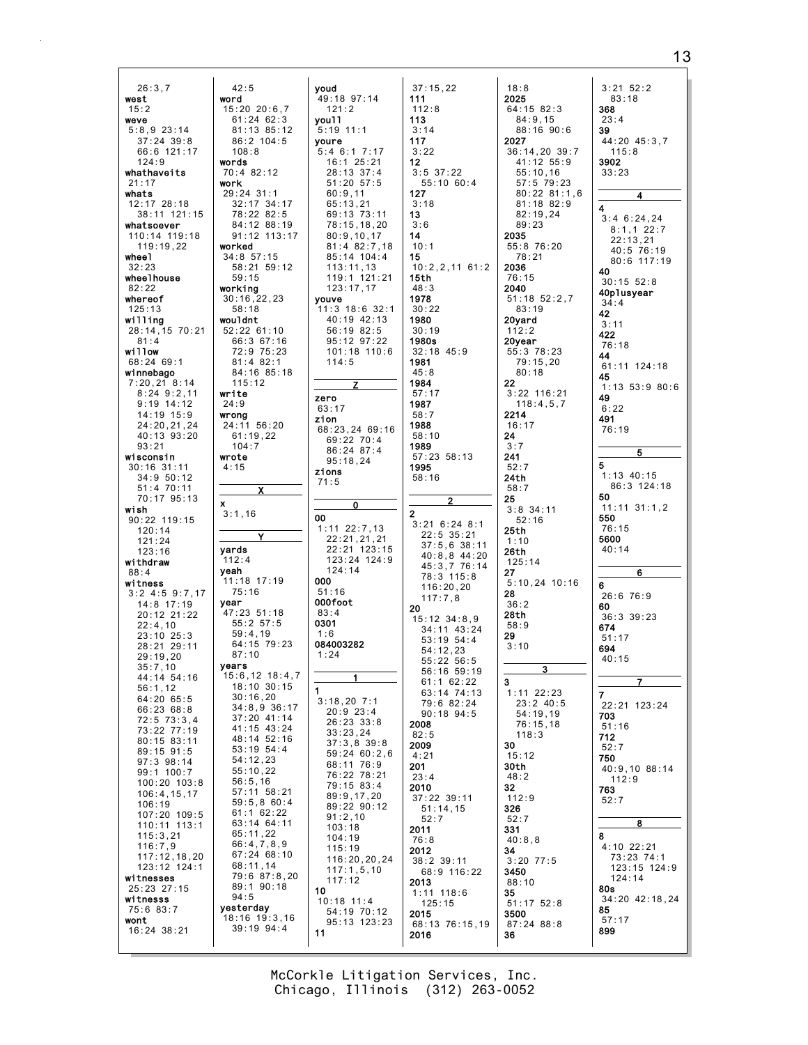26:3,7
**west**
15:2
**weve**
5:8,9 23:14
37:24 39:8
66:6 121:17
124:9
**whathaveits**
21:17
**whats**
12:17 28:18
38:11 121:15
**whatsoever**
110:14 119:18
119:19,22
**wheel**
32:23
**wheelhouse**
82:22
**whereof**
125:13
**willing**
28:14,15 70:21
81:4
**willow**
68:24 69:1
**winnebago**
7:20,21 8:14
8:24 9:2,11
9:19 14:12
14:19 15:9
24:20,21,24
40:13 93:20
93:21
**wisconsin**
30:16 31:11
34:9 50:12
51:4 70:11
70:17 95:13
**wish**
90:22 119:15
120:14
121:24
123:16
**withdraw**
88:4
**witness**
3:2 4:5 9:7,17
14:8 17:19
20:12 21:22
22:4,10
23:10 25:3
28:21 29:11
29:19,20
35:7,10
44:14 54:16
56:1,12
64:20 65:5
66:23 68:8
72:5 73:3,4
73:22 77:19
80:15 83:11
89:15 91:5
97:3 98:14
99:1 100:7
100:20 103:8
106:4,15,17
106:19
107:20 109:5
110:11 113:1
115:3,21
116:7,9
117:12,18,20
123:12 124:1
**witnesses**
25:23 27:15
**witnesss**
75:6 83:7
**wont**
16:24 38:21

42:5
**word**
15:20 20:6,7
61:24 62:3
81:13 85:12
86:2 104:5
108:8
**words**
70:4 82:12
**work**
29:24 31:1
32:17 34:17
78:22 82:5
84:12 88:19
91:12 113:17
**worked**
34:8 57:15
58:21 59:12
59:15
**working**
30:16,22,23
58:18
**wouldnt**
52:22 61:10
66:3 67:16
72:9 75:23
81:4 82:1
84:16 85:18
115:12
**write**
24:9
**wrong**
24:11 56:20
61:19,22
104:7
**wrote**
4:15

**X**

**x**
3:1,16

**Y**

**yards**
112:4
**yeah**
11:18 17:19
75:16
**year**
47:23 51:18
55:2 57:5
59:4,19
64:15 79:23
87:10
**years**
15:6,12 18:4,7
18:10 30:15
30:16,20
34:8,9 36:17
37:20 41:14
41:15 43:24
48:14 52:16
53:19 54:4
54:12,23
55:10,22
56:5,16
57:11 58:21
59:5,8 60:4
61:1 62:22
63:14 64:11
65:11,22
66:4,7,8,9
67:24 68:10
68:11,14
79:6 87:8,20
89:1 90:18
94:5
**yesterday**
18:16 19:3,16
39:19 94:4

**youd**
49:18 97:14
121:2
**youll**
5:19 11:1
**youre**
5:4 6:1 7:17
16:1 25:21
28:13 37:4
51:20 57:5
60:9,11
65:13,21
69:13 73:11
78:15,18,20
80:9,10,17
81:4 82:7,18
85:14 104:4
113:11,13
119:1 121:21
123:17,17
**youve**
11:3 18:6 32:1
40:19 42:13
56:19 82:5
95:12 97:22
101:18 110:6
114:5

**Z**

**zero**
63:17
**zion**
68:23,24 69:16
69:22 70:4
86:24 87:4
95:18,24
**zions**
71:5

**0**

**00**
1:11 22:7,13
22:21,21,21
22:21 123:15
123:24 124:9
124:14
**000**
51:16
**000foot**
83:4
**0301**
1:6
**084003282**
1:24

**1**

**1**
3:18,20 7:1
20:9 23:4
26:23 33:8
33:23,24
37:3,8 39:8
59:24 60:2,6
68:11 76:9
76:22 78:21
79:15 83:4
89:9,17,20
89:22 90:12
91:2,10
103:18
104:19
115:19
116:20,20,24
117:1,5,10
117:12
**10**
10:18 11:4
54:19 70:12
95:13 123:23
**11**

37:15,22
**111**
112:8
**113**
3:14
**117**
3:22
**12**
3:5 37:22
55:10 60:4
**127**
3:18
**13**
3:6
**14**
10:1
**15**
10:2,2,11 61:2
**15th**
48:3
**1978**
30:22
**1980**
30:19
**1980s**
32:18 45:9
**1981**
45:8
**1984**
57:17
**1987**
58:7
**1988**
58:10
**1989**
57:23 58:13
**1995**
58:16

**2**

**2**
3:21 6:24 8:1
22:5 35:21
37:5,6 38:11
40:8,8 44:20
45:3,7 76:14
78:3 115:8
116:20,20
117:7,8
**20**
15:12 34:8,9
34:11 43:24
53:19 54:4
54:12,23
55:22 56:5
56:16 59:19
61:1 62:22
63:14 74:13
79:6 82:24
90:18 94:5
**2008**
82:5
**2009**
4:21
**201**
23:4
**2010**
37:22 39:11
51:14,15
52:7
**2011**
76:8
**2012**
38:2 39:11
68:9 116:22
**2013**
1:11 118:6
125:15
**2015**
68:13 76:15,19
**2016**

18:8
**2025**
64:15 82:3
84:9,15
88:16 90:6
**2027**
36:14,20 39:7
41:12 55:9
55:10,16
57:5 79:23
80:22 81:1,6
81:18 82:9
82:19,24
89:23
**2035**
55:8 76:20
78:21
**2036**
76:15
**2040**
51:18 52:2,7
83:19
**20yard**
112:2
**20year**
55:3 78:23
79:15,20
80:18
**22**
3:22 116:21
118:4,5,7
**2214**
16:17
**24**
3:7
**241**
52:7
**24th**
58:7
**25**
3:8 34:11
52:16
**25th**
1:10
**26th**
125:14
**27**
5:10,24 10:16
**28**
36:2
**28th**
58:9
**29**
3:10

**3**

**3**
1:11 22:23
23:2 40:5
54:19,19
76:15,18
118:3
**30**
15:12
**30th**
48:2
**32**
112:9
**326**
52:7
**331**
40:8,8
**34**
3:20 77:5
**3450**
88:10
**35**
51:17 52:8
**3500**
87:24 88:8
**36**

3:21 52:2
83:18
**368**
23:4
**39**
44:20 45:3,7
115:8
**3902**
33:23

**4**

**4**
3:4 6:24,24
8:1,1 22:7
22:13,21
40:5 76:19
80:6 117:19
**40**
30:15 52:8
**40plusyear**
34:4
**42**
3:11
**422**
76:18
**44**
61:11 124:18
**45**
1:13 53:9 80:6
**49**
6:22
**491**
76:19

**5**

**5**
1:13 40:15
86:3 124:18
**50**
11:11 31:1,2
**550**
76:15
**5600**
40:14

**6**

**6**
26:6 76:9
**60**
36:3 39:23
**674**
51:17
**694**
40:15

**7**

**7**
22:21 123:24
**703**
51:16
**712**
52:7
**750**
40:9,10 88:14
112:9
**763**
52:7

**8**

**8**
4:10 22:21
73:23 74:1
123:15 124:9
124:14
**80s**
34:20 42:18,24
**85**
57:17
**899**

McCorkle Litigation Services, Inc.
Chicago, Illinois (312) 263-0052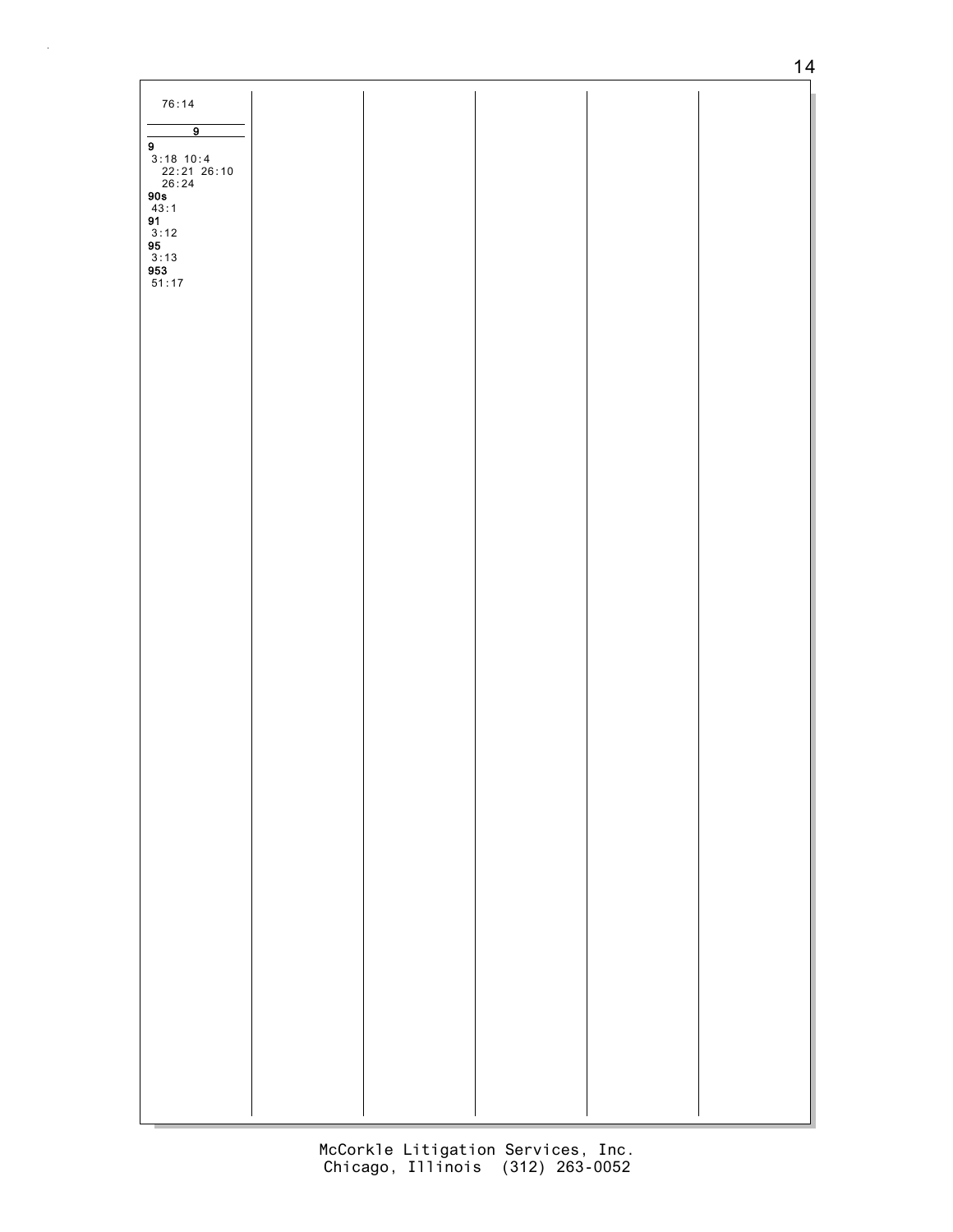76:14

**9**

**9**
3:18 10:4
22:21 26:10
26:24

**90s**
43:1

**91**
3:12

**95**
3:13

**953**
51:17

McCorkle Litigation Services, Inc.
Chicago, Illinois (312) 263-0052